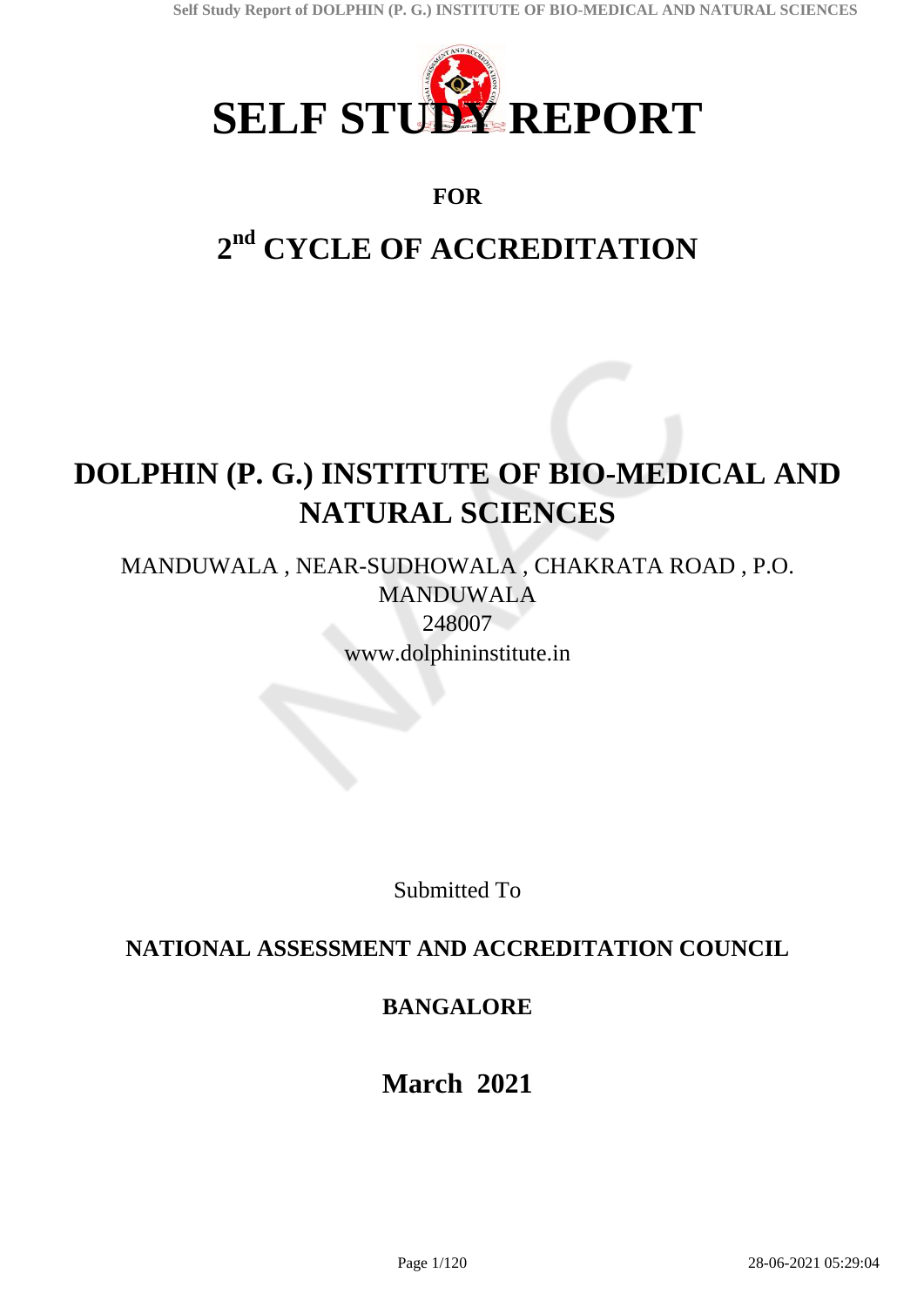# SELF STUDY REPORT

**FOR**

## 2nd CYCLE OF ACCREDITATION

# DOLPHIN (P. G.) INSTITUTE OF BIO-MEDICAL AND NATURAL SCIENCES

MANDUWALA , NEAR-SUDHOWALA , CHAKRATA ROAD , P.O. MANDUWALA
248007
www.dolphininstitute.in

Submitted To

**NATIONAL ASSESSMENT AND ACCREDITATION COUNCIL**

**BANGALORE**

**March 2021**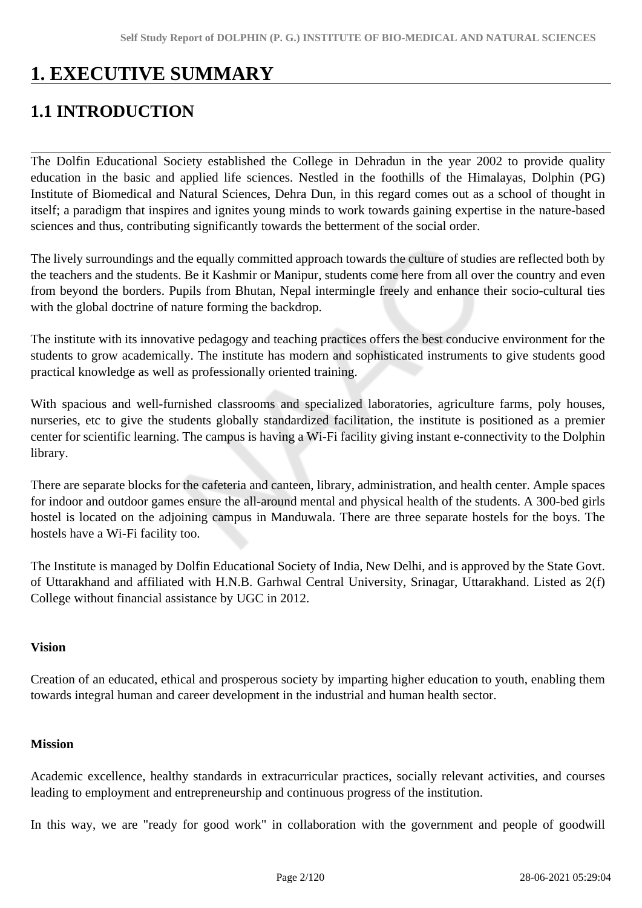# 1. EXECUTIVE SUMMARY

## 1.1 INTRODUCTION

The Dolfin Educational Society established the College in Dehradun in the year 2002 to provide quality education in the basic and applied life sciences. Nestled in the foothills of the Himalayas, Dolphin (PG) Institute of Biomedical and Natural Sciences, Dehra Dun, in this regard comes out as a school of thought in itself; a paradigm that inspires and ignites young minds to work towards gaining expertise in the nature-based sciences and thus, contributing significantly towards the betterment of the social order.

The lively surroundings and the equally committed approach towards the culture of studies are reflected both by the teachers and the students. Be it Kashmir or Manipur, students come here from all over the country and even from beyond the borders. Pupils from Bhutan, Nepal intermingle freely and enhance their socio-cultural ties with the global doctrine of nature forming the backdrop.

The institute with its innovative pedagogy and teaching practices offers the best conducive environment for the students to grow academically. The institute has modern and sophisticated instruments to give students good practical knowledge as well as professionally oriented training.

With spacious and well-furnished classrooms and specialized laboratories, agriculture farms, poly houses, nurseries, etc to give the students globally standardized facilitation, the institute is positioned as a premier center for scientific learning. The campus is having a Wi-Fi facility giving instant e-connectivity to the Dolphin library.

There are separate blocks for the cafeteria and canteen, library, administration, and health center. Ample spaces for indoor and outdoor games ensure the all-around mental and physical health of the students. A 300-bed girls hostel is located on the adjoining campus in Manduwala. There are three separate hostels for the boys. The hostels have a Wi-Fi facility too.

The Institute is managed by Dolfin Educational Society of India, New Delhi, and is approved by the State Govt. of Uttarakhand and affiliated with H.N.B. Garhwal Central University, Srinagar, Uttarakhand. Listed as 2(f) College without financial assistance by UGC in 2012.

**Vision**

Creation of an educated, ethical and prosperous society by imparting higher education to youth, enabling them towards integral human and career development in the industrial and human health sector.

**Mission**

Academic excellence, healthy standards in extracurricular practices, socially relevant activities, and courses leading to employment and entrepreneurship and continuous progress of the institution.

In this way, we are "ready for good work" in collaboration with the government and people of goodwill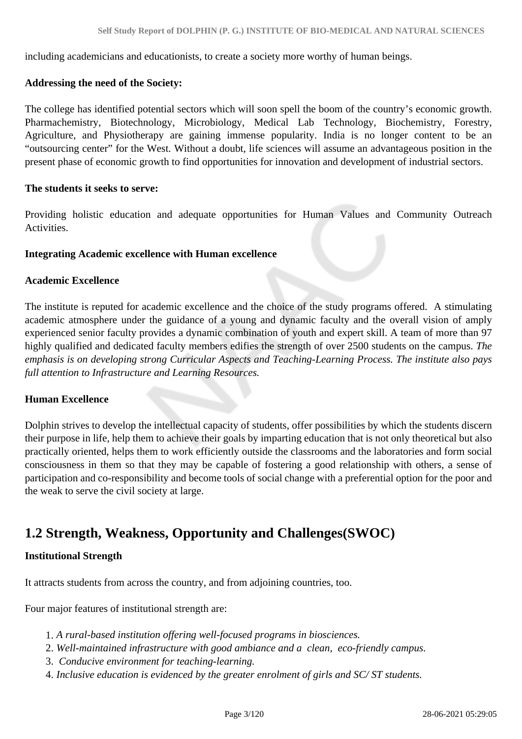including academicians and educationists, to create a society more worthy of human beings.

**Addressing the need of the Society:**

The college has identified potential sectors which will soon spell the boom of the country's economic growth. Pharmachemistry, Biotechnology, Microbiology, Medical Lab Technology, Biochemistry, Forestry, Agriculture, and Physiotherapy are gaining immense popularity. India is no longer content to be an "outsourcing center" for the West. Without a doubt, life sciences will assume an advantageous position in the present phase of economic growth to find opportunities for innovation and development of industrial sectors.

**The students it seeks to serve:**

Providing holistic education and adequate opportunities for Human Values and Community Outreach Activities.

**Integrating Academic excellence with Human excellence**

**Academic Excellence**

The institute is reputed for academic excellence and the choice of the study programs offered. A stimulating academic atmosphere under the guidance of a young and dynamic faculty and the overall vision of amply experienced senior faculty provides a dynamic combination of youth and expert skill. A team of more than 97 highly qualified and dedicated faculty members edifies the strength of over 2500 students on the campus. *The emphasis is on developing strong Curricular Aspects and Teaching-Learning Process. The institute also pays full attention to Infrastructure and Learning Resources.*

**Human Excellence**

Dolphin strives to develop the intellectual capacity of students, offer possibilities by which the students discern their purpose in life, help them to achieve their goals by imparting education that is not only theoretical but also practically oriented, helps them to work efficiently outside the classrooms and the laboratories and form social consciousness in them so that they may be capable of fostering a good relationship with others, a sense of participation and co-responsibility and become tools of social change with a preferential option for the poor and the weak to serve the civil society at large.

## 1.2 Strength, Weakness, Opportunity and Challenges(SWOC)

**Institutional Strength**

It attracts students from across the country, and from adjoining countries, too.

Four major features of institutional strength are:

1. *A rural-based institution offering well-focused programs in biosciences.*
2. *Well-maintained infrastructure with good ambiance and a clean, eco-friendly campus.*
3. *Conducive environment for teaching-learning.*
4. *Inclusive education is evidenced by the greater enrolment of girls and SC/ ST students.*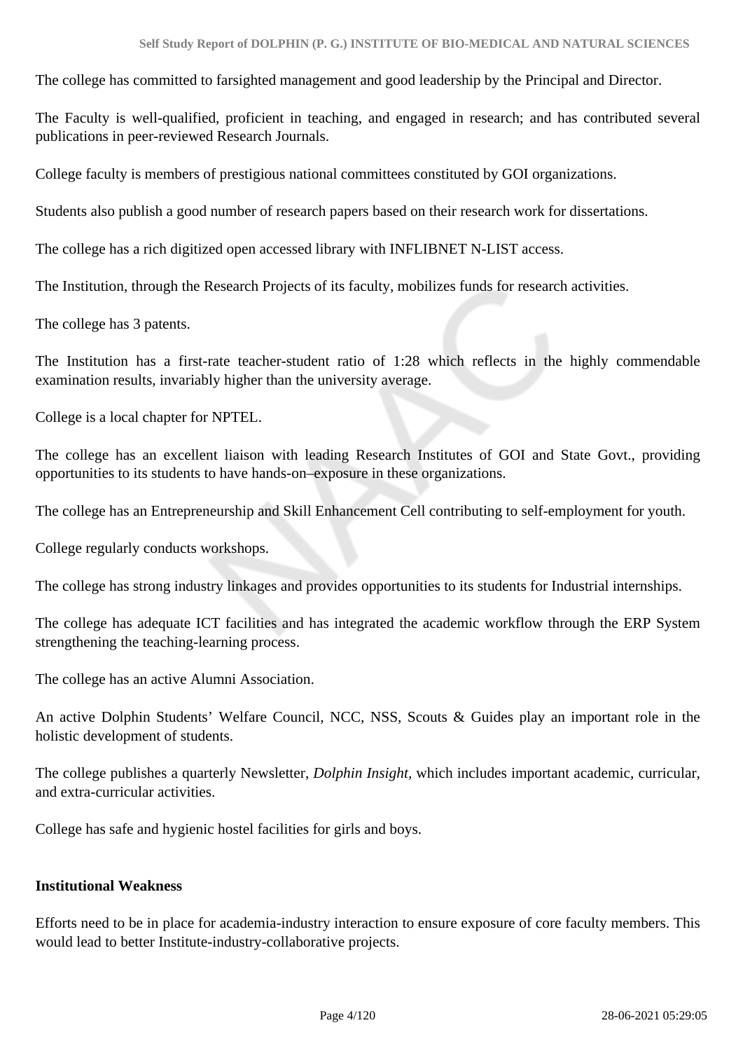The college has committed to farsighted management and good leadership by the Principal and Director.

The Faculty is well-qualified, proficient in teaching, and engaged in research; and has contributed several publications in peer-reviewed Research Journals.

College faculty is members of prestigious national committees constituted by GOI organizations.

Students also publish a good number of research papers based on their research work for dissertations.

The college has a rich digitized open accessed library with INFLIBNET N-LIST access.

The Institution, through the Research Projects of its faculty, mobilizes funds for research activities.

The college has 3 patents.

The Institution has a first-rate teacher-student ratio of 1:28 which reflects in the highly commendable examination results, invariably higher than the university average.

College is a local chapter for NPTEL.

The college has an excellent liaison with leading Research Institutes of GOI and State Govt., providing opportunities to its students to have hands-on–exposure in these organizations.

The college has an Entrepreneurship and Skill Enhancement Cell contributing to self-employment for youth.

College regularly conducts workshops.

The college has strong industry linkages and provides opportunities to its students for Industrial internships.

The college has adequate ICT facilities and has integrated the academic workflow through the ERP System strengthening the teaching-learning process.

The college has an active Alumni Association.

An active Dolphin Students' Welfare Council, NCC, NSS, Scouts & Guides play an important role in the holistic development of students.

The college publishes a quarterly Newsletter, *Dolphin Insight,* which includes important academic, curricular, and extra-curricular activities.

College has safe and hygienic hostel facilities for girls and boys.

**Institutional Weakness**

Efforts need to be in place for academia-industry interaction to ensure exposure of core faculty members. This would lead to better Institute-industry-collaborative projects.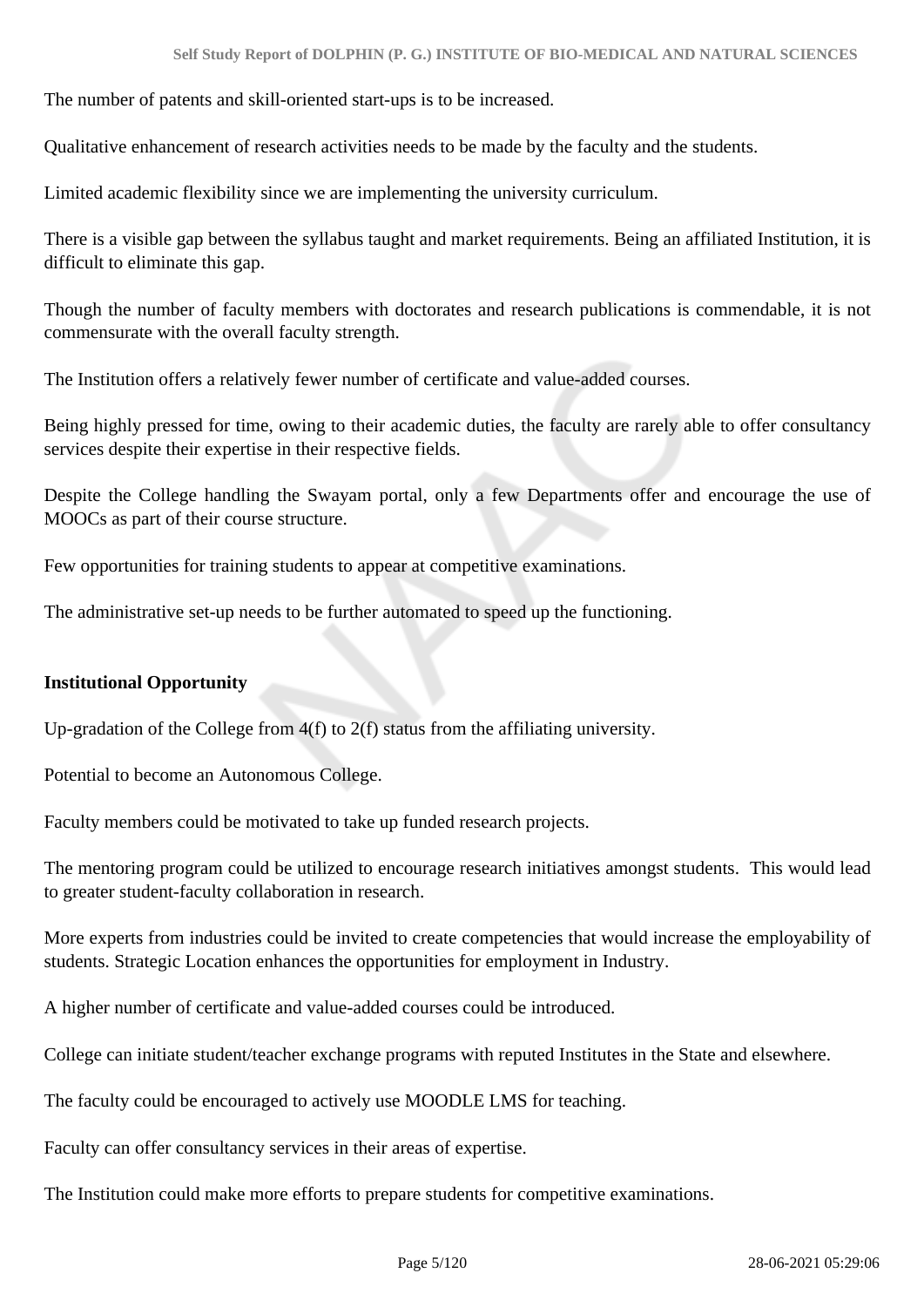The number of patents and skill-oriented start-ups is to be increased.

Qualitative enhancement of research activities needs to be made by the faculty and the students.

Limited academic flexibility since we are implementing the university curriculum.

There is a visible gap between the syllabus taught and market requirements. Being an affiliated Institution, it is difficult to eliminate this gap.

Though the number of faculty members with doctorates and research publications is commendable, it is not commensurate with the overall faculty strength.

The Institution offers a relatively fewer number of certificate and value-added courses.

Being highly pressed for time, owing to their academic duties, the faculty are rarely able to offer consultancy services despite their expertise in their respective fields.

Despite the College handling the Swayam portal, only a few Departments offer and encourage the use of MOOCs as part of their course structure.

Few opportunities for training students to appear at competitive examinations.

The administrative set-up needs to be further automated to speed up the functioning.

**Institutional Opportunity**

Up-gradation of the College from 4(f) to 2(f) status from the affiliating university.

Potential to become an Autonomous College.

Faculty members could be motivated to take up funded research projects.

The mentoring program could be utilized to encourage research initiatives amongst students. This would lead to greater student-faculty collaboration in research.

More experts from industries could be invited to create competencies that would increase the employability of students. Strategic Location enhances the opportunities for employment in Industry.

A higher number of certificate and value-added courses could be introduced.

College can initiate student/teacher exchange programs with reputed Institutes in the State and elsewhere.

The faculty could be encouraged to actively use MOODLE LMS for teaching.

Faculty can offer consultancy services in their areas of expertise.

The Institution could make more efforts to prepare students for competitive examinations.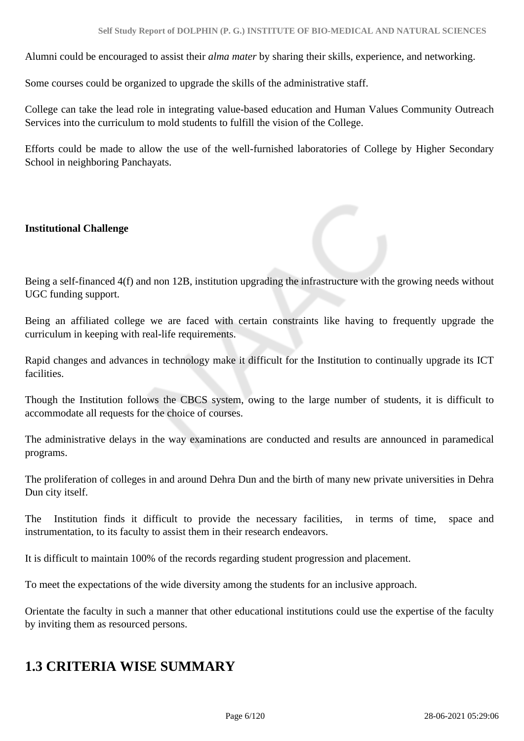Alumni could be encouraged to assist their *alma mater* by sharing their skills, experience, and networking.

Some courses could be organized to upgrade the skills of the administrative staff.

College can take the lead role in integrating value-based education and Human Values Community Outreach Services into the curriculum to mold students to fulfill the vision of the College.

Efforts could be made to allow the use of the well-furnished laboratories of College by Higher Secondary School in neighboring Panchayats.

**Institutional Challenge**

Being a self-financed 4(f) and non 12B, institution upgrading the infrastructure with the growing needs without UGC funding support.

Being an affiliated college we are faced with certain constraints like having to frequently upgrade the curriculum in keeping with real-life requirements.

Rapid changes and advances in technology make it difficult for the Institution to continually upgrade its ICT facilities.

Though the Institution follows the CBCS system, owing to the large number of students, it is difficult to accommodate all requests for the choice of courses.

The administrative delays in the way examinations are conducted and results are announced in paramedical programs.

The proliferation of colleges in and around Dehra Dun and the birth of many new private universities in Dehra Dun city itself.

The Institution finds it difficult to provide the necessary facilities, in terms of time, space and instrumentation, to its faculty to assist them in their research endeavors.

It is difficult to maintain 100% of the records regarding student progression and placement.

To meet the expectations of the wide diversity among the students for an inclusive approach.

Orientate the faculty in such a manner that other educational institutions could use the expertise of the faculty by inviting them as resourced persons.

## 1.3 CRITERIA WISE SUMMARY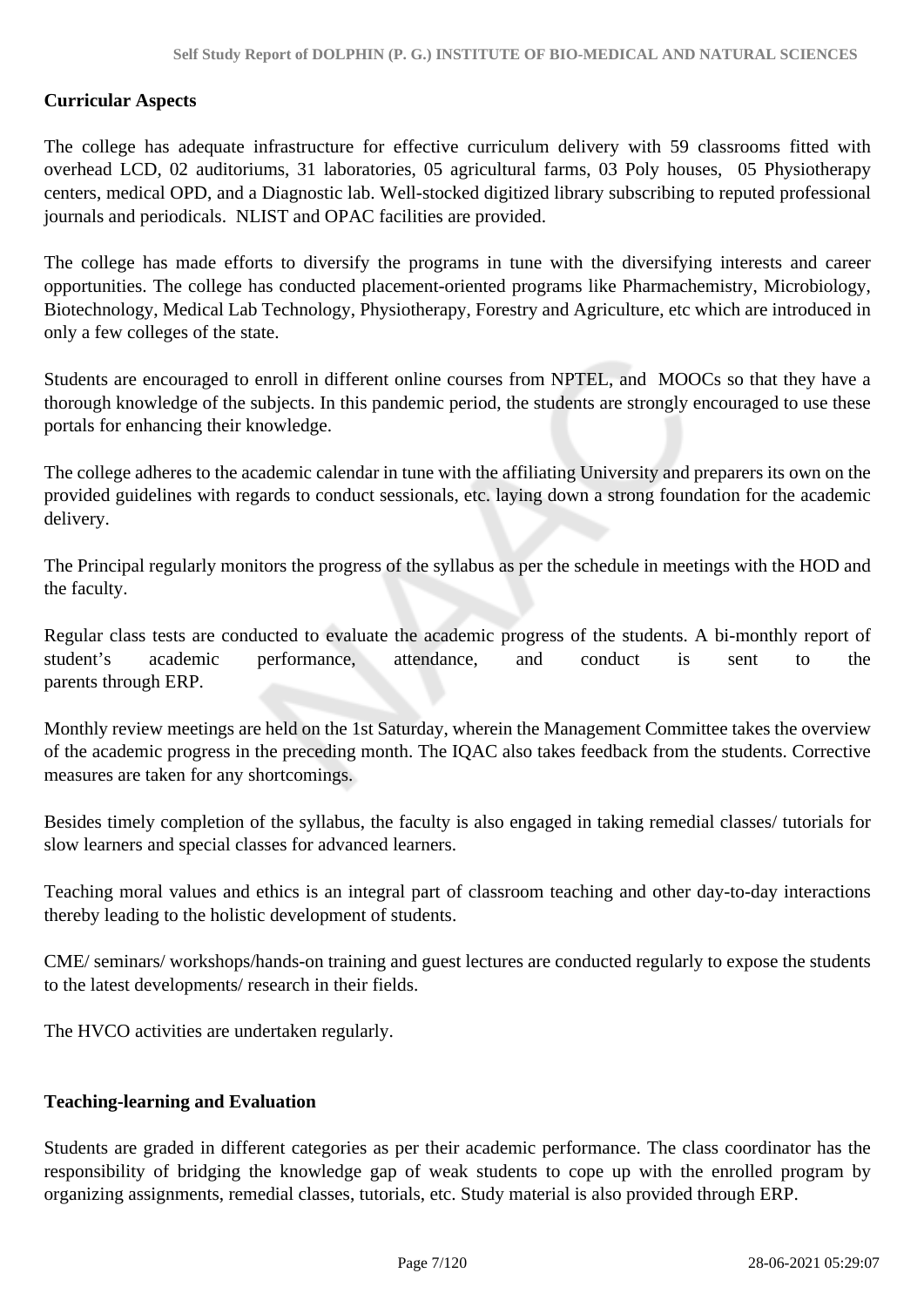**Curricular Aspects**

The college has adequate infrastructure for effective curriculum delivery with 59 classrooms fitted with overhead LCD, 02 auditoriums, 31 laboratories, 05 agricultural farms, 03 Poly houses, 05 Physiotherapy centers, medical OPD, and a Diagnostic lab. Well-stocked digitized library subscribing to reputed professional journals and periodicals. NLIST and OPAC facilities are provided.

The college has made efforts to diversify the programs in tune with the diversifying interests and career opportunities. The college has conducted placement-oriented programs like Pharmachemistry, Microbiology, Biotechnology, Medical Lab Technology, Physiotherapy, Forestry and Agriculture, etc which are introduced in only a few colleges of the state.

Students are encouraged to enroll in different online courses from NPTEL, and MOOCs so that they have a thorough knowledge of the subjects. In this pandemic period, the students are strongly encouraged to use these portals for enhancing their knowledge.

The college adheres to the academic calendar in tune with the affiliating University and preparers its own on the provided guidelines with regards to conduct sessionals, etc. laying down a strong foundation for the academic delivery.

The Principal regularly monitors the progress of the syllabus as per the schedule in meetings with the HOD and the faculty.

Regular class tests are conducted to evaluate the academic progress of the students. A bi-monthly report of student's academic performance, attendance, and conduct is sent to the parents through ERP.

Monthly review meetings are held on the 1st Saturday, wherein the Management Committee takes the overview of the academic progress in the preceding month. The IQAC also takes feedback from the students. Corrective measures are taken for any shortcomings.

Besides timely completion of the syllabus, the faculty is also engaged in taking remedial classes/ tutorials for slow learners and special classes for advanced learners.

Teaching moral values and ethics is an integral part of classroom teaching and other day-to-day interactions thereby leading to the holistic development of students.

CME/ seminars/ workshops/hands-on training and guest lectures are conducted regularly to expose the students to the latest developments/ research in their fields.

The HVCO activities are undertaken regularly.

**Teaching-learning and Evaluation**

Students are graded in different categories as per their academic performance. The class coordinator has the responsibility of bridging the knowledge gap of weak students to cope up with the enrolled program by organizing assignments, remedial classes, tutorials, etc. Study material is also provided through ERP.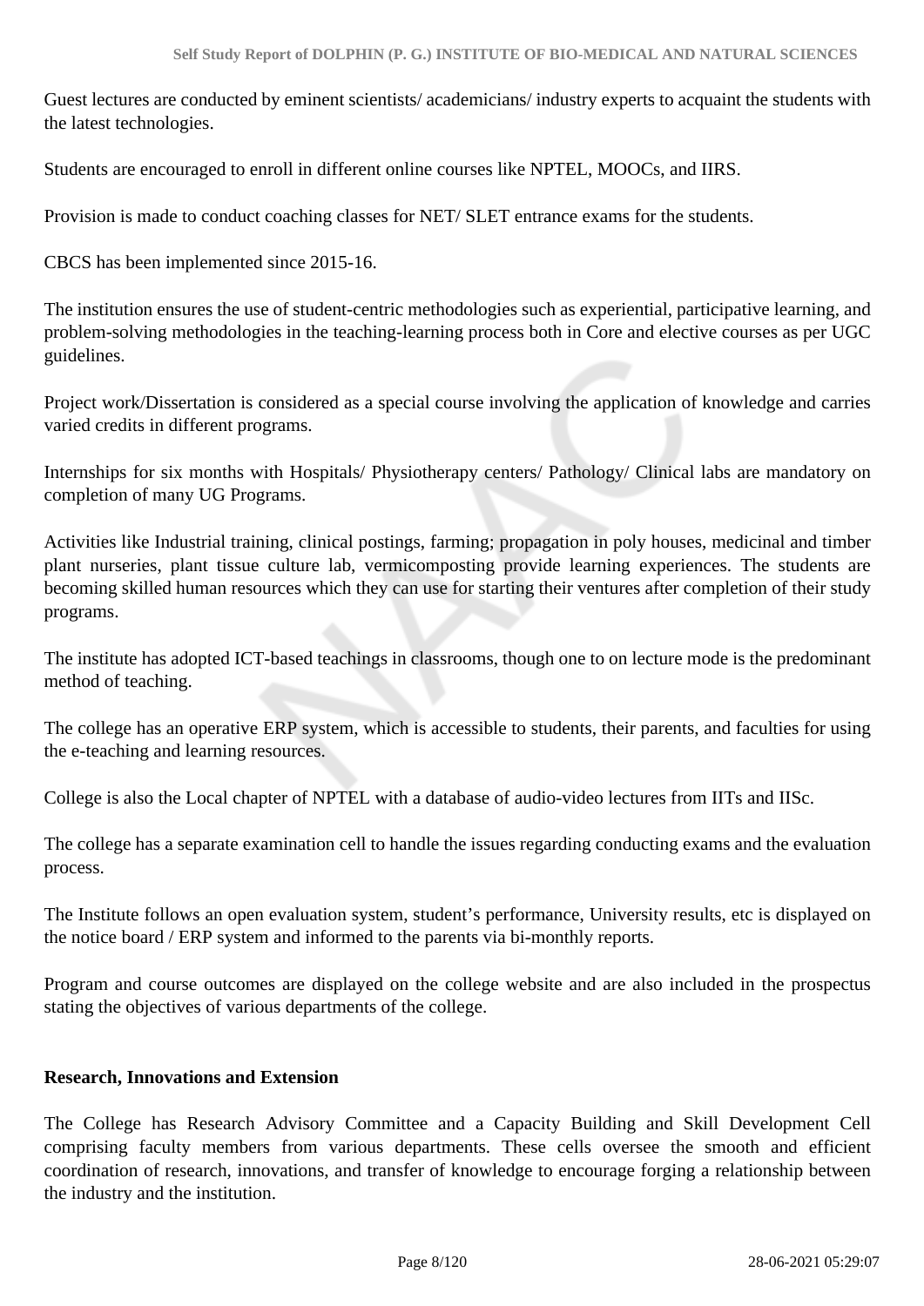Guest lectures are conducted by eminent scientists/ academicians/ industry experts to acquaint the students with the latest technologies.

Students are encouraged to enroll in different online courses like NPTEL, MOOCs, and IIRS.

Provision is made to conduct coaching classes for NET/ SLET entrance exams for the students.

CBCS has been implemented since 2015-16.

The institution ensures the use of student-centric methodologies such as experiential, participative learning, and problem-solving methodologies in the teaching-learning process both in Core and elective courses as per UGC guidelines.

Project work/Dissertation is considered as a special course involving the application of knowledge and carries varied credits in different programs.

Internships for six months with Hospitals/ Physiotherapy centers/ Pathology/ Clinical labs are mandatory on completion of many UG Programs.

Activities like Industrial training, clinical postings, farming; propagation in poly houses, medicinal and timber plant nurseries, plant tissue culture lab, vermicomposting provide learning experiences. The students are becoming skilled human resources which they can use for starting their ventures after completion of their study programs.

The institute has adopted ICT-based teachings in classrooms, though one to on lecture mode is the predominant method of teaching.

The college has an operative ERP system, which is accessible to students, their parents, and faculties for using the e-teaching and learning resources.

College is also the Local chapter of NPTEL with a database of audio-video lectures from IITs and IISc.

The college has a separate examination cell to handle the issues regarding conducting exams and the evaluation process.

The Institute follows an open evaluation system, student's performance, University results, etc is displayed on the notice board / ERP system and informed to the parents via bi-monthly reports.

Program and course outcomes are displayed on the college website and are also included in the prospectus stating the objectives of various departments of the college.

**Research, Innovations and Extension**

The College has Research Advisory Committee and a Capacity Building and Skill Development Cell comprising faculty members from various departments. These cells oversee the smooth and efficient coordination of research, innovations, and transfer of knowledge to encourage forging a relationship between the industry and the institution.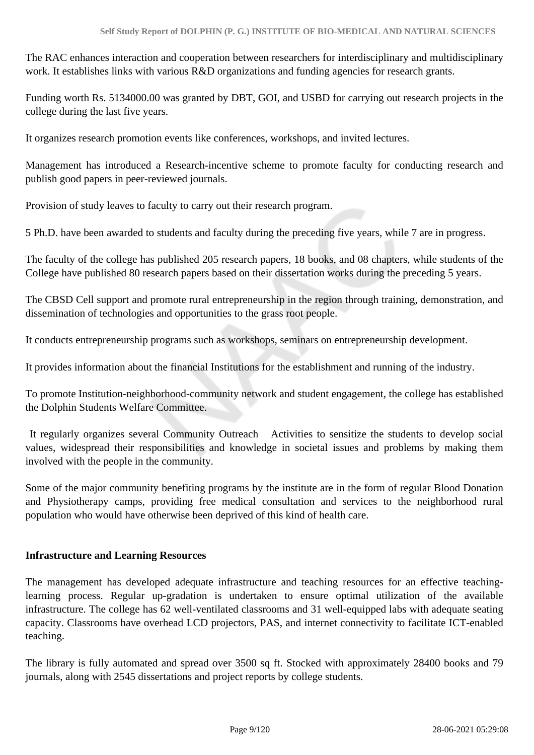The RAC enhances interaction and cooperation between researchers for interdisciplinary and multidisciplinary work. It establishes links with various R&D organizations and funding agencies for research grants.

Funding worth Rs. 5134000.00 was granted by DBT, GOI, and USBD for carrying out research projects in the college during the last five years.

It organizes research promotion events like conferences, workshops, and invited lectures.

Management has introduced a Research-incentive scheme to promote faculty for conducting research and publish good papers in peer-reviewed journals.

Provision of study leaves to faculty to carry out their research program.

5 Ph.D. have been awarded to students and faculty during the preceding five years, while 7 are in progress.

The faculty of the college has published 205 research papers, 18 books, and 08 chapters, while students of the College have published 80 research papers based on their dissertation works during the preceding 5 years.

The CBSD Cell support and promote rural entrepreneurship in the region through training, demonstration, and dissemination of technologies and opportunities to the grass root people.

It conducts entrepreneurship programs such as workshops, seminars on entrepreneurship development.

It provides information about the financial Institutions for the establishment and running of the industry.

To promote Institution-neighborhood-community network and student engagement, the college has established the Dolphin Students Welfare Committee.

It regularly organizes several Community Outreach Activities to sensitize the students to develop social values, widespread their responsibilities and knowledge in societal issues and problems by making them involved with the people in the community.

Some of the major community benefiting programs by the institute are in the form of regular Blood Donation and Physiotherapy camps, providing free medical consultation and services to the neighborhood rural population who would have otherwise been deprived of this kind of health care.

**Infrastructure and Learning Resources**

The management has developed adequate infrastructure and teaching resources for an effective teaching-learning process. Regular up-gradation is undertaken to ensure optimal utilization of the available infrastructure. The college has 62 well-ventilated classrooms and 31 well-equipped labs with adequate seating capacity. Classrooms have overhead LCD projectors, PAS, and internet connectivity to facilitate ICT-enabled teaching.

The library is fully automated and spread over 3500 sq ft. Stocked with approximately 28400 books and 79 journals, along with 2545 dissertations and project reports by college students.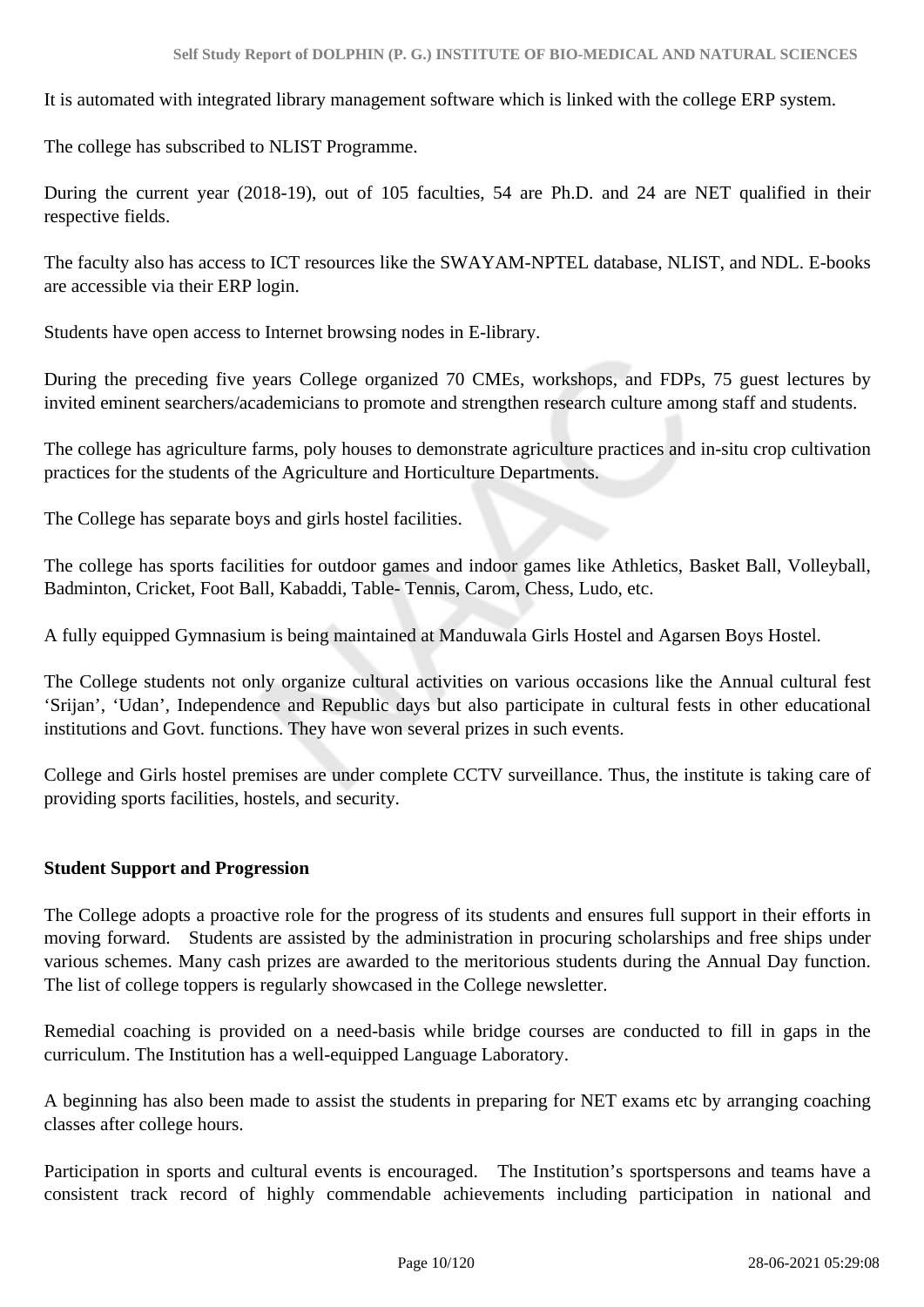It is automated with integrated library management software which is linked with the college ERP system.

The college has subscribed to NLIST Programme.

During the current year (2018-19), out of 105 faculties, 54 are Ph.D. and 24 are NET qualified in their respective fields.

The faculty also has access to ICT resources like the SWAYAM-NPTEL database, NLIST, and NDL. E-books are accessible via their ERP login.

Students have open access to Internet browsing nodes in E-library.

During the preceding five years College organized 70 CMEs, workshops, and FDPs, 75 guest lectures by invited eminent searchers/academicians to promote and strengthen research culture among staff and students.

The college has agriculture farms, poly houses to demonstrate agriculture practices and in-situ crop cultivation practices for the students of the Agriculture and Horticulture Departments.

The College has separate boys and girls hostel facilities.

The college has sports facilities for outdoor games and indoor games like Athletics, Basket Ball, Volleyball, Badminton, Cricket, Foot Ball, Kabaddi, Table- Tennis, Carom, Chess, Ludo, etc.

A fully equipped Gymnasium is being maintained at Manduwala Girls Hostel and Agarsen Boys Hostel.

The College students not only organize cultural activities on various occasions like the Annual cultural fest ‘Srijan’, ‘Udan’, Independence and Republic days but also participate in cultural fests in other educational institutions and Govt. functions. They have won several prizes in such events.

College and Girls hostel premises are under complete CCTV surveillance. Thus, the institute is taking care of providing sports facilities, hostels, and security.

**Student Support and Progression**

The College adopts a proactive role for the progress of its students and ensures full support in their efforts in moving forward. Students are assisted by the administration in procuring scholarships and free ships under various schemes. Many cash prizes are awarded to the meritorious students during the Annual Day function. The list of college toppers is regularly showcased in the College newsletter.

Remedial coaching is provided on a need-basis while bridge courses are conducted to fill in gaps in the curriculum. The Institution has a well-equipped Language Laboratory.

A beginning has also been made to assist the students in preparing for NET exams etc by arranging coaching classes after college hours.

Participation in sports and cultural events is encouraged. The Institution’s sportspersons and teams have a consistent track record of highly commendable achievements including participation in national and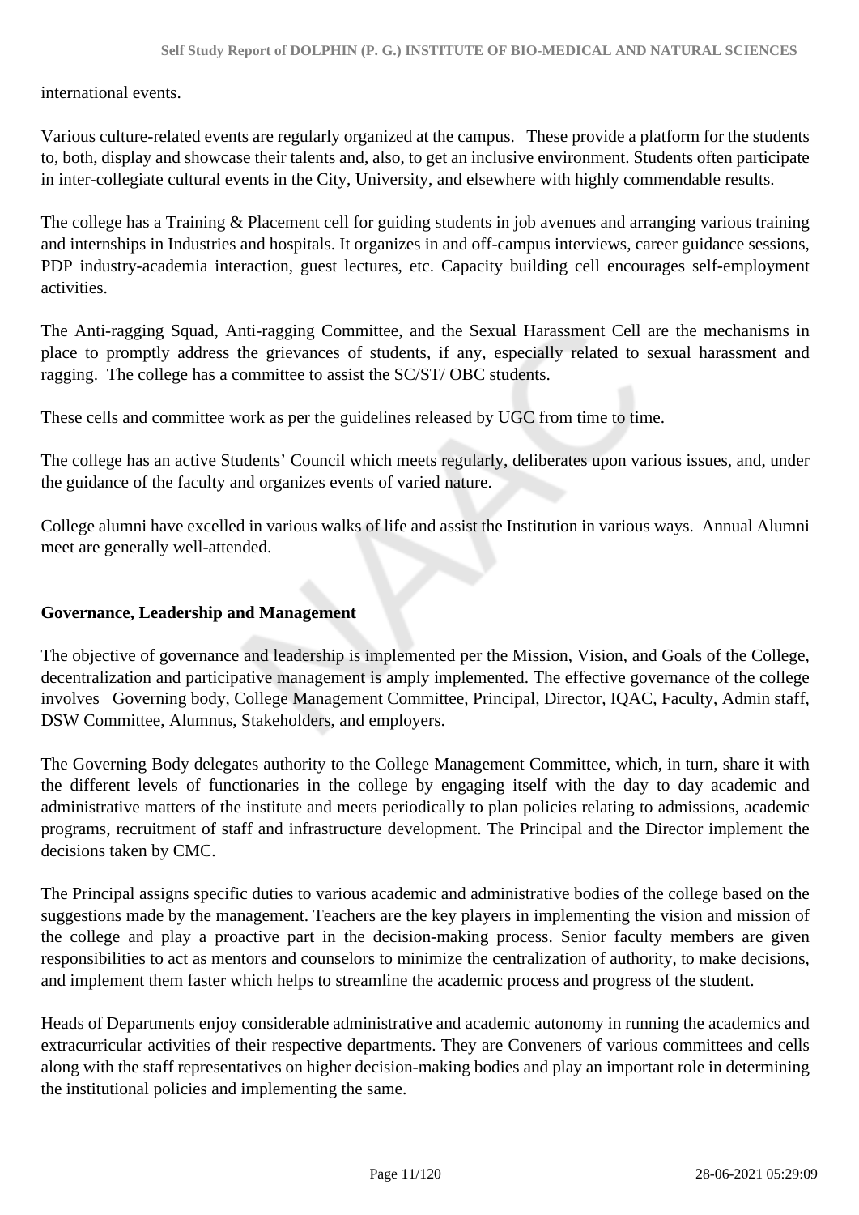international events.

Various culture-related events are regularly organized at the campus.   These provide a platform for the students to, both, display and showcase their talents and, also, to get an inclusive environment. Students often participate in inter-collegiate cultural events in the City, University, and elsewhere with highly commendable results.

The college has a Training & Placement cell for guiding students in job avenues and arranging various training and internships in Industries and hospitals. It organizes in and off-campus interviews, career guidance sessions, PDP industry-academia interaction, guest lectures, etc. Capacity building cell encourages self-employment activities.

The Anti-ragging Squad, Anti-ragging Committee, and the Sexual Harassment Cell are the mechanisms in place to promptly address the grievances of students, if any, especially related to sexual harassment and ragging.  The college has a committee to assist the SC/ST/ OBC students.

These cells and committee work as per the guidelines released by UGC from time to time.

The college has an active Students' Council which meets regularly, deliberates upon various issues, and, under the guidance of the faculty and organizes events of varied nature.

College alumni have excelled in various walks of life and assist the Institution in various ways.  Annual Alumni meet are generally well-attended.

**Governance, Leadership and Management**

The objective of governance and leadership is implemented per the Mission, Vision, and Goals of the College, decentralization and participative management is amply implemented. The effective governance of the college involves   Governing body, College Management Committee, Principal, Director, IQAC, Faculty, Admin staff, DSW Committee, Alumnus, Stakeholders, and employers.

The Governing Body delegates authority to the College Management Committee, which, in turn, share it with the different levels of functionaries in the college by engaging itself with the day to day academic and administrative matters of the institute and meets periodically to plan policies relating to admissions, academic programs, recruitment of staff and infrastructure development. The Principal and the Director implement the decisions taken by CMC.

The Principal assigns specific duties to various academic and administrative bodies of the college based on the suggestions made by the management. Teachers are the key players in implementing the vision and mission of the college and play a proactive part in the decision-making process. Senior faculty members are given responsibilities to act as mentors and counselors to minimize the centralization of authority, to make decisions, and implement them faster which helps to streamline the academic process and progress of the student.

Heads of Departments enjoy considerable administrative and academic autonomy in running the academics and extracurricular activities of their respective departments. They are Conveners of various committees and cells along with the staff representatives on higher decision-making bodies and play an important role in determining the institutional policies and implementing the same.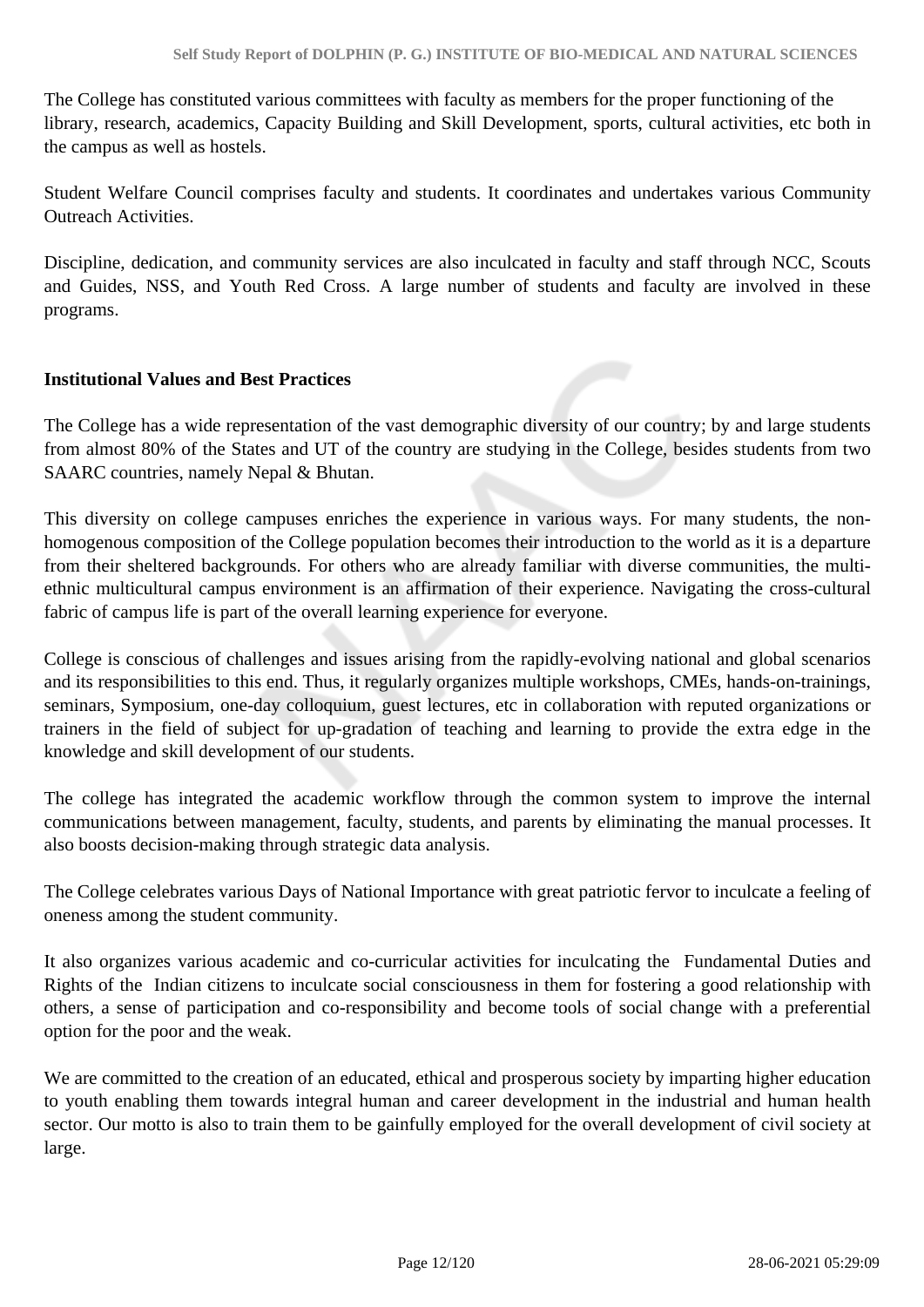The College has constituted various committees with faculty as members for the proper functioning of the library, research, academics, Capacity Building and Skill Development, sports, cultural activities, etc both in the campus as well as hostels.

Student Welfare Council comprises faculty and students. It coordinates and undertakes various Community Outreach Activities.

Discipline, dedication, and community services are also inculcated in faculty and staff through NCC, Scouts and Guides, NSS, and Youth Red Cross. A large number of students and faculty are involved in these programs.

**Institutional Values and Best Practices**

The College has a wide representation of the vast demographic diversity of our country; by and large students from almost 80% of the States and UT of the country are studying in the College, besides students from two SAARC countries, namely Nepal & Bhutan.

This diversity on college campuses enriches the experience in various ways. For many students, the non-homogenous composition of the College population becomes their introduction to the world as it is a departure from their sheltered backgrounds. For others who are already familiar with diverse communities, the multi-ethnic multicultural campus environment is an affirmation of their experience. Navigating the cross-cultural fabric of campus life is part of the overall learning experience for everyone.

College is conscious of challenges and issues arising from the rapidly-evolving national and global scenarios and its responsibilities to this end. Thus, it regularly organizes multiple workshops, CMEs, hands-on-trainings, seminars, Symposium, one-day colloquium, guest lectures, etc in collaboration with reputed organizations or trainers in the field of subject for up-gradation of teaching and learning to provide the extra edge in the knowledge and skill development of our students.

The college has integrated the academic workflow through the common system to improve the internal communications between management, faculty, students, and parents by eliminating the manual processes. It also boosts decision-making through strategic data analysis.

The College celebrates various Days of National Importance with great patriotic fervor to inculcate a feeling of oneness among the student community.

It also organizes various academic and co-curricular activities for inculcating the Fundamental Duties and Rights of the Indian citizens to inculcate social consciousness in them for fostering a good relationship with others, a sense of participation and co-responsibility and become tools of social change with a preferential option for the poor and the weak.

We are committed to the creation of an educated, ethical and prosperous society by imparting higher education to youth enabling them towards integral human and career development in the industrial and human health sector. Our motto is also to train them to be gainfully employed for the overall development of civil society at large.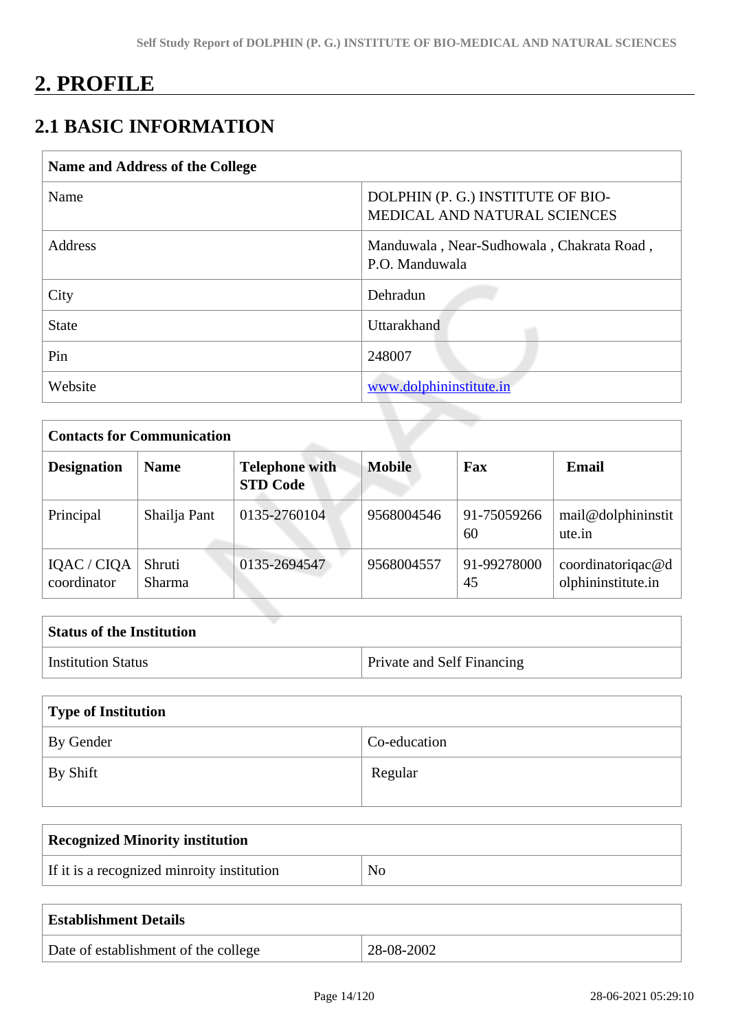# 2. PROFILE

## 2.1 BASIC INFORMATION

| Name and Address of the College | |
|---|---|
| Name | DOLPHIN (P. G.) INSTITUTE OF BIO-MEDICAL AND NATURAL SCIENCES |
| Address | Manduwala , Near-Sudhowala , Chakrata Road , P.O. Manduwala |
| City | Dehradun |
| State | Uttarakhand |
| Pin | 248007 |
| Website | www.dolphininstitute.in |

| Contacts for Communication | | | | | |
|---|---|---|---|---|---|
| **Designation** | **Name** | **Telephone with STD Code** | **Mobile** | **Fax** | **Email** |
| Principal | Shailja Pant | 0135-2760104 | 9568004546 | 91-7505926660 | mail@dolphininstitute.in |
| IQAC / CIQA coordinator | Shruti Sharma | 0135-2694547 | 9568004557 | 91-9927800045 | coordinatoriqac@dolphininstitute.in |

| Status of the Institution | |
|---|---|
| Institution Status | Private and Self Financing |

| Type of Institution | |
|---|---|
| By Gender | Co-education |
| By Shift | Regular |

| Recognized Minority institution | |
|---|---|
| If it is a recognized minroity institution | No |

| Establishment Details | |
|---|---|
| Date of establishment of the college | 28-08-2002 |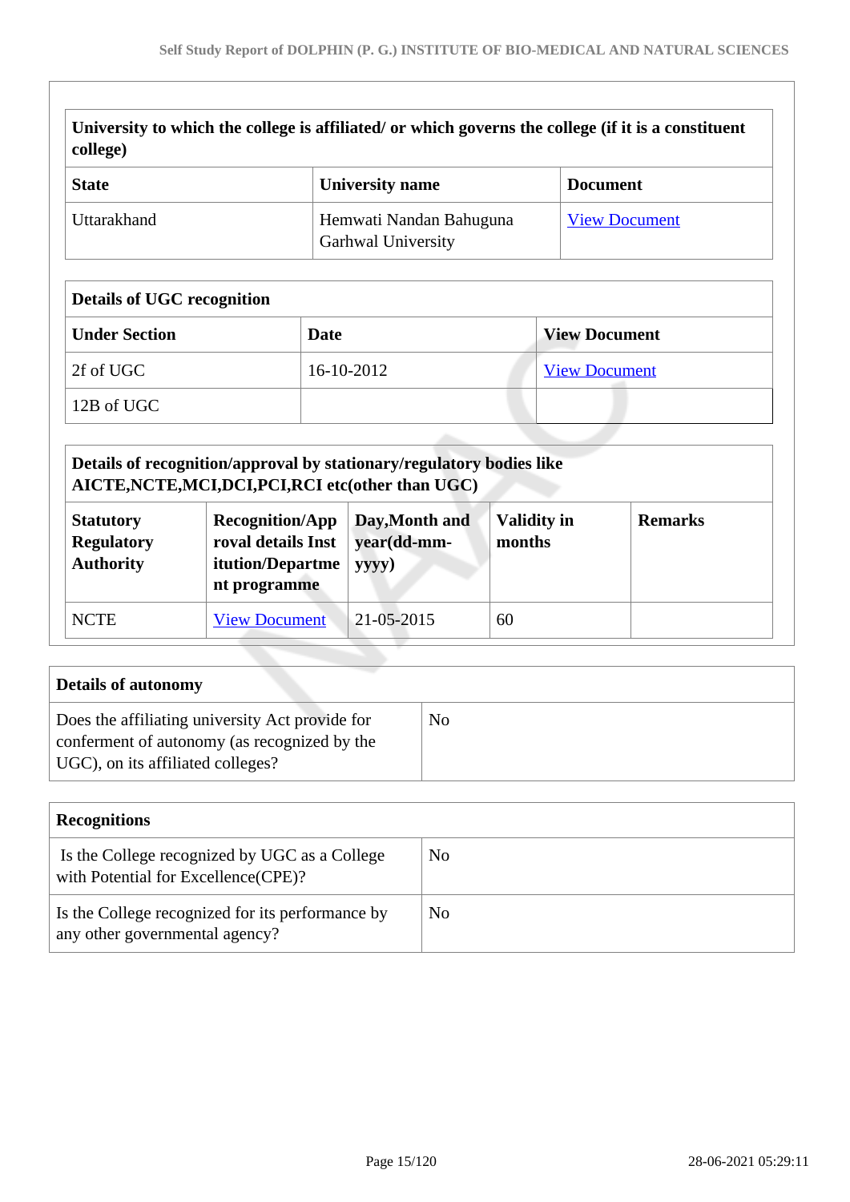| University to which the college is affiliated/ or which governs the college (if it is a constituent college) | | |
|---|---|---|
| **State** | **University name** | **Document** |
| Uttarakhand | Hemwati Nandan Bahuguna Garhwal University | View Document |

| Details of UGC recognition | | |
|---|---|---|
| **Under Section** | **Date** | **View Document** |
| 2f of UGC | 16-10-2012 | View Document |
| 12B of UGC | | |

| Details of recognition/approval by stationary/regulatory bodies like AICTE,NCTE,MCI,DCI,PCI,RCI etc(other than UGC) | | | | |
|---|---|---|---|---|
| **Statutory Regulatory Authority** | **Recognition/Approval details Institution/Department programme** | **Day,Month and year(dd-mm-yyyy)** | **Validity in months** | **Remarks** |
| NCTE | View Document | 21-05-2015 | 60 | |

| Details of autonomy | |
|---|---|
| Does the affiliating university Act provide for conferment of autonomy (as recognized by the UGC), on its affiliated colleges? | No |

| Recognitions | |
|---|---|
| Is the College recognized by UGC as a College with Potential for Excellence(CPE)? | No |
| Is the College recognized for its performance by any other governmental agency? | No |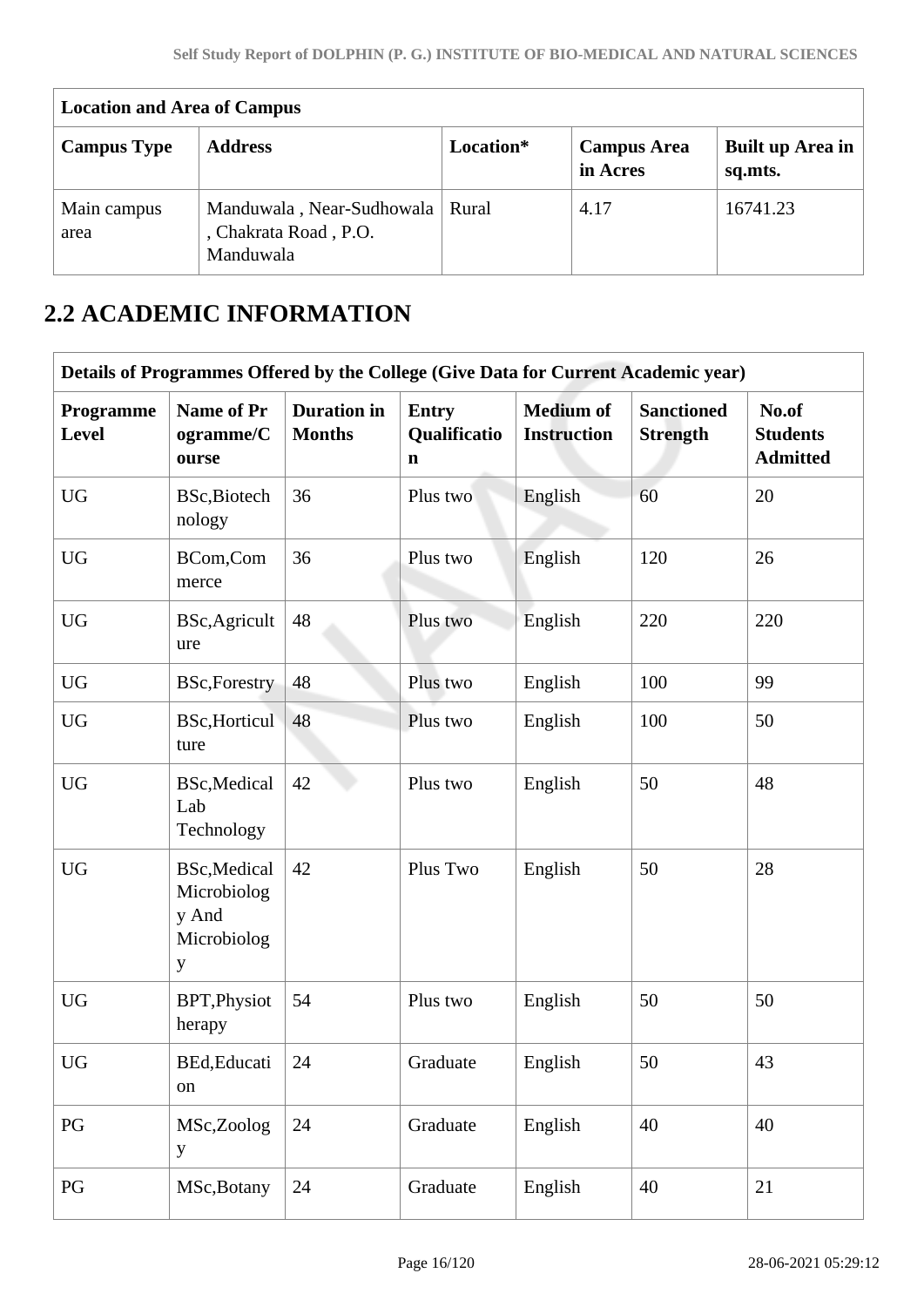| Location and Area of Campus | | | | |
|---|---|---|---|---|
| **Campus Type** | **Address** | **Location*** | **Campus Area in Acres** | **Built up Area in sq.mts.** |
| Main campus area | Manduwala , Near-Sudhowala , Chakrata Road , P.O. Manduwala | Rural | 4.17 | 16741.23 |

## 2.2 ACADEMIC INFORMATION

| Details of Programmes Offered by the College (Give Data for Current Academic year) | | | | | | |
|---|---|---|---|---|---|---|
| **Programme Level** | **Name of Programme/Course** | **Duration in Months** | **Entry Qualification** | **Medium of Instruction** | **Sanctioned Strength** | **No.of Students Admitted** |
| UG | BSc,Biotechnology | 36 | Plus two | English | 60 | 20 |
| UG | BCom,Commerce | 36 | Plus two | English | 120 | 26 |
| UG | BSc,Agriculture | 48 | Plus two | English | 220 | 220 |
| UG | BSc,Forestry | 48 | Plus two | English | 100 | 99 |
| UG | BSc,Horticulture | 48 | Plus two | English | 100 | 50 |
| UG | BSc,Medical Lab Technology | 42 | Plus two | English | 50 | 48 |
| UG | BSc,Medical Microbiology And Microbiology | 42 | Plus Two | English | 50 | 28 |
| UG | BPT,Physiotherapy | 54 | Plus two | English | 50 | 50 |
| UG | BEd,Education | 24 | Graduate | English | 50 | 43 |
| PG | MSc,Zoology | 24 | Graduate | English | 40 | 40 |
| PG | MSc,Botany | 24 | Graduate | English | 40 | 21 |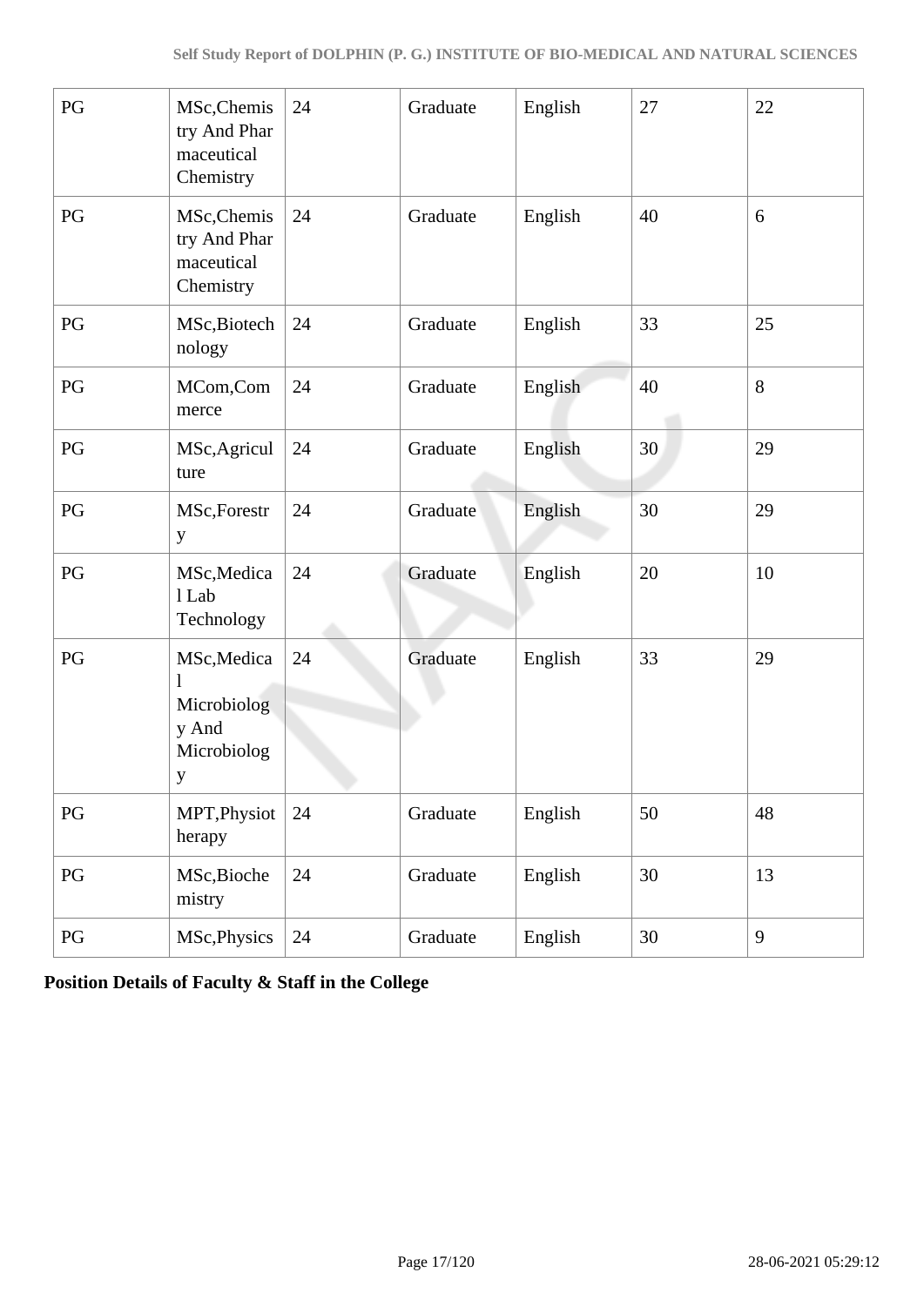| PG | MSc,Chemistry And Pharmaceutical Chemistry | 24 | Graduate | English | 27 | 22 |
|---|---|---|---|---|---|---|
| PG | MSc,Chemistry And Pharmaceutical Chemistry | 24 | Graduate | English | 40 | 6 |
| PG | MSc,Biotechnology | 24 | Graduate | English | 33 | 25 |
| PG | MCom,Commerce | 24 | Graduate | English | 40 | 8 |
| PG | MSc,Agriculture | 24 | Graduate | English | 30 | 29 |
| PG | MSc,Forestry | 24 | Graduate | English | 30 | 29 |
| PG | MSc,Medical Lab Technology | 24 | Graduate | English | 20 | 10 |
| PG | MSc,Medical Microbiology And Microbiology | 24 | Graduate | English | 33 | 29 |
| PG | MPT,Physiotherapy | 24 | Graduate | English | 50 | 48 |
| PG | MSc,Biochemistry | 24 | Graduate | English | 30 | 13 |
| PG | MSc,Physics | 24 | Graduate | English | 30 | 9 |

**Position Details of Faculty & Staff in the College**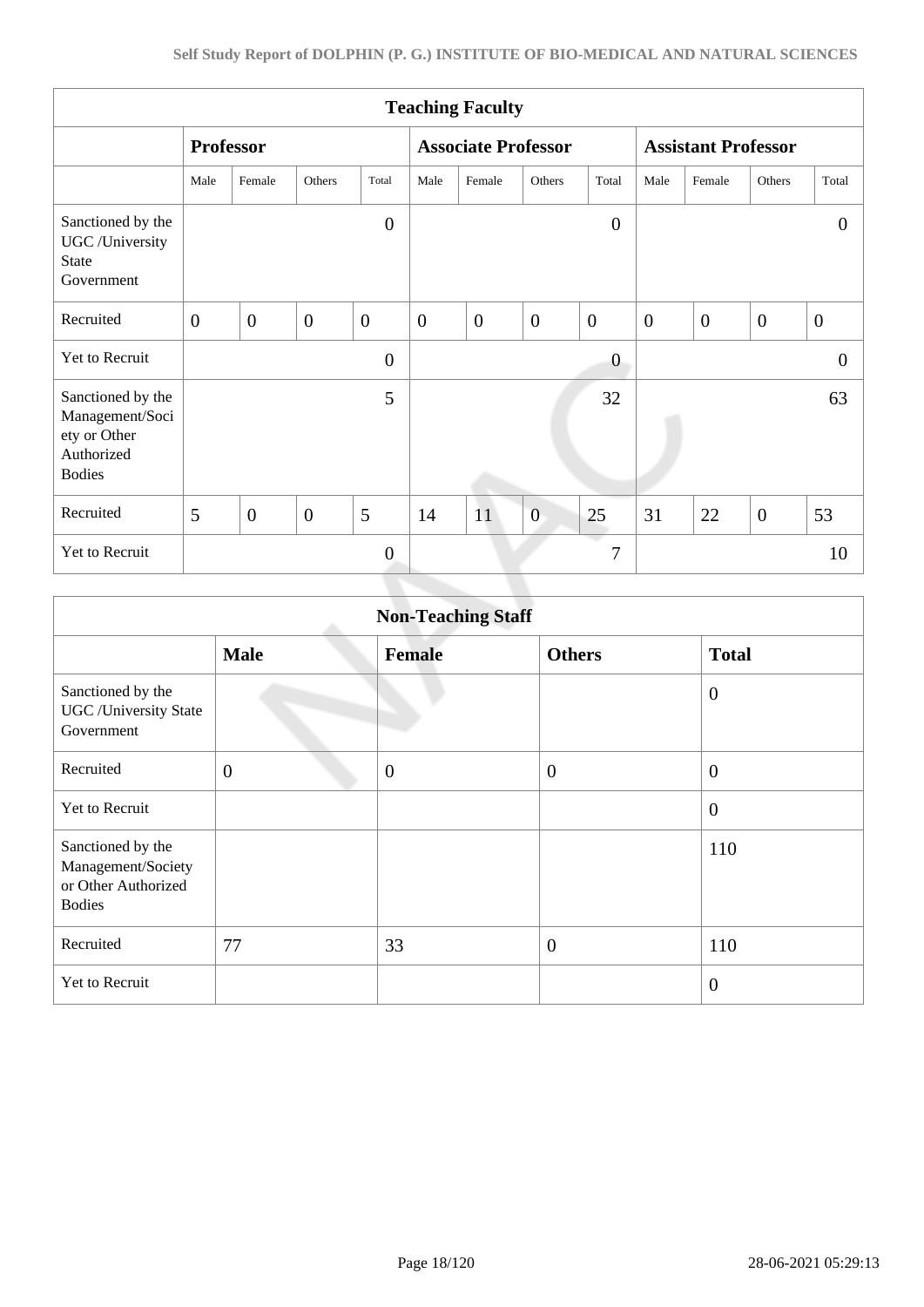| Teaching Faculty | | | | | | | | | | | | |
|---|---|---|---|---|---|---|---|---|---|---|---|---|
| | Professor | | | | Associate Professor | | | | Assistant Professor | | | |
| | Male | Female | Others | Total | Male | Female | Others | Total | Male | Female | Others | Total |
| Sanctioned by the UGC /University State Government | | | | 0 | | | | 0 | | | | 0 |
| Recruited | 0 | 0 | 0 | 0 | 0 | 0 | 0 | 0 | 0 | 0 | 0 | 0 |
| Yet to Recruit | | | | 0 | | | | 0 | | | | 0 |
| Sanctioned by the Management/Society or Other Authorized Bodies | | | | 5 | | | | 32 | | | | 63 |
| Recruited | 5 | 0 | 0 | 5 | 14 | 11 | 0 | 25 | 31 | 22 | 0 | 53 |
| Yet to Recruit | | | | 0 | | | | 7 | | | | 10 |

| Non-Teaching Staff | | | | |
|---|---|---|---|---|
| | Male | Female | Others | Total |
| Sanctioned by the UGC /University State Government | | | | 0 |
| Recruited | 0 | 0 | 0 | 0 |
| Yet to Recruit | | | | 0 |
| Sanctioned by the Management/Society or Other Authorized Bodies | | | | 110 |
| Recruited | 77 | 33 | 0 | 110 |
| Yet to Recruit | | | | 0 |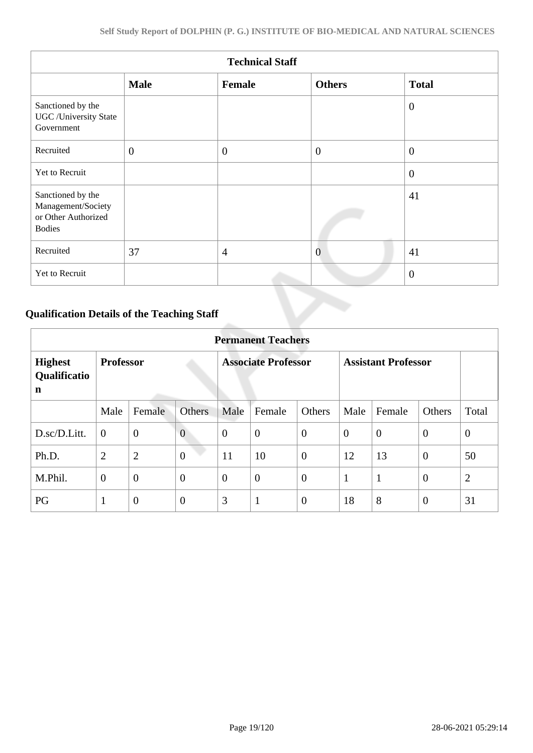| Technical Staff | | | | |
|---|---|---|---|---|
| | **Male** | **Female** | **Others** | **Total** |
| Sanctioned by the UGC /University State Government | | | | 0 |
| Recruited | 0 | 0 | 0 | 0 |
| Yet to Recruit | | | | 0 |
| Sanctioned by the Management/Society or Other Authorized Bodies | | | | 41 |
| Recruited | 37 | 4 | 0 | 41 |
| Yet to Recruit | | | | 0 |

### Qualification Details of the Teaching Staff

| Permanent Teachers | | | | | | | | | | |
|---|---|---|---|---|---|---|---|---|---|---|
| **Highest Qualification** | **Professor** | | | **Associate Professor** | | | **Assistant Professor** | | | |
| | Male | Female | Others | Male | Female | Others | Male | Female | Others | Total |
| D.sc/D.Litt. | 0 | 0 | 0 | 0 | 0 | 0 | 0 | 0 | 0 | 0 |
| Ph.D. | 2 | 2 | 0 | 11 | 10 | 0 | 12 | 13 | 0 | 50 |
| M.Phil. | 0 | 0 | 0 | 0 | 0 | 0 | 1 | 1 | 0 | 2 |
| PG | 1 | 0 | 0 | 3 | 1 | 0 | 18 | 8 | 0 | 31 |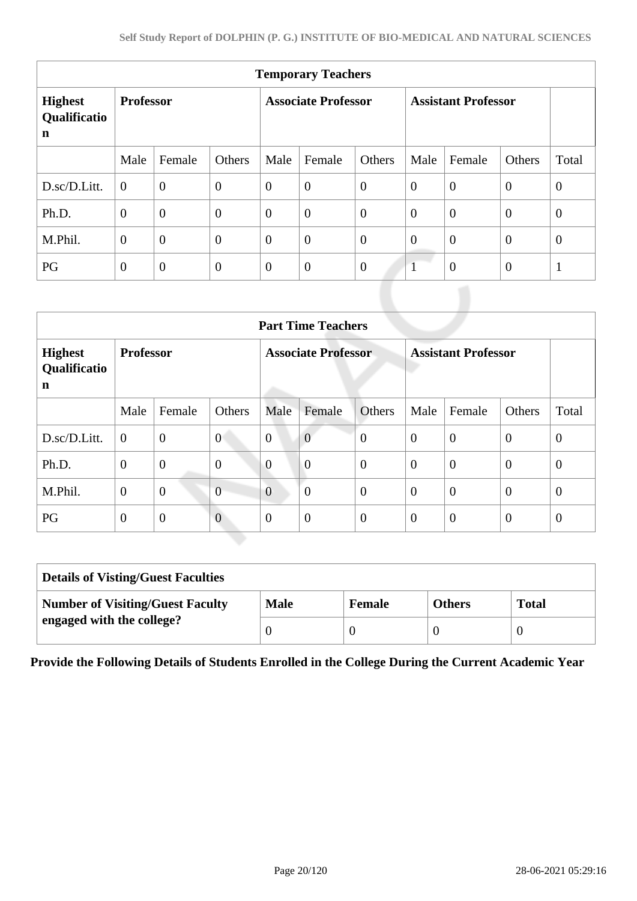| Temporary Teachers | | | | | | | | | | |
|---|---|---|---|---|---|---|---|---|---|---|
| **Highest Qualification** | **Professor** | | | **Associate Professor** | | | **Assistant Professor** | | | |
| | Male | Female | Others | Male | Female | Others | Male | Female | Others | Total |
| D.sc/D.Litt. | 0 | 0 | 0 | 0 | 0 | 0 | 0 | 0 | 0 | 0 |
| Ph.D. | 0 | 0 | 0 | 0 | 0 | 0 | 0 | 0 | 0 | 0 |
| M.Phil. | 0 | 0 | 0 | 0 | 0 | 0 | 0 | 0 | 0 | 0 |
| PG | 0 | 0 | 0 | 0 | 0 | 0 | 1 | 0 | 0 | 1 |

| Part Time Teachers | | | | | | | | | | |
|---|---|---|---|---|---|---|---|---|---|---|
| **Highest Qualification** | **Professor** | | | **Associate Professor** | | | **Assistant Professor** | | | |
| | Male | Female | Others | Male | Female | Others | Male | Female | Others | Total |
| D.sc/D.Litt. | 0 | 0 | 0 | 0 | 0 | 0 | 0 | 0 | 0 | 0 |
| Ph.D. | 0 | 0 | 0 | 0 | 0 | 0 | 0 | 0 | 0 | 0 |
| M.Phil. | 0 | 0 | 0 | 0 | 0 | 0 | 0 | 0 | 0 | 0 |
| PG | 0 | 0 | 0 | 0 | 0 | 0 | 0 | 0 | 0 | 0 |

| Details of Visting/Guest Faculties | | | | |
|---|---|---|---|---|
| **Number of Visiting/Guest Faculty engaged with the college?** | **Male** | **Female** | **Others** | **Total** |
| | 0 | 0 | 0 | 0 |

**Provide the Following Details of Students Enrolled in the College During the Current Academic Year**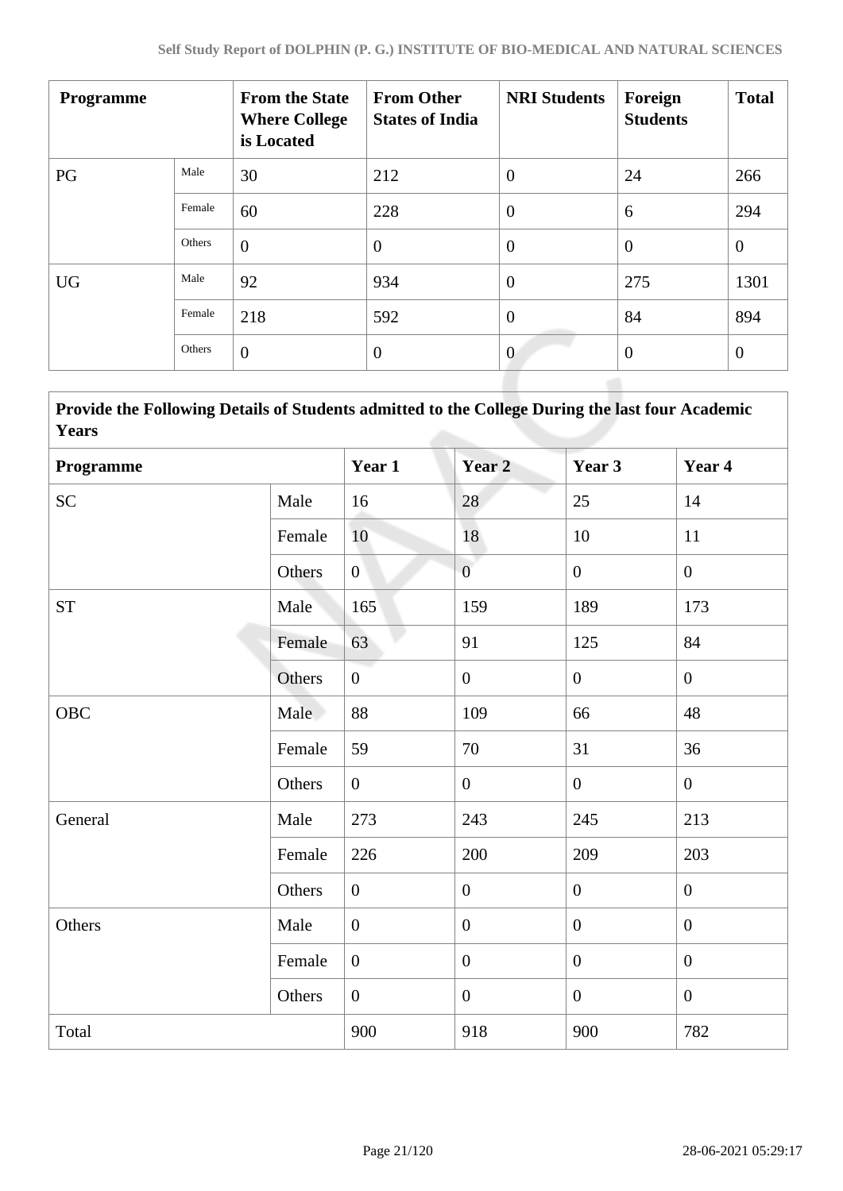| Programme | | From the State Where College is Located | From Other States of India | NRI Students | Foreign Students | Total |
|---|---|---|---|---|---|---|
| PG | Male | 30 | 212 | 0 | 24 | 266 |
| | Female | 60 | 228 | 0 | 6 | 294 |
| | Others | 0 | 0 | 0 | 0 | 0 |
| UG | Male | 92 | 934 | 0 | 275 | 1301 |
| | Female | 218 | 592 | 0 | 84 | 894 |
| | Others | 0 | 0 | 0 | 0 | 0 |

| **Provide the Following Details of Students admitted to the College During the last four Academic Years** | | | | | |
|---|---|---|---|---|---|
| **Programme** | | **Year 1** | **Year 2** | **Year 3** | **Year 4** |
| SC | Male | 16 | 28 | 25 | 14 |
| | Female | 10 | 18 | 10 | 11 |
| | Others | 0 | 0 | 0 | 0 |
| ST | Male | 165 | 159 | 189 | 173 |
| | Female | 63 | 91 | 125 | 84 |
| | Others | 0 | 0 | 0 | 0 |
| OBC | Male | 88 | 109 | 66 | 48 |
| | Female | 59 | 70 | 31 | 36 |
| | Others | 0 | 0 | 0 | 0 |
| General | Male | 273 | 243 | 245 | 213 |
| | Female | 226 | 200 | 209 | 203 |
| | Others | 0 | 0 | 0 | 0 |
| Others | Male | 0 | 0 | 0 | 0 |
| | Female | 0 | 0 | 0 | 0 |
| | Others | 0 | 0 | 0 | 0 |
| Total | | 900 | 918 | 900 | 782 |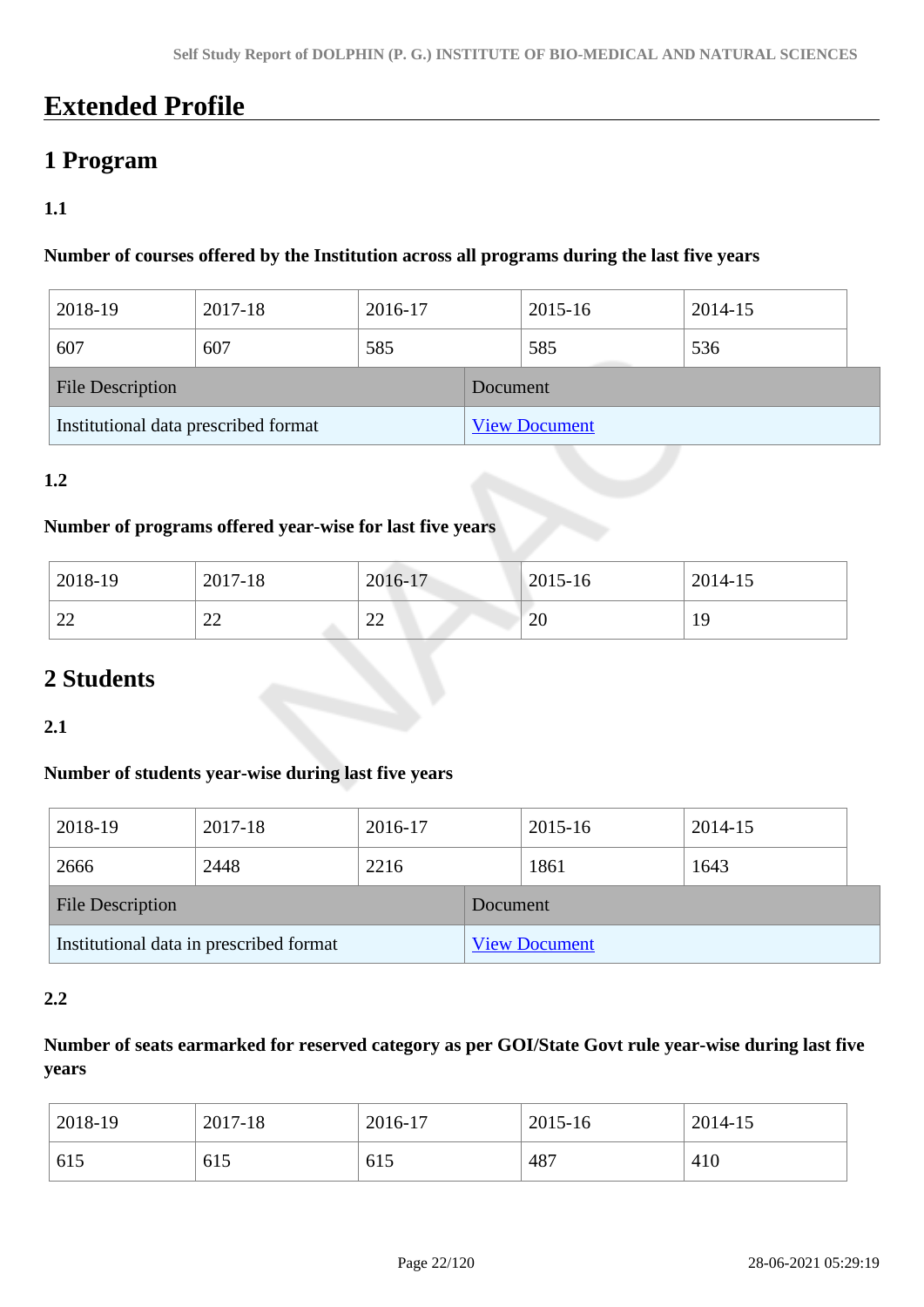# Extended Profile

## 1 Program

### 1.1

**Number of courses offered by the Institution across all programs during the last five years**

| 2018-19 | 2017-18 | 2016-17 | 2015-16 | 2014-15 |
|---|---|---|---|---|
| 607 | 607 | 585 | 585 | 536 |

| File Description | Document |
|---|---|
| Institutional data prescribed format | View Document |

### 1.2

**Number of programs offered year-wise for last five years**

| 2018-19 | 2017-18 | 2016-17 | 2015-16 | 2014-15 |
|---|---|---|---|---|
| 22 | 22 | 22 | 20 | 19 |

## 2 Students

### 2.1

**Number of students year-wise during last five years**

| 2018-19 | 2017-18 | 2016-17 | 2015-16 | 2014-15 |
|---|---|---|---|---|
| 2666 | 2448 | 2216 | 1861 | 1643 |

| File Description | Document |
|---|---|
| Institutional data in prescribed format | View Document |

### 2.2

**Number of seats earmarked for reserved category as per GOI/State Govt rule year-wise during last five years**

| 2018-19 | 2017-18 | 2016-17 | 2015-16 | 2014-15 |
|---|---|---|---|---|
| 615 | 615 | 615 | 487 | 410 |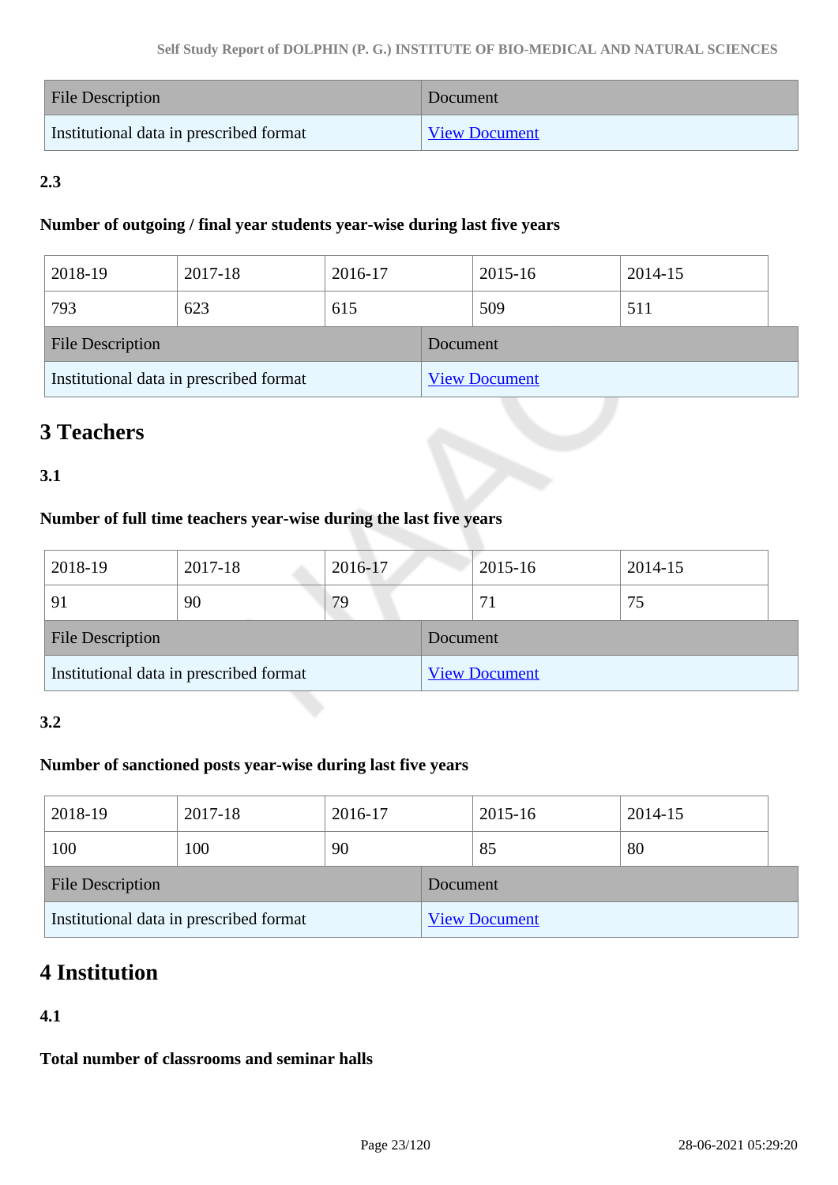| File Description | Document |
|---|---|
| Institutional data in prescribed format | View Document |

**2.3**

**Number of outgoing / final year students year-wise during last five years**

| 2018-19 | 2017-18 | 2016-17 | 2015-16 | 2014-15 |
|---|---|---|---|---|
| 793 | 623 | 615 | 509 | 511 |

| File Description | Document |
|---|---|
| Institutional data in prescribed format | View Document |

# 3 Teachers

**3.1**

**Number of full time teachers year-wise during the last five years**

| 2018-19 | 2017-18 | 2016-17 | 2015-16 | 2014-15 |
|---|---|---|---|---|
| 91 | 90 | 79 | 71 | 75 |

| File Description | Document |
|---|---|
| Institutional data in prescribed format | View Document |

**3.2**

**Number of sanctioned posts year-wise during last five years**

| 2018-19 | 2017-18 | 2016-17 | 2015-16 | 2014-15 |
|---|---|---|---|---|
| 100 | 100 | 90 | 85 | 80 |

| File Description | Document |
|---|---|
| Institutional data in prescribed format | View Document |

# 4 Institution

**4.1**

**Total number of classrooms and seminar halls**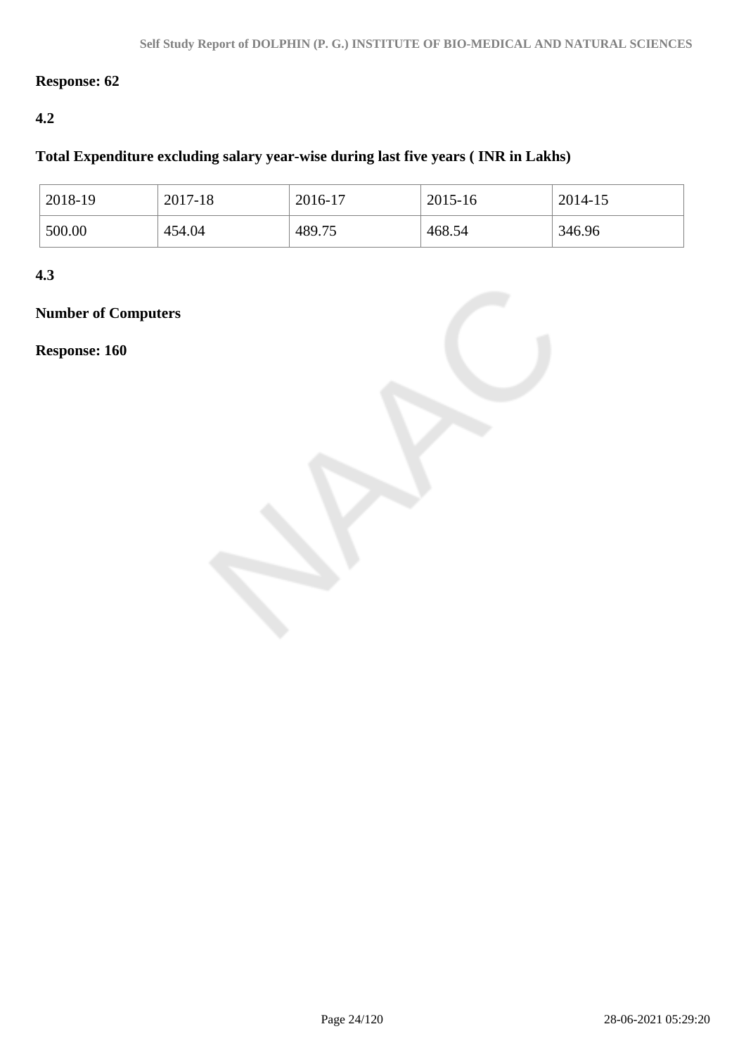**Response: 62**

**4.2**

**Total Expenditure excluding salary year-wise during last five years ( INR in Lakhs)**

| 2018-19 | 2017-18 | 2016-17 | 2015-16 | 2014-15 |
|---|---|---|---|---|
| 500.00 | 454.04 | 489.75 | 468.54 | 346.96 |

**4.3**

**Number of Computers**

**Response: 160**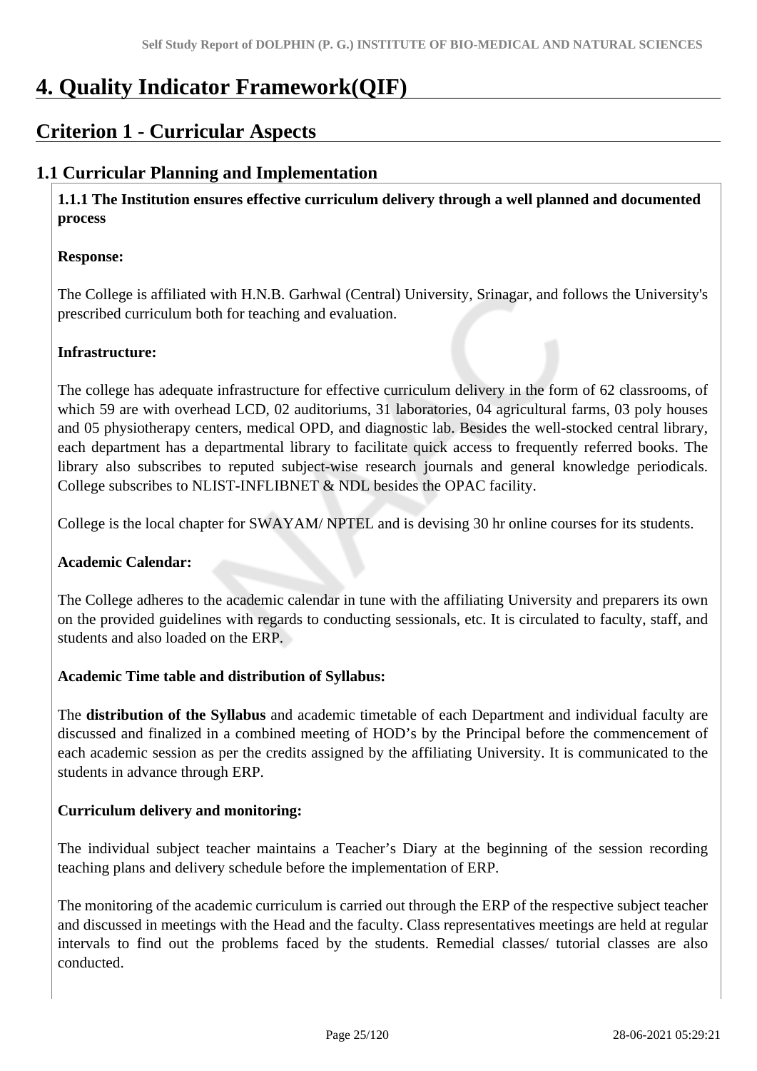# 4. Quality Indicator Framework(QIF)

## Criterion 1 - Curricular Aspects

### 1.1 Curricular Planning and Implementation

**1.1.1 The Institution ensures effective curriculum delivery through a well planned and documented process**

**Response:**

The College is affiliated with H.N.B. Garhwal (Central) University, Srinagar, and follows the University's prescribed curriculum both for teaching and evaluation.

**Infrastructure:**

The college has adequate infrastructure for effective curriculum delivery in the form of 62 classrooms, of which 59 are with overhead LCD, 02 auditoriums, 31 laboratories, 04 agricultural farms, 03 poly houses and 05 physiotherapy centers, medical OPD, and diagnostic lab. Besides the well-stocked central library, each department has a departmental library to facilitate quick access to frequently referred books. The library also subscribes to reputed subject-wise research journals and general knowledge periodicals. College subscribes to NLIST-INFLIBNET & NDL besides the OPAC facility.

College is the local chapter for SWAYAM/ NPTEL and is devising 30 hr online courses for its students.

**Academic Calendar:**

The College adheres to the academic calendar in tune with the affiliating University and preparers its own on the provided guidelines with regards to conducting sessionals, etc. It is circulated to faculty, staff, and students and also loaded on the ERP.

**Academic Time table and distribution of Syllabus:**

The **distribution of the Syllabus** and academic timetable of each Department and individual faculty are discussed and finalized in a combined meeting of HOD's by the Principal before the commencement of each academic session as per the credits assigned by the affiliating University. It is communicated to the students in advance through ERP.

**Curriculum delivery and monitoring:**

The individual subject teacher maintains a Teacher's Diary at the beginning of the session recording teaching plans and delivery schedule before the implementation of ERP.

The monitoring of the academic curriculum is carried out through the ERP of the respective subject teacher and discussed in meetings with the Head and the faculty. Class representatives meetings are held at regular intervals to find out the problems faced by the students. Remedial classes/ tutorial classes are also conducted.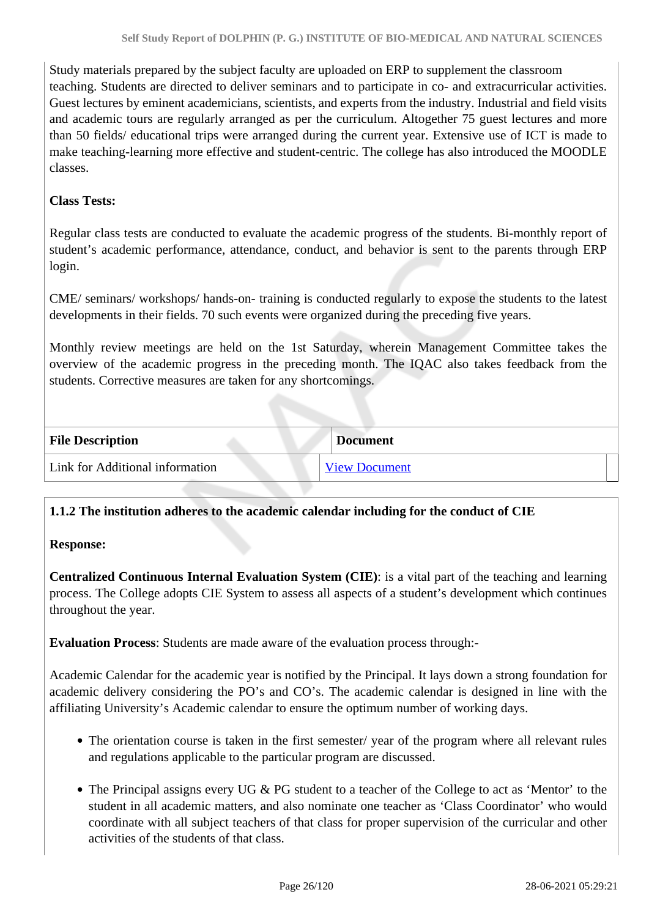Study materials prepared by the subject faculty are uploaded on ERP to supplement the classroom teaching. Students are directed to deliver seminars and to participate in co- and extracurricular activities. Guest lectures by eminent academicians, scientists, and experts from the industry. Industrial and field visits and academic tours are regularly arranged as per the curriculum. Altogether 75 guest lectures and more than 50 fields/ educational trips were arranged during the current year. Extensive use of ICT is made to make teaching-learning more effective and student-centric. The college has also introduced the MOODLE classes.

**Class Tests:**

Regular class tests are conducted to evaluate the academic progress of the students. Bi-monthly report of student's academic performance, attendance, conduct, and behavior is sent to the parents through ERP login.

CME/ seminars/ workshops/ hands-on- training is conducted regularly to expose the students to the latest developments in their fields. 70 such events were organized during the preceding five years.

Monthly review meetings are held on the 1st Saturday, wherein Management Committee takes the overview of the academic progress in the preceding month. The IQAC also takes feedback from the students. Corrective measures are taken for any shortcomings.

| File Description | Document |
|---|---|
| Link for Additional information | View Document |

**1.1.2 The institution adheres to the academic calendar including for the conduct of CIE**

**Response:**

**Centralized Continuous Internal Evaluation System (CIE)**: is a vital part of the teaching and learning process. The College adopts CIE System to assess all aspects of a student's development which continues throughout the year.

**Evaluation Process**: Students are made aware of the evaluation process through:-

Academic Calendar for the academic year is notified by the Principal. It lays down a strong foundation for academic delivery considering the PO's and CO's. The academic calendar is designed in line with the affiliating University's Academic calendar to ensure the optimum number of working days.

- The orientation course is taken in the first semester/ year of the program where all relevant rules and regulations applicable to the particular program are discussed.
- The Principal assigns every UG & PG student to a teacher of the College to act as 'Mentor' to the student in all academic matters, and also nominate one teacher as 'Class Coordinator' who would coordinate with all subject teachers of that class for proper supervision of the curricular and other activities of the students of that class.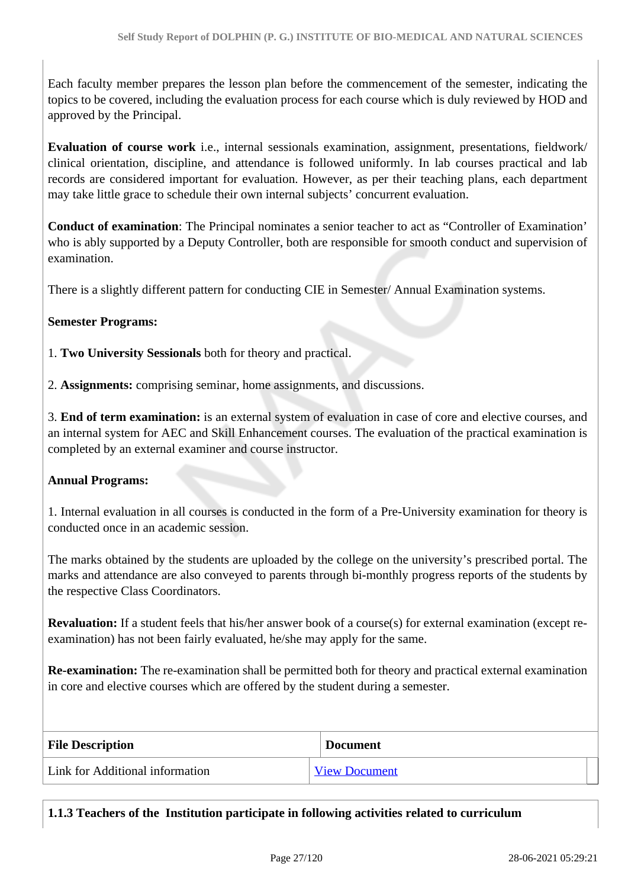Each faculty member prepares the lesson plan before the commencement of the semester, indicating the topics to be covered, including the evaluation process for each course which is duly reviewed by HOD and approved by the Principal.

**Evaluation of course work** i.e., internal sessionals examination, assignment, presentations, fieldwork/ clinical orientation, discipline, and attendance is followed uniformly. In lab courses practical and lab records are considered important for evaluation. However, as per their teaching plans, each department may take little grace to schedule their own internal subjects' concurrent evaluation.

**Conduct of examination**: The Principal nominates a senior teacher to act as "Controller of Examination' who is ably supported by a Deputy Controller, both are responsible for smooth conduct and supervision of examination.

There is a slightly different pattern for conducting CIE in Semester/ Annual Examination systems.

**Semester Programs:**

1. **Two University Sessionals** both for theory and practical.

2. **Assignments:** comprising seminar, home assignments, and discussions.

3. **End of term examination:** is an external system of evaluation in case of core and elective courses, and an internal system for AEC and Skill Enhancement courses. The evaluation of the practical examination is completed by an external examiner and course instructor.

**Annual Programs:**

1. Internal evaluation in all courses is conducted in the form of a Pre-University examination for theory is conducted once in an academic session.

The marks obtained by the students are uploaded by the college on the university's prescribed portal. The marks and attendance are also conveyed to parents through bi-monthly progress reports of the students by the respective Class Coordinators.

**Revaluation:** If a student feels that his/her answer book of a course(s) for external examination (except re-examination) has not been fairly evaluated, he/she may apply for the same.

**Re-examination:** The re-examination shall be permitted both for theory and practical external examination in core and elective courses which are offered by the student during a semester.

| File Description | Document |
|---|---|
| Link for Additional information | View Document |

**1.1.3 Teachers of the Institution participate in following activities related to curriculum**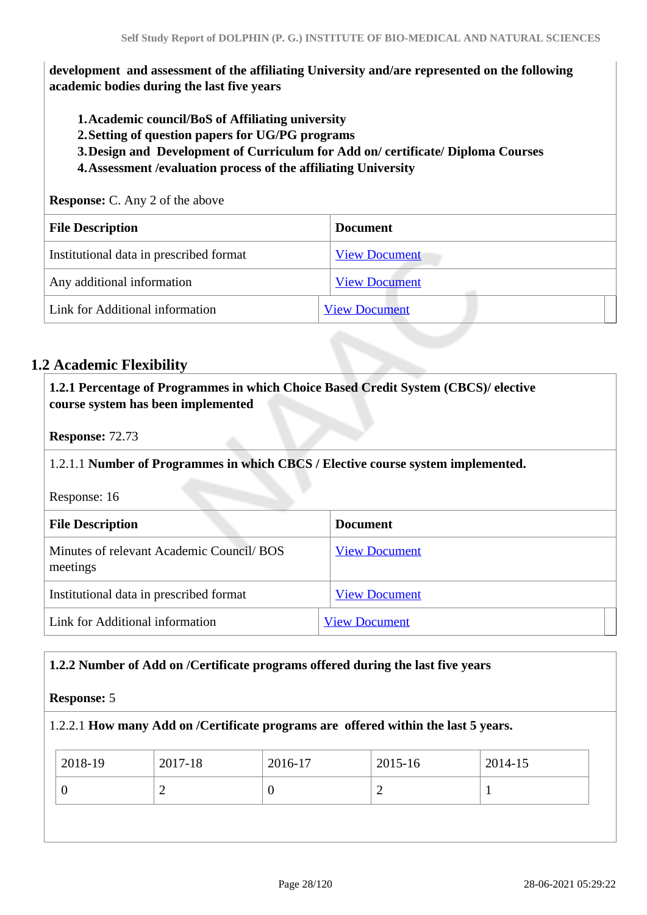**development and assessment of the affiliating University and/are represented on the following academic bodies during the last five years**

1. **Academic council/BoS of Affiliating university**
2. **Setting of question papers for UG/PG programs**
3. **Design and Development of Curriculum for Add on/ certificate/ Diploma Courses**
4. **Assessment /evaluation process of the affiliating University**

**Response:** C. Any 2 of the above

| File Description | Document |
|---|---|
| Institutional data in prescribed format | View Document |
| Any additional information | View Document |
| Link for Additional information | View Document |

## 1.2 Academic Flexibility

**1.2.1 Percentage of Programmes in which Choice Based Credit System (CBCS)/ elective course system has been implemented**

**Response:** 72.73

1.2.1.1 **Number of Programmes in which CBCS / Elective course system implemented.**

Response: 16

| File Description | Document |
|---|---|
| Minutes of relevant Academic Council/ BOS meetings | View Document |
| Institutional data in prescribed format | View Document |
| Link for Additional information | View Document |

**1.2.2 Number of Add on /Certificate programs offered during the last five years**

**Response:** 5

1.2.2.1 **How many Add on /Certificate programs are offered within the last 5 years.**

| 2018-19 | 2017-18 | 2016-17 | 2015-16 | 2014-15 |
|---|---|---|---|---|
| 0 | 2 | 0 | 2 | 1 |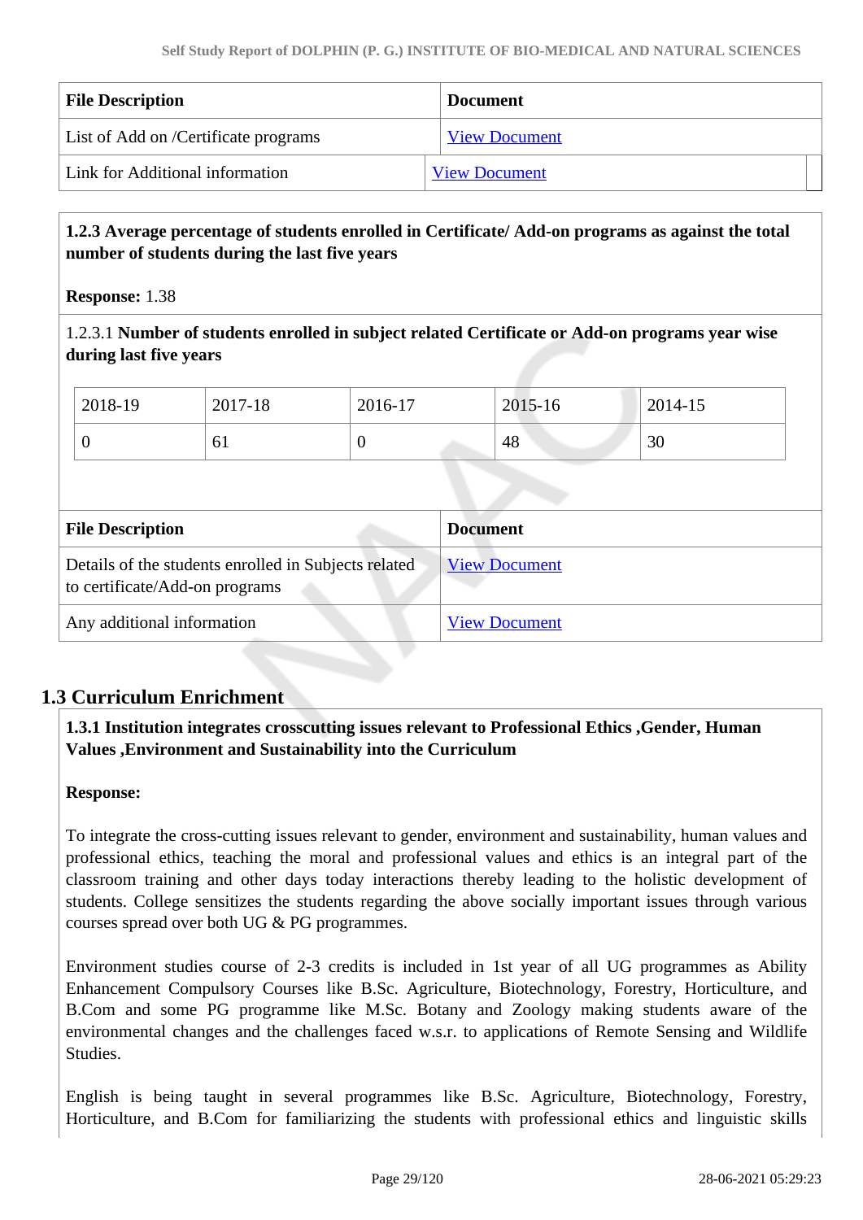| File Description | Document |
|---|---|
| List of Add on /Certificate programs | View Document |
| Link for Additional information | View Document |

**1.2.3 Average percentage of students enrolled in Certificate/ Add-on programs as against the total number of students during the last five years**

**Response:** 1.38

1.2.3.1 **Number of students enrolled in subject related Certificate or Add-on programs year wise during last five years**

| 2018-19 | 2017-18 | 2016-17 | 2015-16 | 2014-15 |
|---|---|---|---|---|
| 0 | 61 | 0 | 48 | 30 |

| File Description | Document |
|---|---|
| Details of the students enrolled in Subjects related to certificate/Add-on programs | View Document |
| Any additional information | View Document |

## 1.3 Curriculum Enrichment

**1.3.1 Institution integrates crosscutting issues relevant to Professional Ethics ,Gender, Human Values ,Environment and Sustainability into the Curriculum**

**Response:**

To integrate the cross-cutting issues relevant to gender, environment and sustainability, human values and professional ethics, teaching the moral and professional values and ethics is an integral part of the classroom training and other days today interactions thereby leading to the holistic development of students. College sensitizes the students regarding the above socially important issues through various courses spread over both UG & PG programmes.

Environment studies course of 2-3 credits is included in 1st year of all UG programmes as Ability Enhancement Compulsory Courses like B.Sc. Agriculture, Biotechnology, Forestry, Horticulture, and B.Com and some PG programme like M.Sc. Botany and Zoology making students aware of the environmental changes and the challenges faced w.s.r. to applications of Remote Sensing and Wildlife Studies.

English is being taught in several programmes like B.Sc. Agriculture, Biotechnology, Forestry, Horticulture, and B.Com for familiarizing the students with professional ethics and linguistic skills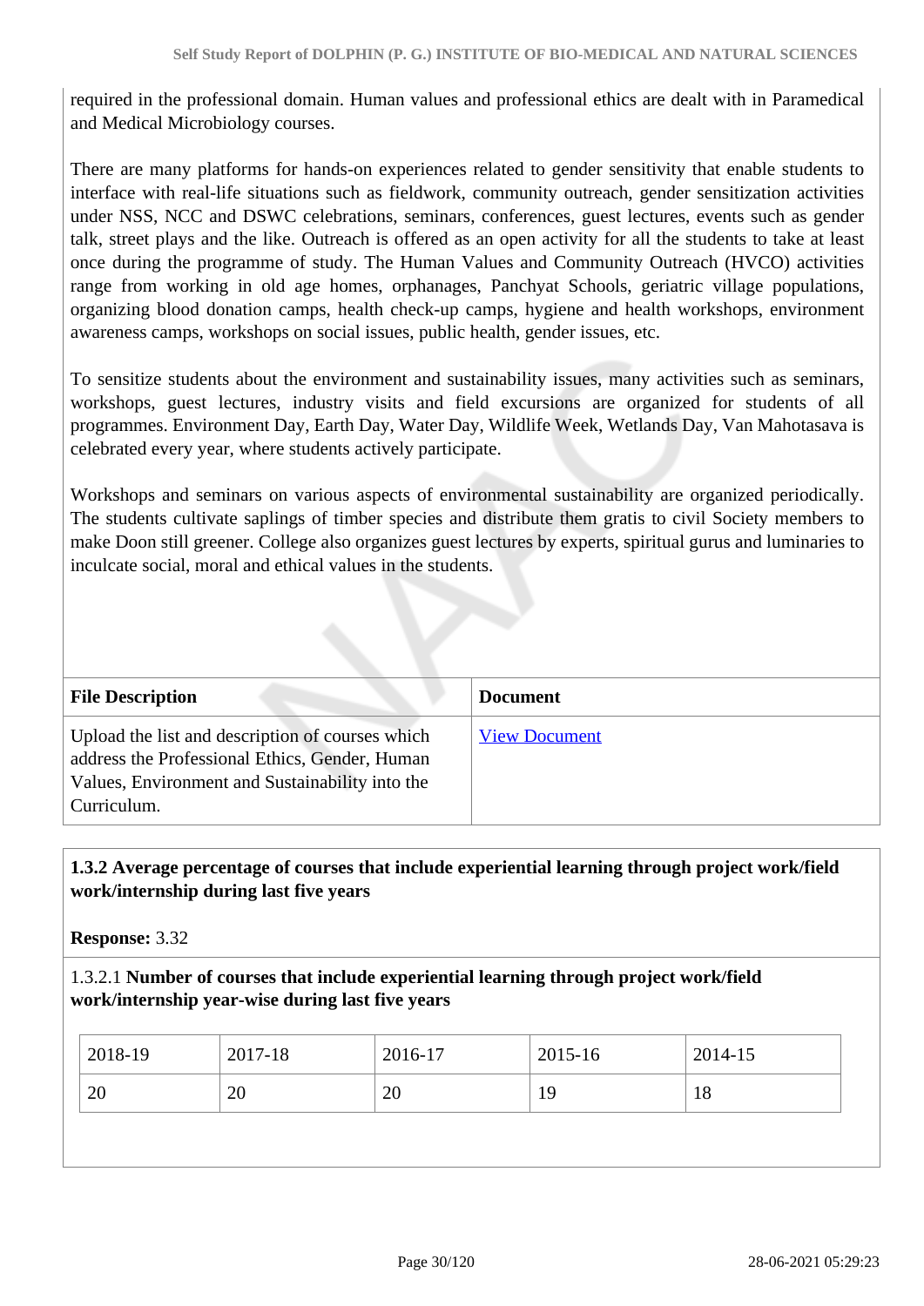required in the professional domain. Human values and professional ethics are dealt with in Paramedical and Medical Microbiology courses.

There are many platforms for hands-on experiences related to gender sensitivity that enable students to interface with real-life situations such as fieldwork, community outreach, gender sensitization activities under NSS, NCC and DSWC celebrations, seminars, conferences, guest lectures, events such as gender talk, street plays and the like. Outreach is offered as an open activity for all the students to take at least once during the programme of study. The Human Values and Community Outreach (HVCO) activities range from working in old age homes, orphanages, Panchyat Schools, geriatric village populations, organizing blood donation camps, health check-up camps, hygiene and health workshops, environment awareness camps, workshops on social issues, public health, gender issues, etc.

To sensitize students about the environment and sustainability issues, many activities such as seminars, workshops, guest lectures, industry visits and field excursions are organized for students of all programmes. Environment Day, Earth Day, Water Day, Wildlife Week, Wetlands Day, Van Mahotasava is celebrated every year, where students actively participate.

Workshops and seminars on various aspects of environmental sustainability are organized periodically. The students cultivate saplings of timber species and distribute them gratis to civil Society members to make Doon still greener. College also organizes guest lectures by experts, spiritual gurus and luminaries to inculcate social, moral and ethical values in the students.

| File Description | Document |
|---|---|
| Upload the list and description of courses which address the Professional Ethics, Gender, Human Values, Environment and Sustainability into the Curriculum. | View Document |

**1.3.2 Average percentage of courses that include experiential learning through project work/field work/internship during last five years**

**Response:** 3.32

1.3.2.1 **Number of courses that include experiential learning through project work/field work/internship year-wise during last five years**

| 2018-19 | 2017-18 | 2016-17 | 2015-16 | 2014-15 |
|---|---|---|---|---|
| 20 | 20 | 20 | 19 | 18 |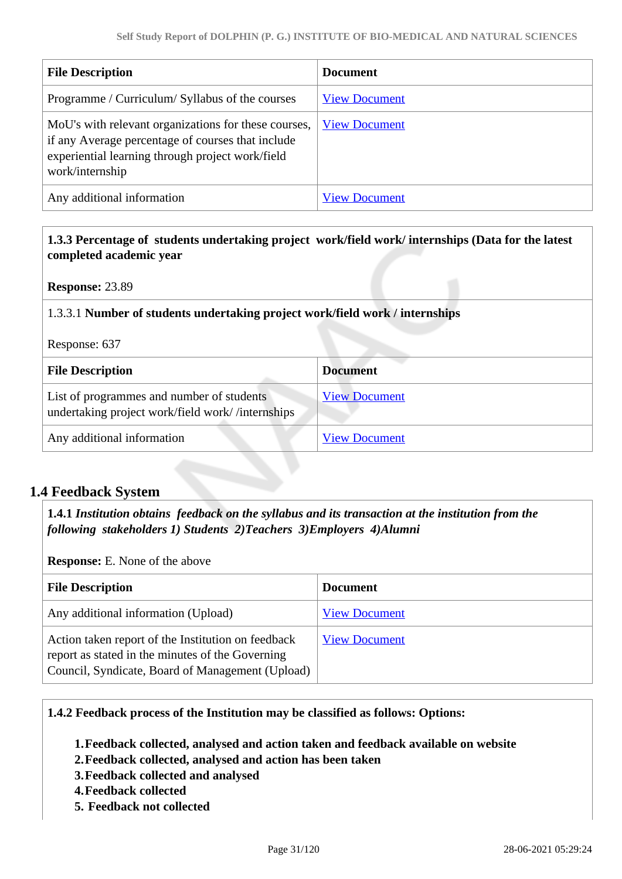| File Description | Document |
| --- | --- |
| Programme / Curriculum/ Syllabus of the courses | View Document |
| MoU's with relevant organizations for these courses, if any Average percentage of courses that include experiential learning through project work/field work/internship | View Document |
| Any additional information | View Document |

**1.3.3 Percentage of students undertaking project work/field work/ internships (Data for the latest completed academic year**

**Response:** 23.89

1.3.3.1 **Number of students undertaking project work/field work / internships**

Response: 637

| File Description | Document |
| --- | --- |
| List of programmes and number of students undertaking project work/field work/ /internships | View Document |
| Any additional information | View Document |

## 1.4 Feedback System

**1.4.1** ***Institution obtains feedback on the syllabus and its transaction at the institution from the following stakeholders 1) Students 2)Teachers 3)Employers 4)Alumni***

**Response:** E. None of the above

| File Description | Document |
| --- | --- |
| Any additional information (Upload) | View Document |
| Action taken report of the Institution on feedback report as stated in the minutes of the Governing Council, Syndicate, Board of Management (Upload) | View Document |

**1.4.2 Feedback process of the Institution may be classified as follows: Options:**

1. **Feedback collected, analysed and action taken and feedback available on website**
2. **Feedback collected, analysed and action has been taken**
3. **Feedback collected and analysed**
4. **Feedback collected**
5. **Feedback not collected**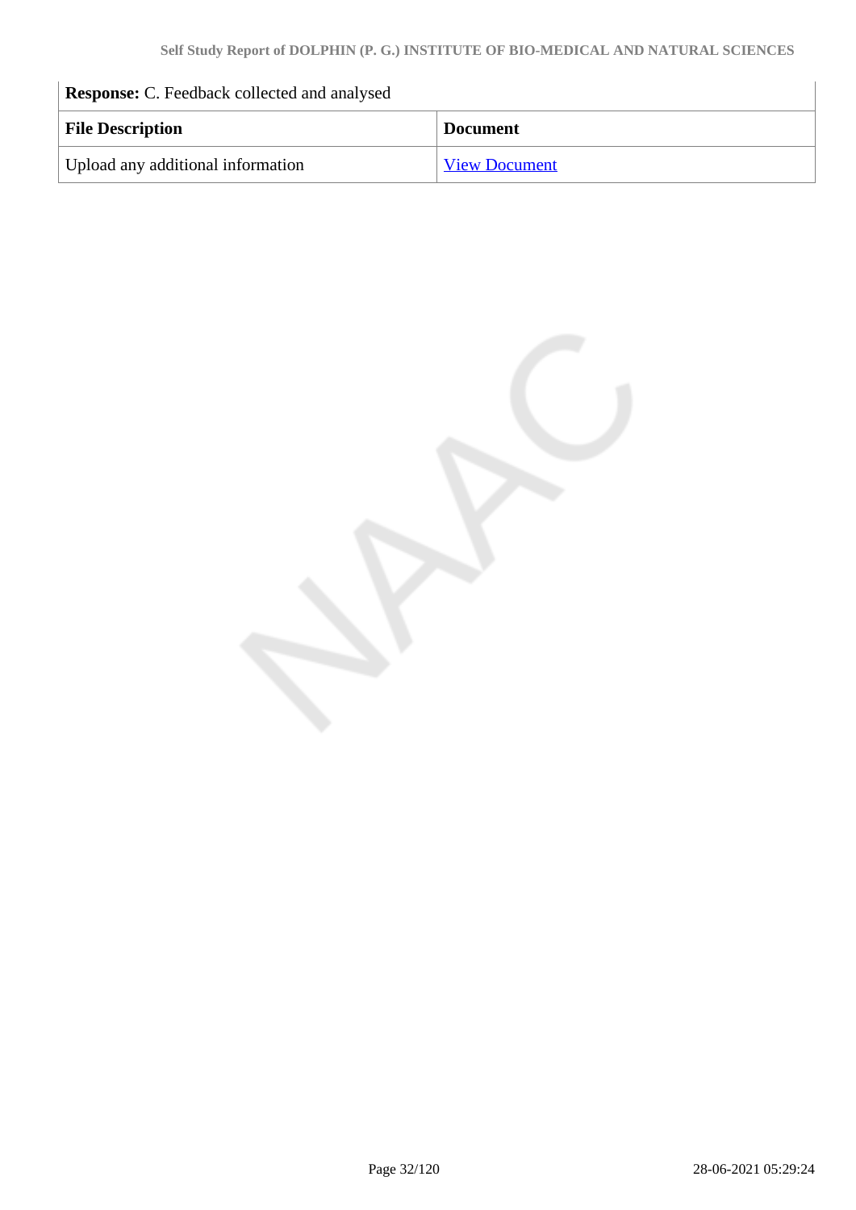**Response:** C. Feedback collected and analysed

| File Description | Document |
| --- | --- |
| Upload any additional information | View Document |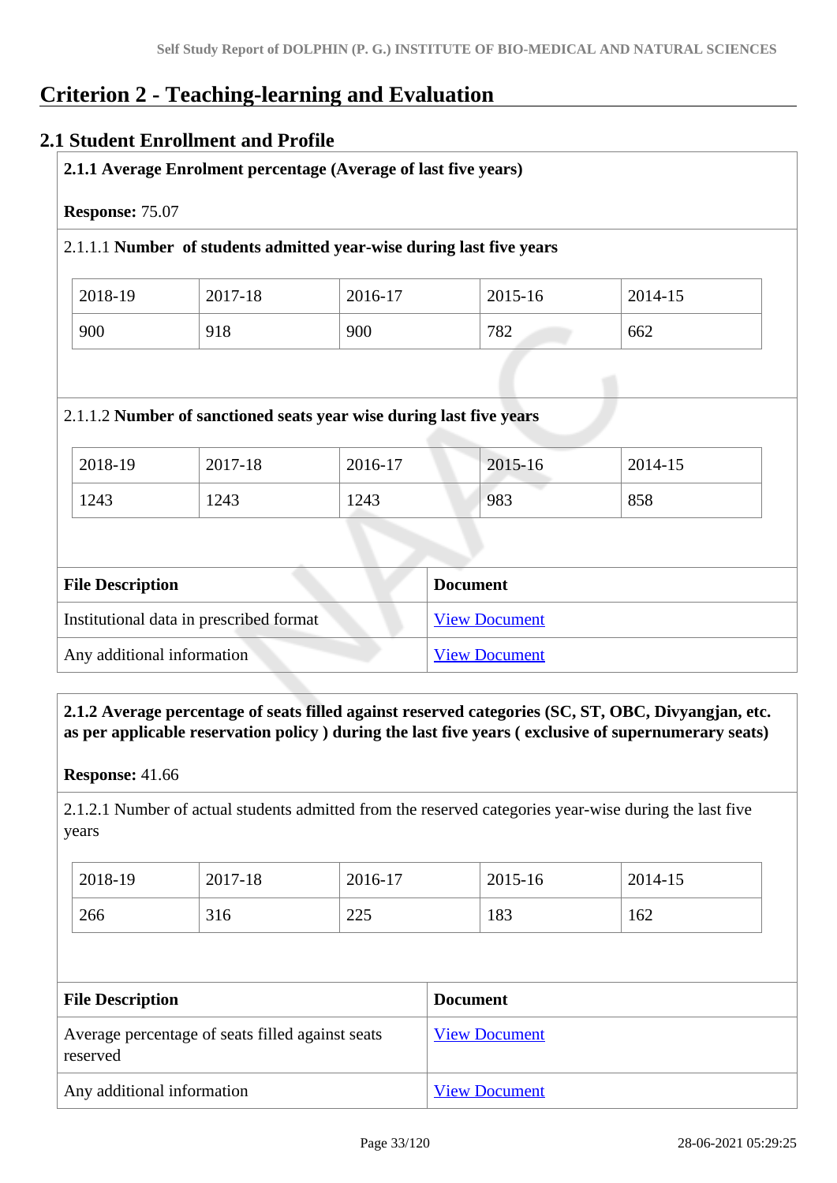# Criterion 2 - Teaching-learning and Evaluation

## 2.1 Student Enrollment and Profile

**2.1.1 Average Enrolment percentage (Average of last five years)**

**Response:** 75.07

2.1.1.1 **Number of students admitted year-wise during last five years**

| 2018-19 | 2017-18 | 2016-17 | 2015-16 | 2014-15 |
|---|---|---|---|---|
| 900 | 918 | 900 | 782 | 662 |

2.1.1.2 **Number of sanctioned seats year wise during last five years**

| 2018-19 | 2017-18 | 2016-17 | 2015-16 | 2014-15 |
|---|---|---|---|---|
| 1243 | 1243 | 1243 | 983 | 858 |

| File Description | Document |
|---|---|
| Institutional data in prescribed format | View Document |
| Any additional information | View Document |

**2.1.2 Average percentage of seats filled against reserved categories (SC, ST, OBC, Divyangjan, etc. as per applicable reservation policy ) during the last five years ( exclusive of supernumerary seats)**

**Response:** 41.66

2.1.2.1 Number of actual students admitted from the reserved categories year-wise during the last five years

| 2018-19 | 2017-18 | 2016-17 | 2015-16 | 2014-15 |
|---|---|---|---|---|
| 266 | 316 | 225 | 183 | 162 |

| File Description | Document |
|---|---|
| Average percentage of seats filled against seats reserved | View Document |
| Any additional information | View Document |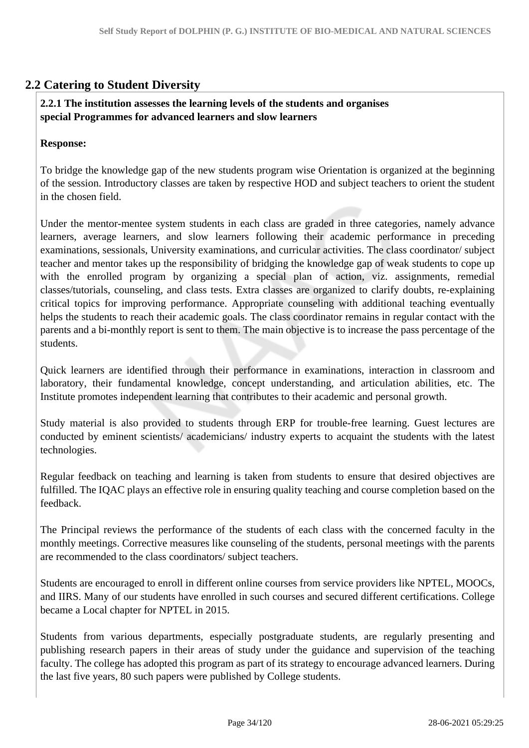## 2.2 Catering to Student Diversity

**2.2.1 The institution assesses the learning levels of the students and organises special Programmes for advanced learners and slow learners**

**Response:**

To bridge the knowledge gap of the new students program wise Orientation is organized at the beginning of the session. Introductory classes are taken by respective HOD and subject teachers to orient the student in the chosen field.

Under the mentor-mentee system students in each class are graded in three categories, namely advance learners, average learners, and slow learners following their academic performance in preceding examinations, sessionals, University examinations, and curricular activities. The class coordinator/ subject teacher and mentor takes up the responsibility of bridging the knowledge gap of weak students to cope up with the enrolled program by organizing a special plan of action, viz. assignments, remedial classes/tutorials, counseling, and class tests. Extra classes are organized to clarify doubts, re-explaining critical topics for improving performance. Appropriate counseling with additional teaching eventually helps the students to reach their academic goals. The class coordinator remains in regular contact with the parents and a bi-monthly report is sent to them. The main objective is to increase the pass percentage of the students.

Quick learners are identified through their performance in examinations, interaction in classroom and laboratory, their fundamental knowledge, concept understanding, and articulation abilities, etc. The Institute promotes independent learning that contributes to their academic and personal growth.

Study material is also provided to students through ERP for trouble-free learning. Guest lectures are conducted by eminent scientists/ academicians/ industry experts to acquaint the students with the latest technologies.

Regular feedback on teaching and learning is taken from students to ensure that desired objectives are fulfilled. The IQAC plays an effective role in ensuring quality teaching and course completion based on the feedback.

The Principal reviews the performance of the students of each class with the concerned faculty in the monthly meetings. Corrective measures like counseling of the students, personal meetings with the parents are recommended to the class coordinators/ subject teachers.

Students are encouraged to enroll in different online courses from service providers like NPTEL, MOOCs, and IIRS. Many of our students have enrolled in such courses and secured different certifications. College became a Local chapter for NPTEL in 2015.

Students from various departments, especially postgraduate students, are regularly presenting and publishing research papers in their areas of study under the guidance and supervision of the teaching faculty. The college has adopted this program as part of its strategy to encourage advanced learners. During the last five years, 80 such papers were published by College students.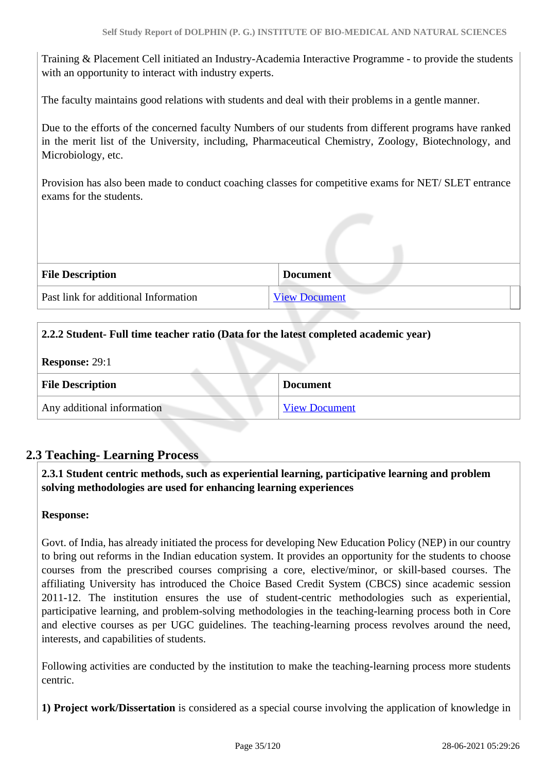Training & Placement Cell initiated an Industry-Academia Interactive Programme - to provide the students with an opportunity to interact with industry experts.

The faculty maintains good relations with students and deal with their problems in a gentle manner.

Due to the efforts of the concerned faculty Numbers of our students from different programs have ranked in the merit list of the University, including, Pharmaceutical Chemistry, Zoology, Biotechnology, and Microbiology, etc.

Provision has also been made to conduct coaching classes for competitive exams for NET/ SLET entrance exams for the students.

| File Description | Document |
| --- | --- |
| Past link for additional Information | View Document |

**2.2.2 Student- Full time teacher ratio (Data for the latest completed academic year)**

**Response:** 29:1

| File Description | Document |
| --- | --- |
| Any additional information | View Document |

## 2.3 Teaching- Learning Process

**2.3.1 Student centric methods, such as experiential learning, participative learning and problem solving methodologies are used for enhancing learning experiences**

**Response:**

Govt. of India, has already initiated the process for developing New Education Policy (NEP) in our country to bring out reforms in the Indian education system. It provides an opportunity for the students to choose courses from the prescribed courses comprising a core, elective/minor, or skill-based courses. The affiliating University has introduced the Choice Based Credit System (CBCS) since academic session 2011-12. The institution ensures the use of student-centric methodologies such as experiential, participative learning, and problem-solving methodologies in the teaching-learning process both in Core and elective courses as per UGC guidelines. The teaching-learning process revolves around the need, interests, and capabilities of students.

Following activities are conducted by the institution to make the teaching-learning process more students centric.

**1) Project work/Dissertation** is considered as a special course involving the application of knowledge in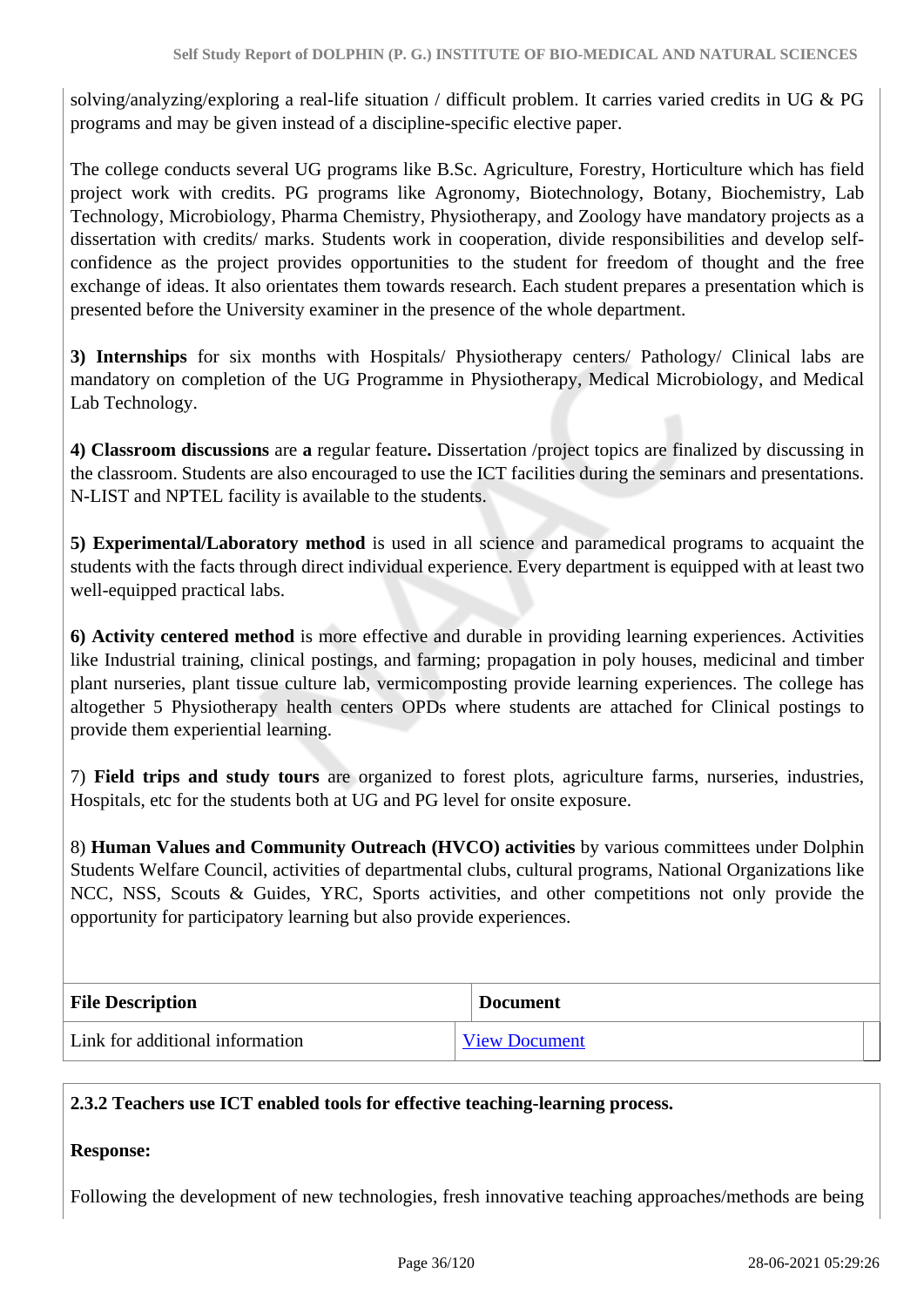solving/analyzing/exploring a real-life situation / difficult problem. It carries varied credits in UG & PG programs and may be given instead of a discipline-specific elective paper.

The college conducts several UG programs like B.Sc. Agriculture, Forestry, Horticulture which has field project work with credits. PG programs like Agronomy, Biotechnology, Botany, Biochemistry, Lab Technology, Microbiology, Pharma Chemistry, Physiotherapy, and Zoology have mandatory projects as a dissertation with credits/ marks. Students work in cooperation, divide responsibilities and develop self-confidence as the project provides opportunities to the student for freedom of thought and the free exchange of ideas. It also orientates them towards research. Each student prepares a presentation which is presented before the University examiner in the presence of the whole department.

**3) Internships** for six months with Hospitals/ Physiotherapy centers/ Pathology/ Clinical labs are mandatory on completion of the UG Programme in Physiotherapy, Medical Microbiology, and Medical Lab Technology.

**4) Classroom discussions** are **a** regular feature**.** Dissertation /project topics are finalized by discussing in the classroom. Students are also encouraged to use the ICT facilities during the seminars and presentations. N-LIST and NPTEL facility is available to the students.

**5) Experimental/Laboratory method** is used in all science and paramedical programs to acquaint the students with the facts through direct individual experience. Every department is equipped with at least two well-equipped practical labs.

**6) Activity centered method** is more effective and durable in providing learning experiences. Activities like Industrial training, clinical postings, and farming; propagation in poly houses, medicinal and timber plant nurseries, plant tissue culture lab, vermicomposting provide learning experiences. The college has altogether 5 Physiotherapy health centers OPDs where students are attached for Clinical postings to provide them experiential learning.

7) **Field trips and study tours** are organized to forest plots, agriculture farms, nurseries, industries, Hospitals, etc for the students both at UG and PG level for onsite exposure.

8) **Human Values and Community Outreach (HVCO) activities** by various committees under Dolphin Students Welfare Council, activities of departmental clubs, cultural programs, National Organizations like NCC, NSS, Scouts & Guides, YRC, Sports activities, and other competitions not only provide the opportunity for participatory learning but also provide experiences.

| File Description | Document |
|---|---|
| Link for additional information | View Document |

**2.3.2 Teachers use ICT enabled tools for effective teaching-learning process.**

**Response:**

Following the development of new technologies, fresh innovative teaching approaches/methods are being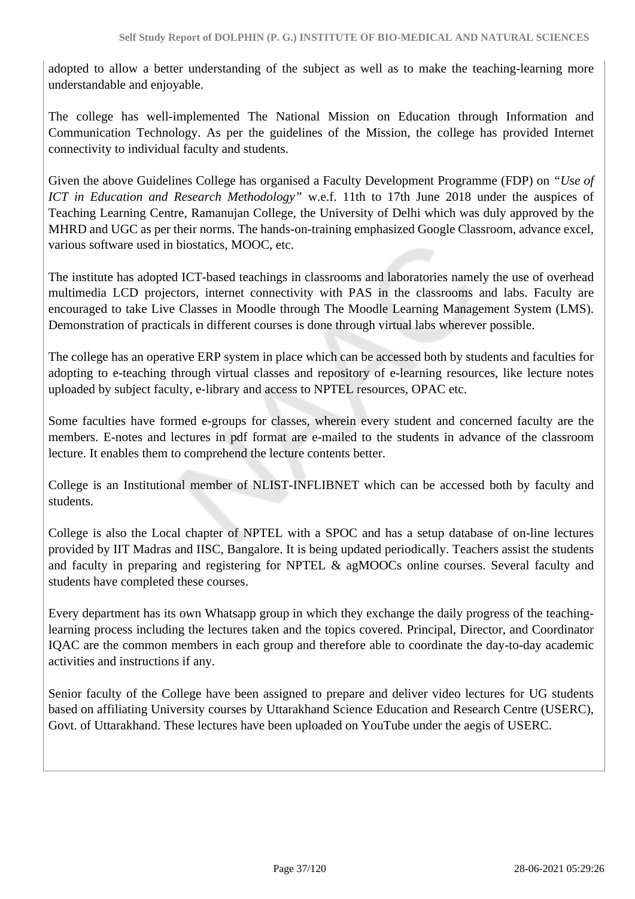adopted to allow a better understanding of the subject as well as to make the teaching-learning more understandable and enjoyable.

The college has well-implemented The National Mission on Education through Information and Communication Technology. As per the guidelines of the Mission, the college has provided Internet connectivity to individual faculty and students.

Given the above Guidelines College has organised a Faculty Development Programme (FDP) on *"Use of ICT in Education and Research Methodology"* w.e.f. 11th to 17th June 2018 under the auspices of Teaching Learning Centre, Ramanujan College, the University of Delhi which was duly approved by the MHRD and UGC as per their norms. The hands-on-training emphasized Google Classroom, advance excel, various software used in biostatics, MOOC, etc.

The institute has adopted ICT-based teachings in classrooms and laboratories namely the use of overhead multimedia LCD projectors, internet connectivity with PAS in the classrooms and labs. Faculty are encouraged to take Live Classes in Moodle through The Moodle Learning Management System (LMS). Demonstration of practicals in different courses is done through virtual labs wherever possible.

The college has an operative ERP system in place which can be accessed both by students and faculties for adopting to e-teaching through virtual classes and repository of e-learning resources, like lecture notes uploaded by subject faculty, e-library and access to NPTEL resources, OPAC etc.

Some faculties have formed e-groups for classes, wherein every student and concerned faculty are the members. E-notes and lectures in pdf format are e-mailed to the students in advance of the classroom lecture. It enables them to comprehend the lecture contents better.

College is an Institutional member of NLIST-INFLIBNET which can be accessed both by faculty and students.

College is also the Local chapter of NPTEL with a SPOC and has a setup database of on-line lectures provided by IIT Madras and IISC, Bangalore. It is being updated periodically. Teachers assist the students and faculty in preparing and registering for NPTEL & agMOOCs online courses. Several faculty and students have completed these courses.

Every department has its own Whatsapp group in which they exchange the daily progress of the teaching-learning process including the lectures taken and the topics covered. Principal, Director, and Coordinator IQAC are the common members in each group and therefore able to coordinate the day-to-day academic activities and instructions if any.

Senior faculty of the College have been assigned to prepare and deliver video lectures for UG students based on affiliating University courses by Uttarakhand Science Education and Research Centre (USERC), Govt. of Uttarakhand. These lectures have been uploaded on YouTube under the aegis of USERC.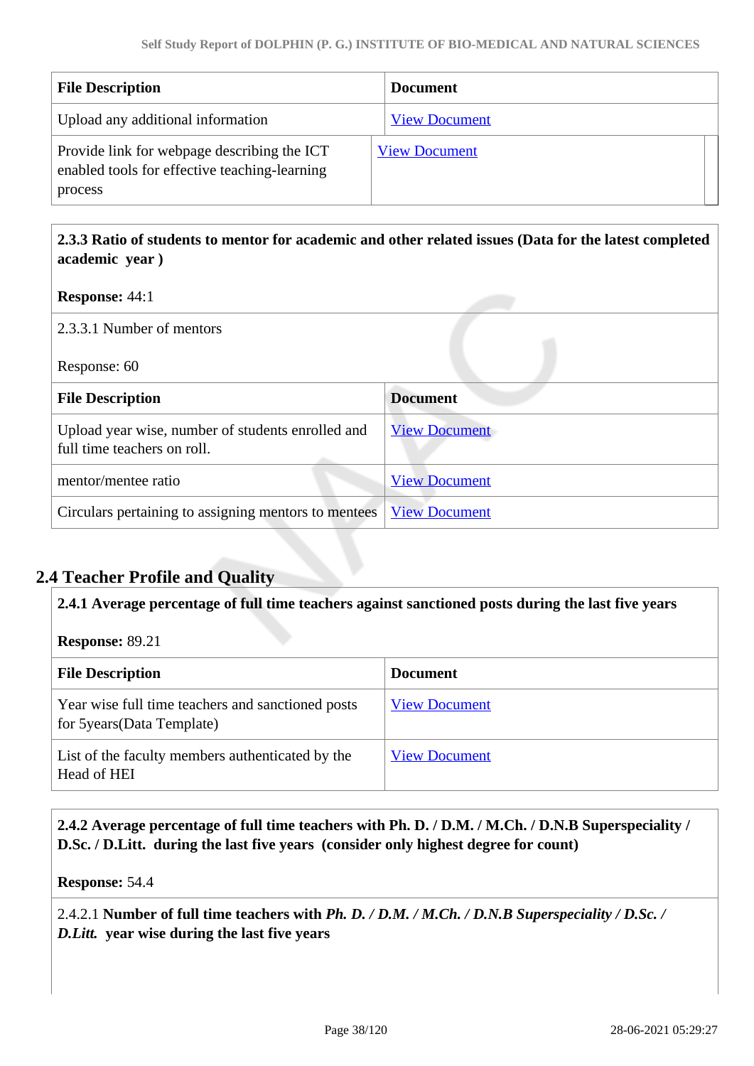| File Description | Document |
| --- | --- |
| Upload any additional information | View Document |
| Provide link for webpage describing the ICT enabled tools for effective teaching-learning process | View Document |

**2.3.3 Ratio of students to mentor for academic and other related issues (Data for the latest completed academic year )**

**Response:** 44:1

2.3.3.1 Number of mentors

Response: 60

| File Description | Document |
| --- | --- |
| Upload year wise, number of students enrolled and full time teachers on roll. | View Document |
| mentor/mentee ratio | View Document |
| Circulars pertaining to assigning mentors to mentees | View Document |

## 2.4 Teacher Profile and Quality

**2.4.1 Average percentage of full time teachers against sanctioned posts during the last five years**

**Response:** 89.21

| File Description | Document |
| --- | --- |
| Year wise full time teachers and sanctioned posts for 5years(Data Template) | View Document |
| List of the faculty members authenticated by the Head of HEI | View Document |

**2.4.2 Average percentage of full time teachers with Ph. D. / D.M. / M.Ch. / D.N.B Superspeciality / D.Sc. / D.Litt. during the last five years (consider only highest degree for count)**

**Response:** 54.4

2.4.2.1 **Number of full time teachers with *Ph. D. / D.M. / M.Ch. / D.N.B Superspeciality / D.Sc. / D.Litt.* year wise during the last five years**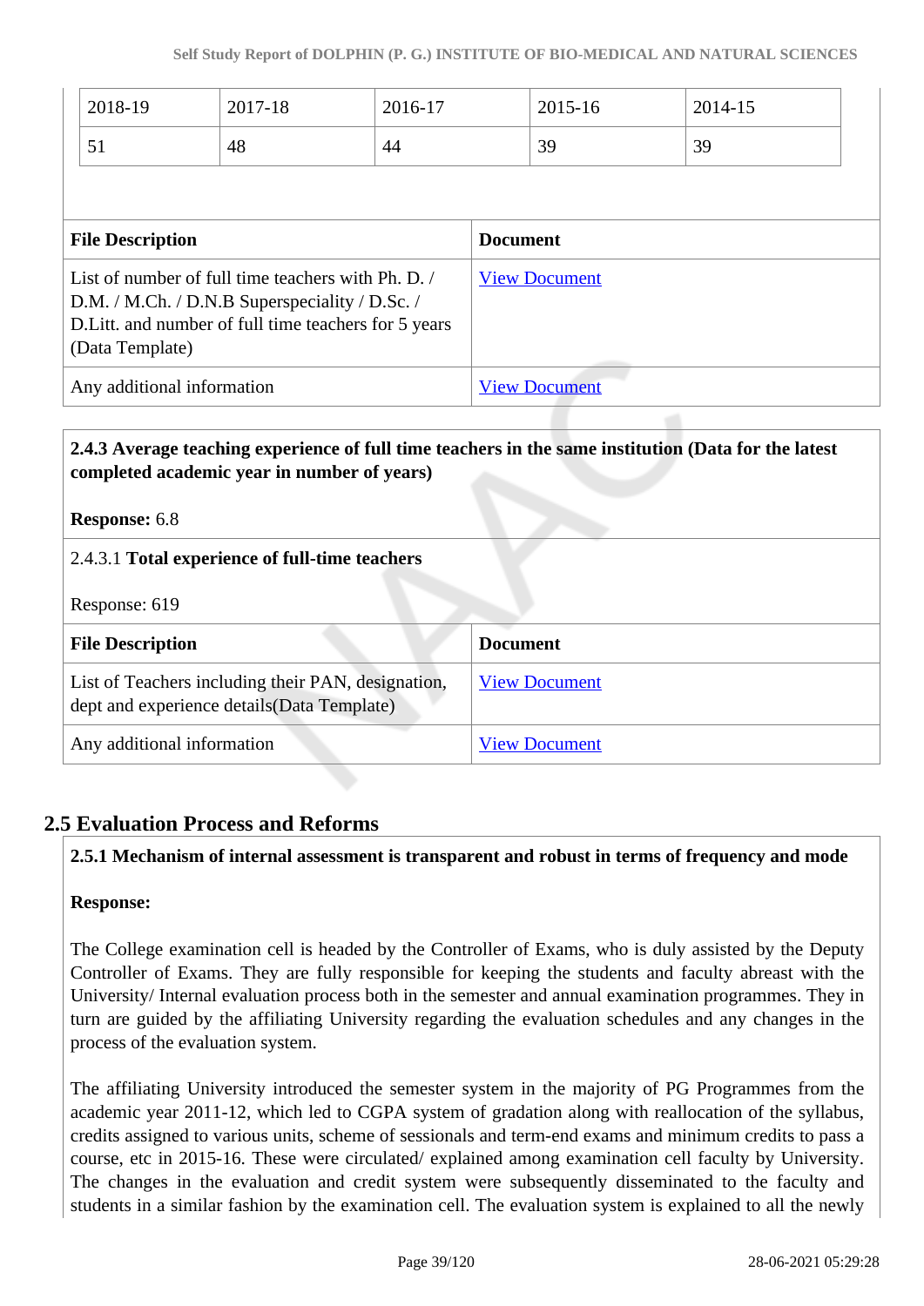| 2018-19 | 2017-18 | 2016-17 | 2015-16 | 2014-15 |
|---|---|---|---|---|
| 51 | 48 | 44 | 39 | 39 |

| File Description | Document |
|---|---|
| List of number of full time teachers with Ph. D. / D.M. / M.Ch. / D.N.B Superspeciality / D.Sc. / D.Litt. and number of full time teachers for 5 years (Data Template) | View Document |
| Any additional information | View Document |

**2.4.3 Average teaching experience of full time teachers in the same institution (Data for the latest completed academic year in number of years)**

**Response:** 6.8

2.4.3.1 **Total experience of full-time teachers**

Response: 619

| File Description | Document |
|---|---|
| List of Teachers including their PAN, designation, dept and experience details(Data Template) | View Document |
| Any additional information | View Document |

## 2.5 Evaluation Process and Reforms

**2.5.1 Mechanism of internal assessment is transparent and robust in terms of frequency and mode**

**Response:**

The College examination cell is headed by the Controller of Exams, who is duly assisted by the Deputy Controller of Exams. They are fully responsible for keeping the students and faculty abreast with the University/ Internal evaluation process both in the semester and annual examination programmes. They in turn are guided by the affiliating University regarding the evaluation schedules and any changes in the process of the evaluation system.

The affiliating University introduced the semester system in the majority of PG Programmes from the academic year 2011-12, which led to CGPA system of gradation along with reallocation of the syllabus, credits assigned to various units, scheme of sessionals and term-end exams and minimum credits to pass a course, etc in 2015-16. These were circulated/ explained among examination cell faculty by University. The changes in the evaluation and credit system were subsequently disseminated to the faculty and students in a similar fashion by the examination cell. The evaluation system is explained to all the newly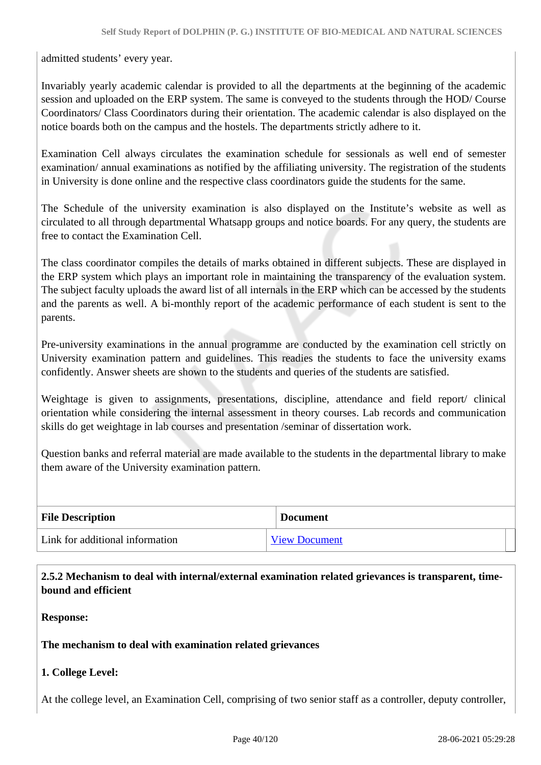admitted students' every year.

Invariably yearly academic calendar is provided to all the departments at the beginning of the academic session and uploaded on the ERP system. The same is conveyed to the students through the HOD/ Course Coordinators/ Class Coordinators during their orientation. The academic calendar is also displayed on the notice boards both on the campus and the hostels. The departments strictly adhere to it.

Examination Cell always circulates the examination schedule for sessionals as well end of semester examination/ annual examinations as notified by the affiliating university. The registration of the students in University is done online and the respective class coordinators guide the students for the same.

The Schedule of the university examination is also displayed on the Institute's website as well as circulated to all through departmental Whatsapp groups and notice boards. For any query, the students are free to contact the Examination Cell.

The class coordinator compiles the details of marks obtained in different subjects. These are displayed in the ERP system which plays an important role in maintaining the transparency of the evaluation system. The subject faculty uploads the award list of all internals in the ERP which can be accessed by the students and the parents as well. A bi-monthly report of the academic performance of each student is sent to the parents.

Pre-university examinations in the annual programme are conducted by the examination cell strictly on University examination pattern and guidelines. This readies the students to face the university exams confidently. Answer sheets are shown to the students and queries of the students are satisfied.

Weightage is given to assignments, presentations, discipline, attendance and field report/ clinical orientation while considering the internal assessment in theory courses. Lab records and communication skills do get weightage in lab courses and presentation /seminar of dissertation work.

Question banks and referral material are made available to the students in the departmental library to make them aware of the University examination pattern.

| File Description | Document |
|---|---|
| Link for additional information | View Document |

**2.5.2 Mechanism to deal with internal/external examination related grievances is transparent, time-bound and efficient**

**Response:**

**The mechanism to deal with examination related grievances**

**1. College Level:**

At the college level, an Examination Cell, comprising of two senior staff as a controller, deputy controller,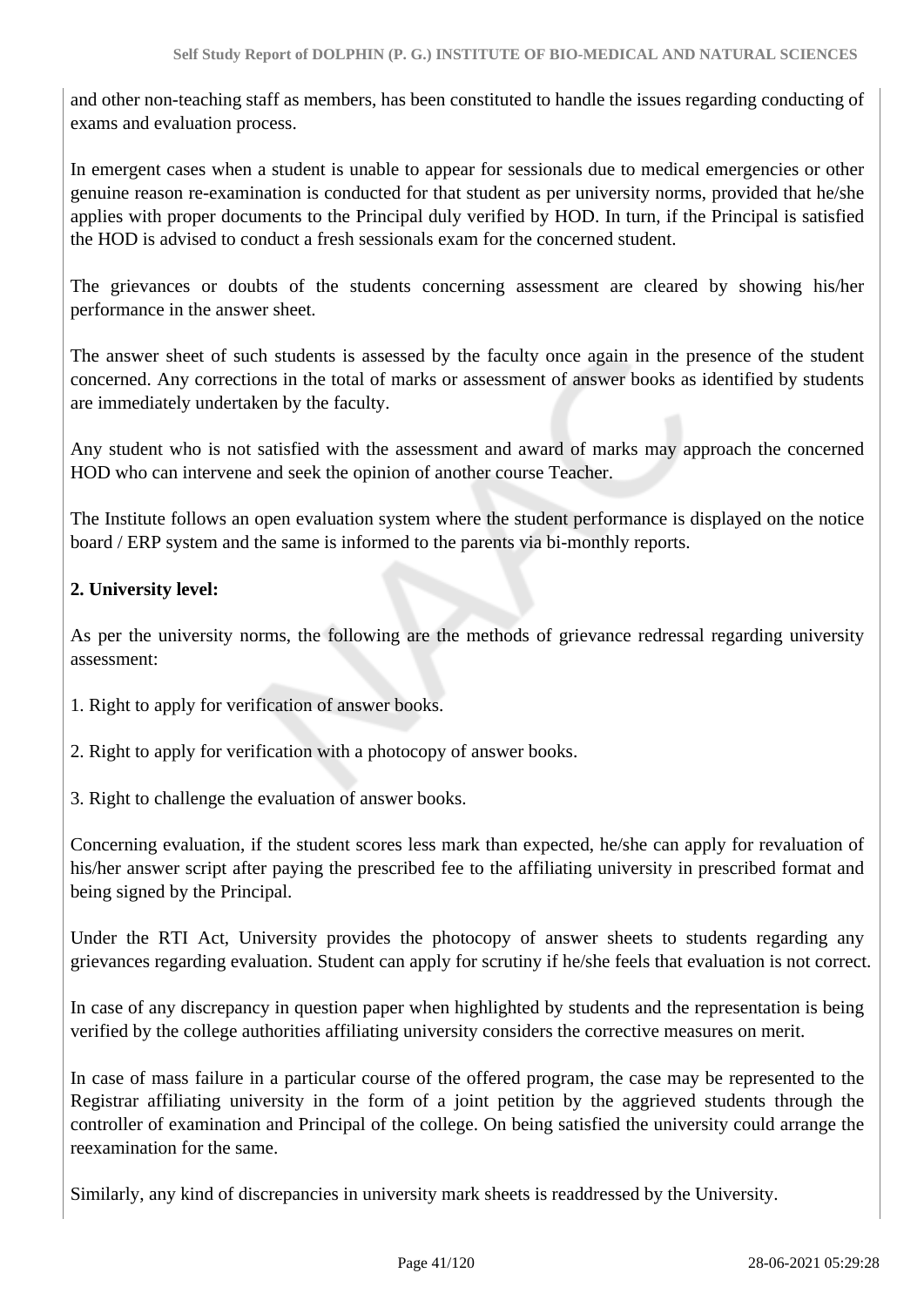and other non-teaching staff as members, has been constituted to handle the issues regarding conducting of exams and evaluation process.

In emergent cases when a student is unable to appear for sessionals due to medical emergencies or other genuine reason re-examination is conducted for that student as per university norms, provided that he/she applies with proper documents to the Principal duly verified by HOD. In turn, if the Principal is satisfied the HOD is advised to conduct a fresh sessionals exam for the concerned student.

The grievances or doubts of the students concerning assessment are cleared by showing his/her performance in the answer sheet.

The answer sheet of such students is assessed by the faculty once again in the presence of the student concerned. Any corrections in the total of marks or assessment of answer books as identified by students are immediately undertaken by the faculty.

Any student who is not satisfied with the assessment and award of marks may approach the concerned HOD who can intervene and seek the opinion of another course Teacher.

The Institute follows an open evaluation system where the student performance is displayed on the notice board / ERP system and the same is informed to the parents via bi-monthly reports.

**2. University level:**

As per the university norms, the following are the methods of grievance redressal regarding university assessment:

1. Right to apply for verification of answer books.

2. Right to apply for verification with a photocopy of answer books.

3. Right to challenge the evaluation of answer books.

Concerning evaluation, if the student scores less mark than expected, he/she can apply for revaluation of his/her answer script after paying the prescribed fee to the affiliating university in prescribed format and being signed by the Principal.

Under the RTI Act, University provides the photocopy of answer sheets to students regarding any grievances regarding evaluation. Student can apply for scrutiny if he/she feels that evaluation is not correct.

In case of any discrepancy in question paper when highlighted by students and the representation is being verified by the college authorities affiliating university considers the corrective measures on merit.

In case of mass failure in a particular course of the offered program, the case may be represented to the Registrar affiliating university in the form of a joint petition by the aggrieved students through the controller of examination and Principal of the college. On being satisfied the university could arrange the reexamination for the same.

Similarly, any kind of discrepancies in university mark sheets is readdressed by the University.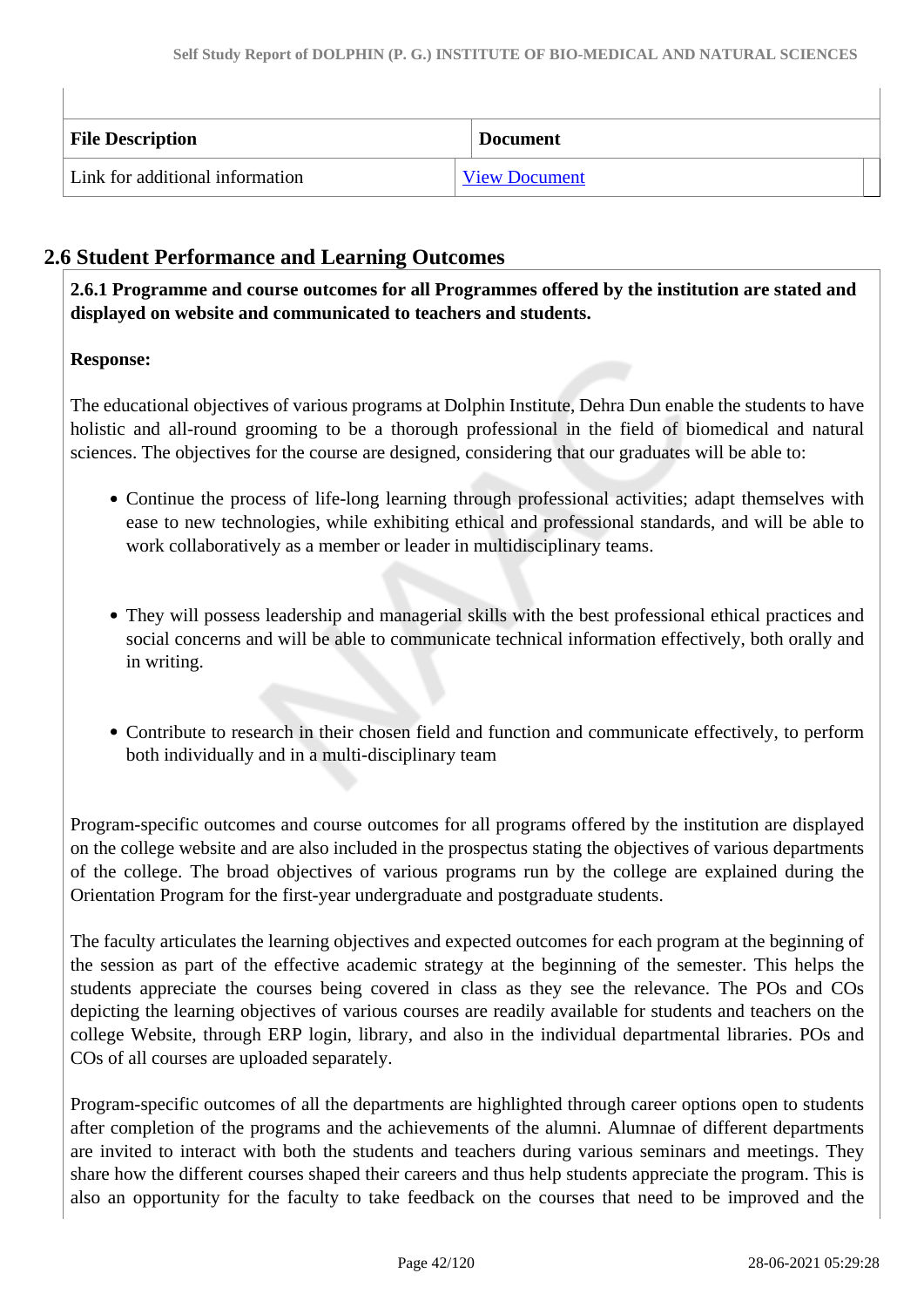| File Description | Document |
|---|---|
| Link for additional information | View Document |

## 2.6 Student Performance and Learning Outcomes

**2.6.1 Programme and course outcomes for all Programmes offered by the institution are stated and displayed on website and communicated to teachers and students.**

**Response:**

The educational objectives of various programs at Dolphin Institute, Dehra Dun enable the students to have holistic and all-round grooming to be a thorough professional in the field of biomedical and natural sciences. The objectives for the course are designed, considering that our graduates will be able to:

- Continue the process of life-long learning through professional activities; adapt themselves with ease to new technologies, while exhibiting ethical and professional standards, and will be able to work collaboratively as a member or leader in multidisciplinary teams.

- They will possess leadership and managerial skills with the best professional ethical practices and social concerns and will be able to communicate technical information effectively, both orally and in writing.

- Contribute to research in their chosen field and function and communicate effectively, to perform both individually and in a multi-disciplinary team

Program-specific outcomes and course outcomes for all programs offered by the institution are displayed on the college website and are also included in the prospectus stating the objectives of various departments of the college. The broad objectives of various programs run by the college are explained during the Orientation Program for the first-year undergraduate and postgraduate students.

The faculty articulates the learning objectives and expected outcomes for each program at the beginning of the session as part of the effective academic strategy at the beginning of the semester. This helps the students appreciate the courses being covered in class as they see the relevance. The POs and COs depicting the learning objectives of various courses are readily available for students and teachers on the college Website, through ERP login, library, and also in the individual departmental libraries. POs and COs of all courses are uploaded separately.

Program-specific outcomes of all the departments are highlighted through career options open to students after completion of the programs and the achievements of the alumni. Alumnae of different departments are invited to interact with both the students and teachers during various seminars and meetings. They share how the different courses shaped their careers and thus help students appreciate the program. This is also an opportunity for the faculty to take feedback on the courses that need to be improved and the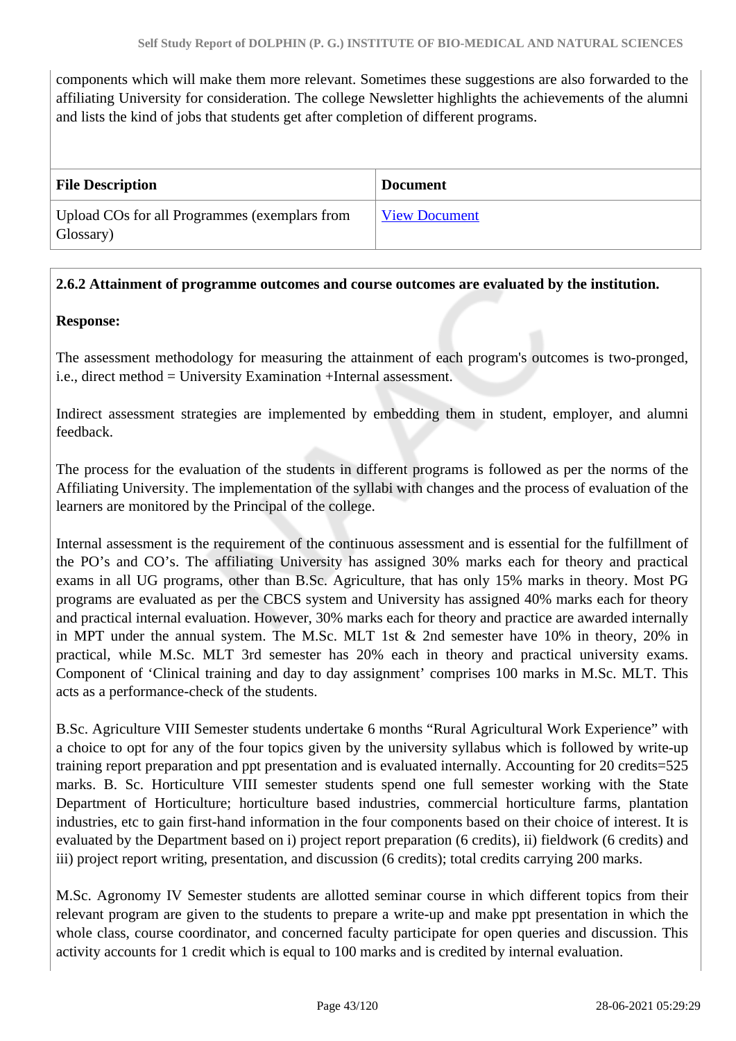components which will make them more relevant. Sometimes these suggestions are also forwarded to the affiliating University for consideration. The college Newsletter highlights the achievements of the alumni and lists the kind of jobs that students get after completion of different programs.

| File Description | Document |
|---|---|
| Upload COs for all Programmes (exemplars from Glossary) | View Document |

**2.6.2 Attainment of programme outcomes and course outcomes are evaluated by the institution.**

**Response:**

The assessment methodology for measuring the attainment of each program's outcomes is two-pronged, i.e., direct method = University Examination +Internal assessment.

Indirect assessment strategies are implemented by embedding them in student, employer, and alumni feedback.

The process for the evaluation of the students in different programs is followed as per the norms of the Affiliating University. The implementation of the syllabi with changes and the process of evaluation of the learners are monitored by the Principal of the college.

Internal assessment is the requirement of the continuous assessment and is essential for the fulfillment of the PO's and CO's. The affiliating University has assigned 30% marks each for theory and practical exams in all UG programs, other than B.Sc. Agriculture, that has only 15% marks in theory. Most PG programs are evaluated as per the CBCS system and University has assigned 40% marks each for theory and practical internal evaluation. However, 30% marks each for theory and practice are awarded internally in MPT under the annual system. The M.Sc. MLT 1st & 2nd semester have 10% in theory, 20% in practical, while M.Sc. MLT 3rd semester has 20% each in theory and practical university exams. Component of 'Clinical training and day to day assignment' comprises 100 marks in M.Sc. MLT. This acts as a performance-check of the students.

B.Sc. Agriculture VIII Semester students undertake 6 months "Rural Agricultural Work Experience" with a choice to opt for any of the four topics given by the university syllabus which is followed by write-up training report preparation and ppt presentation and is evaluated internally. Accounting for 20 credits=525 marks. B. Sc. Horticulture VIII semester students spend one full semester working with the State Department of Horticulture; horticulture based industries, commercial horticulture farms, plantation industries, etc to gain first-hand information in the four components based on their choice of interest. It is evaluated by the Department based on i) project report preparation (6 credits), ii) fieldwork (6 credits) and iii) project report writing, presentation, and discussion (6 credits); total credits carrying 200 marks.

M.Sc. Agronomy IV Semester students are allotted seminar course in which different topics from their relevant program are given to the students to prepare a write-up and make ppt presentation in which the whole class, course coordinator, and concerned faculty participate for open queries and discussion. This activity accounts for 1 credit which is equal to 100 marks and is credited by internal evaluation.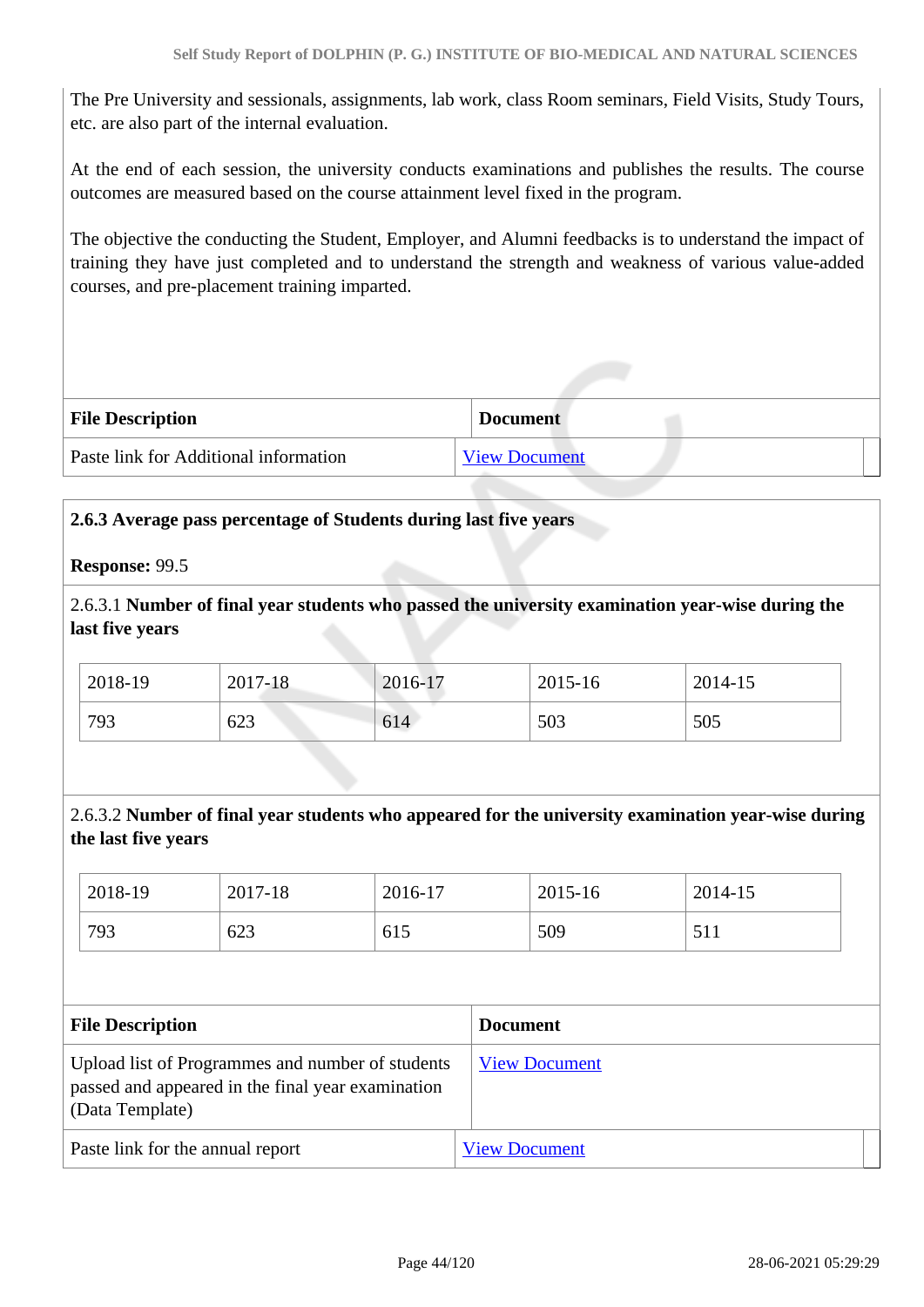The Pre University and sessionals, assignments, lab work, class Room seminars, Field Visits, Study Tours, etc. are also part of the internal evaluation.

At the end of each session, the university conducts examinations and publishes the results. The course outcomes are measured based on the course attainment level fixed in the program.

The objective the conducting the Student, Employer, and Alumni feedbacks is to understand the impact of training they have just completed and to understand the strength and weakness of various value-added courses, and pre-placement training imparted.

| File Description | Document |
|---|---|
| Paste link for Additional information | View Document |

**2.6.3 Average pass percentage of Students during last five years**

**Response:** 99.5

2.6.3.1 **Number of final year students who passed the university examination year-wise during the last five years**

| 2018-19 | 2017-18 | 2016-17 | 2015-16 | 2014-15 |
|---|---|---|---|---|
| 793 | 623 | 614 | 503 | 505 |

2.6.3.2 **Number of final year students who appeared for the university examination year-wise during the last five years**

| 2018-19 | 2017-18 | 2016-17 | 2015-16 | 2014-15 |
|---|---|---|---|---|
| 793 | 623 | 615 | 509 | 511 |

| File Description | Document |
|---|---|
| Upload list of Programmes and number of students passed and appeared in the final year examination (Data Template) | View Document |
| Paste link for the annual report | View Document |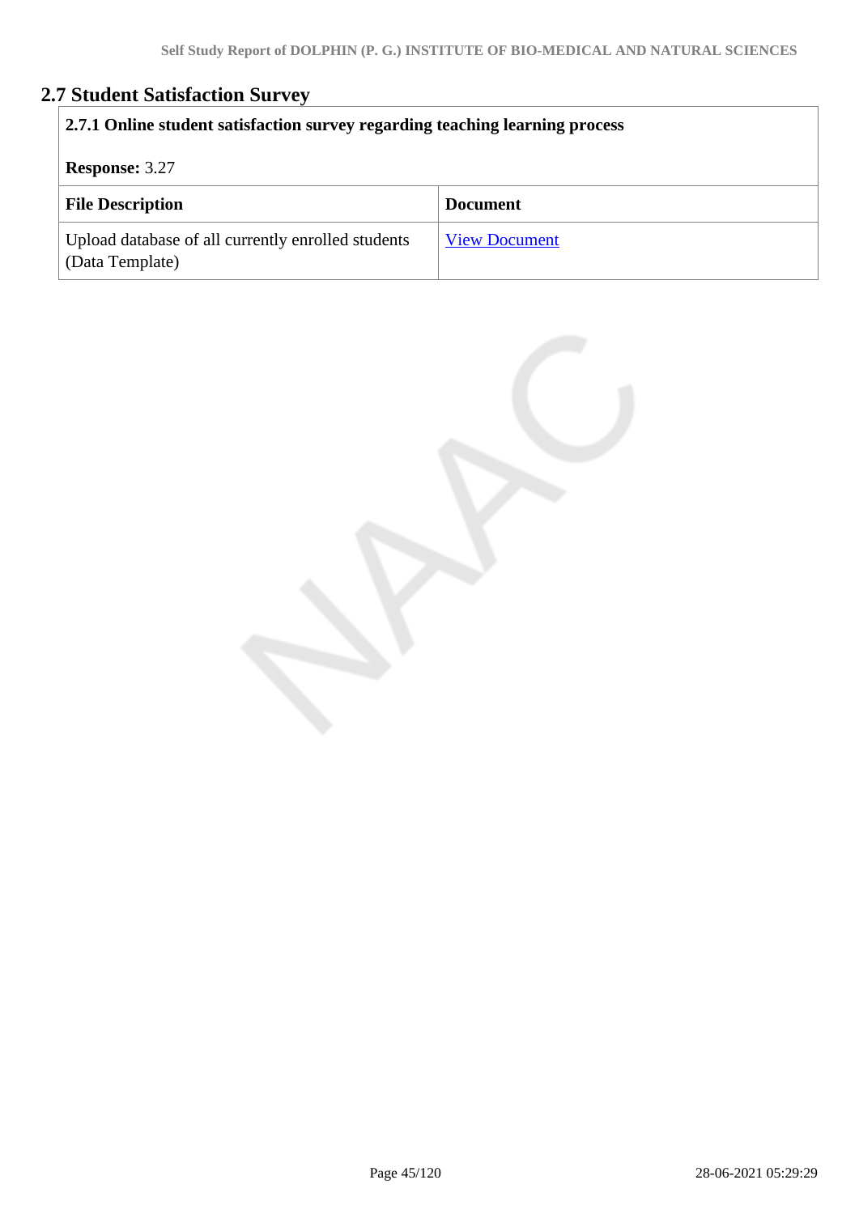## 2.7 Student Satisfaction Survey

**2.7.1 Online student satisfaction survey regarding teaching learning process**

**Response:** 3.27

| File Description | Document |
| --- | --- |
| Upload database of all currently enrolled students (Data Template) | View Document |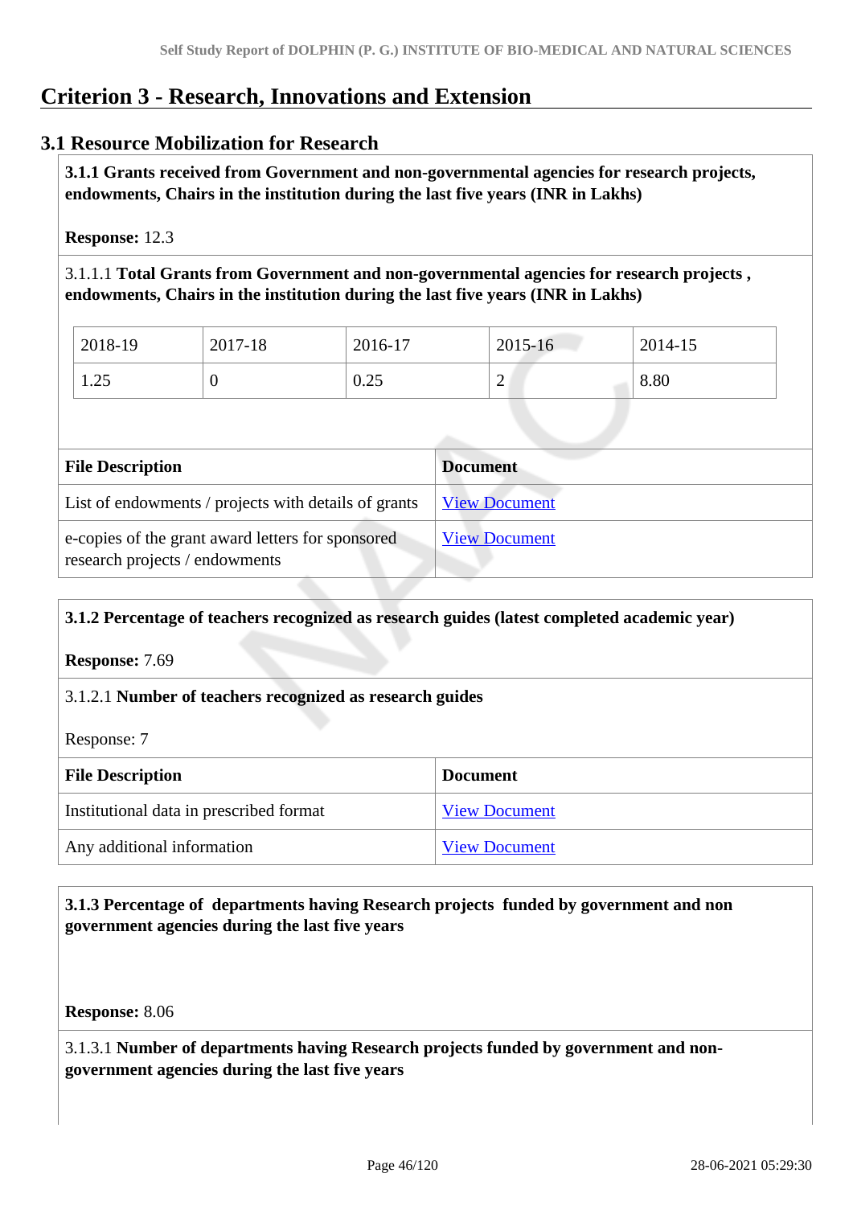# Criterion 3 - Research, Innovations and Extension

## 3.1 Resource Mobilization for Research

**3.1.1 Grants received from Government and non-governmental agencies for research projects, endowments, Chairs in the institution during the last five years (INR in Lakhs)**

**Response:** 12.3

3.1.1.1 **Total Grants from Government and non-governmental agencies for research projects , endowments, Chairs in the institution during the last five years (INR in Lakhs)**

| 2018-19 | 2017-18 | 2016-17 | 2015-16 | 2014-15 |
|---|---|---|---|---|
| 1.25 | 0 | 0.25 | 2 | 8.80 |

| File Description | Document |
|---|---|
| List of endowments / projects with details of grants | View Document |
| e-copies of the grant award letters for sponsored research projects / endowments | View Document |

**3.1.2 Percentage of teachers recognized as research guides (latest completed academic year)**

**Response:** 7.69

3.1.2.1 **Number of teachers recognized as research guides**

Response: 7

| File Description | Document |
|---|---|
| Institutional data in prescribed format | View Document |
| Any additional information | View Document |

**3.1.3 Percentage of departments having Research projects funded by government and non government agencies during the last five years**

**Response:** 8.06

3.1.3.1 **Number of departments having Research projects funded by government and non-government agencies during the last five years**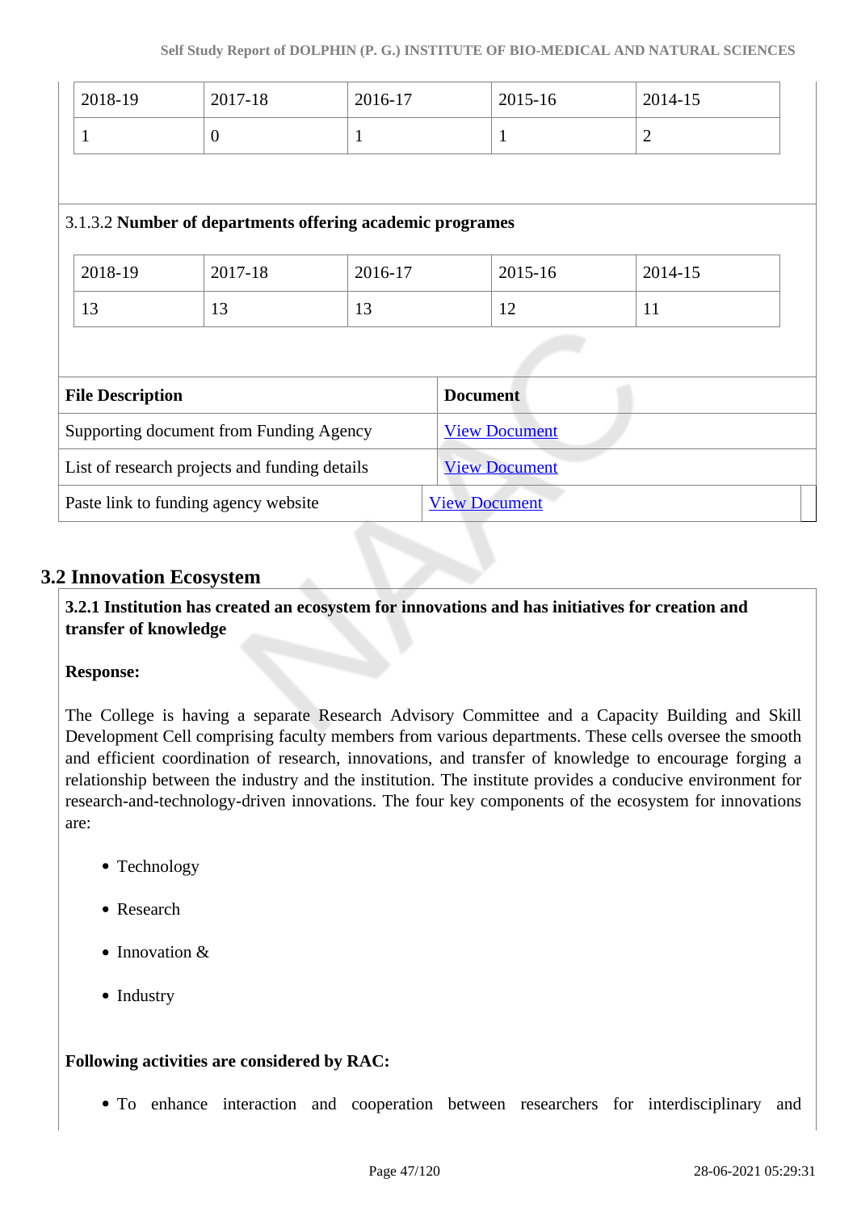| 2018-19 | 2017-18 | 2016-17 | 2015-16 | 2014-15 |
|---|---|---|---|---|
| 1 | 0 | 1 | 1 | 2 |

3.1.3.2 **Number of departments offering academic programes**

| 2018-19 | 2017-18 | 2016-17 | 2015-16 | 2014-15 |
|---|---|---|---|---|
| 13 | 13 | 13 | 12 | 11 |

| **File Description** | **Document** |
|---|---|
| Supporting document from Funding Agency | View Document |
| List of research projects and funding details | View Document |
| Paste link to funding agency website | View Document |

## 3.2 Innovation Ecosystem

**3.2.1 Institution has created an ecosystem for innovations and has initiatives for creation and transfer of knowledge**

**Response:**

The College is having a separate Research Advisory Committee and a Capacity Building and Skill Development Cell comprising faculty members from various departments. These cells oversee the smooth and efficient coordination of research, innovations, and transfer of knowledge to encourage forging a relationship between the industry and the institution. The institute provides a conducive environment for research-and-technology-driven innovations. The four key components of the ecosystem for innovations are:

- Technology
- Research
- Innovation &
- Industry

**Following activities are considered by RAC:**

- To enhance interaction and cooperation between researchers for interdisciplinary and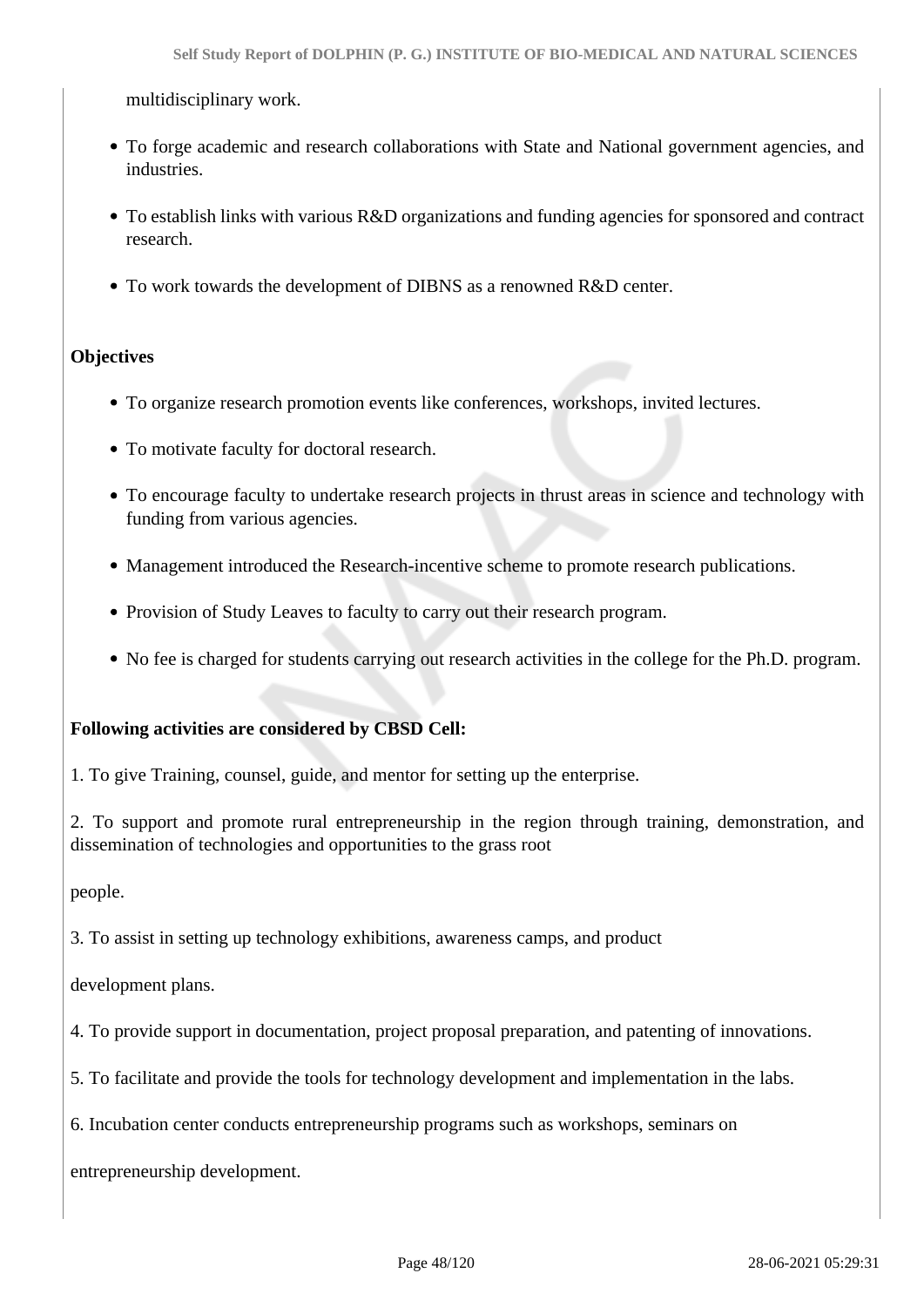multidisciplinary work.

- To forge academic and research collaborations with State and National government agencies, and industries.
- To establish links with various R&D organizations and funding agencies for sponsored and contract research.
- To work towards the development of DIBNS as a renowned R&D center.

**Objectives**

- To organize research promotion events like conferences, workshops, invited lectures.
- To motivate faculty for doctoral research.
- To encourage faculty to undertake research projects in thrust areas in science and technology with funding from various agencies.
- Management introduced the Research-incentive scheme to promote research publications.
- Provision of Study Leaves to faculty to carry out their research program.
- No fee is charged for students carrying out research activities in the college for the Ph.D. program.

**Following activities are considered by CBSD Cell:**

1. To give Training, counsel, guide, and mentor for setting up the enterprise.

2. To support and promote rural entrepreneurship in the region through training, demonstration, and dissemination of technologies and opportunities to the grass root people.

3. To assist in setting up technology exhibitions, awareness camps, and product development plans.

4. To provide support in documentation, project proposal preparation, and patenting of innovations.

5. To facilitate and provide the tools for technology development and implementation in the labs.

6. Incubation center conducts entrepreneurship programs such as workshops, seminars on entrepreneurship development.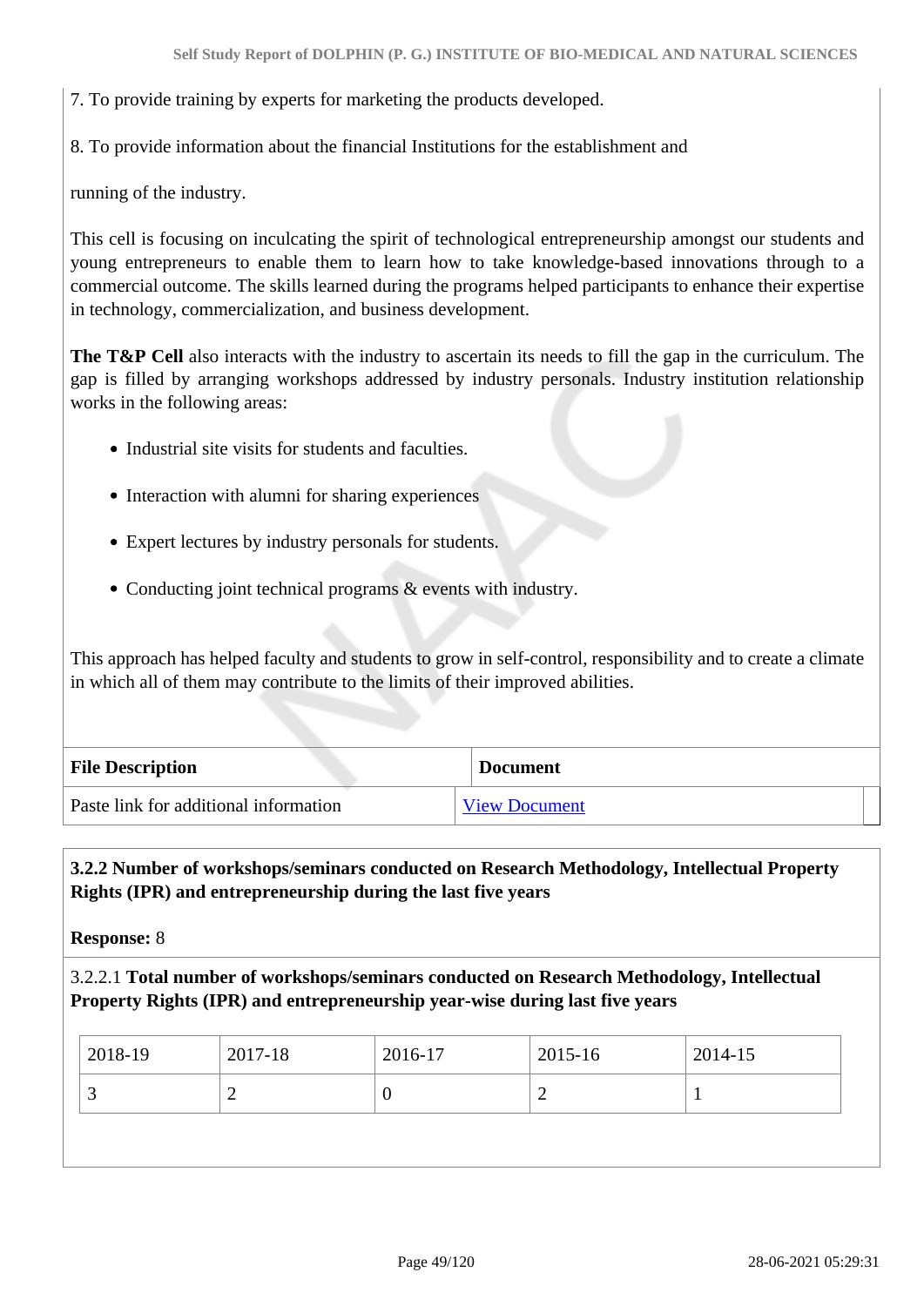7. To provide training by experts for marketing the products developed.

8. To provide information about the financial Institutions for the establishment and

running of the industry.

This cell is focusing on inculcating the spirit of technological entrepreneurship amongst our students and young entrepreneurs to enable them to learn how to take knowledge-based innovations through to a commercial outcome. The skills learned during the programs helped participants to enhance their expertise in technology, commercialization, and business development.

**The T&P Cell** also interacts with the industry to ascertain its needs to fill the gap in the curriculum. The gap is filled by arranging workshops addressed by industry personals. Industry institution relationship works in the following areas:

- Industrial site visits for students and faculties.
- Interaction with alumni for sharing experiences
- Expert lectures by industry personals for students.
- Conducting joint technical programs & events with industry.

This approach has helped faculty and students to grow in self-control, responsibility and to create a climate in which all of them may contribute to the limits of their improved abilities.

| File Description | Document |
|---|---|
| Paste link for additional information | View Document |

**3.2.2 Number of workshops/seminars conducted on Research Methodology, Intellectual Property Rights (IPR) and entrepreneurship during the last five years**

**Response:** 8

3.2.2.1 **Total number of workshops/seminars conducted on Research Methodology, Intellectual Property Rights (IPR) and entrepreneurship year-wise during last five years**

| 2018-19 | 2017-18 | 2016-17 | 2015-16 | 2014-15 |
|---|---|---|---|---|
| 3 | 2 | 0 | 2 | 1 |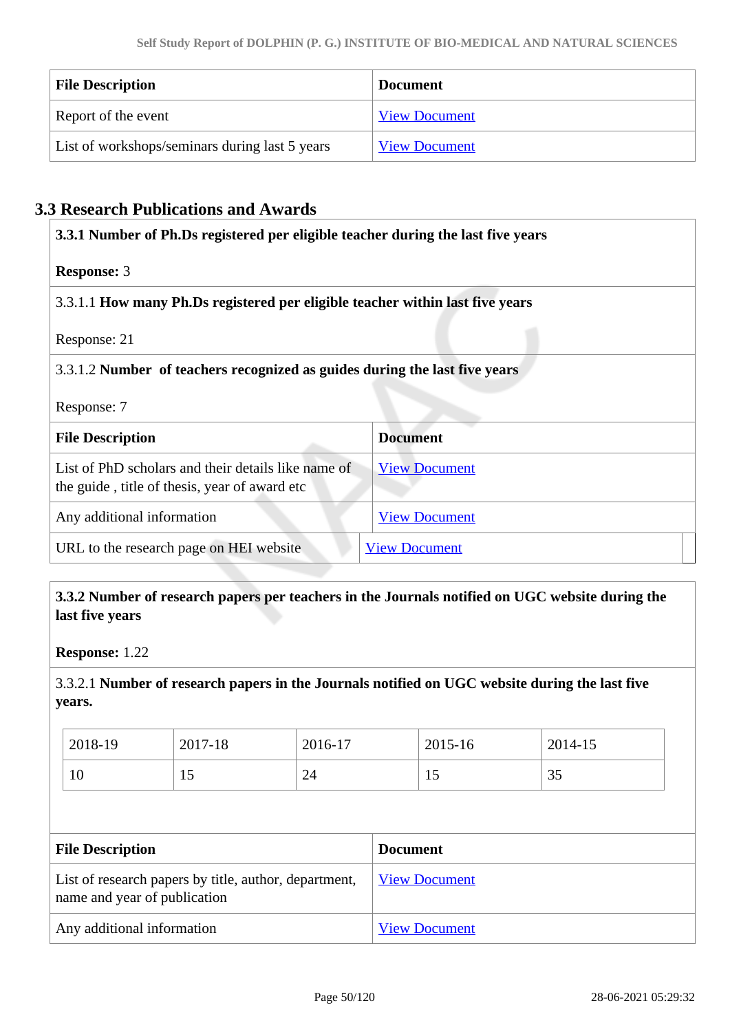| File Description | Document |
|---|---|
| Report of the event | View Document |
| List of workshops/seminars during last 5 years | View Document |

## 3.3 Research Publications and Awards

**3.3.1 Number of Ph.Ds registered per eligible teacher during the last five years**

**Response:** 3

3.3.1.1 **How many Ph.Ds registered per eligible teacher within last five years**

Response: 21

3.3.1.2 **Number of teachers recognized as guides during the last five years**

Response: 7

| File Description | Document |
|---|---|
| List of PhD scholars and their details like name of the guide , title of thesis, year of award etc | View Document |
| Any additional information | View Document |
| URL to the research page on HEI website | View Document |

**3.3.2 Number of research papers per teachers in the Journals notified on UGC website during the last five years**

**Response:** 1.22

3.3.2.1 **Number of research papers in the Journals notified on UGC website during the last five years.**

| 2018-19 | 2017-18 | 2016-17 | 2015-16 | 2014-15 |
|---|---|---|---|---|
| 10 | 15 | 24 | 15 | 35 |

| File Description | Document |
|---|---|
| List of research papers by title, author, department, name and year of publication | View Document |
| Any additional information | View Document |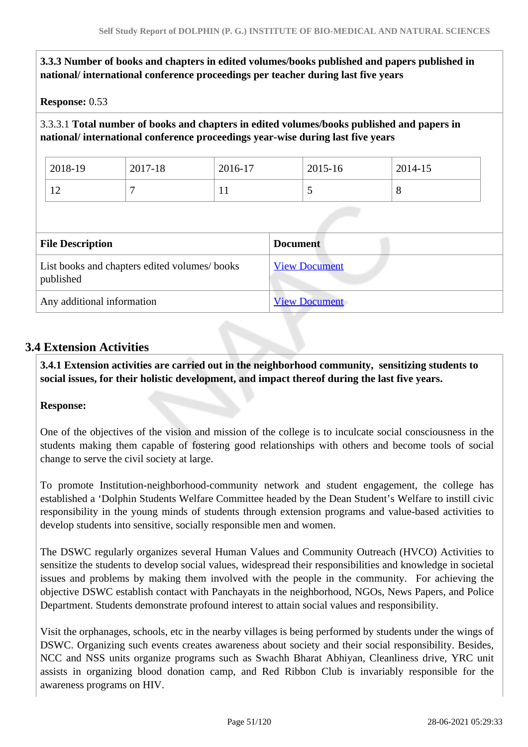**3.3.3 Number of books and chapters in edited volumes/books published and papers published in national/ international conference proceedings per teacher during last five years**

**Response:** 0.53

3.3.3.1 **Total number of books and chapters in edited volumes/books published and papers in national/ international conference proceedings year-wise during last five years**

| 2018-19 | 2017-18 | 2016-17 | 2015-16 | 2014-15 |
|---|---|---|---|---|
| 12 | 7 | 11 | 5 | 8 |

| File Description | Document |
|---|---|
| List books and chapters edited volumes/ books published | View Document |
| Any additional information | View Document |

## 3.4 Extension Activities

**3.4.1 Extension activities are carried out in the neighborhood community, sensitizing students to social issues, for their holistic development, and impact thereof during the last five years.**

**Response:**

One of the objectives of the vision and mission of the college is to inculcate social consciousness in the students making them capable of fostering good relationships with others and become tools of social change to serve the civil society at large.

To promote Institution-neighborhood-community network and student engagement, the college has established a 'Dolphin Students Welfare Committee headed by the Dean Student's Welfare to instill civic responsibility in the young minds of students through extension programs and value-based activities to develop students into sensitive, socially responsible men and women.

The DSWC regularly organizes several Human Values and Community Outreach (HVCO) Activities to sensitize the students to develop social values, widespread their responsibilities and knowledge in societal issues and problems by making them involved with the people in the community. For achieving the objective DSWC establish contact with Panchayats in the neighborhood, NGOs, News Papers, and Police Department. Students demonstrate profound interest to attain social values and responsibility.

Visit the orphanages, schools, etc in the nearby villages is being performed by students under the wings of DSWC. Organizing such events creates awareness about society and their social responsibility. Besides, NCC and NSS units organize programs such as Swachh Bharat Abhiyan, Cleanliness drive, YRC unit assists in organizing blood donation camp, and Red Ribbon Club is invariably responsible for the awareness programs on HIV.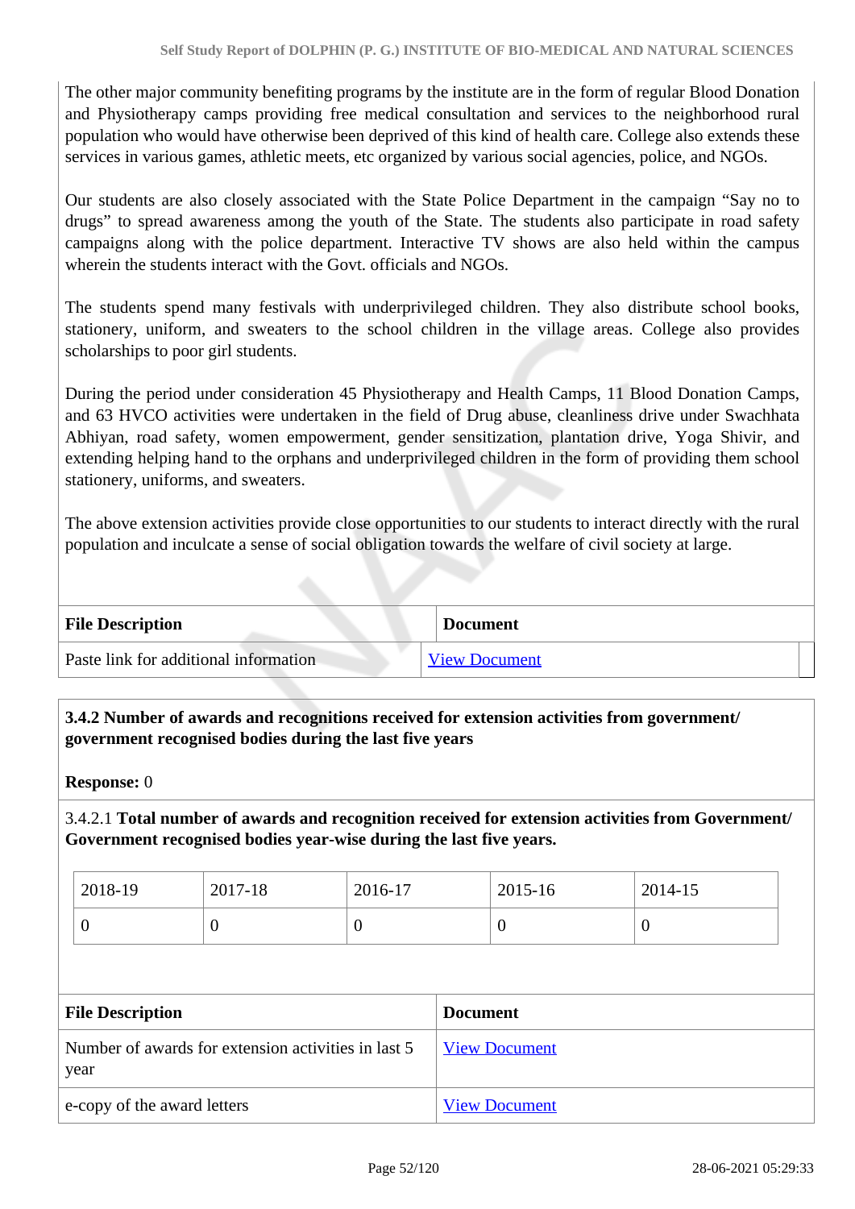The other major community benefiting programs by the institute are in the form of regular Blood Donation and Physiotherapy camps providing free medical consultation and services to the neighborhood rural population who would have otherwise been deprived of this kind of health care. College also extends these services in various games, athletic meets, etc organized by various social agencies, police, and NGOs.

Our students are also closely associated with the State Police Department in the campaign “Say no to drugs” to spread awareness among the youth of the State. The students also participate in road safety campaigns along with the police department. Interactive TV shows are also held within the campus wherein the students interact with the Govt. officials and NGOs.

The students spend many festivals with underprivileged children. They also distribute school books, stationery, uniform, and sweaters to the school children in the village areas. College also provides scholarships to poor girl students.

During the period under consideration 45 Physiotherapy and Health Camps, 11 Blood Donation Camps, and 63 HVCO activities were undertaken in the field of Drug abuse, cleanliness drive under Swachhata Abhiyan, road safety, women empowerment, gender sensitization, plantation drive, Yoga Shivir, and extending helping hand to the orphans and underprivileged children in the form of providing them school stationery, uniforms, and sweaters.

The above extension activities provide close opportunities to our students to interact directly with the rural population and inculcate a sense of social obligation towards the welfare of civil society at large.

| File Description | Document |
|---|---|
| Paste link for additional information | View Document |

**3.4.2 Number of awards and recognitions received for extension activities from government/ government recognised bodies during the last five years**

**Response:** 0

3.4.2.1 **Total number of awards and recognition received for extension activities from Government/ Government recognised bodies year-wise during the last five years.**

| 2018-19 | 2017-18 | 2016-17 | 2015-16 | 2014-15 |
|---|---|---|---|---|
| 0 | 0 | 0 | 0 | 0 |

| File Description | Document |
|---|---|
| Number of awards for extension activities in last 5 year | View Document |
| e-copy of the award letters | View Document |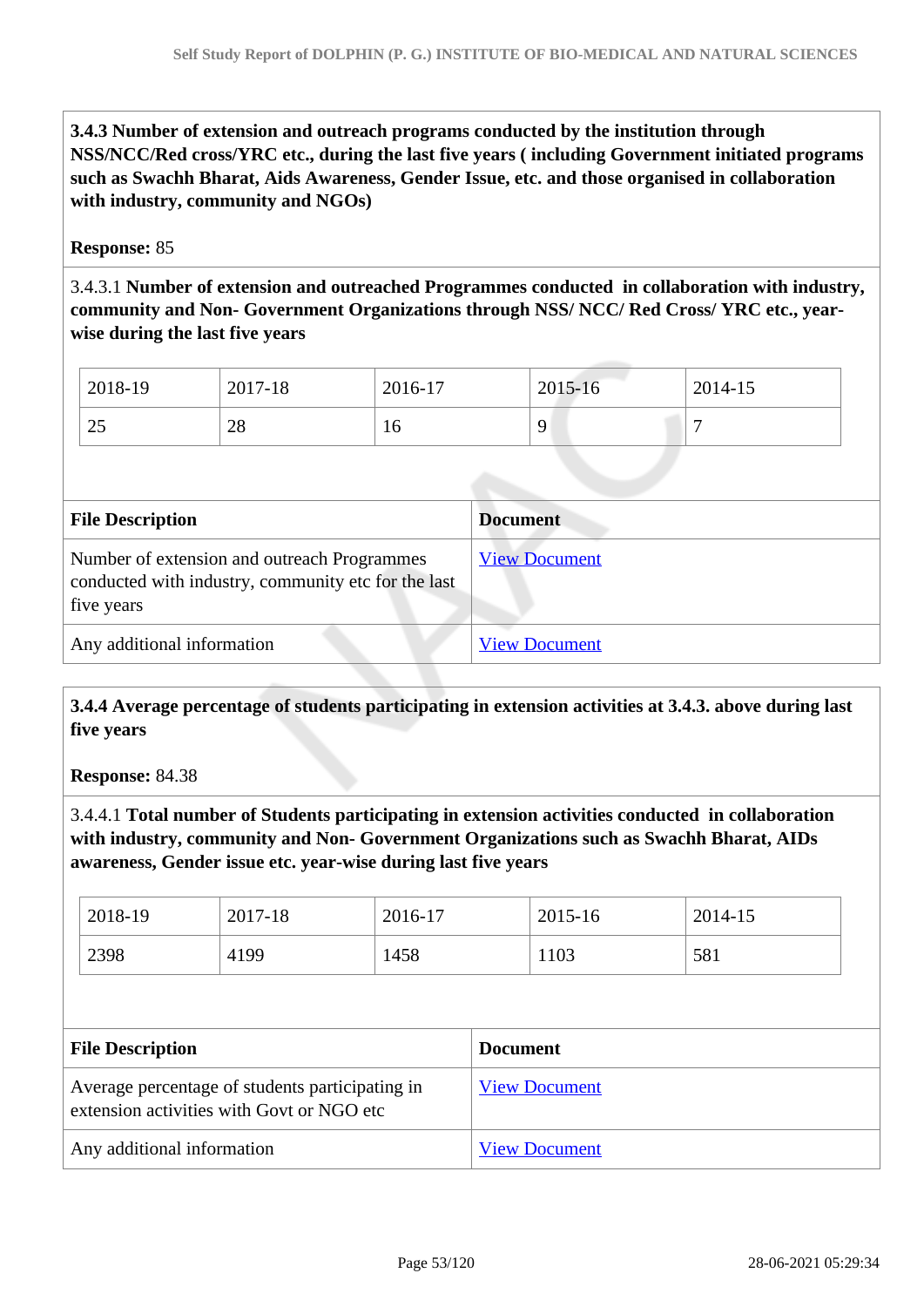**3.4.3 Number of extension and outreach programs conducted by the institution through NSS/NCC/Red cross/YRC etc., during the last five years ( including Government initiated programs such as Swachh Bharat, Aids Awareness, Gender Issue, etc. and those organised in collaboration with industry, community and NGOs)**

**Response:** 85

3.4.3.1 **Number of extension and outreached Programmes conducted in collaboration with industry, community and Non- Government Organizations through NSS/ NCC/ Red Cross/ YRC etc., year-wise during the last five years**

| 2018-19 | 2017-18 | 2016-17 | 2015-16 | 2014-15 |
|---|---|---|---|---|
| 25 | 28 | 16 | 9 | 7 |

| File Description | Document |
|---|---|
| Number of extension and outreach Programmes conducted with industry, community etc for the last five years | View Document |
| Any additional information | View Document |

**3.4.4 Average percentage of students participating in extension activities at 3.4.3. above during last five years**

**Response:** 84.38

3.4.4.1 **Total number of Students participating in extension activities conducted in collaboration with industry, community and Non- Government Organizations such as Swachh Bharat, AIDs awareness, Gender issue etc. year-wise during last five years**

| 2018-19 | 2017-18 | 2016-17 | 2015-16 | 2014-15 |
|---|---|---|---|---|
| 2398 | 4199 | 1458 | 1103 | 581 |

| File Description | Document |
|---|---|
| Average percentage of students participating in extension activities with Govt or NGO etc | View Document |
| Any additional information | View Document |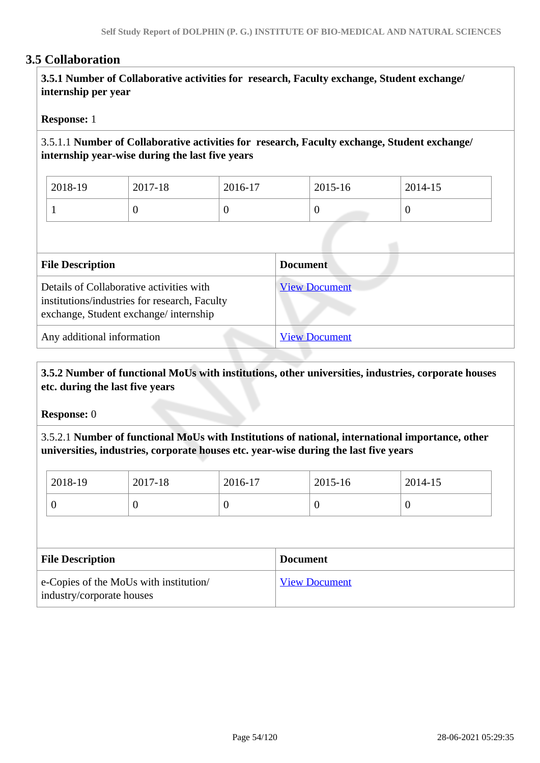## 3.5 Collaboration

**3.5.1 Number of Collaborative activities for research, Faculty exchange, Student exchange/ internship per year**

**Response:** 1

3.5.1.1 **Number of Collaborative activities for research, Faculty exchange, Student exchange/ internship year-wise during the last five years**

| 2018-19 | 2017-18 | 2016-17 | 2015-16 | 2014-15 |
|---|---|---|---|---|
| 1 | 0 | 0 | 0 | 0 |

| File Description | Document |
|---|---|
| Details of Collaborative activities with institutions/industries for research, Faculty exchange, Student exchange/ internship | View Document |
| Any additional information | View Document |

**3.5.2 Number of functional MoUs with institutions, other universities, industries, corporate houses etc. during the last five years**

**Response:** 0

3.5.2.1 **Number of functional MoUs with Institutions of national, international importance, other universities, industries, corporate houses etc. year-wise during the last five years**

| 2018-19 | 2017-18 | 2016-17 | 2015-16 | 2014-15 |
|---|---|---|---|---|
| 0 | 0 | 0 | 0 | 0 |

| File Description | Document |
|---|---|
| e-Copies of the MoUs with institution/ industry/corporate houses | View Document |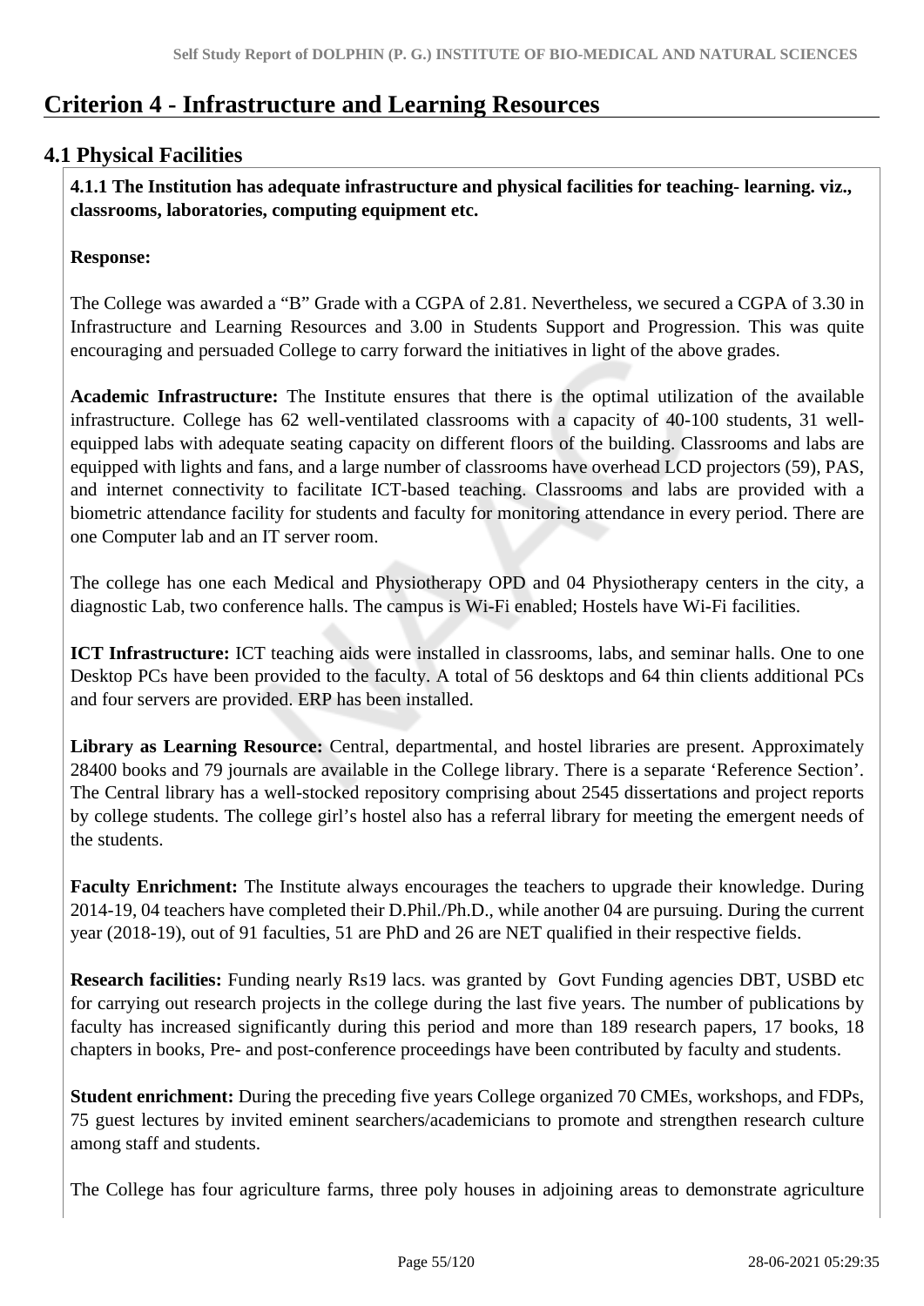# Criterion 4 - Infrastructure and Learning Resources

## 4.1 Physical Facilities

**4.1.1 The Institution has adequate infrastructure and physical facilities for teaching- learning. viz., classrooms, laboratories, computing equipment etc.**

**Response:**

The College was awarded a "B" Grade with a CGPA of 2.81. Nevertheless, we secured a CGPA of 3.30 in Infrastructure and Learning Resources and 3.00 in Students Support and Progression. This was quite encouraging and persuaded College to carry forward the initiatives in light of the above grades.

**Academic Infrastructure:** The Institute ensures that there is the optimal utilization of the available infrastructure. College has 62 well-ventilated classrooms with a capacity of 40-100 students, 31 well-equipped labs with adequate seating capacity on different floors of the building. Classrooms and labs are equipped with lights and fans, and a large number of classrooms have overhead LCD projectors (59), PAS, and internet connectivity to facilitate ICT-based teaching. Classrooms and labs are provided with a biometric attendance facility for students and faculty for monitoring attendance in every period. There are one Computer lab and an IT server room.

The college has one each Medical and Physiotherapy OPD and 04 Physiotherapy centers in the city, a diagnostic Lab, two conference halls. The campus is Wi-Fi enabled; Hostels have Wi-Fi facilities.

**ICT Infrastructure:** ICT teaching aids were installed in classrooms, labs, and seminar halls. One to one Desktop PCs have been provided to the faculty. A total of 56 desktops and 64 thin clients additional PCs and four servers are provided. ERP has been installed.

**Library as Learning Resource:** Central, departmental, and hostel libraries are present. Approximately 28400 books and 79 journals are available in the College library. There is a separate 'Reference Section'. The Central library has a well-stocked repository comprising about 2545 dissertations and project reports by college students. The college girl's hostel also has a referral library for meeting the emergent needs of the students.

**Faculty Enrichment:** The Institute always encourages the teachers to upgrade their knowledge. During 2014-19, 04 teachers have completed their D.Phil./Ph.D., while another 04 are pursuing. During the current year (2018-19), out of 91 faculties, 51 are PhD and 26 are NET qualified in their respective fields.

**Research facilities:** Funding nearly Rs19 lacs. was granted by Govt Funding agencies DBT, USBD etc for carrying out research projects in the college during the last five years. The number of publications by faculty has increased significantly during this period and more than 189 research papers, 17 books, 18 chapters in books, Pre- and post-conference proceedings have been contributed by faculty and students.

**Student enrichment:** During the preceding five years College organized 70 CMEs, workshops, and FDPs, 75 guest lectures by invited eminent searchers/academicians to promote and strengthen research culture among staff and students.

The College has four agriculture farms, three poly houses in adjoining areas to demonstrate agriculture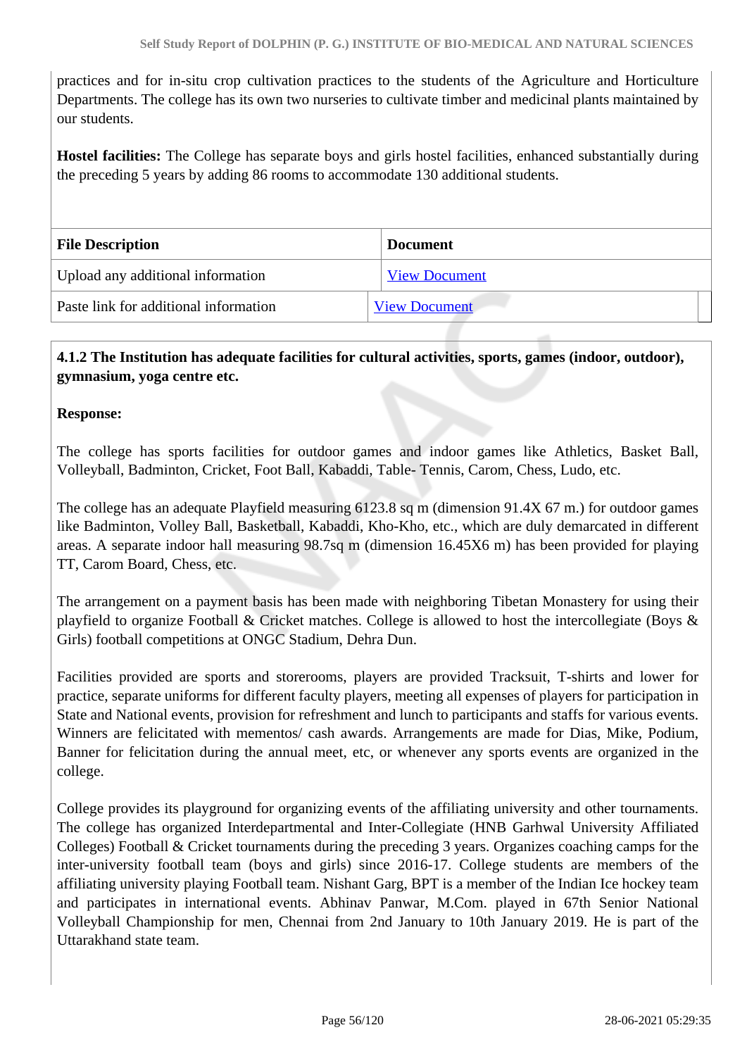practices and for in-situ crop cultivation practices to the students of the Agriculture and Horticulture Departments. The college has its own two nurseries to cultivate timber and medicinal plants maintained by our students.

**Hostel facilities:** The College has separate boys and girls hostel facilities, enhanced substantially during the preceding 5 years by adding 86 rooms to accommodate 130 additional students.

| File Description | Document |
|---|---|
| Upload any additional information | View Document |
| Paste link for additional information | View Document |

**4.1.2 The Institution has adequate facilities for cultural activities, sports, games (indoor, outdoor), gymnasium, yoga centre etc.**

**Response:**

The college has sports facilities for outdoor games and indoor games like Athletics, Basket Ball, Volleyball, Badminton, Cricket, Foot Ball, Kabaddi, Table- Tennis, Carom, Chess, Ludo, etc.

The college has an adequate Playfield measuring 6123.8 sq m (dimension 91.4X 67 m.) for outdoor games like Badminton, Volley Ball, Basketball, Kabaddi, Kho-Kho, etc., which are duly demarcated in different areas. A separate indoor hall measuring 98.7sq m (dimension 16.45X6 m) has been provided for playing TT, Carom Board, Chess, etc.

The arrangement on a payment basis has been made with neighboring Tibetan Monastery for using their playfield to organize Football & Cricket matches. College is allowed to host the intercollegiate (Boys & Girls) football competitions at ONGC Stadium, Dehra Dun.

Facilities provided are sports and storerooms, players are provided Tracksuit, T-shirts and lower for practice, separate uniforms for different faculty players, meeting all expenses of players for participation in State and National events, provision for refreshment and lunch to participants and staffs for various events. Winners are felicitated with mementos/ cash awards. Arrangements are made for Dias, Mike, Podium, Banner for felicitation during the annual meet, etc, or whenever any sports events are organized in the college.

College provides its playground for organizing events of the affiliating university and other tournaments. The college has organized Interdepartmental and Inter-Collegiate (HNB Garhwal University Affiliated Colleges) Football & Cricket tournaments during the preceding 3 years. Organizes coaching camps for the inter-university football team (boys and girls) since 2016-17. College students are members of the affiliating university playing Football team. Nishant Garg, BPT is a member of the Indian Ice hockey team and participates in international events. Abhinav Panwar, M.Com. played in 67th Senior National Volleyball Championship for men, Chennai from 2nd January to 10th January 2019. He is part of the Uttarakhand state team.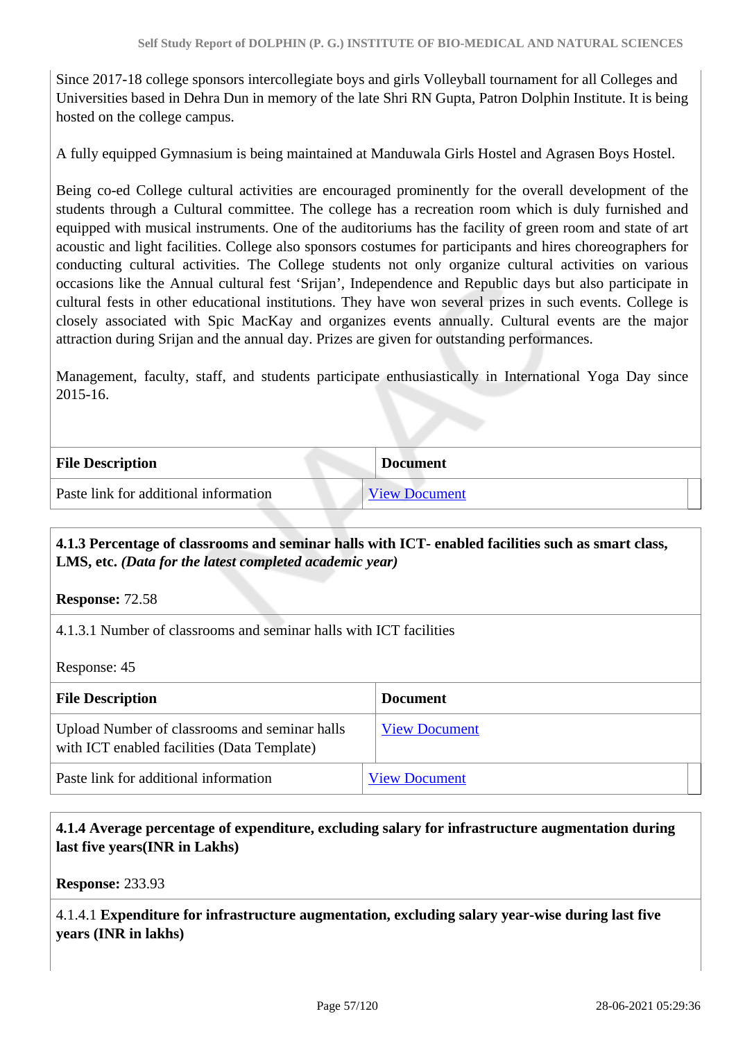Since 2017-18 college sponsors intercollegiate boys and girls Volleyball tournament for all Colleges and Universities based in Dehra Dun in memory of the late Shri RN Gupta, Patron Dolphin Institute. It is being hosted on the college campus.

A fully equipped Gymnasium is being maintained at Manduwala Girls Hostel and Agrasen Boys Hostel.

Being co-ed College cultural activities are encouraged prominently for the overall development of the students through a Cultural committee. The college has a recreation room which is duly furnished and equipped with musical instruments. One of the auditoriums has the facility of green room and state of art acoustic and light facilities. College also sponsors costumes for participants and hires choreographers for conducting cultural activities. The College students not only organize cultural activities on various occasions like the Annual cultural fest 'Srijan', Independence and Republic days but also participate in cultural fests in other educational institutions. They have won several prizes in such events. College is closely associated with Spic MacKay and organizes events annually. Cultural events are the major attraction during Srijan and the annual day. Prizes are given for outstanding performances.

Management, faculty, staff, and students participate enthusiastically in International Yoga Day since 2015-16.

| File Description | Document |
|---|---|
| Paste link for additional information | View Document |

**4.1.3 Percentage of classrooms and seminar halls with ICT- enabled facilities such as smart class, LMS, etc.** ***(Data for the latest completed academic year)***

**Response:** 72.58

4.1.3.1 Number of classrooms and seminar halls with ICT facilities

Response: 45

| File Description | Document |
|---|---|
| Upload Number of classrooms and seminar halls with ICT enabled facilities (Data Template) | View Document |
| Paste link for additional information | View Document |

**4.1.4 Average percentage of expenditure, excluding salary for infrastructure augmentation during last five years(INR in Lakhs)**

**Response:** 233.93

4.1.4.1 **Expenditure for infrastructure augmentation, excluding salary year-wise during last five years (INR in lakhs)**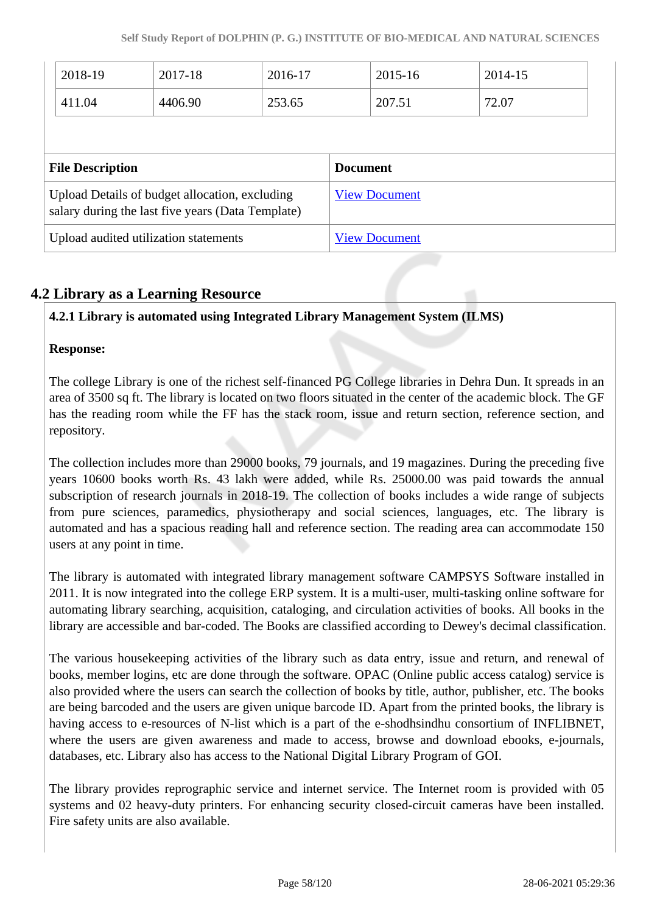| 2018-19 | 2017-18 | 2016-17 | 2015-16 | 2014-15 |
|---|---|---|---|---|
| 411.04 | 4406.90 | 253.65 | 207.51 | 72.07 |

| File Description | Document |
|---|---|
| Upload Details of budget allocation, excluding salary during the last five years (Data Template) | View Document |
| Upload audited utilization statements | View Document |

## 4.2 Library as a Learning Resource

**4.2.1 Library is automated using Integrated Library Management System (ILMS)**

**Response:**

The college Library is one of the richest self-financed PG College libraries in Dehra Dun. It spreads in an area of 3500 sq ft. The library is located on two floors situated in the center of the academic block. The GF has the reading room while the FF has the stack room, issue and return section, reference section, and repository.

The collection includes more than 29000 books, 79 journals, and 19 magazines. During the preceding five years 10600 books worth Rs. 43 lakh were added, while Rs. 25000.00 was paid towards the annual subscription of research journals in 2018-19. The collection of books includes a wide range of subjects from pure sciences, paramedics, physiotherapy and social sciences, languages, etc. The library is automated and has a spacious reading hall and reference section. The reading area can accommodate 150 users at any point in time.

The library is automated with integrated library management software CAMPSYS Software installed in 2011. It is now integrated into the college ERP system. It is a multi-user, multi-tasking online software for automating library searching, acquisition, cataloging, and circulation activities of books. All books in the library are accessible and bar-coded. The Books are classified according to Dewey's decimal classification.

The various housekeeping activities of the library such as data entry, issue and return, and renewal of books, member logins, etc are done through the software. OPAC (Online public access catalog) service is also provided where the users can search the collection of books by title, author, publisher, etc. The books are being barcoded and the users are given unique barcode ID. Apart from the printed books, the library is having access to e-resources of N-list which is a part of the e-shodhsindhu consortium of INFLIBNET, where the users are given awareness and made to access, browse and download ebooks, e-journals, databases, etc. Library also has access to the National Digital Library Program of GOI.

The library provides reprographic service and internet service. The Internet room is provided with 05 systems and 02 heavy-duty printers. For enhancing security closed-circuit cameras have been installed. Fire safety units are also available.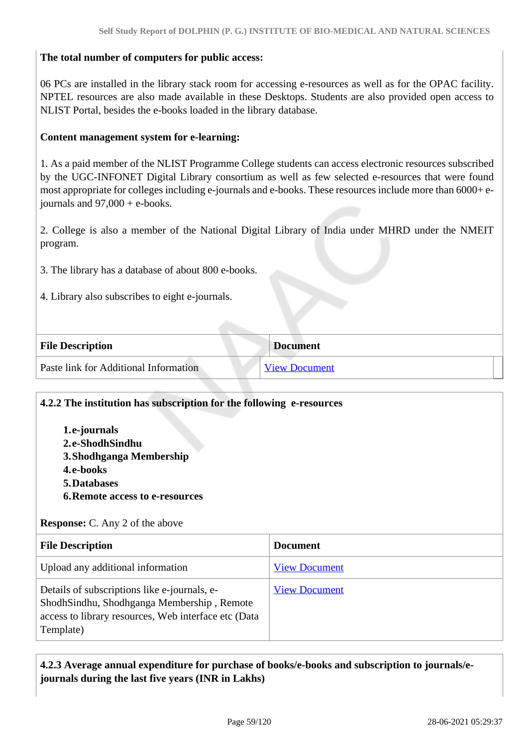**The total number of computers for public access:**

06 PCs are installed in the library stack room for accessing e-resources as well as for the OPAC facility. NPTEL resources are also made available in these Desktops. Students are also provided open access to NLIST Portal, besides the e-books loaded in the library database.

**Content management system for e-learning:**

1. As a paid member of the NLIST Programme College students can access electronic resources subscribed by the UGC-INFONET Digital Library consortium as well as few selected e-resources that were found most appropriate for colleges including e-journals and e-books. These resources include more than 6000+ e-journals and 97,000 + e-books.

2. College is also a member of the National Digital Library of India under MHRD under the NMEIT program.

3. The library has a database of about 800 e-books.

4. Library also subscribes to eight e-journals.

| File Description | Document |
|---|---|
| Paste link for Additional Information | View Document |

**4.2.2 The institution has subscription for the following e-resources**

1. **e-journals**
2. **e-ShodhSindhu**
3. **Shodhganga Membership**
4. **e-books**
5. **Databases**
6. **Remote access to e-resources**

**Response:** C. Any 2 of the above

| File Description | Document |
|---|---|
| Upload any additional information | View Document |
| Details of subscriptions like e-journals, e-ShodhSindhu, Shodhganga Membership , Remote access to library resources, Web interface etc (Data Template) | View Document |

**4.2.3 Average annual expenditure for purchase of books/e-books and subscription to journals/e-journals during the last five years (INR in Lakhs)**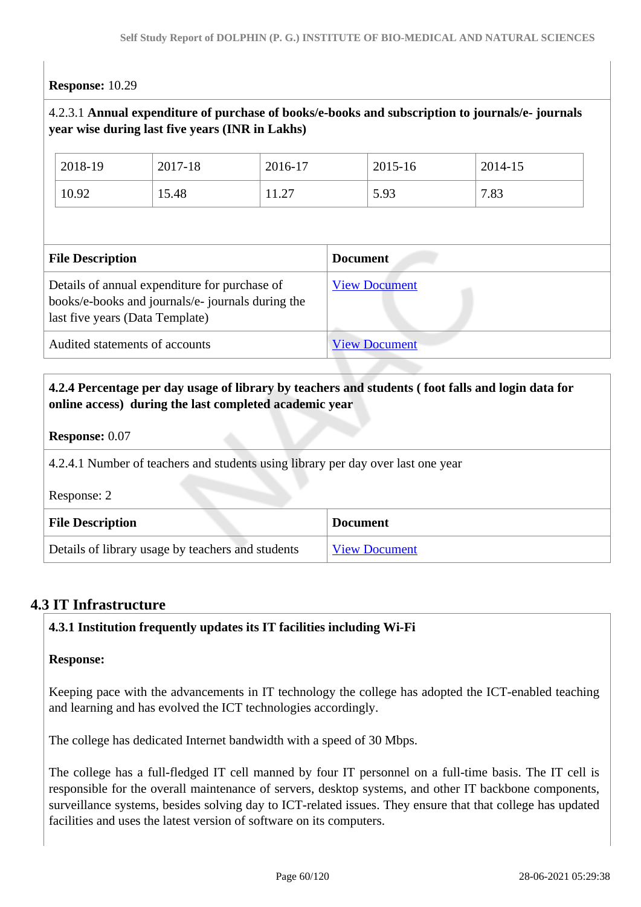**Response:** 10.29

4.2.3.1 **Annual expenditure of purchase of books/e-books and subscription to journals/e- journals year wise during last five years (INR in Lakhs)**

| 2018-19 | 2017-18 | 2016-17 | 2015-16 | 2014-15 |
|---|---|---|---|---|
| 10.92 | 15.48 | 11.27 | 5.93 | 7.83 |

| File Description | Document |
|---|---|
| Details of annual expenditure for purchase of books/e-books and journals/e- journals during the last five years (Data Template) | View Document |
| Audited statements of accounts | View Document |

**4.2.4 Percentage per day usage of library by teachers and students ( foot falls and login data for online access) during the last completed academic year**

**Response:** 0.07

4.2.4.1 Number of teachers and students using library per day over last one year

Response: 2

| File Description | Document |
|---|---|
| Details of library usage by teachers and students | View Document |

## 4.3 IT Infrastructure

**4.3.1 Institution frequently updates its IT facilities including Wi-Fi**

**Response:**

Keeping pace with the advancements in IT technology the college has adopted the ICT-enabled teaching and learning and has evolved the ICT technologies accordingly.

The college has dedicated Internet bandwidth with a speed of 30 Mbps.

The college has a full-fledged IT cell manned by four IT personnel on a full-time basis. The IT cell is responsible for the overall maintenance of servers, desktop systems, and other IT backbone components, surveillance systems, besides solving day to ICT-related issues. They ensure that that college has updated facilities and uses the latest version of software on its computers.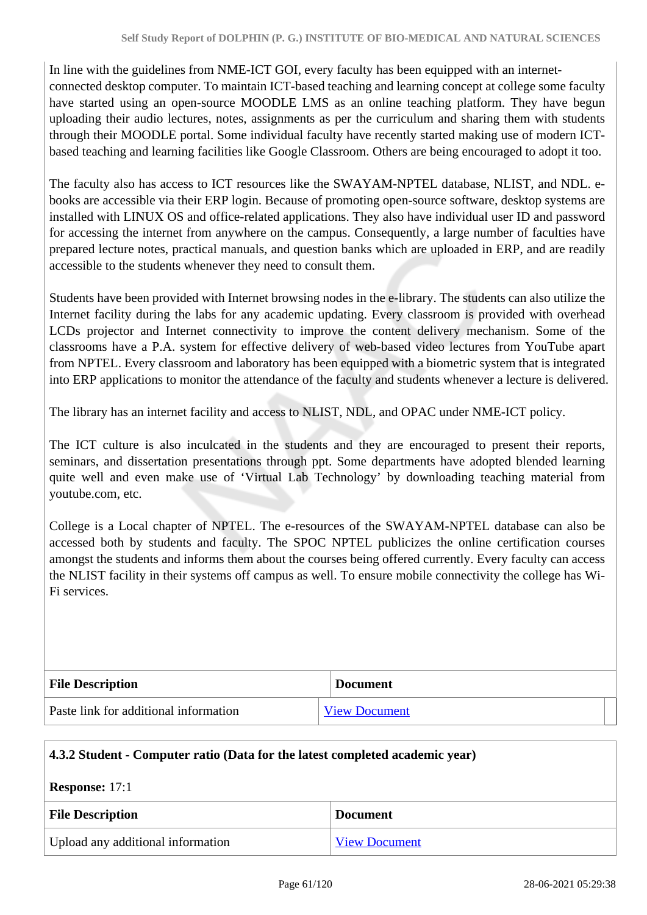In line with the guidelines from NME-ICT GOI, every faculty has been equipped with an internet-connected desktop computer. To maintain ICT-based teaching and learning concept at college some faculty have started using an open-source MOODLE LMS as an online teaching platform. They have begun uploading their audio lectures, notes, assignments as per the curriculum and sharing them with students through their MOODLE portal. Some individual faculty have recently started making use of modern ICT-based teaching and learning facilities like Google Classroom. Others are being encouraged to adopt it too.

The faculty also has access to ICT resources like the SWAYAM-NPTEL database, NLIST, and NDL. e-books are accessible via their ERP login. Because of promoting open-source software, desktop systems are installed with LINUX OS and office-related applications. They also have individual user ID and password for accessing the internet from anywhere on the campus. Consequently, a large number of faculties have prepared lecture notes, practical manuals, and question banks which are uploaded in ERP, and are readily accessible to the students whenever they need to consult them.

Students have been provided with Internet browsing nodes in the e-library. The students can also utilize the Internet facility during the labs for any academic updating. Every classroom is provided with overhead LCDs projector and Internet connectivity to improve the content delivery mechanism. Some of the classrooms have a P.A. system for effective delivery of web-based video lectures from YouTube apart from NPTEL. Every classroom and laboratory has been equipped with a biometric system that is integrated into ERP applications to monitor the attendance of the faculty and students whenever a lecture is delivered.

The library has an internet facility and access to NLIST, NDL, and OPAC under NME-ICT policy.

The ICT culture is also inculcated in the students and they are encouraged to present their reports, seminars, and dissertation presentations through ppt. Some departments have adopted blended learning quite well and even make use of 'Virtual Lab Technology' by downloading teaching material from youtube.com, etc.

College is a Local chapter of NPTEL. The e-resources of the SWAYAM-NPTEL database can also be accessed both by students and faculty. The SPOC NPTEL publicizes the online certification courses amongst the students and informs them about the courses being offered currently. Every faculty can access the NLIST facility in their systems off campus as well. To ensure mobile connectivity the college has Wi-Fi services.

| File Description | Document |
|---|---|
| Paste link for additional information | View Document |

**4.3.2 Student - Computer ratio (Data for the latest completed academic year)**

**Response:** 17:1

| File Description | Document |
|---|---|
| Upload any additional information | View Document |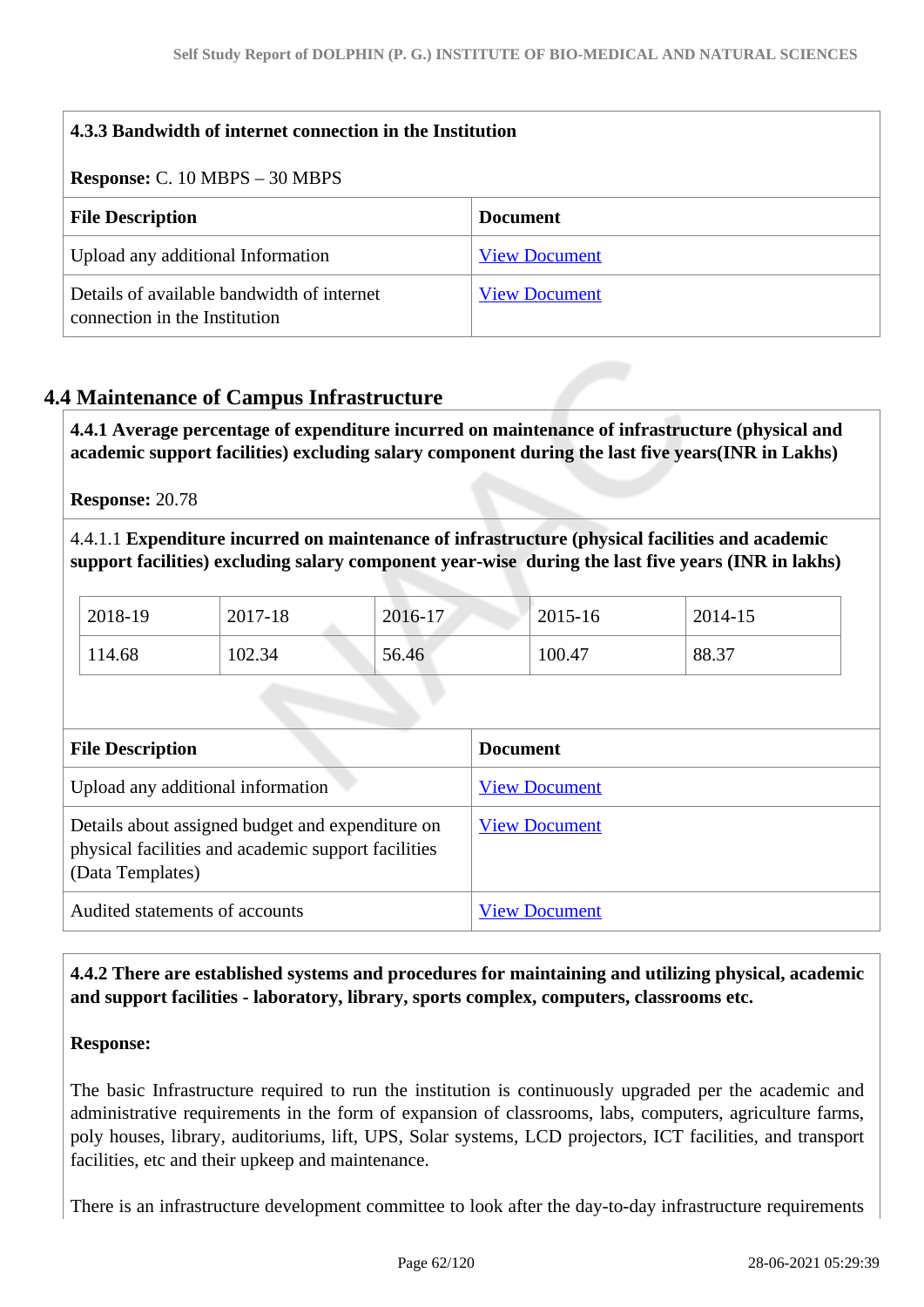**4.3.3 Bandwidth of internet connection in the Institution**

**Response:** C. 10 MBPS – 30 MBPS

| File Description | Document |
|---|---|
| Upload any additional Information | View Document |
| Details of available bandwidth of internet connection in the Institution | View Document |

## 4.4 Maintenance of Campus Infrastructure

**4.4.1 Average percentage of expenditure incurred on maintenance of infrastructure (physical and academic support facilities) excluding salary component during the last five years(INR in Lakhs)**

**Response:** 20.78

4.4.1.1 **Expenditure incurred on maintenance of infrastructure (physical facilities and academic support facilities) excluding salary component year-wise during the last five years (INR in lakhs)**

| 2018-19 | 2017-18 | 2016-17 | 2015-16 | 2014-15 |
|---|---|---|---|---|
| 114.68 | 102.34 | 56.46 | 100.47 | 88.37 |

| File Description | Document |
|---|---|
| Upload any additional information | View Document |
| Details about assigned budget and expenditure on physical facilities and academic support facilities (Data Templates) | View Document |
| Audited statements of accounts | View Document |

**4.4.2 There are established systems and procedures for maintaining and utilizing physical, academic and support facilities - laboratory, library, sports complex, computers, classrooms etc.**

**Response:**

The basic Infrastructure required to run the institution is continuously upgraded per the academic and administrative requirements in the form of expansion of classrooms, labs, computers, agriculture farms, poly houses, library, auditoriums, lift, UPS, Solar systems, LCD projectors, ICT facilities, and transport facilities, etc and their upkeep and maintenance.

There is an infrastructure development committee to look after the day-to-day infrastructure requirements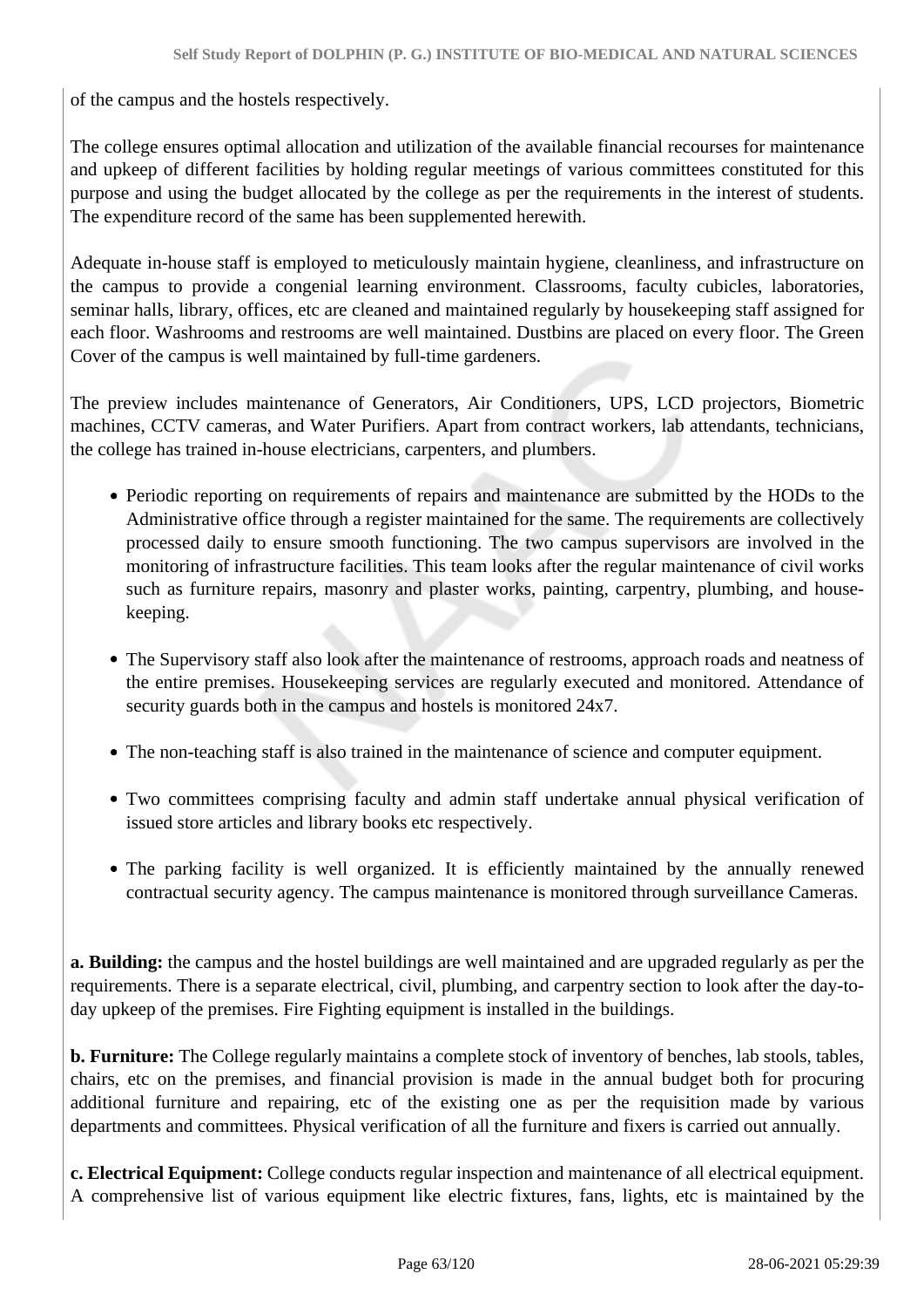of the campus and the hostels respectively.

The college ensures optimal allocation and utilization of the available financial recourses for maintenance and upkeep of different facilities by holding regular meetings of various committees constituted for this purpose and using the budget allocated by the college as per the requirements in the interest of students. The expenditure record of the same has been supplemented herewith.

Adequate in-house staff is employed to meticulously maintain hygiene, cleanliness, and infrastructure on the campus to provide a congenial learning environment. Classrooms, faculty cubicles, laboratories, seminar halls, library, offices, etc are cleaned and maintained regularly by housekeeping staff assigned for each floor. Washrooms and restrooms are well maintained. Dustbins are placed on every floor. The Green Cover of the campus is well maintained by full-time gardeners.

The preview includes maintenance of Generators, Air Conditioners, UPS, LCD projectors, Biometric machines, CCTV cameras, and Water Purifiers. Apart from contract workers, lab attendants, technicians, the college has trained in-house electricians, carpenters, and plumbers.

- Periodic reporting on requirements of repairs and maintenance are submitted by the HODs to the Administrative office through a register maintained for the same. The requirements are collectively processed daily to ensure smooth functioning. The two campus supervisors are involved in the monitoring of infrastructure facilities. This team looks after the regular maintenance of civil works such as furniture repairs, masonry and plaster works, painting, carpentry, plumbing, and house-keeping.
- The Supervisory staff also look after the maintenance of restrooms, approach roads and neatness of the entire premises. Housekeeping services are regularly executed and monitored. Attendance of security guards both in the campus and hostels is monitored 24x7.
- The non-teaching staff is also trained in the maintenance of science and computer equipment.
- Two committees comprising faculty and admin staff undertake annual physical verification of issued store articles and library books etc respectively.
- The parking facility is well organized. It is efficiently maintained by the annually renewed contractual security agency. The campus maintenance is monitored through surveillance Cameras.

**a. Building:** the campus and the hostel buildings are well maintained and are upgraded regularly as per the requirements. There is a separate electrical, civil, plumbing, and carpentry section to look after the day-to-day upkeep of the premises. Fire Fighting equipment is installed in the buildings.

**b. Furniture:** The College regularly maintains a complete stock of inventory of benches, lab stools, tables, chairs, etc on the premises, and financial provision is made in the annual budget both for procuring additional furniture and repairing, etc of the existing one as per the requisition made by various departments and committees. Physical verification of all the furniture and fixers is carried out annually.

**c. Electrical Equipment:** College conducts regular inspection and maintenance of all electrical equipment. A comprehensive list of various equipment like electric fixtures, fans, lights, etc is maintained by the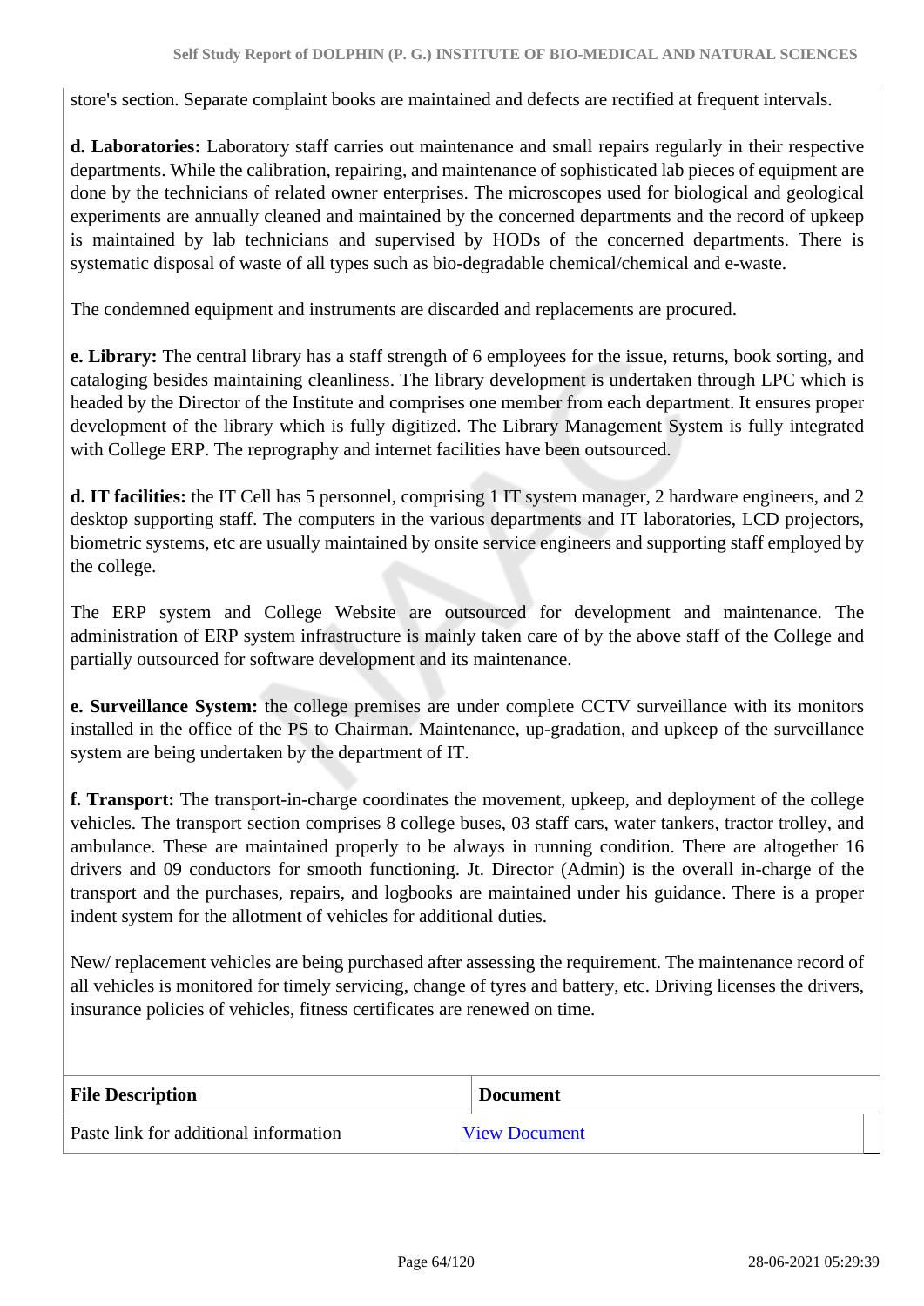store's section. Separate complaint books are maintained and defects are rectified at frequent intervals.

**d. Laboratories:** Laboratory staff carries out maintenance and small repairs regularly in their respective departments. While the calibration, repairing, and maintenance of sophisticated lab pieces of equipment are done by the technicians of related owner enterprises. The microscopes used for biological and geological experiments are annually cleaned and maintained by the concerned departments and the record of upkeep is maintained by lab technicians and supervised by HODs of the concerned departments. There is systematic disposal of waste of all types such as bio-degradable chemical/chemical and e-waste.

The condemned equipment and instruments are discarded and replacements are procured.

**e. Library:** The central library has a staff strength of 6 employees for the issue, returns, book sorting, and cataloging besides maintaining cleanliness. The library development is undertaken through LPC which is headed by the Director of the Institute and comprises one member from each department. It ensures proper development of the library which is fully digitized. The Library Management System is fully integrated with College ERP. The reprography and internet facilities have been outsourced.

**d. IT facilities:** the IT Cell has 5 personnel, comprising 1 IT system manager, 2 hardware engineers, and 2 desktop supporting staff. The computers in the various departments and IT laboratories, LCD projectors, biometric systems, etc are usually maintained by onsite service engineers and supporting staff employed by the college.

The ERP system and College Website are outsourced for development and maintenance. The administration of ERP system infrastructure is mainly taken care of by the above staff of the College and partially outsourced for software development and its maintenance.

**e. Surveillance System:** the college premises are under complete CCTV surveillance with its monitors installed in the office of the PS to Chairman. Maintenance, up-gradation, and upkeep of the surveillance system are being undertaken by the department of IT.

**f. Transport:** The transport-in-charge coordinates the movement, upkeep, and deployment of the college vehicles. The transport section comprises 8 college buses, 03 staff cars, water tankers, tractor trolley, and ambulance. These are maintained properly to be always in running condition. There are altogether 16 drivers and 09 conductors for smooth functioning. Jt. Director (Admin) is the overall in-charge of the transport and the purchases, repairs, and logbooks are maintained under his guidance. There is a proper indent system for the allotment of vehicles for additional duties.

New/ replacement vehicles are being purchased after assessing the requirement. The maintenance record of all vehicles is monitored for timely servicing, change of tyres and battery, etc. Driving licenses the drivers, insurance policies of vehicles, fitness certificates are renewed on time.

| File Description | Document |
| --- | --- |
| Paste link for additional information | View Document |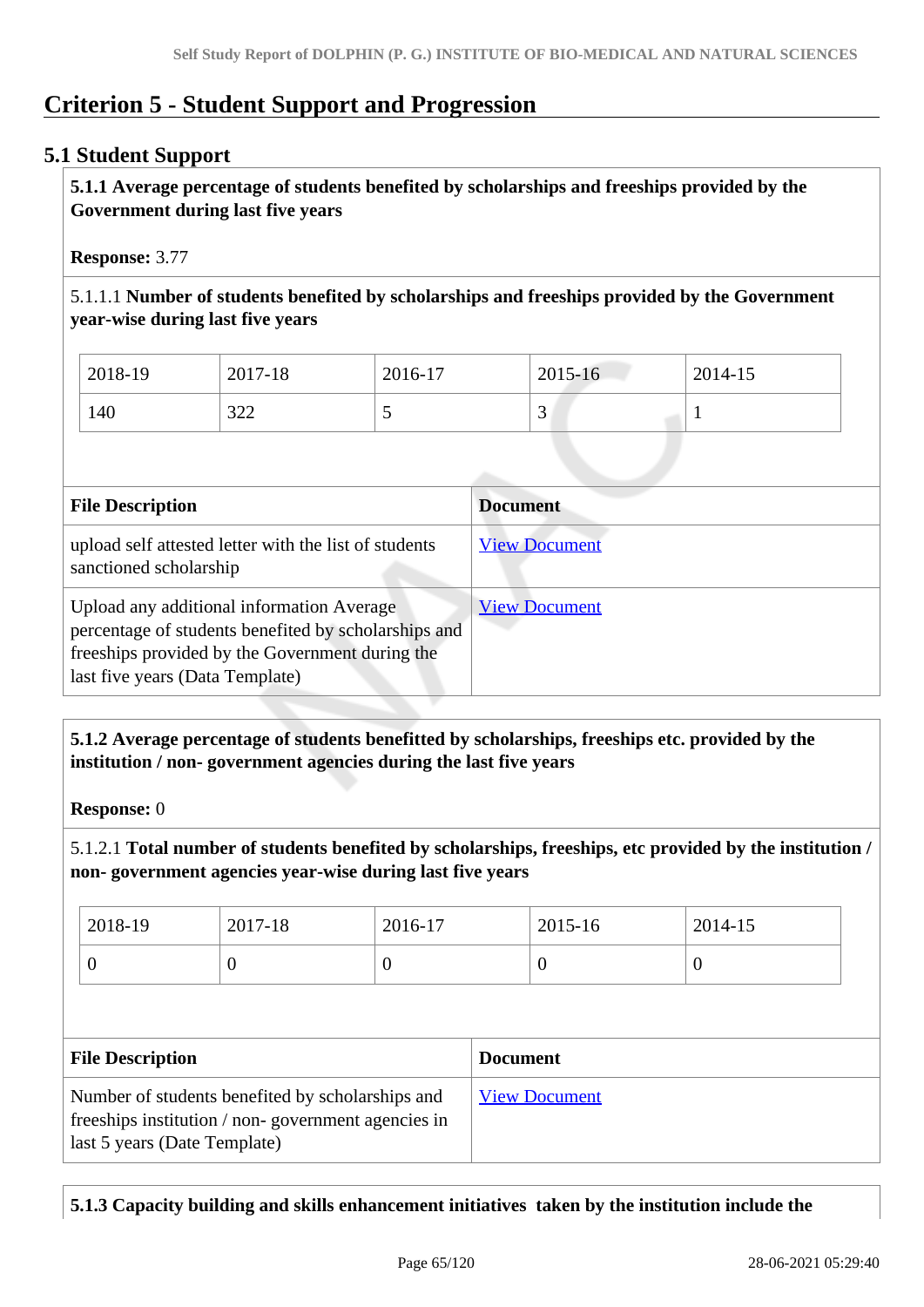# Criterion 5 - Student Support and Progression

## 5.1 Student Support

**5.1.1 Average percentage of students benefited by scholarships and freeships provided by the Government during last five years**

**Response:** 3.77

5.1.1.1 **Number of students benefited by scholarships and freeships provided by the Government year-wise during last five years**

| 2018-19 | 2017-18 | 2016-17 | 2015-16 | 2014-15 |
|---|---|---|---|---|
| 140 | 322 | 5 | 3 | 1 |

| File Description | Document |
|---|---|
| upload self attested letter with the list of students sanctioned scholarship | View Document |
| Upload any additional information Average percentage of students benefited by scholarships and freeships provided by the Government during the last five years (Data Template) | View Document |

**5.1.2 Average percentage of students benefitted by scholarships, freeships etc. provided by the institution / non- government agencies during the last five years**

**Response:** 0

5.1.2.1 **Total number of students benefited by scholarships, freeships, etc provided by the institution / non- government agencies year-wise during last five years**

| 2018-19 | 2017-18 | 2016-17 | 2015-16 | 2014-15 |
|---|---|---|---|---|
| 0 | 0 | 0 | 0 | 0 |

| File Description | Document |
|---|---|
| Number of students benefited by scholarships and freeships institution / non- government agencies in last 5 years (Date Template) | View Document |

**5.1.3 Capacity building and skills enhancement initiatives taken by the institution include the**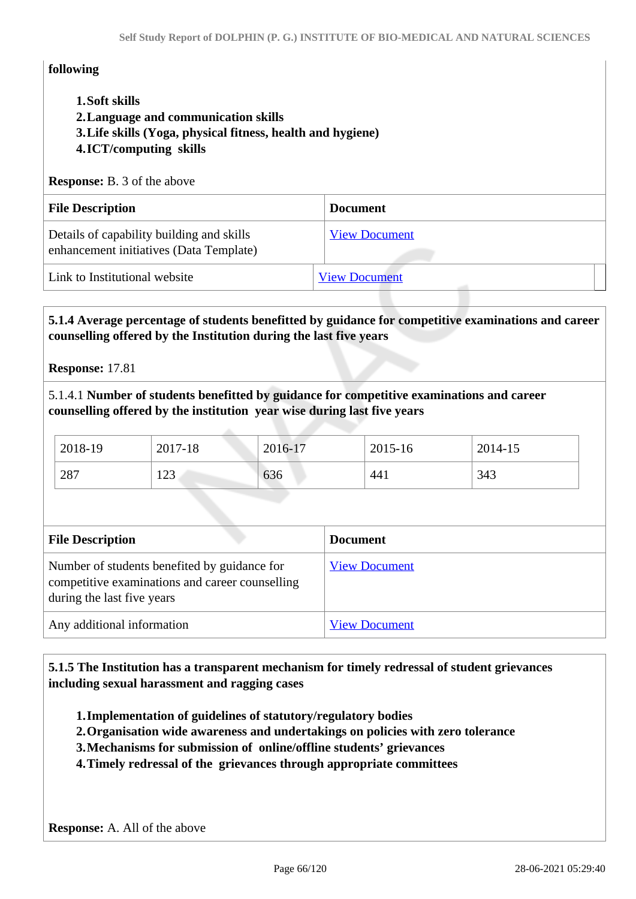**following**

1. **Soft skills**
2. **Language and communication skills**
3. **Life skills (Yoga, physical fitness, health and hygiene)**
4. **ICT/computing skills**

**Response:** B. 3 of the above

| File Description | Document |
| --- | --- |
| Details of capability building and skills enhancement initiatives (Data Template) | View Document |
| Link to Institutional website | View Document |

**5.1.4 Average percentage of students benefitted by guidance for competitive examinations and career counselling offered by the Institution during the last five years**

**Response:** 17.81

5.1.4.1 **Number of students benefitted by guidance for competitive examinations and career counselling offered by the institution year wise during last five years**

| 2018-19 | 2017-18 | 2016-17 | 2015-16 | 2014-15 |
| --- | --- | --- | --- | --- |
| 287 | 123 | 636 | 441 | 343 |

| File Description | Document |
| --- | --- |
| Number of students benefited by guidance for competitive examinations and career counselling during the last five years | View Document |
| Any additional information | View Document |

**5.1.5 The Institution has a transparent mechanism for timely redressal of student grievances including sexual harassment and ragging cases**

1. **Implementation of guidelines of statutory/regulatory bodies**
2. **Organisation wide awareness and undertakings on policies with zero tolerance**
3. **Mechanisms for submission of online/offline students' grievances**
4. **Timely redressal of the grievances through appropriate committees**

**Response:** A. All of the above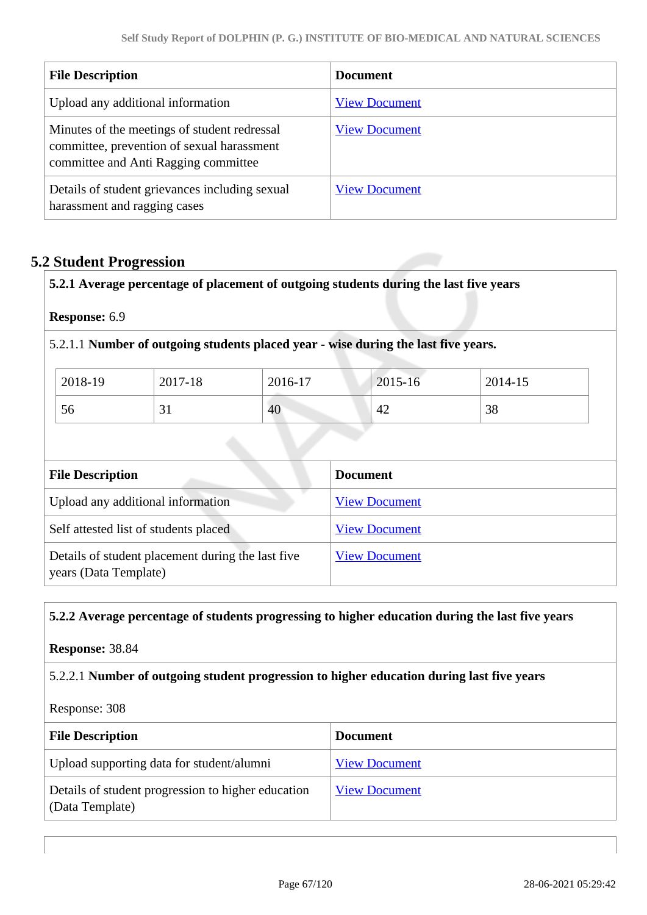| File Description | Document |
| --- | --- |
| Upload any additional information | View Document |
| Minutes of the meetings of student redressal committee, prevention of sexual harassment committee and Anti Ragging committee | View Document |
| Details of student grievances including sexual harassment and ragging cases | View Document |

## 5.2 Student Progression

**5.2.1 Average percentage of placement of outgoing students during the last five years**

**Response:** 6.9

5.2.1.1 **Number of outgoing students placed year - wise during the last five years.**

| 2018-19 | 2017-18 | 2016-17 | 2015-16 | 2014-15 |
| --- | --- | --- | --- | --- |
| 56 | 31 | 40 | 42 | 38 |

| File Description | Document |
| --- | --- |
| Upload any additional information | View Document |
| Self attested list of students placed | View Document |
| Details of student placement during the last five years (Data Template) | View Document |

**5.2.2 Average percentage of students progressing to higher education during the last five years**

**Response:** 38.84

5.2.2.1 **Number of outgoing student progression to higher education during last five years**

Response: 308

| File Description | Document |
| --- | --- |
| Upload supporting data for student/alumni | View Document |
| Details of student progression to higher education (Data Template) | View Document |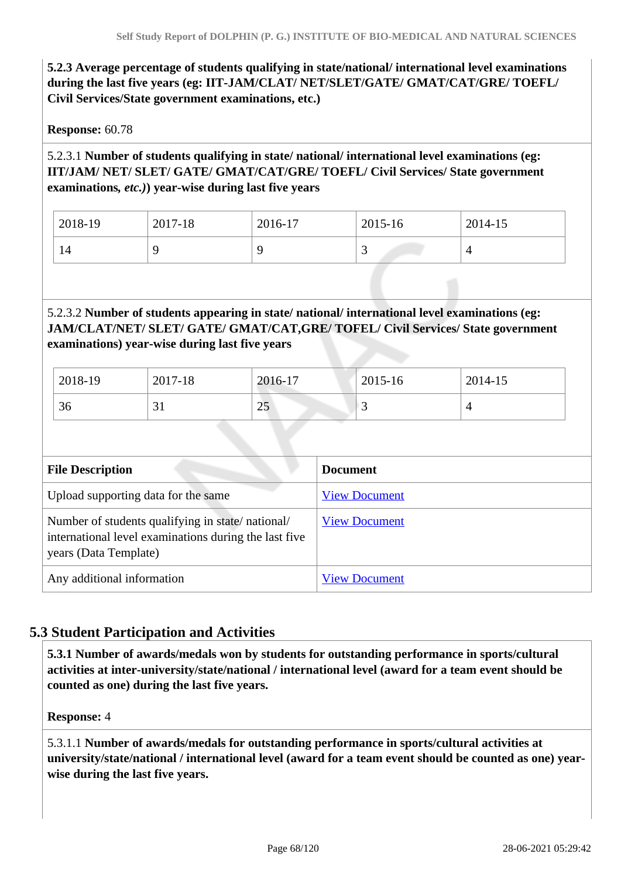**5.2.3 Average percentage of students qualifying in state/national/ international level examinations during the last five years (eg: IIT-JAM/CLAT/ NET/SLET/GATE/ GMAT/CAT/GRE/ TOEFL/ Civil Services/State government examinations, etc.)**

**Response:** 60.78

5.2.3.1 **Number of students qualifying in state/ national/ international level examinations (eg: IIT/JAM/ NET/ SLET/ GATE/ GMAT/CAT/GRE/ TOEFL/ Civil Services/ State government examinations, *etc.*)) year-wise during last five years**

| 2018-19 | 2017-18 | 2016-17 | 2015-16 | 2014-15 |
|---|---|---|---|---|
| 14 | 9 | 9 | 3 | 4 |

5.2.3.2 **Number of students appearing in state/ national/ international level examinations (eg: JAM/CLAT/NET/ SLET/ GATE/ GMAT/CAT,GRE/ TOFEL/ Civil Services/ State government examinations) year-wise during last five years**

| 2018-19 | 2017-18 | 2016-17 | 2015-16 | 2014-15 |
|---|---|---|---|---|
| 36 | 31 | 25 | 3 | 4 |

| File Description | Document |
|---|---|
| Upload supporting data for the same | View Document |
| Number of students qualifying in state/ national/ international level examinations during the last five years (Data Template) | View Document |
| Any additional information | View Document |

## 5.3 Student Participation and Activities

**5.3.1 Number of awards/medals won by students for outstanding performance in sports/cultural activities at inter-university/state/national / international level (award for a team event should be counted as one) during the last five years.**

**Response:** 4

5.3.1.1 **Number of awards/medals for outstanding performance in sports/cultural activities at university/state/national / international level (award for a team event should be counted as one) year-wise during the last five years.**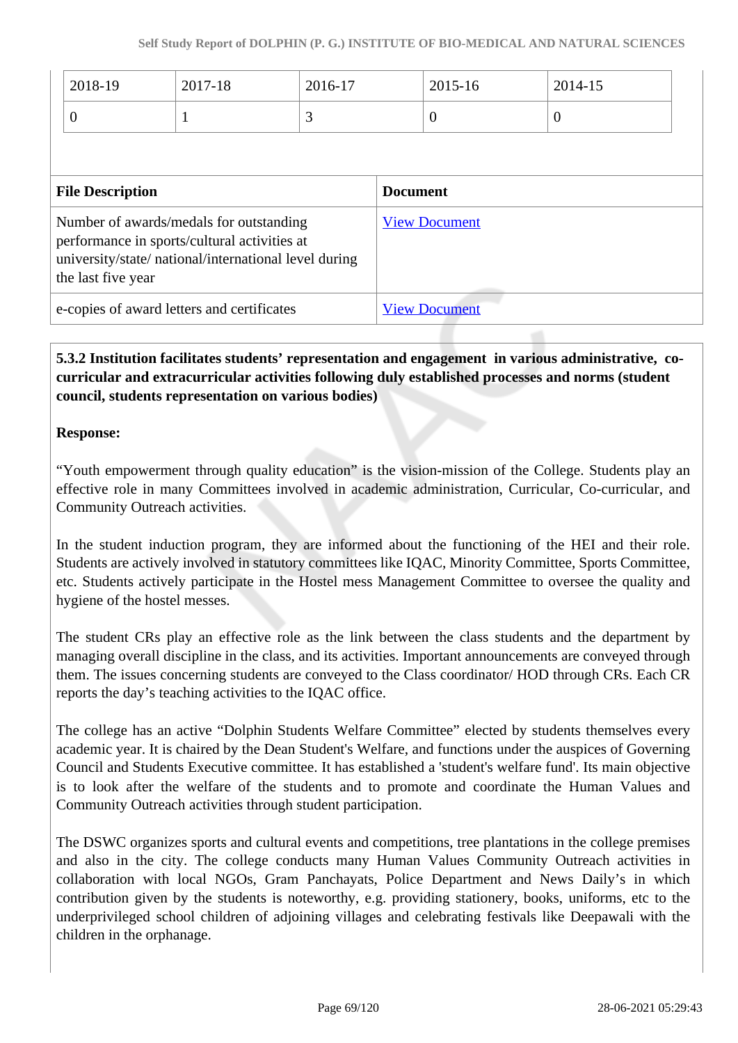| 2018-19 | 2017-18 | 2016-17 | 2015-16 | 2014-15 |
|---|---|---|---|---|
| 0 | 1 | 3 | 0 | 0 |

| File Description | Document |
|---|---|
| Number of awards/medals for outstanding performance in sports/cultural activities at university/state/ national/international level during the last five year | View Document |
| e-copies of award letters and certificates | View Document |

**5.3.2 Institution facilitates students' representation and engagement in various administrative, co-curricular and extracurricular activities following duly established processes and norms (student council, students representation on various bodies)**

**Response:**

"Youth empowerment through quality education" is the vision-mission of the College. Students play an effective role in many Committees involved in academic administration, Curricular, Co-curricular, and Community Outreach activities.

In the student induction program, they are informed about the functioning of the HEI and their role. Students are actively involved in statutory committees like IQAC, Minority Committee, Sports Committee, etc. Students actively participate in the Hostel mess Management Committee to oversee the quality and hygiene of the hostel messes.

The student CRs play an effective role as the link between the class students and the department by managing overall discipline in the class, and its activities. Important announcements are conveyed through them. The issues concerning students are conveyed to the Class coordinator/ HOD through CRs. Each CR reports the day's teaching activities to the IQAC office.

The college has an active "Dolphin Students Welfare Committee" elected by students themselves every academic year. It is chaired by the Dean Student's Welfare, and functions under the auspices of Governing Council and Students Executive committee. It has established a 'student's welfare fund'. Its main objective is to look after the welfare of the students and to promote and coordinate the Human Values and Community Outreach activities through student participation.

The DSWC organizes sports and cultural events and competitions, tree plantations in the college premises and also in the city. The college conducts many Human Values Community Outreach activities in collaboration with local NGOs, Gram Panchayats, Police Department and News Daily's in which contribution given by the students is noteworthy, e.g. providing stationery, books, uniforms, etc to the underprivileged school children of adjoining villages and celebrating festivals like Deepawali with the children in the orphanage.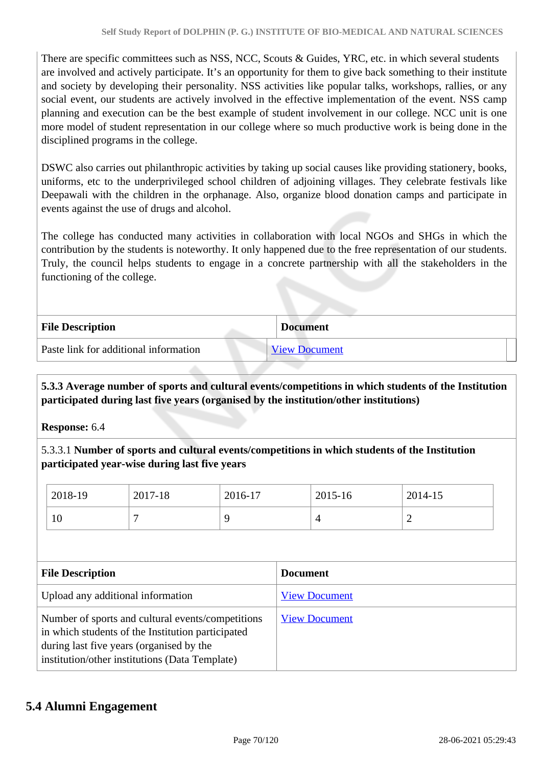There are specific committees such as NSS, NCC, Scouts & Guides, YRC, etc. in which several students are involved and actively participate. It's an opportunity for them to give back something to their institute and society by developing their personality. NSS activities like popular talks, workshops, rallies, or any social event, our students are actively involved in the effective implementation of the event. NSS camp planning and execution can be the best example of student involvement in our college. NCC unit is one more model of student representation in our college where so much productive work is being done in the disciplined programs in the college.

DSWC also carries out philanthropic activities by taking up social causes like providing stationery, books, uniforms, etc to the underprivileged school children of adjoining villages. They celebrate festivals like Deepawali with the children in the orphanage. Also, organize blood donation camps and participate in events against the use of drugs and alcohol.

The college has conducted many activities in collaboration with local NGOs and SHGs in which the contribution by the students is noteworthy. It only happened due to the free representation of our students. Truly, the council helps students to engage in a concrete partnership with all the stakeholders in the functioning of the college.

| File Description | Document |
|---|---|
| Paste link for additional information | View Document |

**5.3.3 Average number of sports and cultural events/competitions in which students of the Institution participated during last five years (organised by the institution/other institutions)**

**Response:** 6.4

5.3.3.1 **Number of sports and cultural events/competitions in which students of the Institution participated year-wise during last five years**

| 2018-19 | 2017-18 | 2016-17 | 2015-16 | 2014-15 |
|---|---|---|---|---|
| 10 | 7 | 9 | 4 | 2 |

| File Description | Document |
|---|---|
| Upload any additional information | View Document |
| Number of sports and cultural events/competitions in which students of the Institution participated during last five years (organised by the institution/other institutions) (Data Template) | View Document |

## 5.4 Alumni Engagement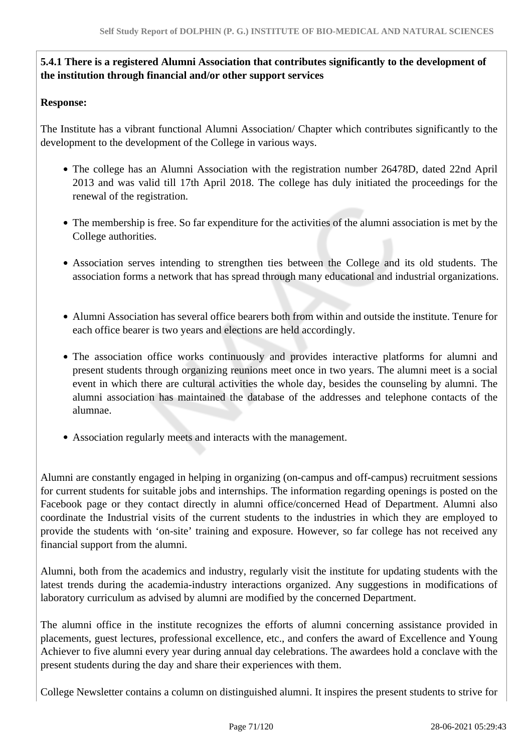**5.4.1 There is a registered Alumni Association that contributes significantly to the development of the institution through financial and/or other support services**

**Response:**

The Institute has a vibrant functional Alumni Association/ Chapter which contributes significantly to the development to the development of the College in various ways.

- The college has an Alumni Association with the registration number 26478D, dated 22nd April 2013 and was valid till 17th April 2018. The college has duly initiated the proceedings for the renewal of the registration.
- The membership is free. So far expenditure for the activities of the alumni association is met by the College authorities.
- Association serves intending to strengthen ties between the College and its old students. The association forms a network that has spread through many educational and industrial organizations.
- Alumni Association has several office bearers both from within and outside the institute. Tenure for each office bearer is two years and elections are held accordingly.
- The association office works continuously and provides interactive platforms for alumni and present students through organizing reunions meet once in two years. The alumni meet is a social event in which there are cultural activities the whole day, besides the counseling by alumni. The alumni association has maintained the database of the addresses and telephone contacts of the alumnae.
- Association regularly meets and interacts with the management.

Alumni are constantly engaged in helping in organizing (on-campus and off-campus) recruitment sessions for current students for suitable jobs and internships. The information regarding openings is posted on the Facebook page or they contact directly in alumni office/concerned Head of Department. Alumni also coordinate the Industrial visits of the current students to the industries in which they are employed to provide the students with 'on-site' training and exposure. However, so far college has not received any financial support from the alumni.

Alumni, both from the academics and industry, regularly visit the institute for updating students with the latest trends during the academia-industry interactions organized. Any suggestions in modifications of laboratory curriculum as advised by alumni are modified by the concerned Department.

The alumni office in the institute recognizes the efforts of alumni concerning assistance provided in placements, guest lectures, professional excellence, etc., and confers the award of Excellence and Young Achiever to five alumni every year during annual day celebrations. The awardees hold a conclave with the present students during the day and share their experiences with them.

College Newsletter contains a column on distinguished alumni. It inspires the present students to strive for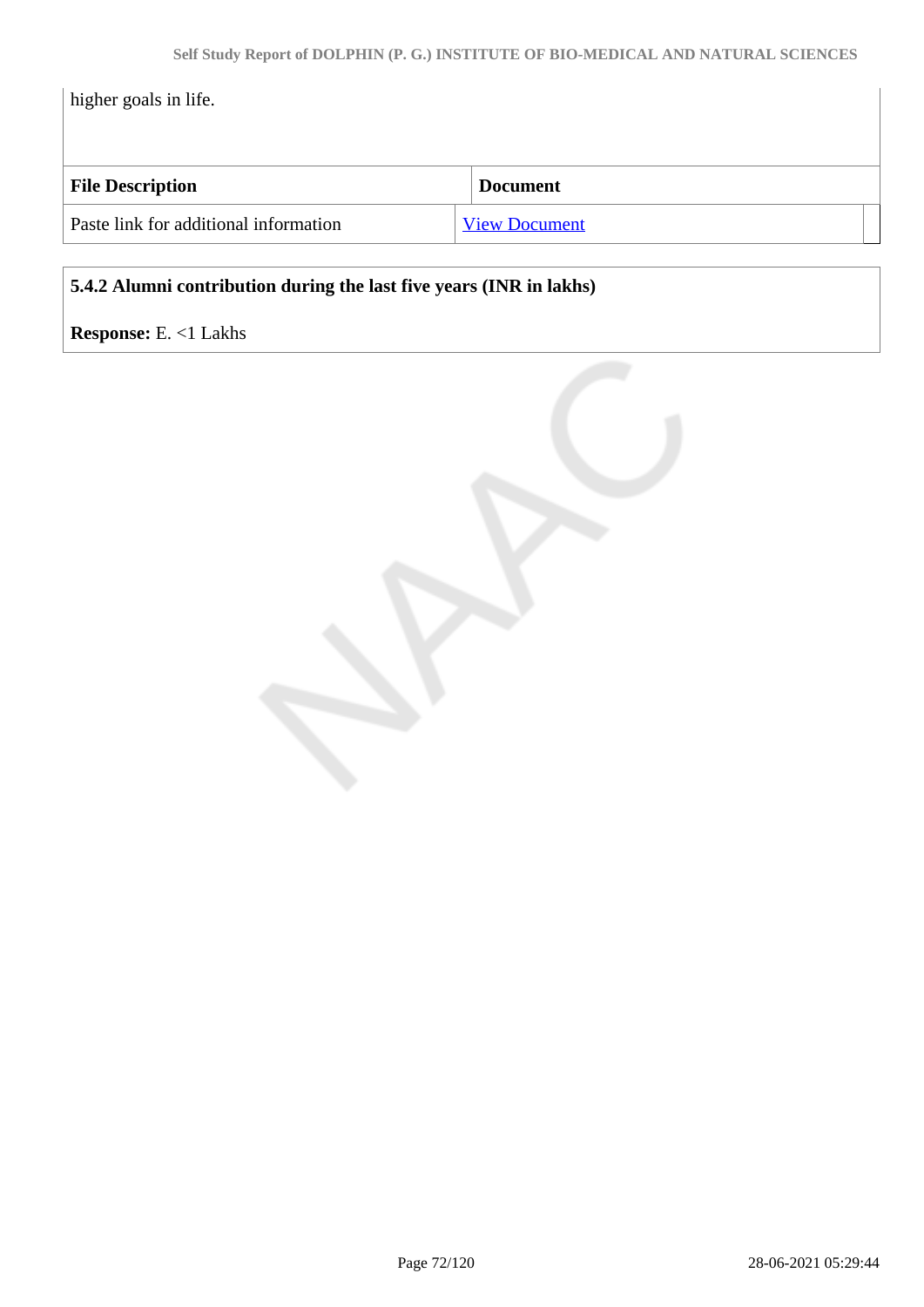higher goals in life.

| File Description | Document |
|---|---|
| Paste link for additional information | View Document |

**5.4.2 Alumni contribution during the last five years (INR in lakhs)**

**Response:** E. <1 Lakhs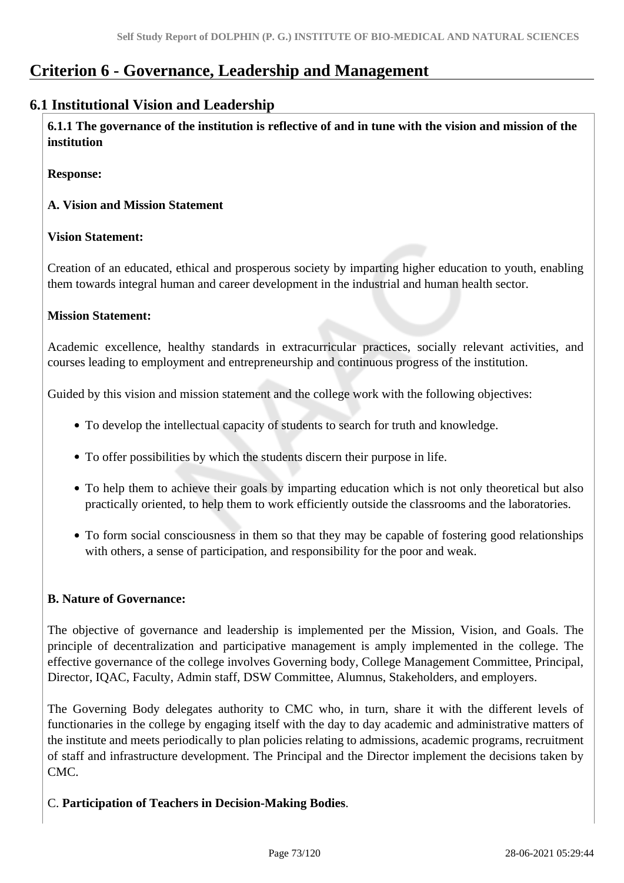# Criterion 6 - Governance, Leadership and Management

## 6.1 Institutional Vision and Leadership

**6.1.1 The governance of the institution is reflective of and in tune with the vision and mission of the institution**

**Response:**

**A. Vision and Mission Statement**

**Vision Statement:**

Creation of an educated, ethical and prosperous society by imparting higher education to youth, enabling them towards integral human and career development in the industrial and human health sector.

**Mission Statement:**

Academic excellence, healthy standards in extracurricular practices, socially relevant activities, and courses leading to employment and entrepreneurship and continuous progress of the institution.

Guided by this vision and mission statement and the college work with the following objectives:

- To develop the intellectual capacity of students to search for truth and knowledge.
- To offer possibilities by which the students discern their purpose in life.
- To help them to achieve their goals by imparting education which is not only theoretical but also practically oriented, to help them to work efficiently outside the classrooms and the laboratories.
- To form social consciousness in them so that they may be capable of fostering good relationships with others, a sense of participation, and responsibility for the poor and weak.

**B. Nature of Governance:**

The objective of governance and leadership is implemented per the Mission, Vision, and Goals. The principle of decentralization and participative management is amply implemented in the college. The effective governance of the college involves Governing body, College Management Committee, Principal, Director, IQAC, Faculty, Admin staff, DSW Committee, Alumnus, Stakeholders, and employers.

The Governing Body delegates authority to CMC who, in turn, share it with the different levels of functionaries in the college by engaging itself with the day to day academic and administrative matters of the institute and meets periodically to plan policies relating to admissions, academic programs, recruitment of staff and infrastructure development. The Principal and the Director implement the decisions taken by CMC.

C. **Participation of Teachers in Decision-Making Bodies**.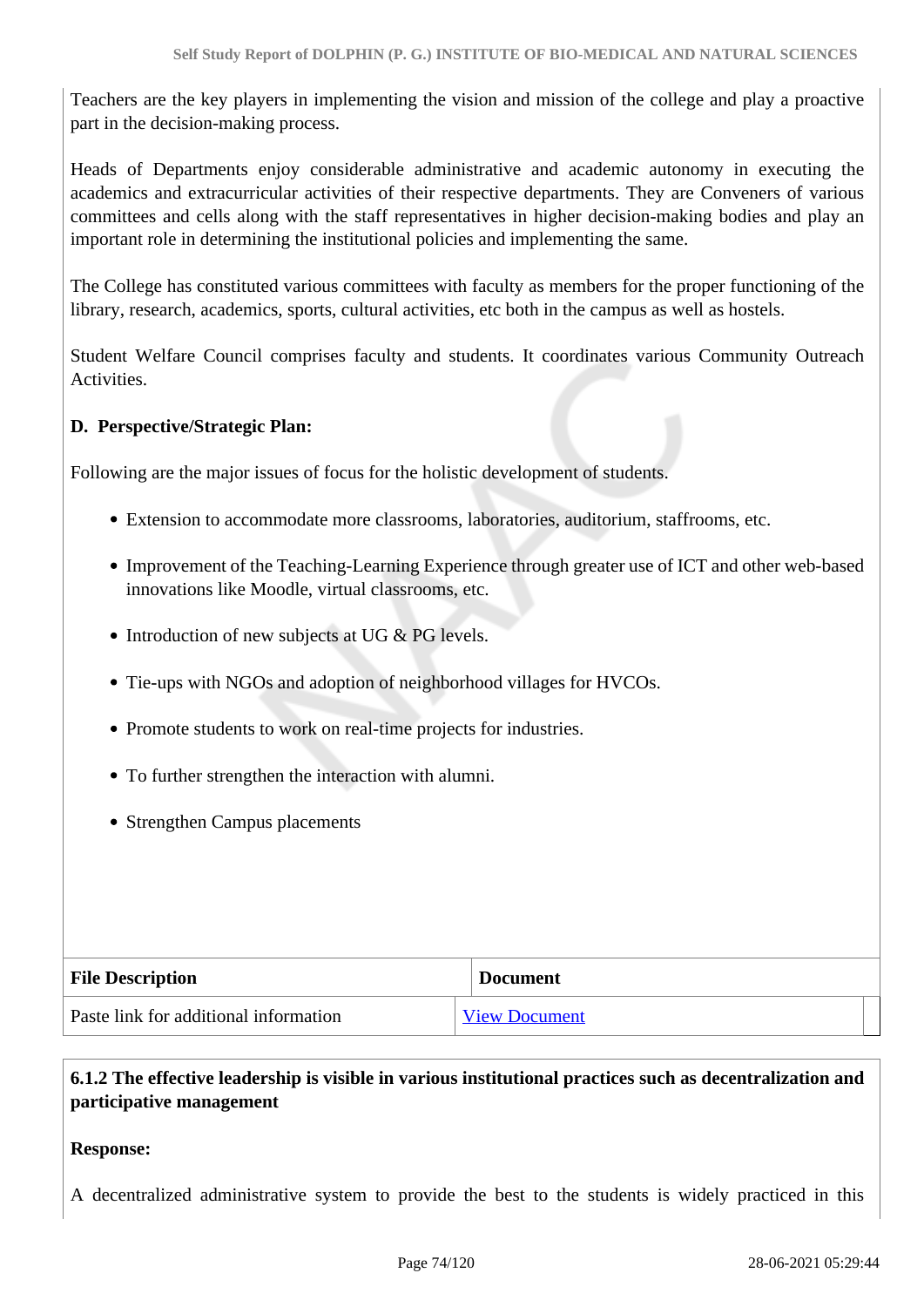Teachers are the key players in implementing the vision and mission of the college and play a proactive part in the decision-making process.

Heads of Departments enjoy considerable administrative and academic autonomy in executing the academics and extracurricular activities of their respective departments. They are Conveners of various committees and cells along with the staff representatives in higher decision-making bodies and play an important role in determining the institutional policies and implementing the same.

The College has constituted various committees with faculty as members for the proper functioning of the library, research, academics, sports, cultural activities, etc both in the campus as well as hostels.

Student Welfare Council comprises faculty and students. It coordinates various Community Outreach Activities.

**D. Perspective/Strategic Plan:**

Following are the major issues of focus for the holistic development of students.

- Extension to accommodate more classrooms, laboratories, auditorium, staffrooms, etc.
- Improvement of the Teaching-Learning Experience through greater use of ICT and other web-based innovations like Moodle, virtual classrooms, etc.
- Introduction of new subjects at UG & PG levels.
- Tie-ups with NGOs and adoption of neighborhood villages for HVCOs.
- Promote students to work on real-time projects for industries.
- To further strengthen the interaction with alumni.
- Strengthen Campus placements

| File Description | Document |
|---|---|
| Paste link for additional information | View Document |

**6.1.2 The effective leadership is visible in various institutional practices such as decentralization and participative management**

**Response:**

A decentralized administrative system to provide the best to the students is widely practiced in this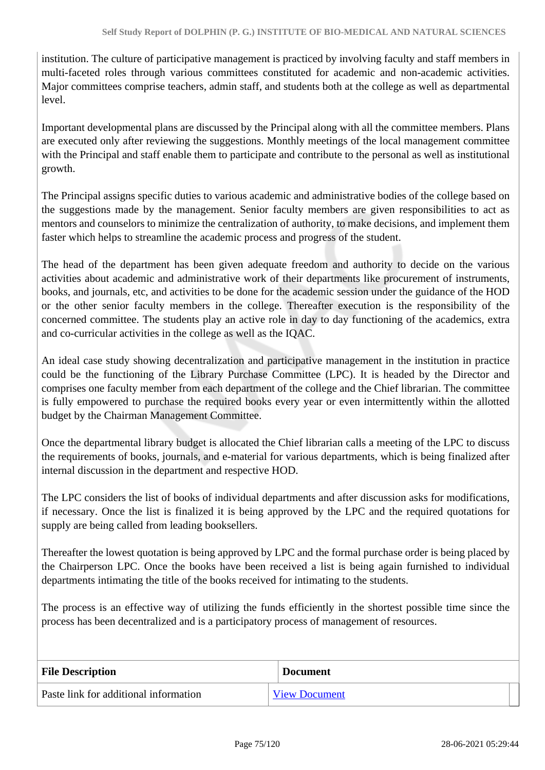institution. The culture of participative management is practiced by involving faculty and staff members in multi-faceted roles through various committees constituted for academic and non-academic activities. Major committees comprise teachers, admin staff, and students both at the college as well as departmental level.

Important developmental plans are discussed by the Principal along with all the committee members. Plans are executed only after reviewing the suggestions. Monthly meetings of the local management committee with the Principal and staff enable them to participate and contribute to the personal as well as institutional growth.

The Principal assigns specific duties to various academic and administrative bodies of the college based on the suggestions made by the management. Senior faculty members are given responsibilities to act as mentors and counselors to minimize the centralization of authority, to make decisions, and implement them faster which helps to streamline the academic process and progress of the student.

The head of the department has been given adequate freedom and authority to decide on the various activities about academic and administrative work of their departments like procurement of instruments, books, and journals, etc, and activities to be done for the academic session under the guidance of the HOD or the other senior faculty members in the college. Thereafter execution is the responsibility of the concerned committee. The students play an active role in day to day functioning of the academics, extra and co-curricular activities in the college as well as the IQAC.

An ideal case study showing decentralization and participative management in the institution in practice could be the functioning of the Library Purchase Committee (LPC). It is headed by the Director and comprises one faculty member from each department of the college and the Chief librarian. The committee is fully empowered to purchase the required books every year or even intermittently within the allotted budget by the Chairman Management Committee.

Once the departmental library budget is allocated the Chief librarian calls a meeting of the LPC to discuss the requirements of books, journals, and e-material for various departments, which is being finalized after internal discussion in the department and respective HOD.

The LPC considers the list of books of individual departments and after discussion asks for modifications, if necessary. Once the list is finalized it is being approved by the LPC and the required quotations for supply are being called from leading booksellers.

Thereafter the lowest quotation is being approved by LPC and the formal purchase order is being placed by the Chairperson LPC. Once the books have been received a list is being again furnished to individual departments intimating the title of the books received for intimating to the students.

The process is an effective way of utilizing the funds efficiently in the shortest possible time since the process has been decentralized and is a participatory process of management of resources.

| File Description | Document |
|---|---|
| Paste link for additional information | View Document |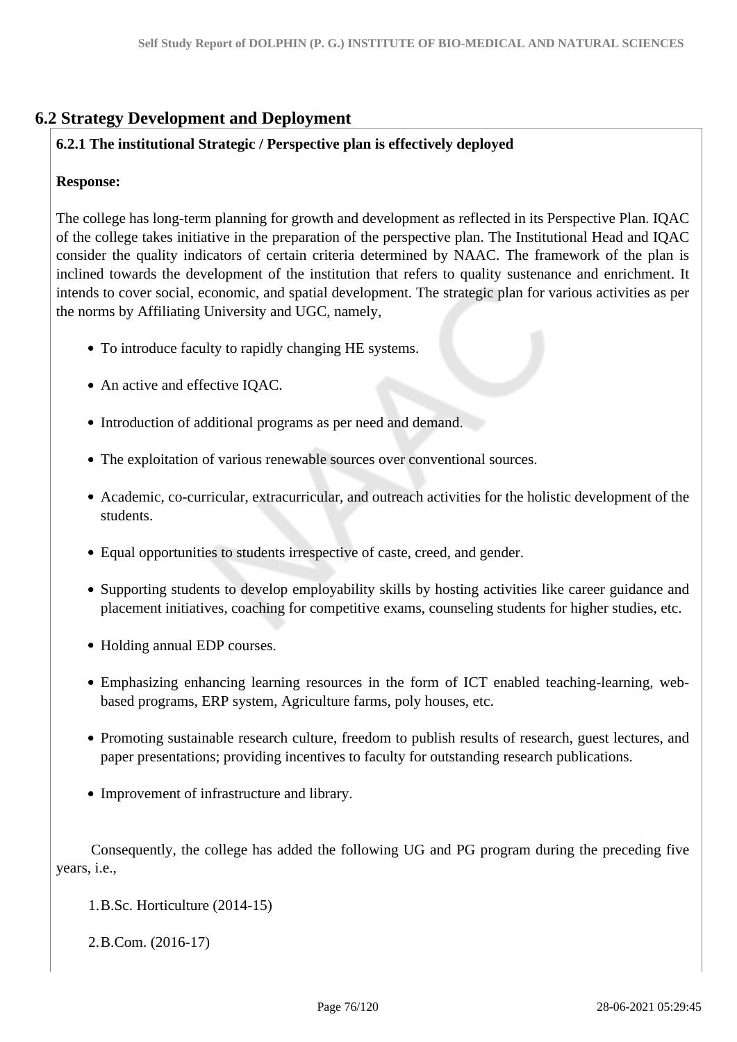## 6.2 Strategy Development and Deployment

**6.2.1 The institutional Strategic / Perspective plan is effectively deployed**

**Response:**

The college has long-term planning for growth and development as reflected in its Perspective Plan. IQAC of the college takes initiative in the preparation of the perspective plan. The Institutional Head and IQAC consider the quality indicators of certain criteria determined by NAAC. The framework of the plan is inclined towards the development of the institution that refers to quality sustenance and enrichment. It intends to cover social, economic, and spatial development. The strategic plan for various activities as per the norms by Affiliating University and UGC, namely,

- To introduce faculty to rapidly changing HE systems.
- An active and effective IQAC.
- Introduction of additional programs as per need and demand.
- The exploitation of various renewable sources over conventional sources.
- Academic, co-curricular, extracurricular, and outreach activities for the holistic development of the students.
- Equal opportunities to students irrespective of caste, creed, and gender.
- Supporting students to develop employability skills by hosting activities like career guidance and placement initiatives, coaching for competitive exams, counseling students for higher studies, etc.
- Holding annual EDP courses.
- Emphasizing enhancing learning resources in the form of ICT enabled teaching-learning, web-based programs, ERP system, Agriculture farms, poly houses, etc.
- Promoting sustainable research culture, freedom to publish results of research, guest lectures, and paper presentations; providing incentives to faculty for outstanding research publications.
- Improvement of infrastructure and library.

Consequently, the college has added the following UG and PG program during the preceding five years, i.e.,

1. B.Sc. Horticulture (2014-15)
2. B.Com. (2016-17)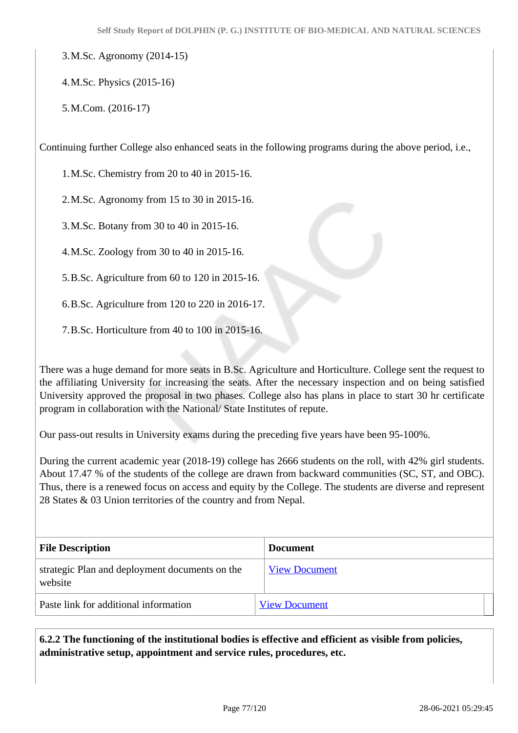3. M.Sc. Agronomy (2014-15)

4. M.Sc. Physics (2015-16)

5. M.Com. (2016-17)

Continuing further College also enhanced seats in the following programs during the above period, i.e.,

1. M.Sc. Chemistry from 20 to 40 in 2015-16.

2. M.Sc. Agronomy from 15 to 30 in 2015-16.

3. M.Sc. Botany from 30 to 40 in 2015-16.

4. M.Sc. Zoology from 30 to 40 in 2015-16.

5. B.Sc. Agriculture from 60 to 120 in 2015-16.

6. B.Sc. Agriculture from 120 to 220 in 2016-17.

7. B.Sc. Horticulture from 40 to 100 in 2015-16.

There was a huge demand for more seats in B.Sc. Agriculture and Horticulture. College sent the request to the affiliating University for increasing the seats. After the necessary inspection and on being satisfied University approved the proposal in two phases. College also has plans in place to start 30 hr certificate program in collaboration with the National/ State Institutes of repute.

Our pass-out results in University exams during the preceding five years have been 95-100%.

During the current academic year (2018-19) college has 2666 students on the roll, with 42% girl students. About 17.47 % of the students of the college are drawn from backward communities (SC, ST, and OBC). Thus, there is a renewed focus on access and equity by the College. The students are diverse and represent 28 States & 03 Union territories of the country and from Nepal.

| File Description | Document |
|---|---|
| strategic Plan and deployment documents on the website | View Document |
| Paste link for additional information | View Document |

**6.2.2 The functioning of the institutional bodies is effective and efficient as visible from policies, administrative setup, appointment and service rules, procedures, etc.**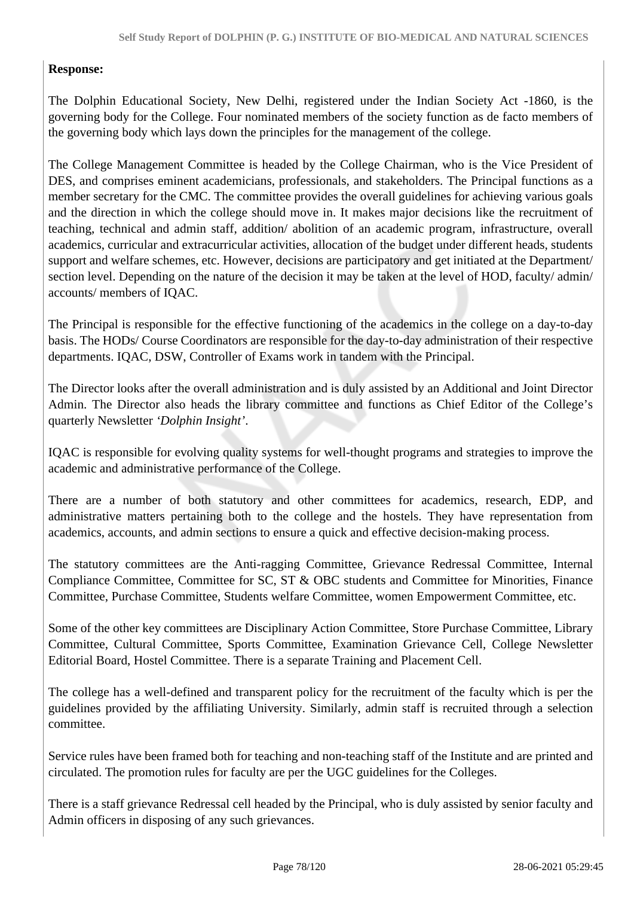**Response:**

The Dolphin Educational Society, New Delhi, registered under the Indian Society Act -1860, is the governing body for the College. Four nominated members of the society function as de facto members of the governing body which lays down the principles for the management of the college.

The College Management Committee is headed by the College Chairman, who is the Vice President of DES, and comprises eminent academicians, professionals, and stakeholders. The Principal functions as a member secretary for the CMC. The committee provides the overall guidelines for achieving various goals and the direction in which the college should move in. It makes major decisions like the recruitment of teaching, technical and admin staff, addition/ abolition of an academic program, infrastructure, overall academics, curricular and extracurricular activities, allocation of the budget under different heads, students support and welfare schemes, etc. However, decisions are participatory and get initiated at the Department/ section level. Depending on the nature of the decision it may be taken at the level of HOD, faculty/ admin/ accounts/ members of IQAC.

The Principal is responsible for the effective functioning of the academics in the college on a day-to-day basis. The HODs/ Course Coordinators are responsible for the day-to-day administration of their respective departments. IQAC, DSW, Controller of Exams work in tandem with the Principal.

The Director looks after the overall administration and is duly assisted by an Additional and Joint Director Admin. The Director also heads the library committee and functions as Chief Editor of the College's quarterly Newsletter *'Dolphin Insight'*.

IQAC is responsible for evolving quality systems for well-thought programs and strategies to improve the academic and administrative performance of the College.

There are a number of both statutory and other committees for academics, research, EDP, and administrative matters pertaining both to the college and the hostels. They have representation from academics, accounts, and admin sections to ensure a quick and effective decision-making process.

The statutory committees are the Anti-ragging Committee, Grievance Redressal Committee, Internal Compliance Committee, Committee for SC, ST & OBC students and Committee for Minorities, Finance Committee, Purchase Committee, Students welfare Committee, women Empowerment Committee, etc.

Some of the other key committees are Disciplinary Action Committee, Store Purchase Committee, Library Committee, Cultural Committee, Sports Committee, Examination Grievance Cell, College Newsletter Editorial Board, Hostel Committee. There is a separate Training and Placement Cell.

The college has a well-defined and transparent policy for the recruitment of the faculty which is per the guidelines provided by the affiliating University. Similarly, admin staff is recruited through a selection committee.

Service rules have been framed both for teaching and non-teaching staff of the Institute and are printed and circulated. The promotion rules for faculty are per the UGC guidelines for the Colleges.

There is a staff grievance Redressal cell headed by the Principal, who is duly assisted by senior faculty and Admin officers in disposing of any such grievances.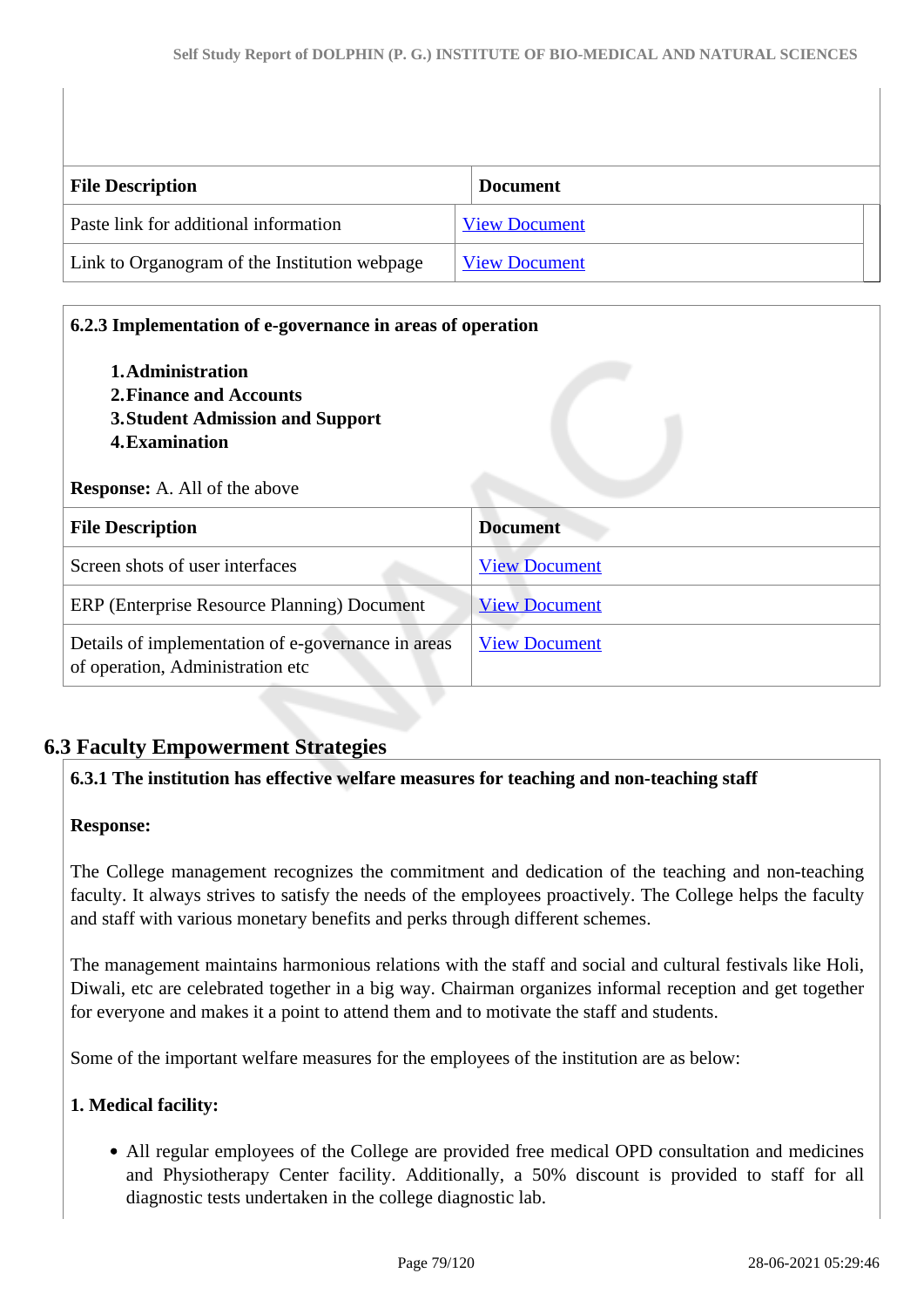| File Description | Document |
|---|---|
| Paste link for additional information | View Document |
| Link to Organogram of the Institution webpage | View Document |

**6.2.3 Implementation of e-governance in areas of operation**

1. **Administration**
2. **Finance and Accounts**
3. **Student Admission and Support**
4. **Examination**

**Response:** A. All of the above

| File Description | Document |
|---|---|
| Screen shots of user interfaces | View Document |
| ERP (Enterprise Resource Planning) Document | View Document |
| Details of implementation of e-governance in areas of operation, Administration etc | View Document |

## 6.3 Faculty Empowerment Strategies

**6.3.1 The institution has effective welfare measures for teaching and non-teaching staff**

**Response:**

The College management recognizes the commitment and dedication of the teaching and non-teaching faculty. It always strives to satisfy the needs of the employees proactively. The College helps the faculty and staff with various monetary benefits and perks through different schemes.

The management maintains harmonious relations with the staff and social and cultural festivals like Holi, Diwali, etc are celebrated together in a big way. Chairman organizes informal reception and get together for everyone and makes it a point to attend them and to motivate the staff and students.

Some of the important welfare measures for the employees of the institution are as below:

**1. Medical facility:**

- All regular employees of the College are provided free medical OPD consultation and medicines and Physiotherapy Center facility. Additionally, a 50% discount is provided to staff for all diagnostic tests undertaken in the college diagnostic lab.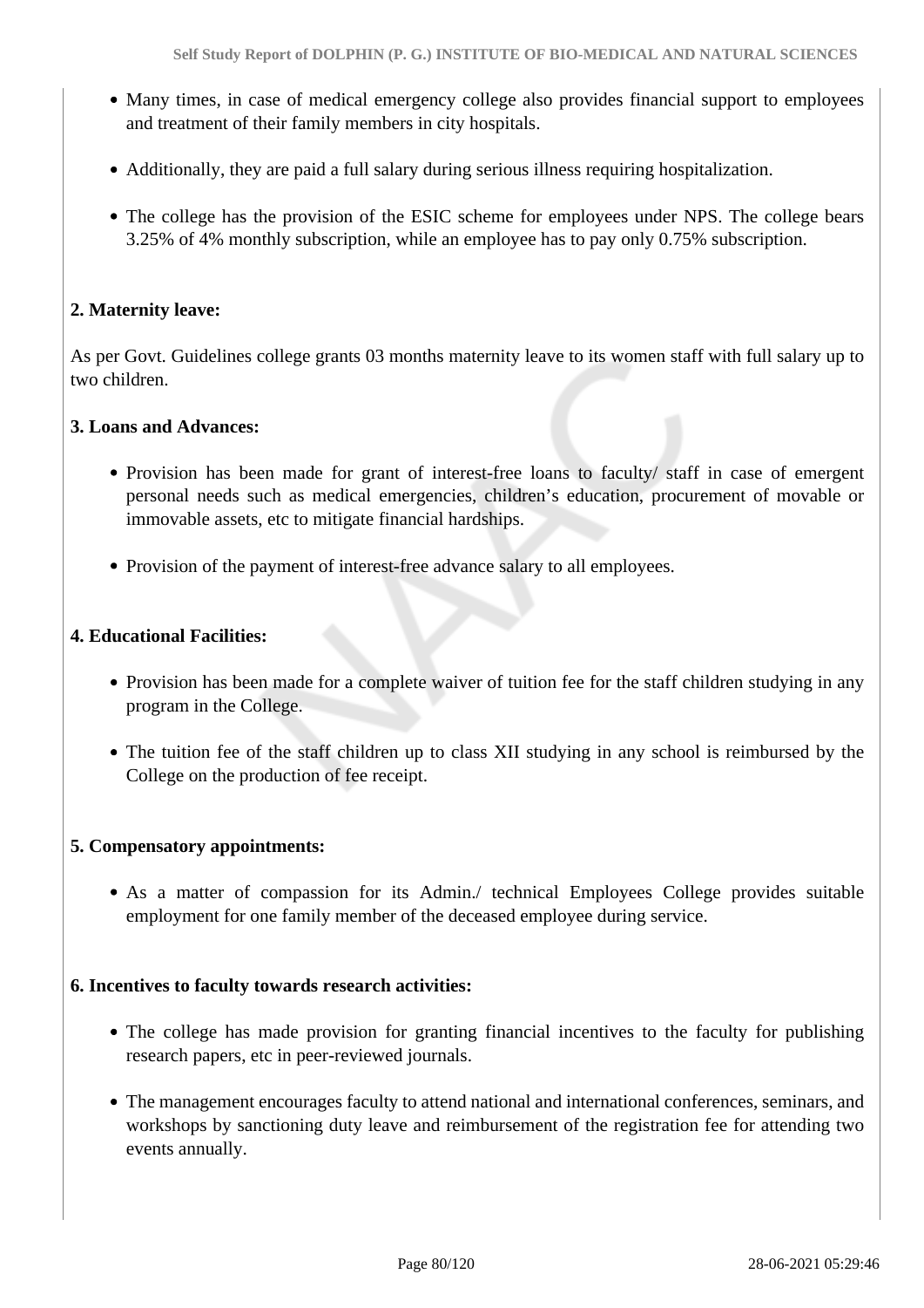- Many times, in case of medical emergency college also provides financial support to employees and treatment of their family members in city hospitals.
- Additionally, they are paid a full salary during serious illness requiring hospitalization.
- The college has the provision of the ESIC scheme for employees under NPS. The college bears 3.25% of 4% monthly subscription, while an employee has to pay only 0.75% subscription.

**2. Maternity leave:**

As per Govt. Guidelines college grants 03 months maternity leave to its women staff with full salary up to two children.

**3. Loans and Advances:**

- Provision has been made for grant of interest-free loans to faculty/ staff in case of emergent personal needs such as medical emergencies, children's education, procurement of movable or immovable assets, etc to mitigate financial hardships.
- Provision of the payment of interest-free advance salary to all employees.

**4. Educational Facilities:**

- Provision has been made for a complete waiver of tuition fee for the staff children studying in any program in the College.
- The tuition fee of the staff children up to class XII studying in any school is reimbursed by the College on the production of fee receipt.

**5. Compensatory appointments:**

- As a matter of compassion for its Admin./ technical Employees College provides suitable employment for one family member of the deceased employee during service.

**6. Incentives to faculty towards research activities:**

- The college has made provision for granting financial incentives to the faculty for publishing research papers, etc in peer-reviewed journals.
- The management encourages faculty to attend national and international conferences, seminars, and workshops by sanctioning duty leave and reimbursement of the registration fee for attending two events annually.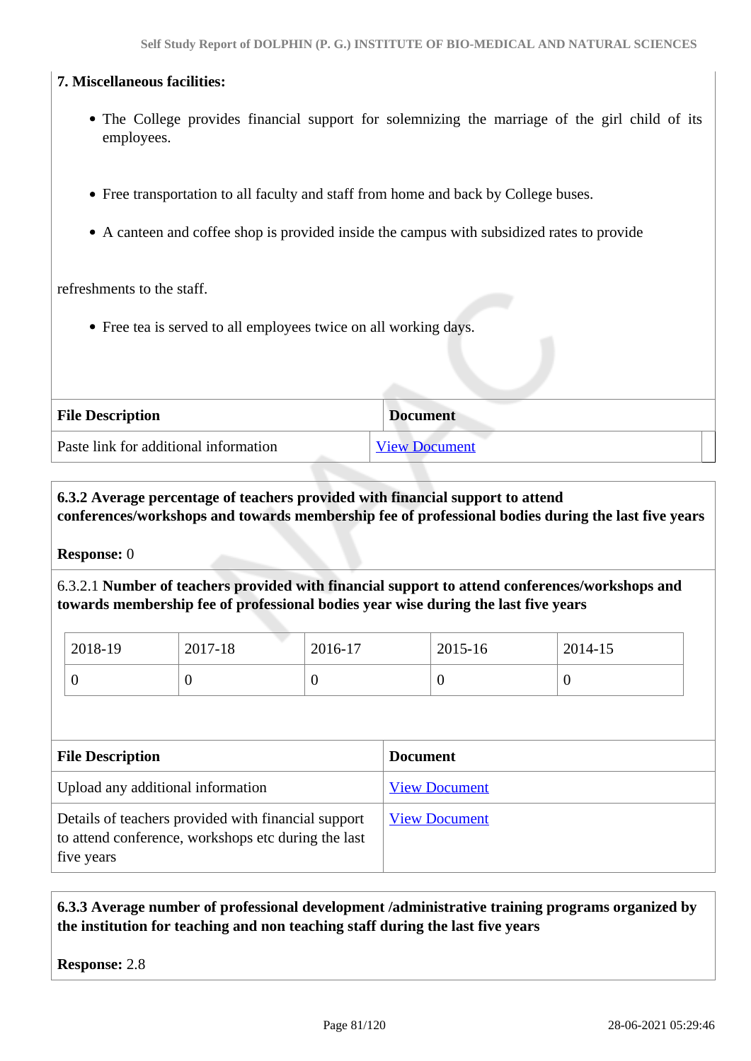**7. Miscellaneous facilities:**

- The College provides financial support for solemnizing the marriage of the girl child of its employees.

- Free transportation to all faculty and staff from home and back by College buses.

- A canteen and coffee shop is provided inside the campus with subsidized rates to provide

refreshments to the staff.

- Free tea is served to all employees twice on all working days.

| File Description | Document |
|---|---|
| Paste link for additional information | View Document |

**6.3.2 Average percentage of teachers provided with financial support to attend conferences/workshops and towards membership fee of professional bodies during the last five years**

**Response:** 0

6.3.2.1 **Number of teachers provided with financial support to attend conferences/workshops and towards membership fee of professional bodies year wise during the last five years**

| 2018-19 | 2017-18 | 2016-17 | 2015-16 | 2014-15 |
|---|---|---|---|---|
| 0 | 0 | 0 | 0 | 0 |

| File Description | Document |
|---|---|
| Upload any additional information | View Document |
| Details of teachers provided with financial support to attend conference, workshops etc during the last five years | View Document |

**6.3.3 Average number of professional development /administrative training programs organized by the institution for teaching and non teaching staff during the last five years**

**Response:** 2.8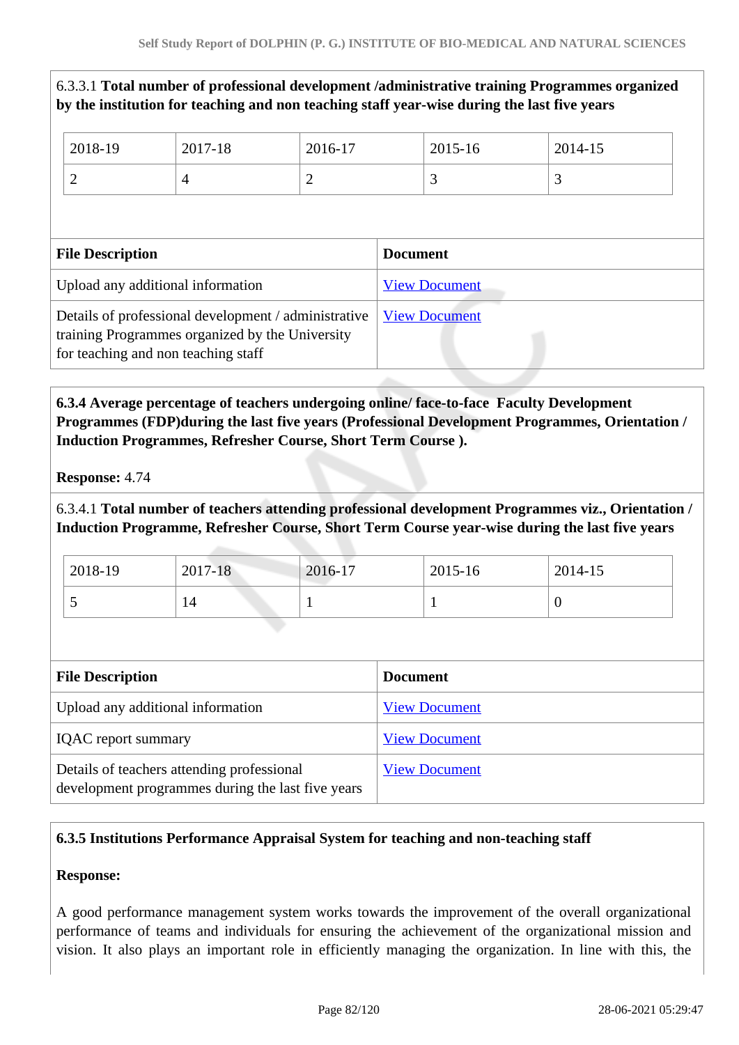6.3.3.1 **Total number of professional development /administrative training Programmes organized by the institution for teaching and non teaching staff year-wise during the last five years**

| 2018-19 | 2017-18 | 2016-17 | 2015-16 | 2014-15 |
|---|---|---|---|---|
| 2 | 4 | 2 | 3 | 3 |

| File Description | Document |
|---|---|
| Upload any additional information | View Document |
| Details of professional development / administrative training Programmes organized by the University for teaching and non teaching staff | View Document |

**6.3.4 Average percentage of teachers undergoing online/ face-to-face Faculty Development Programmes (FDP)during the last five years (Professional Development Programmes, Orientation / Induction Programmes, Refresher Course, Short Term Course ).**

**Response:** 4.74

6.3.4.1 **Total number of teachers attending professional development Programmes viz., Orientation / Induction Programme, Refresher Course, Short Term Course year-wise during the last five years**

| 2018-19 | 2017-18 | 2016-17 | 2015-16 | 2014-15 |
|---|---|---|---|---|
| 5 | 14 | 1 | 1 | 0 |

| File Description | Document |
|---|---|
| Upload any additional information | View Document |
| IQAC report summary | View Document |
| Details of teachers attending professional development programmes during the last five years | View Document |

**6.3.5 Institutions Performance Appraisal System for teaching and non-teaching staff**

**Response:**

A good performance management system works towards the improvement of the overall organizational performance of teams and individuals for ensuring the achievement of the organizational mission and vision. It also plays an important role in efficiently managing the organization. In line with this, the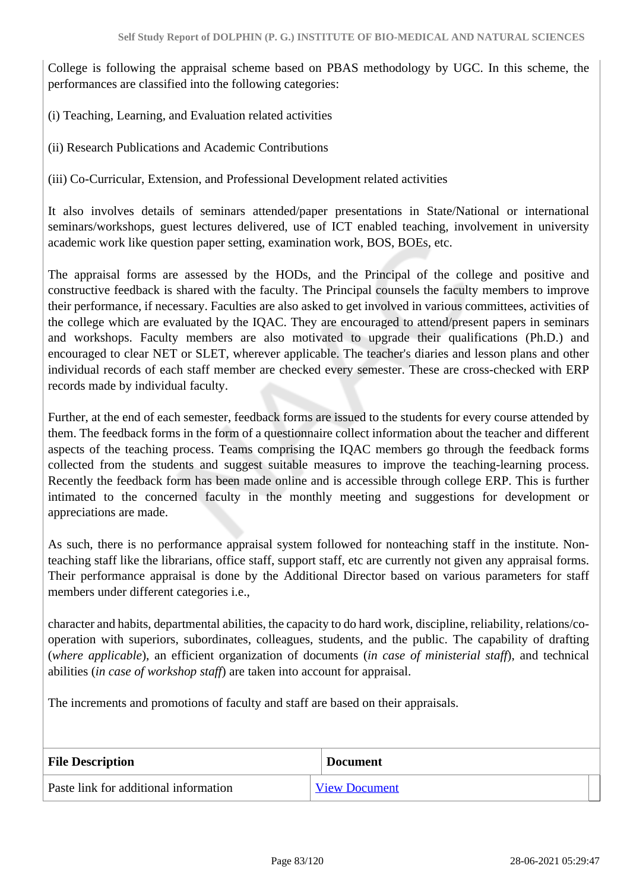College is following the appraisal scheme based on PBAS methodology by UGC. In this scheme, the performances are classified into the following categories:

(i) Teaching, Learning, and Evaluation related activities

(ii) Research Publications and Academic Contributions

(iii) Co-Curricular, Extension, and Professional Development related activities

It also involves details of seminars attended/paper presentations in State/National or international seminars/workshops, guest lectures delivered, use of ICT enabled teaching, involvement in university academic work like question paper setting, examination work, BOS, BOEs, etc.

The appraisal forms are assessed by the HODs, and the Principal of the college and positive and constructive feedback is shared with the faculty. The Principal counsels the faculty members to improve their performance, if necessary. Faculties are also asked to get involved in various committees, activities of the college which are evaluated by the IQAC. They are encouraged to attend/present papers in seminars and workshops. Faculty members are also motivated to upgrade their qualifications (Ph.D.) and encouraged to clear NET or SLET, wherever applicable. The teacher's diaries and lesson plans and other individual records of each staff member are checked every semester. These are cross-checked with ERP records made by individual faculty.

Further, at the end of each semester, feedback forms are issued to the students for every course attended by them. The feedback forms in the form of a questionnaire collect information about the teacher and different aspects of the teaching process. Teams comprising the IQAC members go through the feedback forms collected from the students and suggest suitable measures to improve the teaching-learning process. Recently the feedback form has been made online and is accessible through college ERP. This is further intimated to the concerned faculty in the monthly meeting and suggestions for development or appreciations are made.

As such, there is no performance appraisal system followed for nonteaching staff in the institute. Non-teaching staff like the librarians, office staff, support staff, etc are currently not given any appraisal forms. Their performance appraisal is done by the Additional Director based on various parameters for staff members under different categories i.e.,

character and habits, departmental abilities, the capacity to do hard work, discipline, reliability, relations/co-operation with superiors, subordinates, colleagues, students, and the public. The capability of drafting (*where applicable*), an efficient organization of documents (*in case of ministerial staff*), and technical abilities (*in case of workshop staff*) are taken into account for appraisal.

The increments and promotions of faculty and staff are based on their appraisals.

| File Description | Document |
|---|---|
| Paste link for additional information | View Document |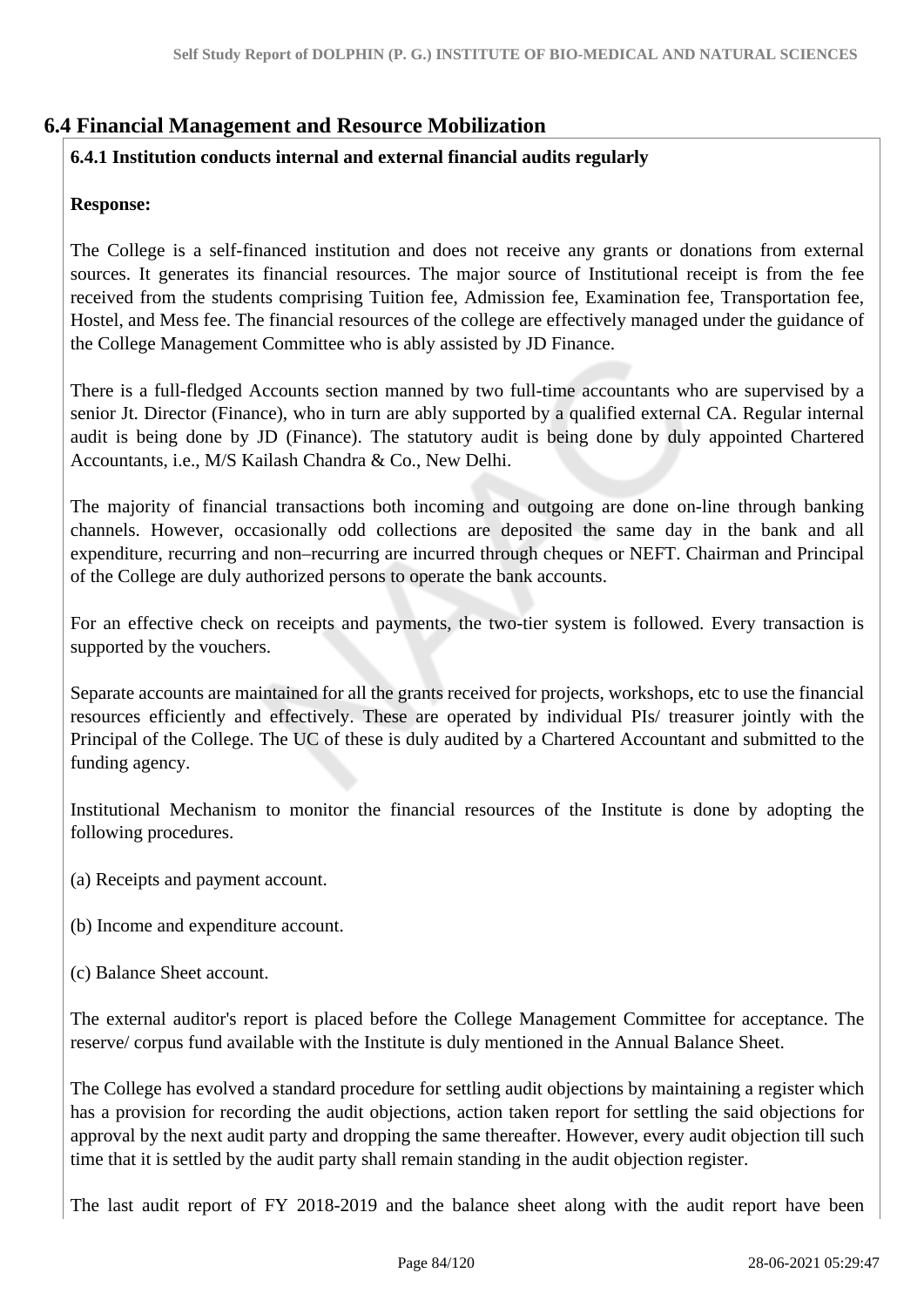## 6.4 Financial Management and Resource Mobilization

**6.4.1 Institution conducts internal and external financial audits regularly**

**Response:**

The College is a self-financed institution and does not receive any grants or donations from external sources. It generates its financial resources. The major source of Institutional receipt is from the fee received from the students comprising Tuition fee, Admission fee, Examination fee, Transportation fee, Hostel, and Mess fee. The financial resources of the college are effectively managed under the guidance of the College Management Committee who is ably assisted by JD Finance.

There is a full-fledged Accounts section manned by two full-time accountants who are supervised by a senior Jt. Director (Finance), who in turn are ably supported by a qualified external CA. Regular internal audit is being done by JD (Finance). The statutory audit is being done by duly appointed Chartered Accountants, i.e., M/S Kailash Chandra & Co., New Delhi.

The majority of financial transactions both incoming and outgoing are done on-line through banking channels. However, occasionally odd collections are deposited the same day in the bank and all expenditure, recurring and non–recurring are incurred through cheques or NEFT. Chairman and Principal of the College are duly authorized persons to operate the bank accounts.

For an effective check on receipts and payments, the two-tier system is followed. Every transaction is supported by the vouchers.

Separate accounts are maintained for all the grants received for projects, workshops, etc to use the financial resources efficiently and effectively. These are operated by individual PIs/ treasurer jointly with the Principal of the College. The UC of these is duly audited by a Chartered Accountant and submitted to the funding agency.

Institutional Mechanism to monitor the financial resources of the Institute is done by adopting the following procedures.

(a) Receipts and payment account.

(b) Income and expenditure account.

(c) Balance Sheet account.

The external auditor's report is placed before the College Management Committee for acceptance. The reserve/ corpus fund available with the Institute is duly mentioned in the Annual Balance Sheet.

The College has evolved a standard procedure for settling audit objections by maintaining a register which has a provision for recording the audit objections, action taken report for settling the said objections for approval by the next audit party and dropping the same thereafter. However, every audit objection till such time that it is settled by the audit party shall remain standing in the audit objection register.

The last audit report of FY 2018-2019 and the balance sheet along with the audit report have been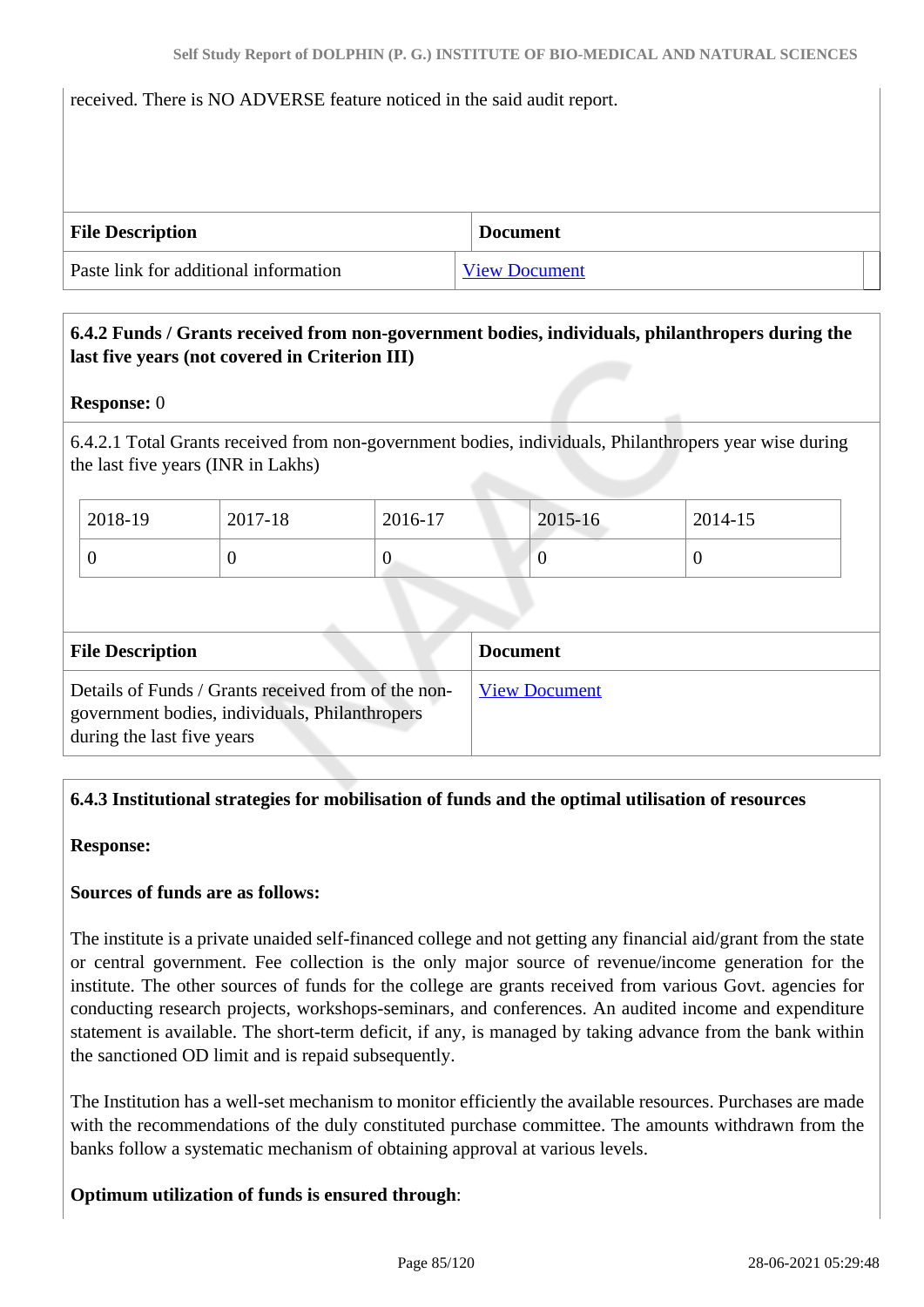received. There is NO ADVERSE feature noticed in the said audit report.

| File Description | Document |
|---|---|
| Paste link for additional information | View Document |

**6.4.2 Funds / Grants received from non-government bodies, individuals, philanthropers during the last five years (not covered in Criterion III)**

**Response:** 0

6.4.2.1 Total Grants received from non-government bodies, individuals, Philanthropers year wise during the last five years (INR in Lakhs)

| 2018-19 | 2017-18 | 2016-17 | 2015-16 | 2014-15 |
|---|---|---|---|---|
| 0 | 0 | 0 | 0 | 0 |

| File Description | Document |
|---|---|
| Details of Funds / Grants received from of the non-government bodies, individuals, Philanthropers during the last five years | View Document |

**6.4.3 Institutional strategies for mobilisation of funds and the optimal utilisation of resources**

**Response:**

**Sources of funds are as follows:**

The institute is a private unaided self-financed college and not getting any financial aid/grant from the state or central government. Fee collection is the only major source of revenue/income generation for the institute. The other sources of funds for the college are grants received from various Govt. agencies for conducting research projects, workshops-seminars, and conferences. An audited income and expenditure statement is available. The short-term deficit, if any, is managed by taking advance from the bank within the sanctioned OD limit and is repaid subsequently.

The Institution has a well-set mechanism to monitor efficiently the available resources. Purchases are made with the recommendations of the duly constituted purchase committee. The amounts withdrawn from the banks follow a systematic mechanism of obtaining approval at various levels.

**Optimum utilization of funds is ensured through**: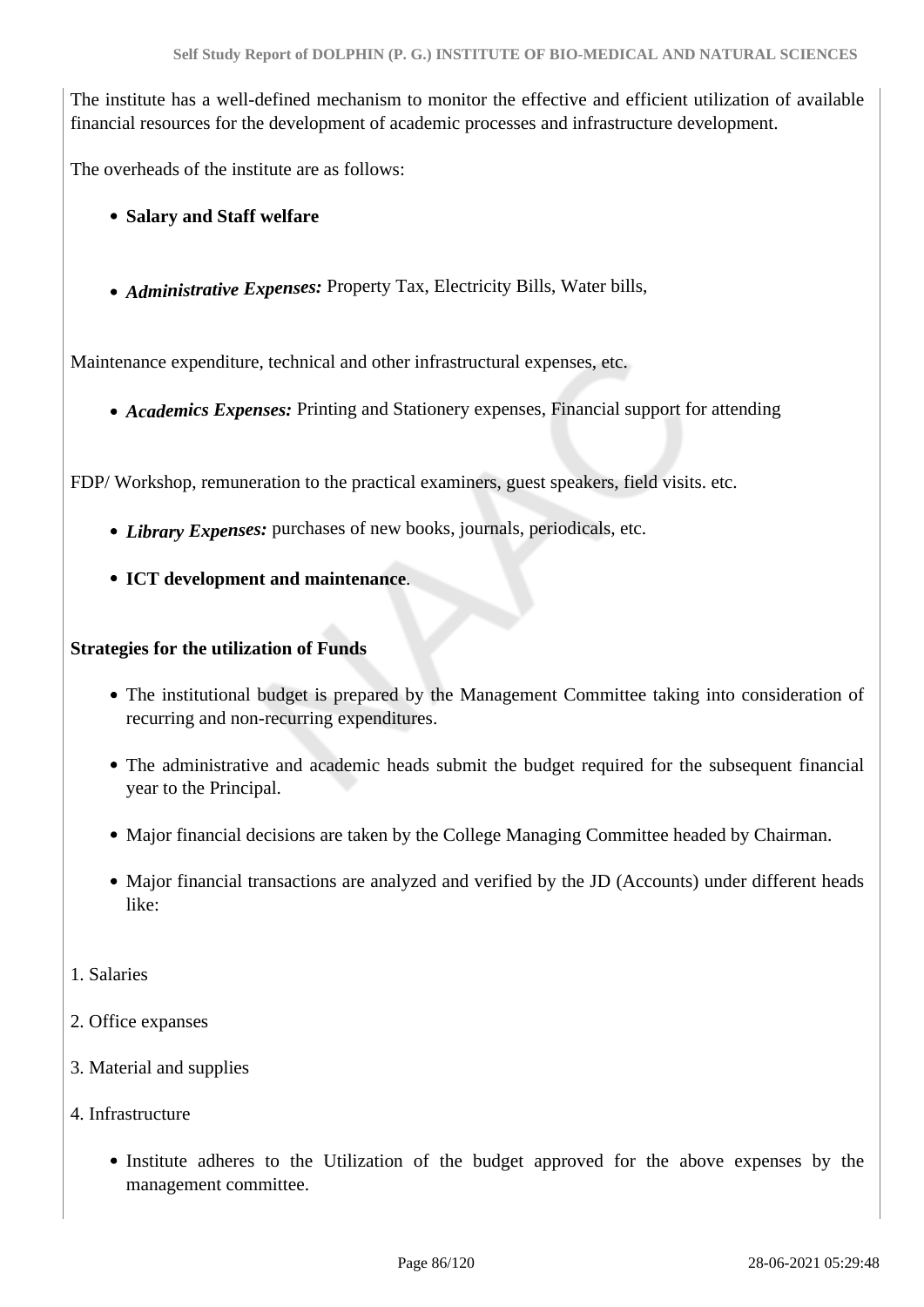The institute has a well-defined mechanism to monitor the effective and efficient utilization of available financial resources for the development of academic processes and infrastructure development.

The overheads of the institute are as follows:

- **Salary and Staff welfare**

- ***Administrative Expenses:*** Property Tax, Electricity Bills, Water bills,

Maintenance expenditure, technical and other infrastructural expenses, etc.

- ***Academics Expenses:*** Printing and Stationery expenses, Financial support for attending

FDP/ Workshop, remuneration to the practical examiners, guest speakers, field visits. etc.

- ***Library Expenses:*** purchases of new books, journals, periodicals, etc.
- **ICT development and maintenance**.

**Strategies for the utilization of Funds**

- The institutional budget is prepared by the Management Committee taking into consideration of recurring and non-recurring expenditures.
- The administrative and academic heads submit the budget required for the subsequent financial year to the Principal.
- Major financial decisions are taken by the College Managing Committee headed by Chairman.
- Major financial transactions are analyzed and verified by the JD (Accounts) under different heads like:

1. Salaries
2. Office expanses
3. Material and supplies
4. Infrastructure

- Institute adheres to the Utilization of the budget approved for the above expenses by the management committee.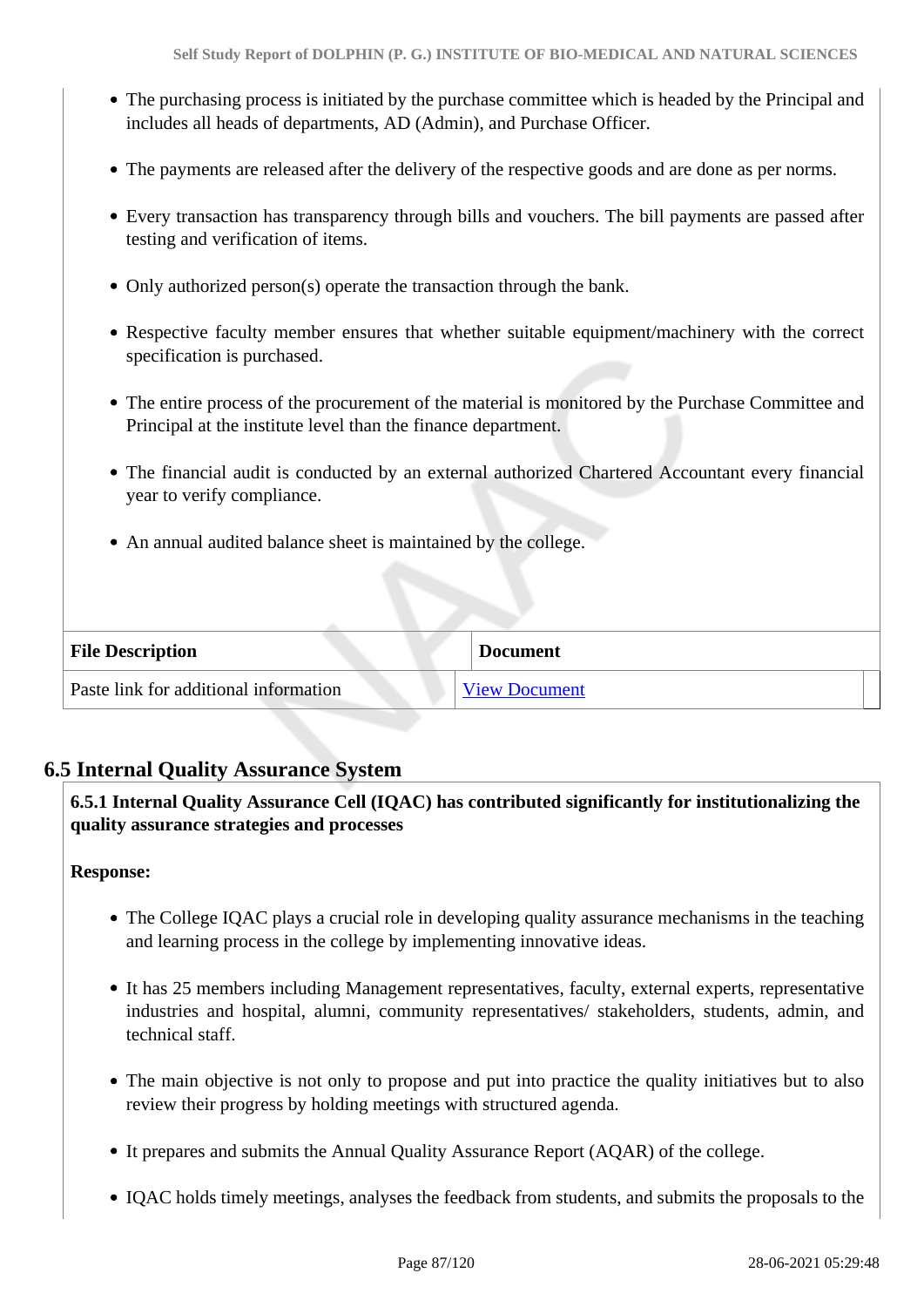- The purchasing process is initiated by the purchase committee which is headed by the Principal and includes all heads of departments, AD (Admin), and Purchase Officer.
- The payments are released after the delivery of the respective goods and are done as per norms.
- Every transaction has transparency through bills and vouchers. The bill payments are passed after testing and verification of items.
- Only authorized person(s) operate the transaction through the bank.
- Respective faculty member ensures that whether suitable equipment/machinery with the correct specification is purchased.
- The entire process of the procurement of the material is monitored by the Purchase Committee and Principal at the institute level than the finance department.
- The financial audit is conducted by an external authorized Chartered Accountant every financial year to verify compliance.
- An annual audited balance sheet is maintained by the college.

| File Description | Document |
|---|---|
| Paste link for additional information | View Document |

## 6.5 Internal Quality Assurance System

**6.5.1 Internal Quality Assurance Cell (IQAC) has contributed significantly for institutionalizing the quality assurance strategies and processes**

**Response:**

- The College IQAC plays a crucial role in developing quality assurance mechanisms in the teaching and learning process in the college by implementing innovative ideas.
- It has 25 members including Management representatives, faculty, external experts, representative industries and hospital, alumni, community representatives/ stakeholders, students, admin, and technical staff.
- The main objective is not only to propose and put into practice the quality initiatives but to also review their progress by holding meetings with structured agenda.
- It prepares and submits the Annual Quality Assurance Report (AQAR) of the college.
- IQAC holds timely meetings, analyses the feedback from students, and submits the proposals to the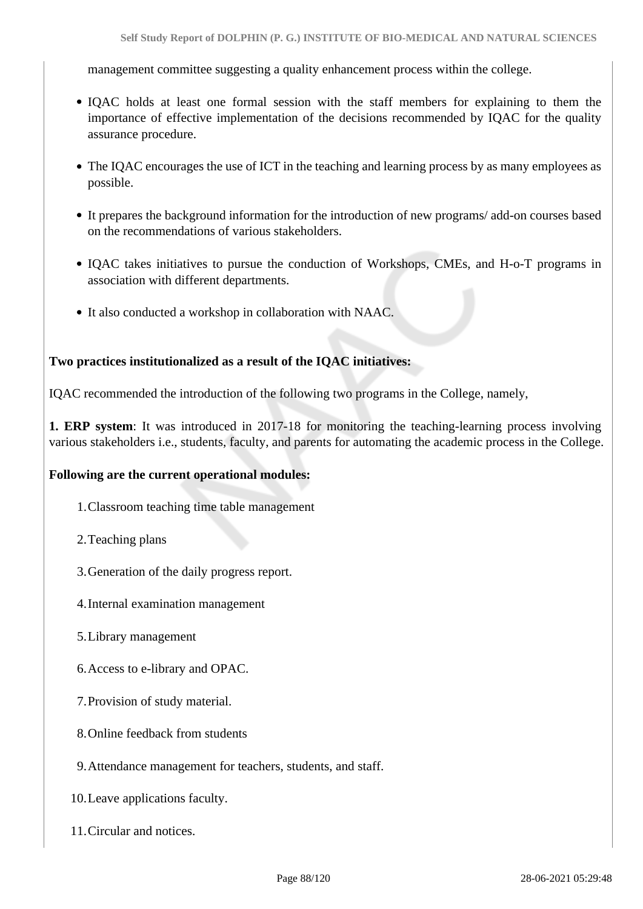management committee suggesting a quality enhancement process within the college.

- IQAC holds at least one formal session with the staff members for explaining to them the importance of effective implementation of the decisions recommended by IQAC for the quality assurance procedure.
- The IQAC encourages the use of ICT in the teaching and learning process by as many employees as possible.
- It prepares the background information for the introduction of new programs/ add-on courses based on the recommendations of various stakeholders.
- IQAC takes initiatives to pursue the conduction of Workshops, CMEs, and H-o-T programs in association with different departments.
- It also conducted a workshop in collaboration with NAAC.

**Two practices institutionalized as a result of the IQAC initiatives:**

IQAC recommended the introduction of the following two programs in the College, namely,

**1. ERP system**: It was introduced in 2017-18 for monitoring the teaching-learning process involving various stakeholders i.e., students, faculty, and parents for automating the academic process in the College.

**Following are the current operational modules:**

1. Classroom teaching time table management
2. Teaching plans
3. Generation of the daily progress report.
4. Internal examination management
5. Library management
6. Access to e-library and OPAC.
7. Provision of study material.
8. Online feedback from students
9. Attendance management for teachers, students, and staff.
10. Leave applications faculty.
11. Circular and notices.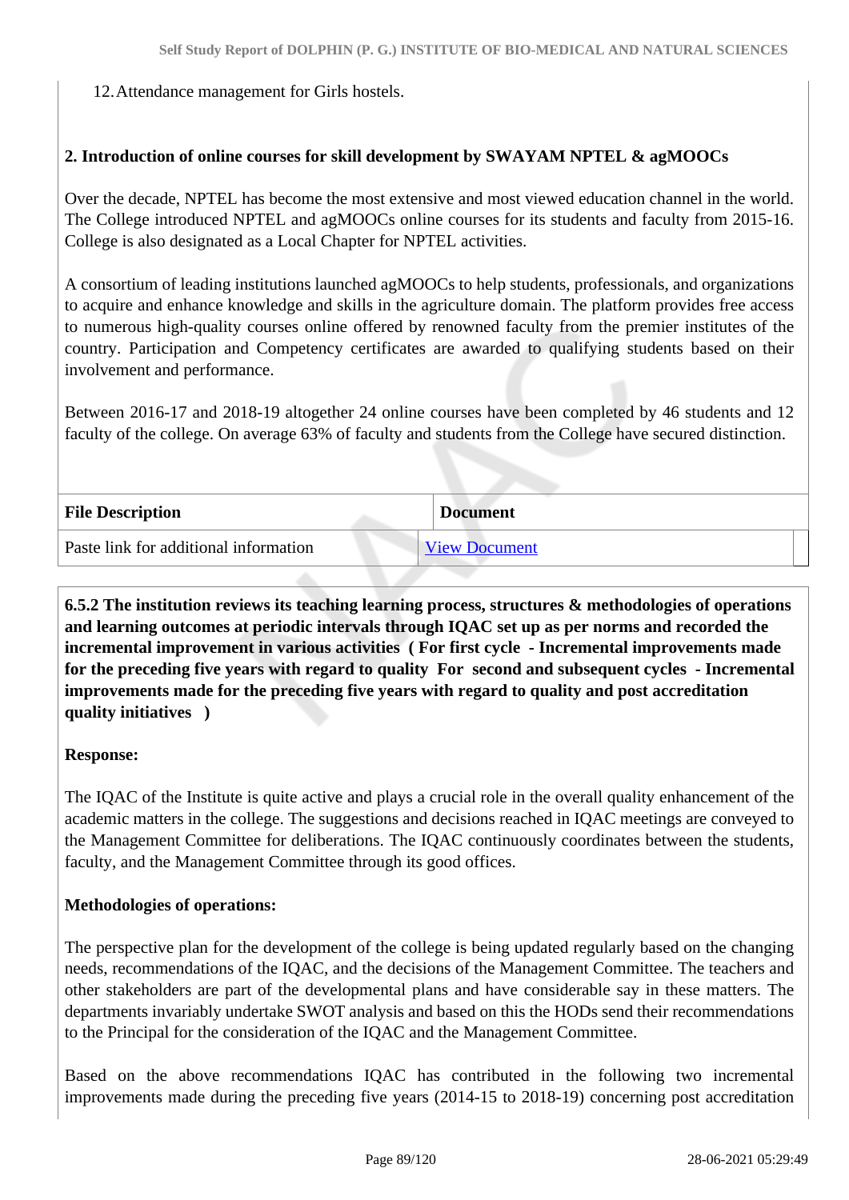12. Attendance management for Girls hostels.

**2. Introduction of online courses for skill development by SWAYAM NPTEL & agMOOCs**

Over the decade, NPTEL has become the most extensive and most viewed education channel in the world. The College introduced NPTEL and agMOOCs online courses for its students and faculty from 2015-16. College is also designated as a Local Chapter for NPTEL activities.

A consortium of leading institutions launched agMOOCs to help students, professionals, and organizations to acquire and enhance knowledge and skills in the agriculture domain. The platform provides free access to numerous high-quality courses online offered by renowned faculty from the premier institutes of the country. Participation and Competency certificates are awarded to qualifying students based on their involvement and performance.

Between 2016-17 and 2018-19 altogether 24 online courses have been completed by 46 students and 12 faculty of the college. On average 63% of faculty and students from the College have secured distinction.

| File Description | Document |
|---|---|
| Paste link for additional information | View Document |

**6.5.2 The institution reviews its teaching learning process, structures & methodologies of operations and learning outcomes at periodic intervals through IQAC set up as per norms and recorded the incremental improvement in various activities ( For first cycle - Incremental improvements made for the preceding five years with regard to quality For second and subsequent cycles - Incremental improvements made for the preceding five years with regard to quality and post accreditation quality initiatives )**

**Response:**

The IQAC of the Institute is quite active and plays a crucial role in the overall quality enhancement of the academic matters in the college. The suggestions and decisions reached in IQAC meetings are conveyed to the Management Committee for deliberations. The IQAC continuously coordinates between the students, faculty, and the Management Committee through its good offices.

**Methodologies of operations:**

The perspective plan for the development of the college is being updated regularly based on the changing needs, recommendations of the IQAC, and the decisions of the Management Committee. The teachers and other stakeholders are part of the developmental plans and have considerable say in these matters. The departments invariably undertake SWOT analysis and based on this the HODs send their recommendations to the Principal for the consideration of the IQAC and the Management Committee.

Based on the above recommendations IQAC has contributed in the following two incremental improvements made during the preceding five years (2014-15 to 2018-19) concerning post accreditation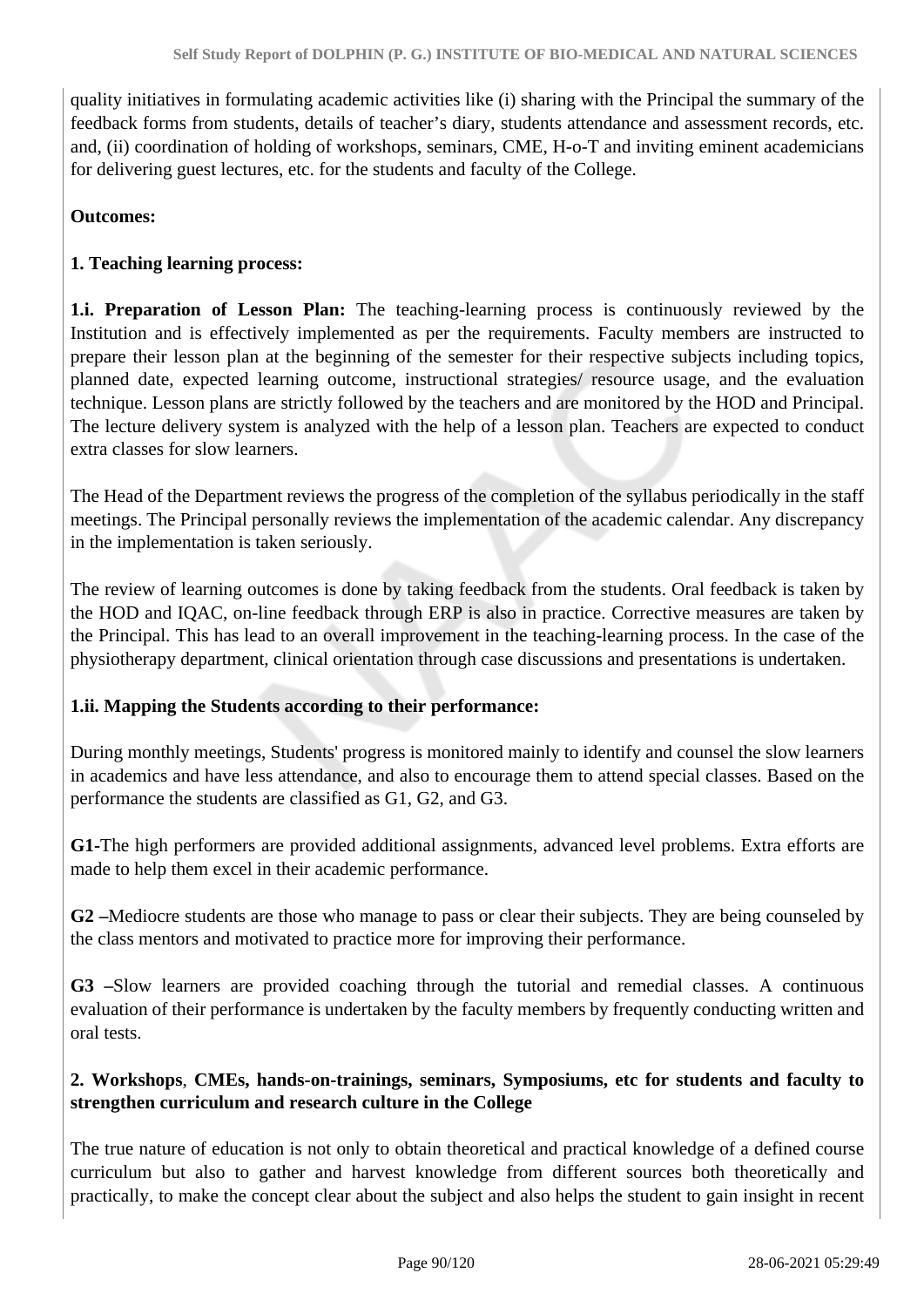quality initiatives in formulating academic activities like (i) sharing with the Principal the summary of the feedback forms from students, details of teacher's diary, students attendance and assessment records, etc. and, (ii) coordination of holding of workshops, seminars, CME, H-o-T and inviting eminent academicians for delivering guest lectures, etc. for the students and faculty of the College.

**Outcomes:**

**1. Teaching learning process:**

**1.i. Preparation of Lesson Plan:** The teaching-learning process is continuously reviewed by the Institution and is effectively implemented as per the requirements. Faculty members are instructed to prepare their lesson plan at the beginning of the semester for their respective subjects including topics, planned date, expected learning outcome, instructional strategies/ resource usage, and the evaluation technique. Lesson plans are strictly followed by the teachers and are monitored by the HOD and Principal. The lecture delivery system is analyzed with the help of a lesson plan. Teachers are expected to conduct extra classes for slow learners.

The Head of the Department reviews the progress of the completion of the syllabus periodically in the staff meetings. The Principal personally reviews the implementation of the academic calendar. Any discrepancy in the implementation is taken seriously.

The review of learning outcomes is done by taking feedback from the students. Oral feedback is taken by the HOD and IQAC, on-line feedback through ERP is also in practice. Corrective measures are taken by the Principal. This has lead to an overall improvement in the teaching-learning process. In the case of the physiotherapy department, clinical orientation through case discussions and presentations is undertaken.

**1.ii. Mapping the Students according to their performance:**

During monthly meetings, Students' progress is monitored mainly to identify and counsel the slow learners in academics and have less attendance, and also to encourage them to attend special classes. Based on the performance the students are classified as G1, G2, and G3.

**G1**-The high performers are provided additional assignments, advanced level problems. Extra efforts are made to help them excel in their academic performance.

**G2 –**Mediocre students are those who manage to pass or clear their subjects. They are being counseled by the class mentors and motivated to practice more for improving their performance.

**G3 –**Slow learners are provided coaching through the tutorial and remedial classes. A continuous evaluation of their performance is undertaken by the faculty members by frequently conducting written and oral tests.

**2. Workshops, CMEs, hands-on-trainings, seminars, Symposiums, etc for students and faculty to strengthen curriculum and research culture in the College**

The true nature of education is not only to obtain theoretical and practical knowledge of a defined course curriculum but also to gather and harvest knowledge from different sources both theoretically and practically, to make the concept clear about the subject and also helps the student to gain insight in recent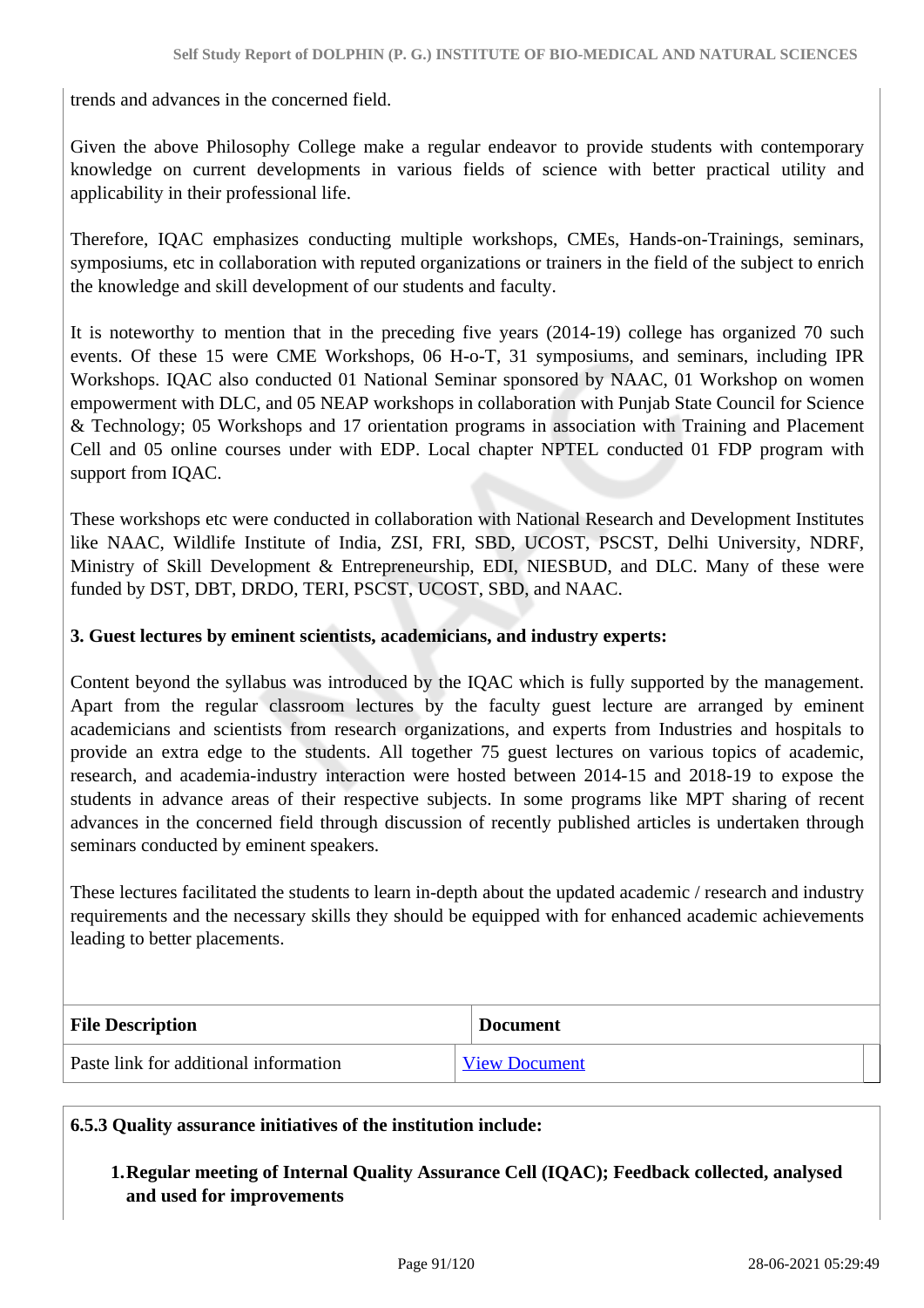trends and advances in the concerned field.

Given the above Philosophy College make a regular endeavor to provide students with contemporary knowledge on current developments in various fields of science with better practical utility and applicability in their professional life.

Therefore, IQAC emphasizes conducting multiple workshops, CMEs, Hands-on-Trainings, seminars, symposiums, etc in collaboration with reputed organizations or trainers in the field of the subject to enrich the knowledge and skill development of our students and faculty.

It is noteworthy to mention that in the preceding five years (2014-19) college has organized 70 such events. Of these 15 were CME Workshops, 06 H-o-T, 31 symposiums, and seminars, including IPR Workshops. IQAC also conducted 01 National Seminar sponsored by NAAC, 01 Workshop on women empowerment with DLC, and 05 NEAP workshops in collaboration with Punjab State Council for Science & Technology; 05 Workshops and 17 orientation programs in association with Training and Placement Cell and 05 online courses under with EDP. Local chapter NPTEL conducted 01 FDP program with support from IQAC.

These workshops etc were conducted in collaboration with National Research and Development Institutes like NAAC, Wildlife Institute of India, ZSI, FRI, SBD, UCOST, PSCST, Delhi University, NDRF, Ministry of Skill Development & Entrepreneurship, EDI, NIESBUD, and DLC. Many of these were funded by DST, DBT, DRDO, TERI, PSCST, UCOST, SBD, and NAAC.

**3. Guest lectures by eminent scientists, academicians, and industry experts:**

Content beyond the syllabus was introduced by the IQAC which is fully supported by the management. Apart from the regular classroom lectures by the faculty guest lecture are arranged by eminent academicians and scientists from research organizations, and experts from Industries and hospitals to provide an extra edge to the students. All together 75 guest lectures on various topics of academic, research, and academia-industry interaction were hosted between 2014-15 and 2018-19 to expose the students in advance areas of their respective subjects. In some programs like MPT sharing of recent advances in the concerned field through discussion of recently published articles is undertaken through seminars conducted by eminent speakers.

These lectures facilitated the students to learn in-depth about the updated academic / research and industry requirements and the necessary skills they should be equipped with for enhanced academic achievements leading to better placements.

| File Description | Document |
| --- | --- |
| Paste link for additional information | View Document |

**6.5.3 Quality assurance initiatives of the institution include:**

1. **Regular meeting of Internal Quality Assurance Cell (IQAC); Feedback collected, analysed and used for improvements**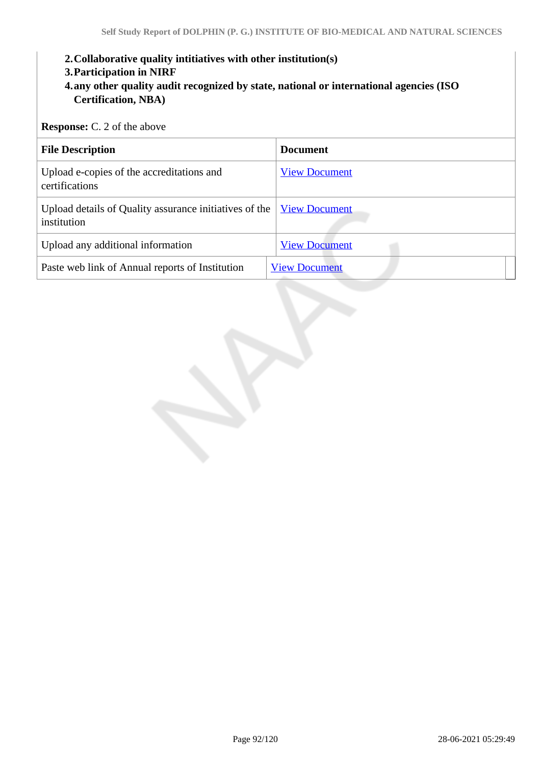2. **Collaborative quality intitiatives with other institution(s)**
3. **Participation in NIRF**
4. **any other quality audit recognized by state, national or international agencies (ISO Certification, NBA)**

**Response:** C. 2 of the above

| File Description | Document |
|---|---|
| Upload e-copies of the accreditations and certifications | View Document |
| Upload details of Quality assurance initiatives of the institution | View Document |
| Upload any additional information | View Document |
| Paste web link of Annual reports of Institution | View Document |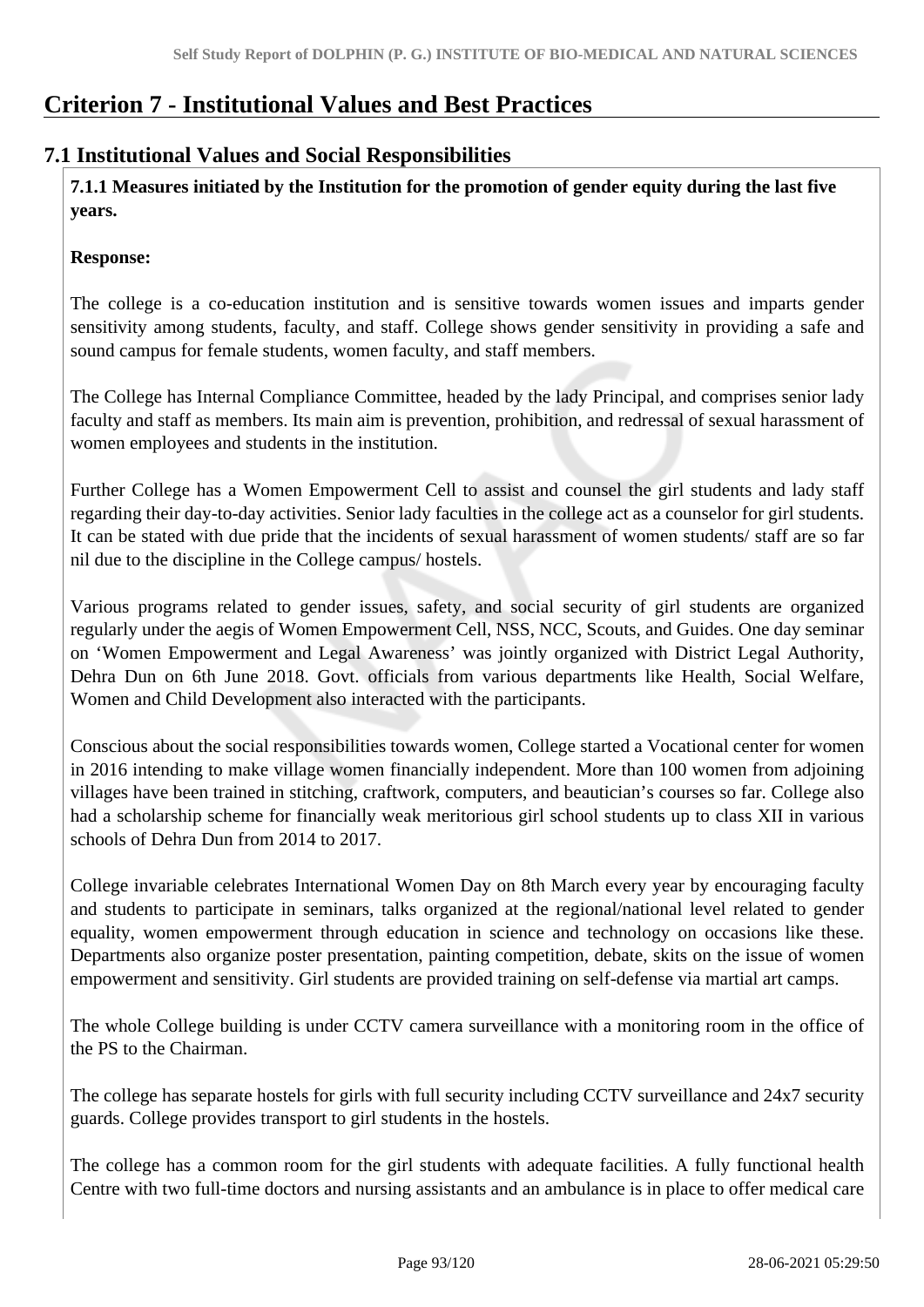# Criterion 7 - Institutional Values and Best Practices

## 7.1 Institutional Values and Social Responsibilities

**7.1.1 Measures initiated by the Institution for the promotion of gender equity during the last five years.**

**Response:**

The college is a co-education institution and is sensitive towards women issues and imparts gender sensitivity among students, faculty, and staff. College shows gender sensitivity in providing a safe and sound campus for female students, women faculty, and staff members.

The College has Internal Compliance Committee, headed by the lady Principal, and comprises senior lady faculty and staff as members. Its main aim is prevention, prohibition, and redressal of sexual harassment of women employees and students in the institution.

Further College has a Women Empowerment Cell to assist and counsel the girl students and lady staff regarding their day-to-day activities. Senior lady faculties in the college act as a counselor for girl students. It can be stated with due pride that the incidents of sexual harassment of women students/ staff are so far nil due to the discipline in the College campus/ hostels.

Various programs related to gender issues, safety, and social security of girl students are organized regularly under the aegis of Women Empowerment Cell, NSS, NCC, Scouts, and Guides. One day seminar on 'Women Empowerment and Legal Awareness' was jointly organized with District Legal Authority, Dehra Dun on 6th June 2018. Govt. officials from various departments like Health, Social Welfare, Women and Child Development also interacted with the participants.

Conscious about the social responsibilities towards women, College started a Vocational center for women in 2016 intending to make village women financially independent. More than 100 women from adjoining villages have been trained in stitching, craftwork, computers, and beautician's courses so far. College also had a scholarship scheme for financially weak meritorious girl school students up to class XII in various schools of Dehra Dun from 2014 to 2017.

College invariable celebrates International Women Day on 8th March every year by encouraging faculty and students to participate in seminars, talks organized at the regional/national level related to gender equality, women empowerment through education in science and technology on occasions like these. Departments also organize poster presentation, painting competition, debate, skits on the issue of women empowerment and sensitivity. Girl students are provided training on self-defense via martial art camps.

The whole College building is under CCTV camera surveillance with a monitoring room in the office of the PS to the Chairman.

The college has separate hostels for girls with full security including CCTV surveillance and 24x7 security guards. College provides transport to girl students in the hostels.

The college has a common room for the girl students with adequate facilities. A fully functional health Centre with two full-time doctors and nursing assistants and an ambulance is in place to offer medical care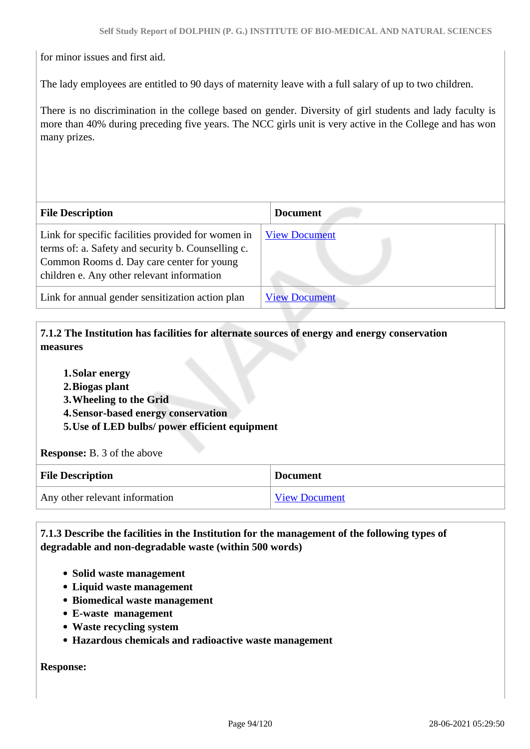for minor issues and first aid.

The lady employees are entitled to 90 days of maternity leave with a full salary of up to two children.

There is no discrimination in the college based on gender. Diversity of girl students and lady faculty is more than 40% during preceding five years. The NCC girls unit is very active in the College and has won many prizes.

| File Description | Document |
|---|---|
| Link for specific facilities provided for women in terms of: a. Safety and security b. Counselling c. Common Rooms d. Day care center for young children e. Any other relevant information | View Document |
| Link for annual gender sensitization action plan | View Document |

**7.1.2 The Institution has facilities for alternate sources of energy and energy conservation measures**

1. **Solar energy**
2. **Biogas plant**
3. **Wheeling to the Grid**
4. **Sensor-based energy conservation**
5. **Use of LED bulbs/ power efficient equipment**

**Response:** B. 3 of the above

| File Description | Document |
|---|---|
| Any other relevant information | View Document |

**7.1.3 Describe the facilities in the Institution for the management of the following types of degradable and non-degradable waste (within 500 words)**

- **Solid waste management**
- **Liquid waste management**
- **Biomedical waste management**
- **E-waste management**
- **Waste recycling system**
- **Hazardous chemicals and radioactive waste management**

**Response:**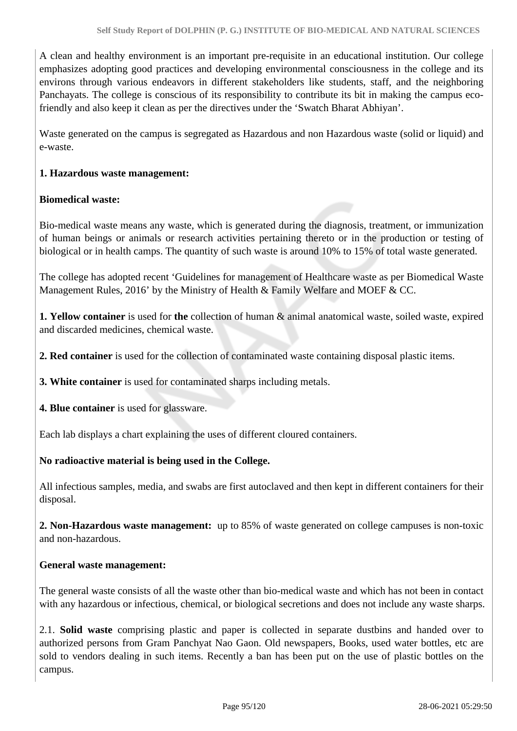A clean and healthy environment is an important pre-requisite in an educational institution. Our college emphasizes adopting good practices and developing environmental consciousness in the college and its environs through various endeavors in different stakeholders like students, staff, and the neighboring Panchayats. The college is conscious of its responsibility to contribute its bit in making the campus eco-friendly and also keep it clean as per the directives under the 'Swatch Bharat Abhiyan'.

Waste generated on the campus is segregated as Hazardous and non Hazardous waste (solid or liquid) and e-waste.

**1. Hazardous waste management:**

**Biomedical waste:**

Bio-medical waste means any waste, which is generated during the diagnosis, treatment, or immunization of human beings or animals or research activities pertaining thereto or in the production or testing of biological or in health camps. The quantity of such waste is around 10% to 15% of total waste generated.

The college has adopted recent 'Guidelines for management of Healthcare waste as per Biomedical Waste Management Rules, 2016' by the Ministry of Health & Family Welfare and MOEF & CC.

**1. Yellow container** is used for **the** collection of human & animal anatomical waste, soiled waste, expired and discarded medicines, chemical waste.

**2. Red container** is used for the collection of contaminated waste containing disposal plastic items.

**3. White container** is used for contaminated sharps including metals.

**4. Blue container** is used for glassware.

Each lab displays a chart explaining the uses of different cloured containers.

**No radioactive material is being used in the College.**

All infectious samples, media, and swabs are first autoclaved and then kept in different containers for their disposal.

**2. Non-Hazardous waste management:** up to 85% of waste generated on college campuses is non-toxic and non-hazardous.

**General waste management:**

The general waste consists of all the waste other than bio-medical waste and which has not been in contact with any hazardous or infectious, chemical, or biological secretions and does not include any waste sharps.

2.1. **Solid waste** comprising plastic and paper is collected in separate dustbins and handed over to authorized persons from Gram Panchyat Nao Gaon. Old newspapers, Books, used water bottles, etc are sold to vendors dealing in such items. Recently a ban has been put on the use of plastic bottles on the campus.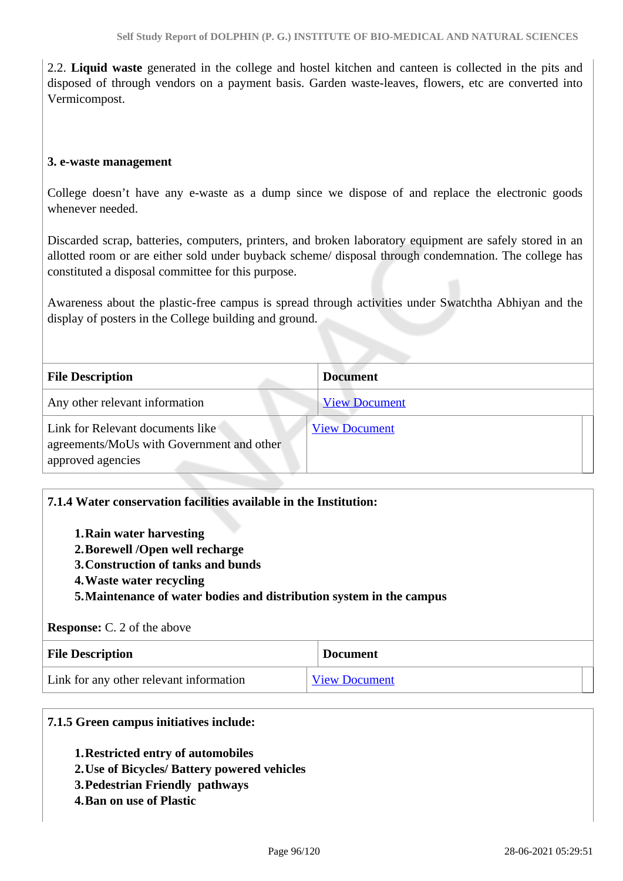2.2. **Liquid waste** generated in the college and hostel kitchen and canteen is collected in the pits and disposed of through vendors on a payment basis. Garden waste-leaves, flowers, etc are converted into Vermicompost.

**3. e-waste management**

College doesn't have any e-waste as a dump since we dispose of and replace the electronic goods whenever needed.

Discarded scrap, batteries, computers, printers, and broken laboratory equipment are safely stored in an allotted room or are either sold under buyback scheme/ disposal through condemnation. The college has constituted a disposal committee for this purpose.

Awareness about the plastic-free campus is spread through activities under Swatchtha Abhiyan and the display of posters in the College building and ground.

| File Description | Document |
|---|---|
| Any other relevant information | View Document |
| Link for Relevant documents like agreements/MoUs with Government and other approved agencies | View Document |

**7.1.4 Water conservation facilities available in the Institution:**

1. **Rain water harvesting**
2. **Borewell /Open well recharge**
3. **Construction of tanks and bunds**
4. **Waste water recycling**
5. **Maintenance of water bodies and distribution system in the campus**

**Response:** C. 2 of the above

| File Description | Document |
|---|---|
| Link for any other relevant information | View Document |

**7.1.5 Green campus initiatives include:**

1. **Restricted entry of automobiles**
2. **Use of Bicycles/ Battery powered vehicles**
3. **Pedestrian Friendly pathways**
4. **Ban on use of Plastic**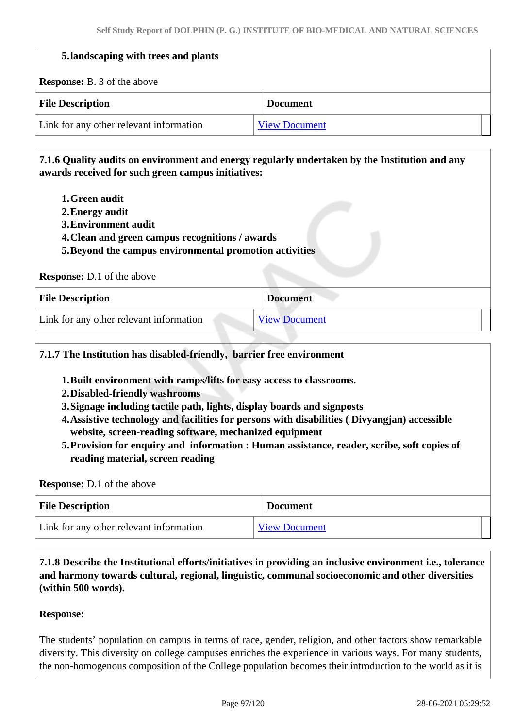5. **landscaping with trees and plants**

**Response:** B. 3 of the above

| File Description | Document |
|---|---|
| Link for any other relevant information | View Document |

**7.1.6 Quality audits on environment and energy regularly undertaken by the Institution and any awards received for such green campus initiatives:**

1. **Green audit**
2. **Energy audit**
3. **Environment audit**
4. **Clean and green campus recognitions / awards**
5. **Beyond the campus environmental promotion activities**

**Response:** D.1 of the above

| File Description | Document |
|---|---|
| Link for any other relevant information | View Document |

**7.1.7 The Institution has disabled-friendly, barrier free environment**

1. **Built environment with ramps/lifts for easy access to classrooms.**
2. **Disabled-friendly washrooms**
3. **Signage including tactile path, lights, display boards and signposts**
4. **Assistive technology and facilities for persons with disabilities ( Divyangjan) accessible website, screen-reading software, mechanized equipment**
5. **Provision for enquiry and information : Human assistance, reader, scribe, soft copies of reading material, screen reading**

**Response:** D.1 of the above

| File Description | Document |
|---|---|
| Link for any other relevant information | View Document |

**7.1.8 Describe the Institutional efforts/initiatives in providing an inclusive environment i.e., tolerance and harmony towards cultural, regional, linguistic, communal socioeconomic and other diversities (within 500 words).**

**Response:**

The students' population on campus in terms of race, gender, religion, and other factors show remarkable diversity. This diversity on college campuses enriches the experience in various ways. For many students, the non-homogenous composition of the College population becomes their introduction to the world as it is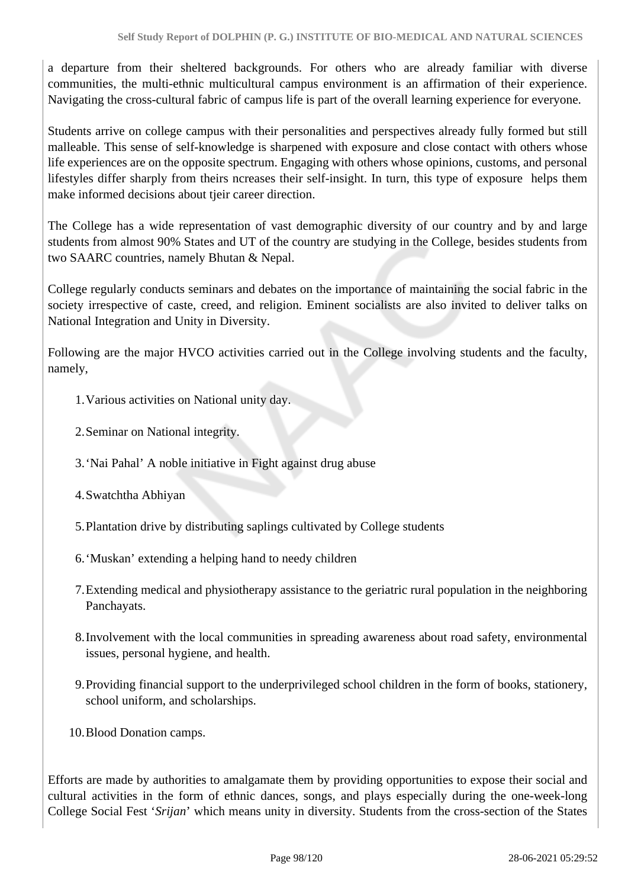a departure from their sheltered backgrounds. For others who are already familiar with diverse communities, the multi-ethnic multicultural campus environment is an affirmation of their experience. Navigating the cross-cultural fabric of campus life is part of the overall learning experience for everyone.

Students arrive on college campus with their personalities and perspectives already fully formed but still malleable. This sense of self-knowledge is sharpened with exposure and close contact with others whose life experiences are on the opposite spectrum. Engaging with others whose opinions, customs, and personal lifestyles differ sharply from theirs ncreases their self-insight. In turn, this type of exposure helps them make informed decisions about tjeir career direction.

The College has a wide representation of vast demographic diversity of our country and by and large students from almost 90% States and UT of the country are studying in the College, besides students from two SAARC countries, namely Bhutan & Nepal.

College regularly conducts seminars and debates on the importance of maintaining the social fabric in the society irrespective of caste, creed, and religion. Eminent socialists are also invited to deliver talks on National Integration and Unity in Diversity.

Following are the major HVCO activities carried out in the College involving students and the faculty, namely,

1. Various activities on National unity day.
2. Seminar on National integrity.
3. 'Nai Pahal' A noble initiative in Fight against drug abuse
4. Swatchtha Abhiyan
5. Plantation drive by distributing saplings cultivated by College students
6. 'Muskan' extending a helping hand to needy children
7. Extending medical and physiotherapy assistance to the geriatric rural population in the neighboring Panchayats.
8. Involvement with the local communities in spreading awareness about road safety, environmental issues, personal hygiene, and health.
9. Providing financial support to the underprivileged school children in the form of books, stationery, school uniform, and scholarships.
10. Blood Donation camps.

Efforts are made by authorities to amalgamate them by providing opportunities to expose their social and cultural activities in the form of ethnic dances, songs, and plays especially during the one-week-long College Social Fest '*Srijan*' which means unity in diversity. Students from the cross-section of the States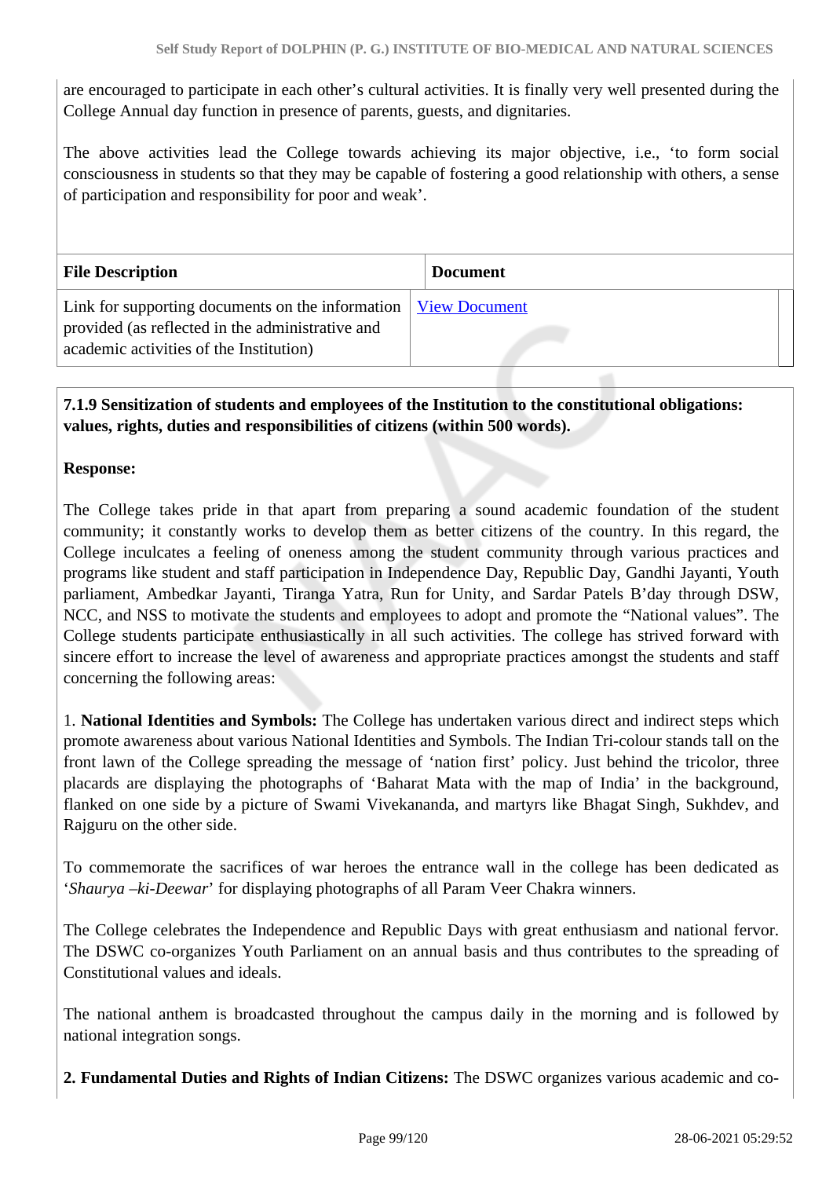are encouraged to participate in each other's cultural activities. It is finally very well presented during the College Annual day function in presence of parents, guests, and dignitaries.

The above activities lead the College towards achieving its major objective, i.e., 'to form social consciousness in students so that they may be capable of fostering a good relationship with others, a sense of participation and responsibility for poor and weak'.

| File Description | Document |
|---|---|
| Link for supporting documents on the information provided (as reflected in the administrative and academic activities of the Institution) | View Document |

**7.1.9 Sensitization of students and employees of the Institution to the constitutional obligations: values, rights, duties and responsibilities of citizens (within 500 words).**

**Response:**

The College takes pride in that apart from preparing a sound academic foundation of the student community; it constantly works to develop them as better citizens of the country. In this regard, the College inculcates a feeling of oneness among the student community through various practices and programs like student and staff participation in Independence Day, Republic Day, Gandhi Jayanti, Youth parliament, Ambedkar Jayanti, Tiranga Yatra, Run for Unity, and Sardar Patels B'day through DSW, NCC, and NSS to motivate the students and employees to adopt and promote the "National values". The College students participate enthusiastically in all such activities. The college has strived forward with sincere effort to increase the level of awareness and appropriate practices amongst the students and staff concerning the following areas:

1. **National Identities and Symbols:** The College has undertaken various direct and indirect steps which promote awareness about various National Identities and Symbols. The Indian Tri-colour stands tall on the front lawn of the College spreading the message of 'nation first' policy. Just behind the tricolor, three placards are displaying the photographs of 'Baharat Mata with the map of India' in the background, flanked on one side by a picture of Swami Vivekananda, and martyrs like Bhagat Singh, Sukhdev, and Rajguru on the other side.

To commemorate the sacrifices of war heroes the entrance wall in the college has been dedicated as '*Shaurya –ki-Deewar*' for displaying photographs of all Param Veer Chakra winners.

The College celebrates the Independence and Republic Days with great enthusiasm and national fervor. The DSWC co-organizes Youth Parliament on an annual basis and thus contributes to the spreading of Constitutional values and ideals.

The national anthem is broadcasted throughout the campus daily in the morning and is followed by national integration songs.

**2. Fundamental Duties and Rights of Indian Citizens:** The DSWC organizes various academic and co-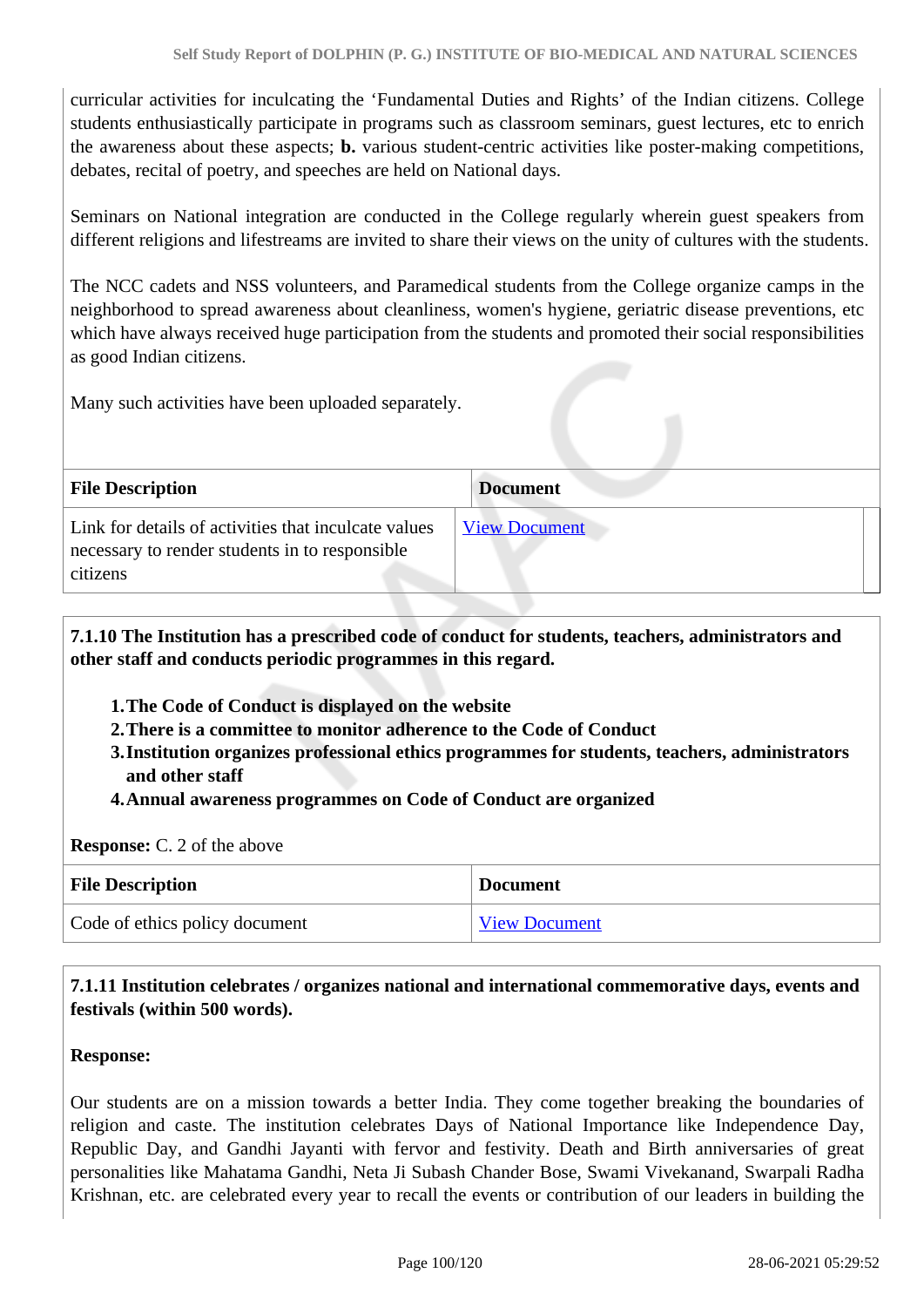curricular activities for inculcating the 'Fundamental Duties and Rights' of the Indian citizens. College students enthusiastically participate in programs such as classroom seminars, guest lectures, etc to enrich the awareness about these aspects; **b.** various student-centric activities like poster-making competitions, debates, recital of poetry, and speeches are held on National days.

Seminars on National integration are conducted in the College regularly wherein guest speakers from different religions and lifestreams are invited to share their views on the unity of cultures with the students.

The NCC cadets and NSS volunteers, and Paramedical students from the College organize camps in the neighborhood to spread awareness about cleanliness, women's hygiene, geriatric disease preventions, etc which have always received huge participation from the students and promoted their social responsibilities as good Indian citizens.

Many such activities have been uploaded separately.

| File Description | Document |
|---|---|
| Link for details of activities that inculcate values necessary to render students in to responsible citizens | View Document |

**7.1.10 The Institution has a prescribed code of conduct for students, teachers, administrators and other staff and conducts periodic programmes in this regard.**

1. **The Code of Conduct is displayed on the website**
2. **There is a committee to monitor adherence to the Code of Conduct**
3. **Institution organizes professional ethics programmes for students, teachers, administrators and other staff**
4. **Annual awareness programmes on Code of Conduct are organized**

**Response:** C. 2 of the above

| File Description | Document |
|---|---|
| Code of ethics policy document | View Document |

**7.1.11 Institution celebrates / organizes national and international commemorative days, events and festivals (within 500 words).**

**Response:**

Our students are on a mission towards a better India. They come together breaking the boundaries of religion and caste. The institution celebrates Days of National Importance like Independence Day, Republic Day, and Gandhi Jayanti with fervor and festivity. Death and Birth anniversaries of great personalities like Mahatama Gandhi, Neta Ji Subash Chander Bose, Swami Vivekanand, Swarpali Radha Krishnan, etc. are celebrated every year to recall the events or contribution of our leaders in building the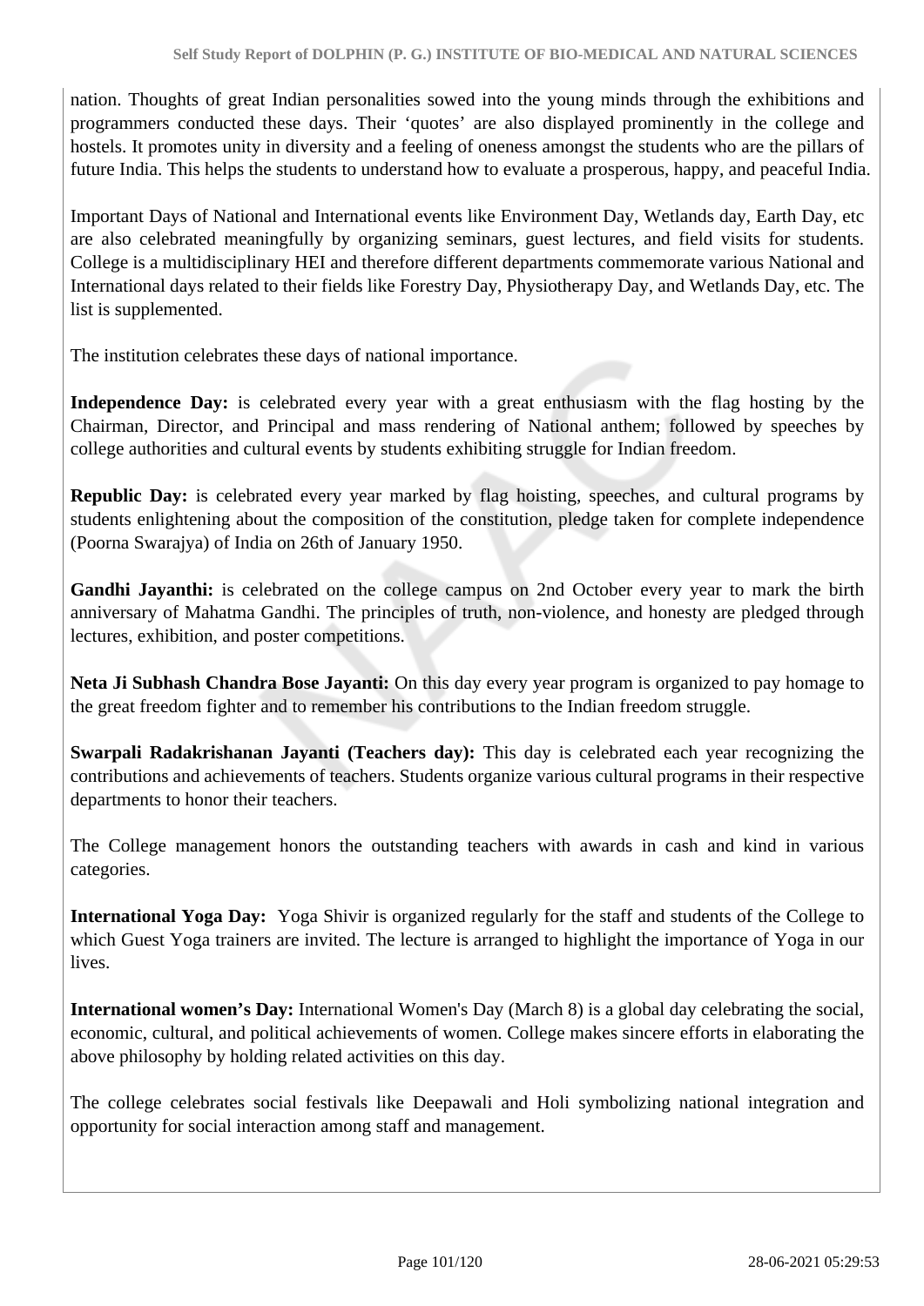nation. Thoughts of great Indian personalities sowed into the young minds through the exhibitions and programmers conducted these days. Their 'quotes' are also displayed prominently in the college and hostels. It promotes unity in diversity and a feeling of oneness amongst the students who are the pillars of future India. This helps the students to understand how to evaluate a prosperous, happy, and peaceful India.

Important Days of National and International events like Environment Day, Wetlands day, Earth Day, etc are also celebrated meaningfully by organizing seminars, guest lectures, and field visits for students. College is a multidisciplinary HEI and therefore different departments commemorate various National and International days related to their fields like Forestry Day, Physiotherapy Day, and Wetlands Day, etc. The list is supplemented.

The institution celebrates these days of national importance.

**Independence Day:** is celebrated every year with a great enthusiasm with the flag hosting by the Chairman, Director, and Principal and mass rendering of National anthem; followed by speeches by college authorities and cultural events by students exhibiting struggle for Indian freedom.

**Republic Day:** is celebrated every year marked by flag hoisting, speeches, and cultural programs by students enlightening about the composition of the constitution, pledge taken for complete independence (Poorna Swarajya) of India on 26th of January 1950.

**Gandhi Jayanthi:** is celebrated on the college campus on 2nd October every year to mark the birth anniversary of Mahatma Gandhi. The principles of truth, non-violence, and honesty are pledged through lectures, exhibition, and poster competitions.

**Neta Ji Subhash Chandra Bose Jayanti:** On this day every year program is organized to pay homage to the great freedom fighter and to remember his contributions to the Indian freedom struggle.

**Swarpali Radakrishanan Jayanti (Teachers day):** This day is celebrated each year recognizing the contributions and achievements of teachers. Students organize various cultural programs in their respective departments to honor their teachers.

The College management honors the outstanding teachers with awards in cash and kind in various categories.

**International Yoga Day:** Yoga Shivir is organized regularly for the staff and students of the College to which Guest Yoga trainers are invited. The lecture is arranged to highlight the importance of Yoga in our lives.

**International women's Day:** International Women's Day (March 8) is a global day celebrating the social, economic, cultural, and political achievements of women. College makes sincere efforts in elaborating the above philosophy by holding related activities on this day.

The college celebrates social festivals like Deepawali and Holi symbolizing national integration and opportunity for social interaction among staff and management.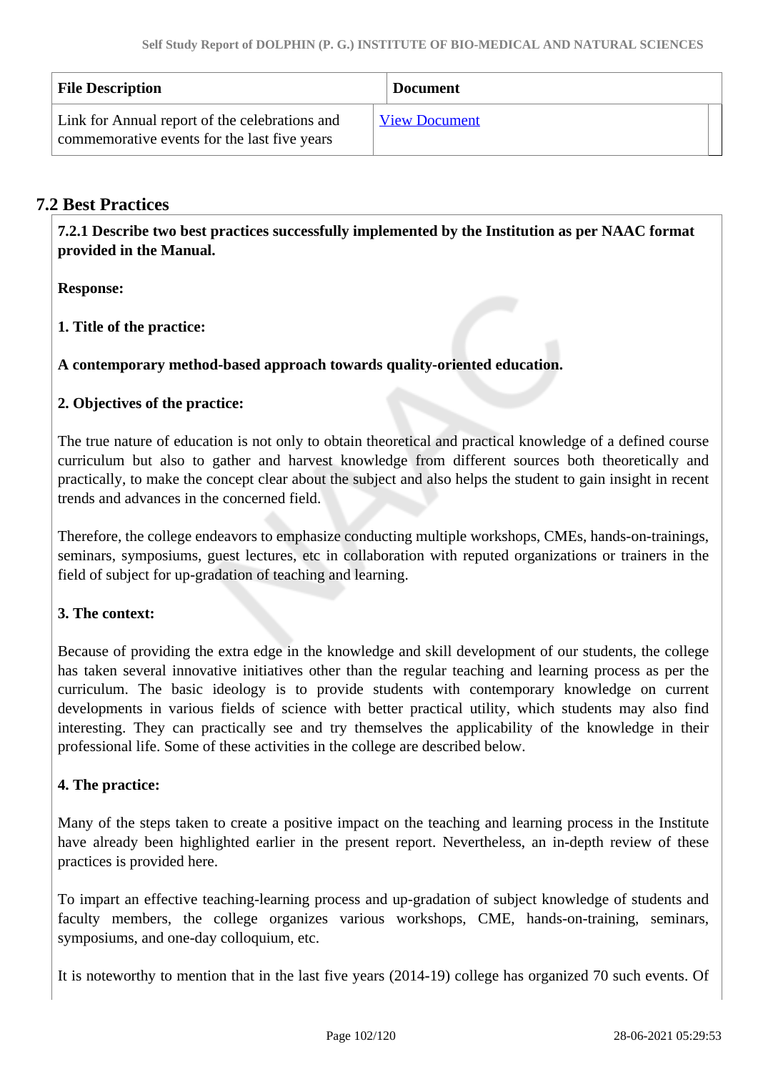| File Description | Document |
| --- | --- |
| Link for Annual report of the celebrations and commemorative events for the last five years | View Document |

## 7.2 Best Practices

**7.2.1 Describe two best practices successfully implemented by the Institution as per NAAC format provided in the Manual.**

**Response:**

**1. Title of the practice:**

**A contemporary method-based approach towards quality-oriented education.**

**2. Objectives of the practice:**

The true nature of education is not only to obtain theoretical and practical knowledge of a defined course curriculum but also to gather and harvest knowledge from different sources both theoretically and practically, to make the concept clear about the subject and also helps the student to gain insight in recent trends and advances in the concerned field.

Therefore, the college endeavors to emphasize conducting multiple workshops, CMEs, hands-on-trainings, seminars, symposiums, guest lectures, etc in collaboration with reputed organizations or trainers in the field of subject for up-gradation of teaching and learning.

**3. The context:**

Because of providing the extra edge in the knowledge and skill development of our students, the college has taken several innovative initiatives other than the regular teaching and learning process as per the curriculum. The basic ideology is to provide students with contemporary knowledge on current developments in various fields of science with better practical utility, which students may also find interesting. They can practically see and try themselves the applicability of the knowledge in their professional life. Some of these activities in the college are described below.

**4. The practice:**

Many of the steps taken to create a positive impact on the teaching and learning process in the Institute have already been highlighted earlier in the present report. Nevertheless, an in-depth review of these practices is provided here.

To impart an effective teaching-learning process and up-gradation of subject knowledge of students and faculty members, the college organizes various workshops, CME, hands-on-training, seminars, symposiums, and one-day colloquium, etc.

It is noteworthy to mention that in the last five years (2014-19) college has organized 70 such events. Of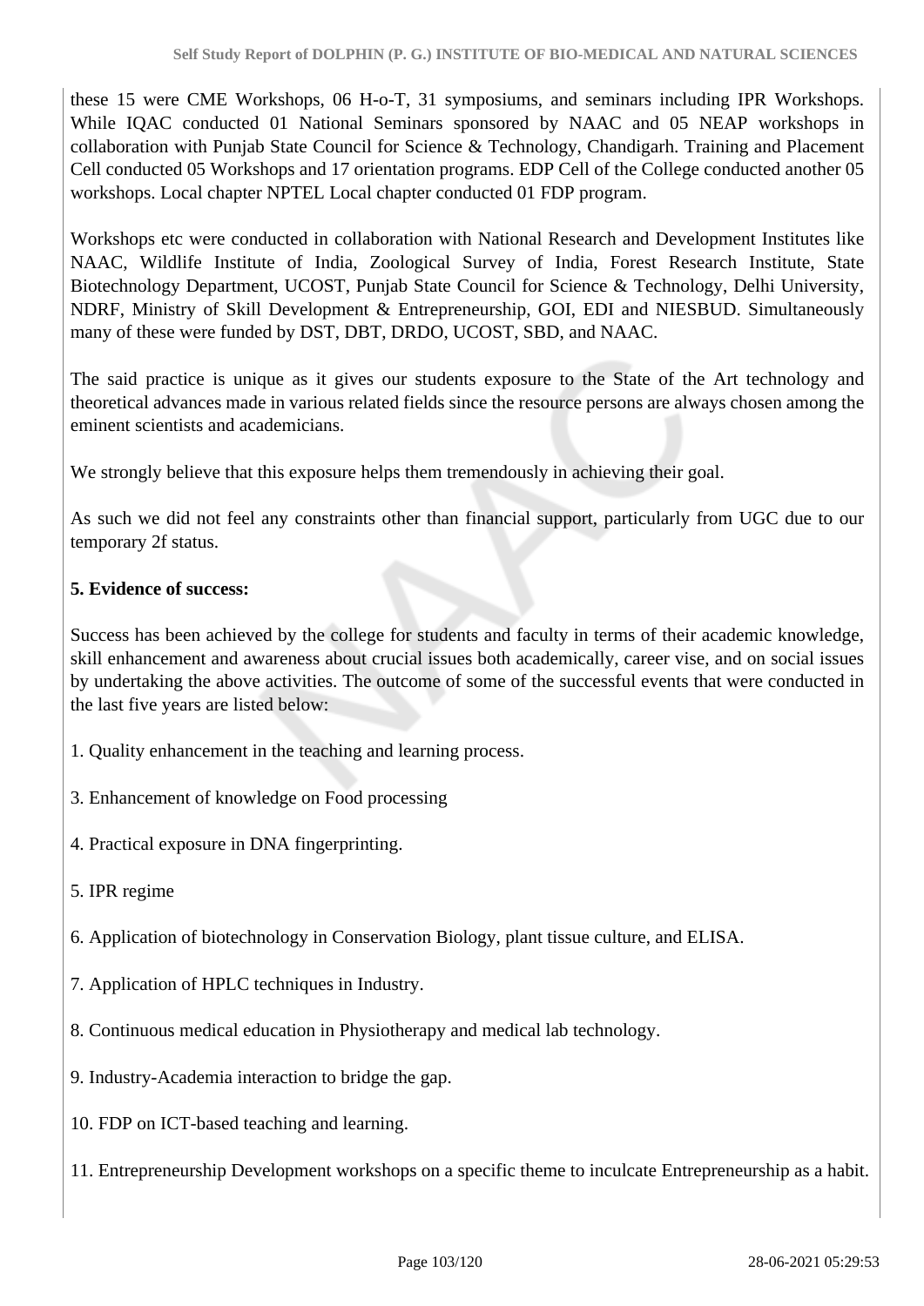these 15 were CME Workshops, 06 H-o-T, 31 symposiums, and seminars including IPR Workshops. While IQAC conducted 01 National Seminars sponsored by NAAC and 05 NEAP workshops in collaboration with Punjab State Council for Science & Technology, Chandigarh. Training and Placement Cell conducted 05 Workshops and 17 orientation programs. EDP Cell of the College conducted another 05 workshops. Local chapter NPTEL Local chapter conducted 01 FDP program.

Workshops etc were conducted in collaboration with National Research and Development Institutes like NAAC, Wildlife Institute of India, Zoological Survey of India, Forest Research Institute, State Biotechnology Department, UCOST, Punjab State Council for Science & Technology, Delhi University, NDRF, Ministry of Skill Development & Entrepreneurship, GOI, EDI and NIESBUD. Simultaneously many of these were funded by DST, DBT, DRDO, UCOST, SBD, and NAAC.

The said practice is unique as it gives our students exposure to the State of the Art technology and theoretical advances made in various related fields since the resource persons are always chosen among the eminent scientists and academicians.

We strongly believe that this exposure helps them tremendously in achieving their goal.

As such we did not feel any constraints other than financial support, particularly from UGC due to our temporary 2f status.

**5. Evidence of success:**

Success has been achieved by the college for students and faculty in terms of their academic knowledge, skill enhancement and awareness about crucial issues both academically, career vise, and on social issues by undertaking the above activities. The outcome of some of the successful events that were conducted in the last five years are listed below:

1. Quality enhancement in the teaching and learning process.

3. Enhancement of knowledge on Food processing

4. Practical exposure in DNA fingerprinting.

5. IPR regime

6. Application of biotechnology in Conservation Biology, plant tissue culture, and ELISA.

7. Application of HPLC techniques in Industry.

8. Continuous medical education in Physiotherapy and medical lab technology.

9. Industry-Academia interaction to bridge the gap.

10. FDP on ICT-based teaching and learning.

11. Entrepreneurship Development workshops on a specific theme to inculcate Entrepreneurship as a habit.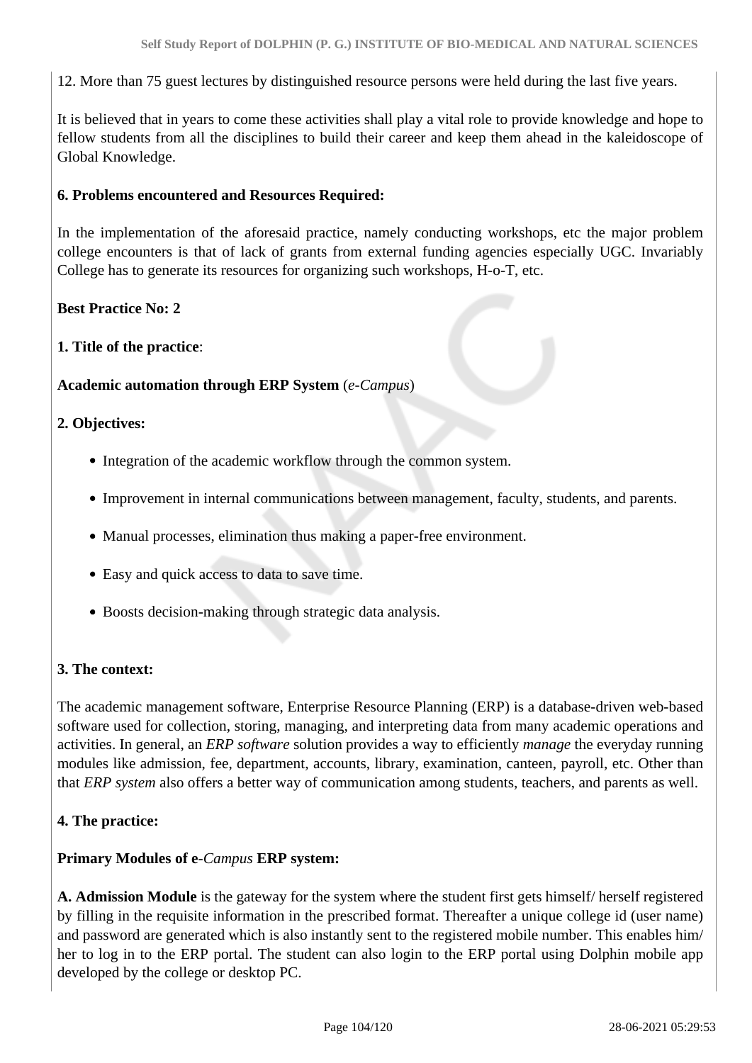12. More than 75 guest lectures by distinguished resource persons were held during the last five years.

It is believed that in years to come these activities shall play a vital role to provide knowledge and hope to fellow students from all the disciplines to build their career and keep them ahead in the kaleidoscope of Global Knowledge.

**6. Problems encountered and Resources Required:**

In the implementation of the aforesaid practice, namely conducting workshops, etc the major problem college encounters is that of lack of grants from external funding agencies especially UGC. Invariably College has to generate its resources for organizing such workshops, H-o-T, etc.

**Best Practice No: 2**

**1. Title of the practice**:

**Academic automation through ERP System** (*e-Campus*)

**2. Objectives:**

- Integration of the academic workflow through the common system.
- Improvement in internal communications between management, faculty, students, and parents.
- Manual processes, elimination thus making a paper-free environment.
- Easy and quick access to data to save time.
- Boosts decision-making through strategic data analysis.

**3. The context:**

The academic management software, Enterprise Resource Planning (ERP) is a database-driven web-based software used for collection, storing, managing, and interpreting data from many academic operations and activities. In general, an *ERP software* solution provides a way to efficiently *manage* the everyday running modules like admission, fee, department, accounts, library, examination, canteen, payroll, etc. Other than that *ERP system* also offers a better way of communication among students, teachers, and parents as well.

**4. The practice:**

**Primary Modules of e-*Campus* ERP system:**

**A. Admission Module** is the gateway for the system where the student first gets himself/ herself registered by filling in the requisite information in the prescribed format. Thereafter a unique college id (user name) and password are generated which is also instantly sent to the registered mobile number. This enables him/ her to log in to the ERP portal. The student can also login to the ERP portal using Dolphin mobile app developed by the college or desktop PC.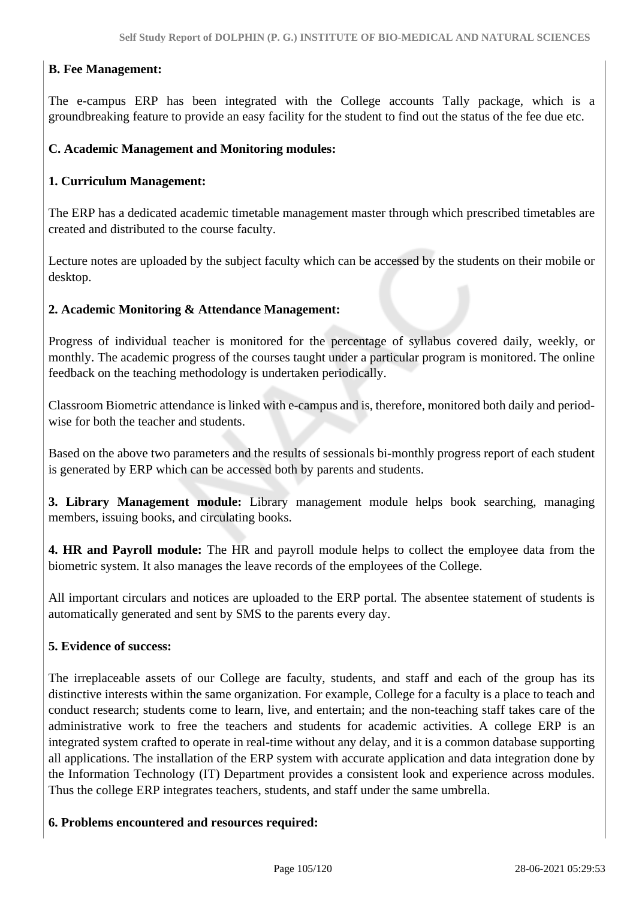**B. Fee Management:**

The e-campus ERP has been integrated with the College accounts Tally package, which is a groundbreaking feature to provide an easy facility for the student to find out the status of the fee due etc.

**C. Academic Management and Monitoring modules:**

**1. Curriculum Management:**

The ERP has a dedicated academic timetable management master through which prescribed timetables are created and distributed to the course faculty.

Lecture notes are uploaded by the subject faculty which can be accessed by the students on their mobile or desktop.

**2. Academic Monitoring & Attendance Management:**

Progress of individual teacher is monitored for the percentage of syllabus covered daily, weekly, or monthly. The academic progress of the courses taught under a particular program is monitored. The online feedback on the teaching methodology is undertaken periodically.

Classroom Biometric attendance is linked with e-campus and is, therefore, monitored both daily and period-wise for both the teacher and students.

Based on the above two parameters and the results of sessionals bi-monthly progress report of each student is generated by ERP which can be accessed both by parents and students.

**3. Library Management module:** Library management module helps book searching, managing members, issuing books, and circulating books.

**4. HR and Payroll module:** The HR and payroll module helps to collect the employee data from the biometric system. It also manages the leave records of the employees of the College.

All important circulars and notices are uploaded to the ERP portal. The absentee statement of students is automatically generated and sent by SMS to the parents every day.

**5. Evidence of success:**

The irreplaceable assets of our College are faculty, students, and staff and each of the group has its distinctive interests within the same organization. For example, College for a faculty is a place to teach and conduct research; students come to learn, live, and entertain; and the non-teaching staff takes care of the administrative work to free the teachers and students for academic activities. A college ERP is an integrated system crafted to operate in real-time without any delay, and it is a common database supporting all applications. The installation of the ERP system with accurate application and data integration done by the Information Technology (IT) Department provides a consistent look and experience across modules. Thus the college ERP integrates teachers, students, and staff under the same umbrella.

**6. Problems encountered and resources required:**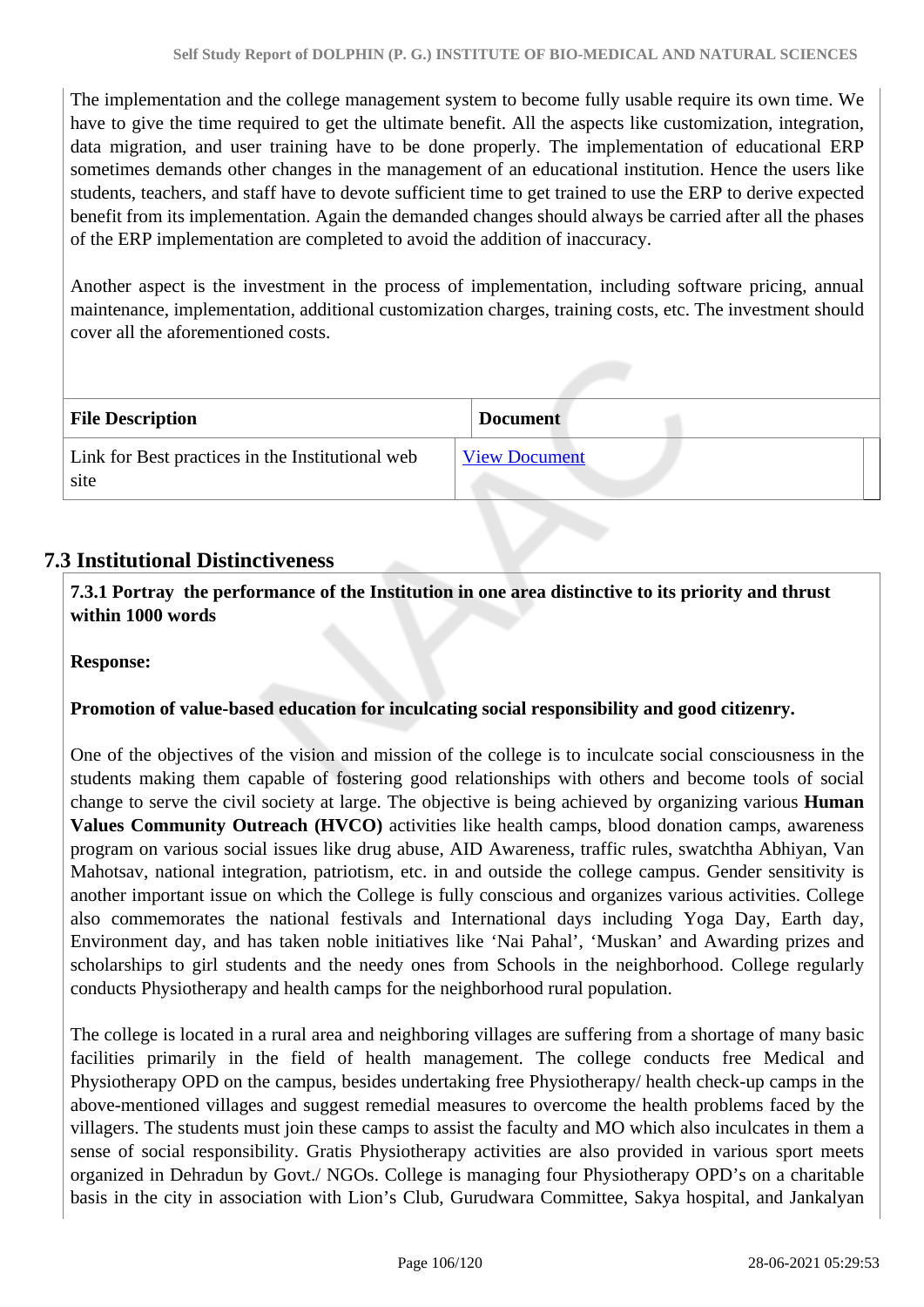The implementation and the college management system to become fully usable require its own time. We have to give the time required to get the ultimate benefit. All the aspects like customization, integration, data migration, and user training have to be done properly. The implementation of educational ERP sometimes demands other changes in the management of an educational institution. Hence the users like students, teachers, and staff have to devote sufficient time to get trained to use the ERP to derive expected benefit from its implementation. Again the demanded changes should always be carried after all the phases of the ERP implementation are completed to avoid the addition of inaccuracy.

Another aspect is the investment in the process of implementation, including software pricing, annual maintenance, implementation, additional customization charges, training costs, etc. The investment should cover all the aforementioned costs.

| File Description | Document |
|---|---|
| Link for Best practices in the Institutional web site | View Document |

## 7.3 Institutional Distinctiveness

**7.3.1 Portray the performance of the Institution in one area distinctive to its priority and thrust within 1000 words**

**Response:**

**Promotion of value-based education for inculcating social responsibility and good citizenry.**

One of the objectives of the vision and mission of the college is to inculcate social consciousness in the students making them capable of fostering good relationships with others and become tools of social change to serve the civil society at large. The objective is being achieved by organizing various **Human Values Community Outreach (HVCO)** activities like health camps, blood donation camps, awareness program on various social issues like drug abuse, AID Awareness, traffic rules, swatchtha Abhiyan, Van Mahotsav, national integration, patriotism, etc. in and outside the college campus. Gender sensitivity is another important issue on which the College is fully conscious and organizes various activities. College also commemorates the national festivals and International days including Yoga Day, Earth day, Environment day, and has taken noble initiatives like 'Nai Pahal', 'Muskan' and Awarding prizes and scholarships to girl students and the needy ones from Schools in the neighborhood. College regularly conducts Physiotherapy and health camps for the neighborhood rural population.

The college is located in a rural area and neighboring villages are suffering from a shortage of many basic facilities primarily in the field of health management. The college conducts free Medical and Physiotherapy OPD on the campus, besides undertaking free Physiotherapy/ health check-up camps in the above-mentioned villages and suggest remedial measures to overcome the health problems faced by the villagers. The students must join these camps to assist the faculty and MO which also inculcates in them a sense of social responsibility. Gratis Physiotherapy activities are also provided in various sport meets organized in Dehradun by Govt./ NGOs. College is managing four Physiotherapy OPD's on a charitable basis in the city in association with Lion's Club, Gurudwara Committee, Sakya hospital, and Jankalyan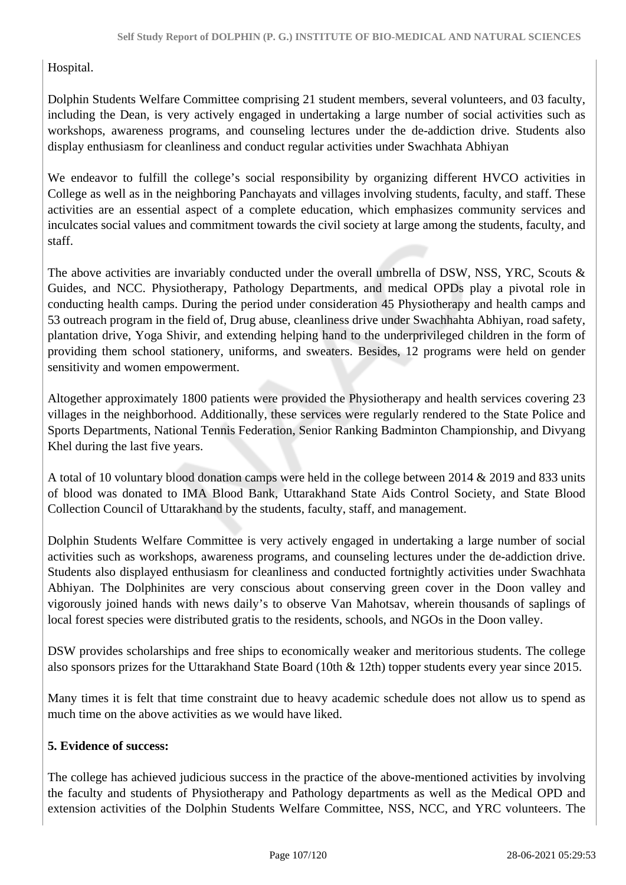Hospital.

Dolphin Students Welfare Committee comprising 21 student members, several volunteers, and 03 faculty, including the Dean, is very actively engaged in undertaking a large number of social activities such as workshops, awareness programs, and counseling lectures under the de-addiction drive. Students also display enthusiasm for cleanliness and conduct regular activities under Swachhata Abhiyan

We endeavor to fulfill the college's social responsibility by organizing different HVCO activities in College as well as in the neighboring Panchayats and villages involving students, faculty, and staff. These activities are an essential aspect of a complete education, which emphasizes community services and inculcates social values and commitment towards the civil society at large among the students, faculty, and staff.

The above activities are invariably conducted under the overall umbrella of DSW, NSS, YRC, Scouts & Guides, and NCC. Physiotherapy, Pathology Departments, and medical OPDs play a pivotal role in conducting health camps. During the period under consideration 45 Physiotherapy and health camps and 53 outreach program in the field of, Drug abuse, cleanliness drive under Swachhahta Abhiyan, road safety, plantation drive, Yoga Shivir, and extending helping hand to the underprivileged children in the form of providing them school stationery, uniforms, and sweaters. Besides, 12 programs were held on gender sensitivity and women empowerment.

Altogether approximately 1800 patients were provided the Physiotherapy and health services covering 23 villages in the neighborhood. Additionally, these services were regularly rendered to the State Police and Sports Departments, National Tennis Federation, Senior Ranking Badminton Championship, and Divyang Khel during the last five years.

A total of 10 voluntary blood donation camps were held in the college between 2014 & 2019 and 833 units of blood was donated to IMA Blood Bank, Uttarakhand State Aids Control Society, and State Blood Collection Council of Uttarakhand by the students, faculty, staff, and management.

Dolphin Students Welfare Committee is very actively engaged in undertaking a large number of social activities such as workshops, awareness programs, and counseling lectures under the de-addiction drive. Students also displayed enthusiasm for cleanliness and conducted fortnightly activities under Swachhata Abhiyan. The Dolphinites are very conscious about conserving green cover in the Doon valley and vigorously joined hands with news daily's to observe Van Mahotsav, wherein thousands of saplings of local forest species were distributed gratis to the residents, schools, and NGOs in the Doon valley.

DSW provides scholarships and free ships to economically weaker and meritorious students. The college also sponsors prizes for the Uttarakhand State Board (10th & 12th) topper students every year since 2015.

Many times it is felt that time constraint due to heavy academic schedule does not allow us to spend as much time on the above activities as we would have liked.

**5. Evidence of success:**

The college has achieved judicious success in the practice of the above-mentioned activities by involving the faculty and students of Physiotherapy and Pathology departments as well as the Medical OPD and extension activities of the Dolphin Students Welfare Committee, NSS, NCC, and YRC volunteers. The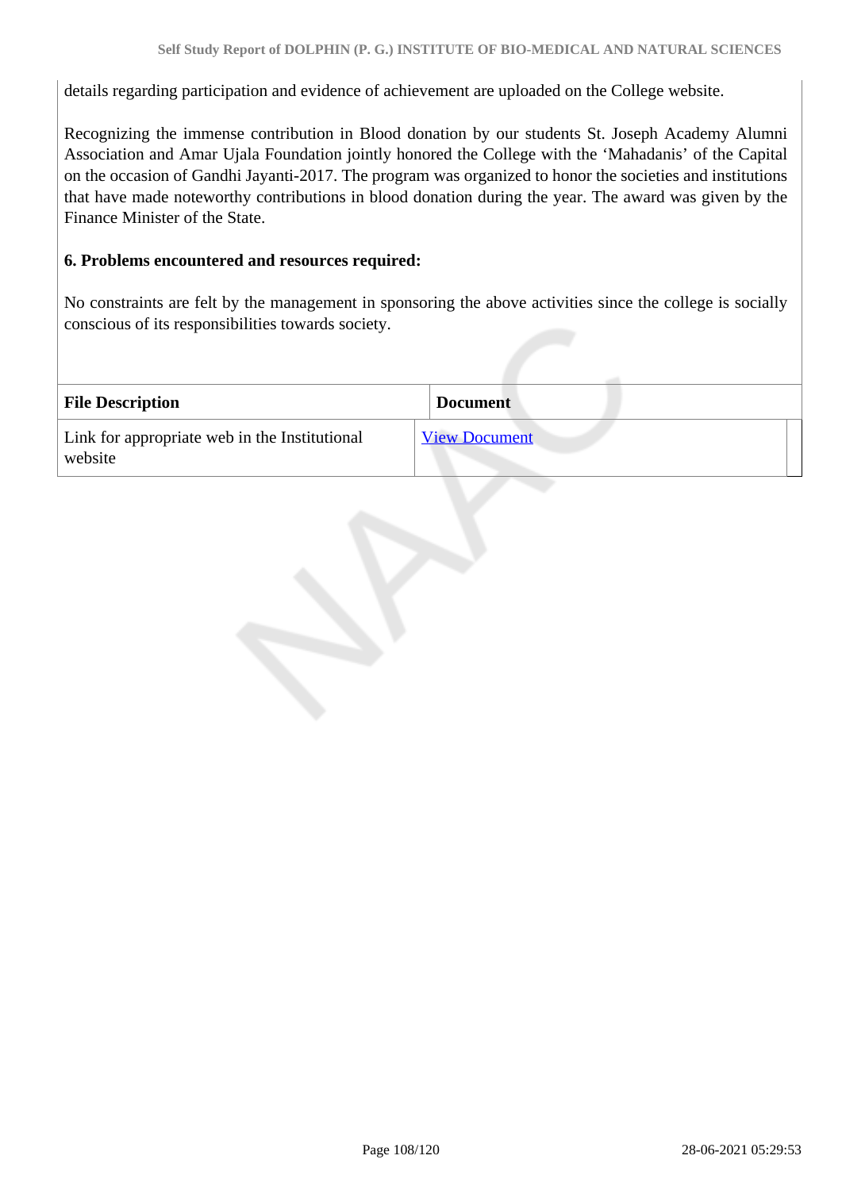details regarding participation and evidence of achievement are uploaded on the College website.

Recognizing the immense contribution in Blood donation by our students St. Joseph Academy Alumni Association and Amar Ujala Foundation jointly honored the College with the 'Mahadanis' of the Capital on the occasion of Gandhi Jayanti-2017. The program was organized to honor the societies and institutions that have made noteworthy contributions in blood donation during the year. The award was given by the Finance Minister of the State.

**6. Problems encountered and resources required:**

No constraints are felt by the management in sponsoring the above activities since the college is socially conscious of its responsibilities towards society.

| File Description | Document |
|---|---|
| Link for appropriate web in the Institutional website | View Document |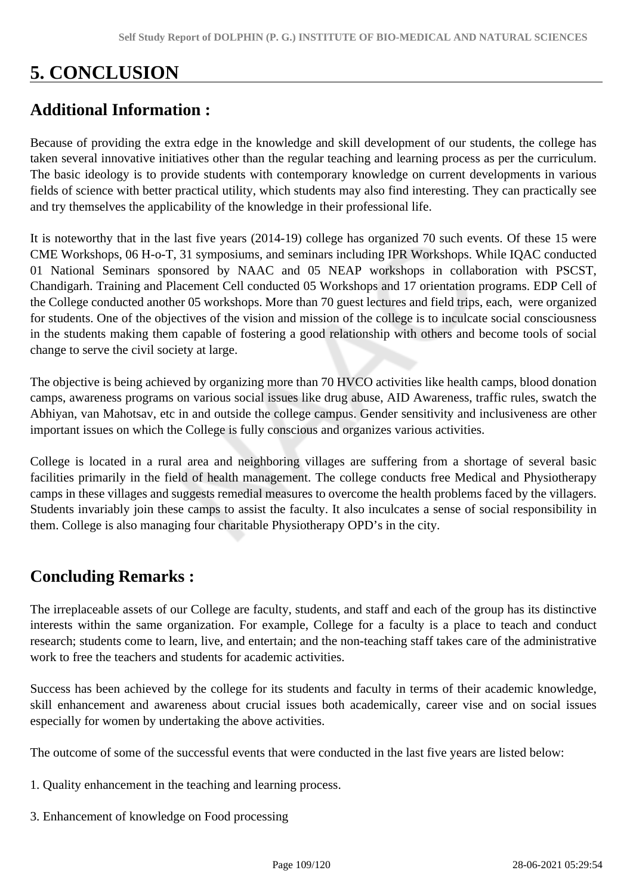# 5. CONCLUSION

## Additional Information :

Because of providing the extra edge in the knowledge and skill development of our students, the college has taken several innovative initiatives other than the regular teaching and learning process as per the curriculum. The basic ideology is to provide students with contemporary knowledge on current developments in various fields of science with better practical utility, which students may also find interesting. They can practically see and try themselves the applicability of the knowledge in their professional life.

It is noteworthy that in the last five years (2014-19) college has organized 70 such events. Of these 15 were CME Workshops, 06 H-o-T, 31 symposiums, and seminars including IPR Workshops. While IQAC conducted 01 National Seminars sponsored by NAAC and 05 NEAP workshops in collaboration with PSCST, Chandigarh. Training and Placement Cell conducted 05 Workshops and 17 orientation programs. EDP Cell of the College conducted another 05 workshops. More than 70 guest lectures and field trips, each, were organized for students. One of the objectives of the vision and mission of the college is to inculcate social consciousness in the students making them capable of fostering a good relationship with others and become tools of social change to serve the civil society at large.

The objective is being achieved by organizing more than 70 HVCO activities like health camps, blood donation camps, awareness programs on various social issues like drug abuse, AID Awareness, traffic rules, swatch the Abhiyan, van Mahotsav, etc in and outside the college campus. Gender sensitivity and inclusiveness are other important issues on which the College is fully conscious and organizes various activities.

College is located in a rural area and neighboring villages are suffering from a shortage of several basic facilities primarily in the field of health management. The college conducts free Medical and Physiotherapy camps in these villages and suggests remedial measures to overcome the health problems faced by the villagers. Students invariably join these camps to assist the faculty. It also inculcates a sense of social responsibility in them. College is also managing four charitable Physiotherapy OPD’s in the city.

## Concluding Remarks :

The irreplaceable assets of our College are faculty, students, and staff and each of the group has its distinctive interests within the same organization. For example, College for a faculty is a place to teach and conduct research; students come to learn, live, and entertain; and the non-teaching staff takes care of the administrative work to free the teachers and students for academic activities.

Success has been achieved by the college for its students and faculty in terms of their academic knowledge, skill enhancement and awareness about crucial issues both academically, career vise and on social issues especially for women by undertaking the above activities.

The outcome of some of the successful events that were conducted in the last five years are listed below:

1. Quality enhancement in the teaching and learning process.

3. Enhancement of knowledge on Food processing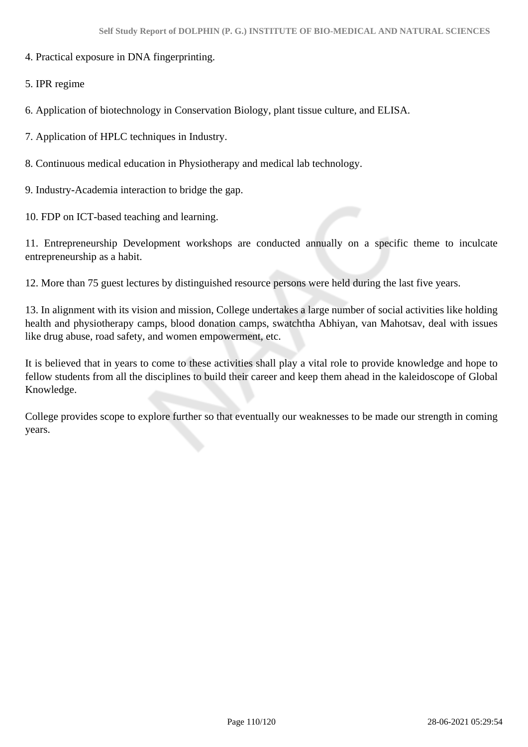4. Practical exposure in DNA fingerprinting.

5. IPR regime

6. Application of biotechnology in Conservation Biology, plant tissue culture, and ELISA.

7. Application of HPLC techniques in Industry.

8. Continuous medical education in Physiotherapy and medical lab technology.

9. Industry-Academia interaction to bridge the gap.

10. FDP on ICT-based teaching and learning.

11. Entrepreneurship Development workshops are conducted annually on a specific theme to inculcate entrepreneurship as a habit.

12. More than 75 guest lectures by distinguished resource persons were held during the last five years.

13. In alignment with its vision and mission, College undertakes a large number of social activities like holding health and physiotherapy camps, blood donation camps, swatchtha Abhiyan, van Mahotsav, deal with issues like drug abuse, road safety, and women empowerment, etc.

It is believed that in years to come to these activities shall play a vital role to provide knowledge and hope to fellow students from all the disciplines to build their career and keep them ahead in the kaleidoscope of Global Knowledge.

College provides scope to explore further so that eventually our weaknesses to be made our strength in coming years.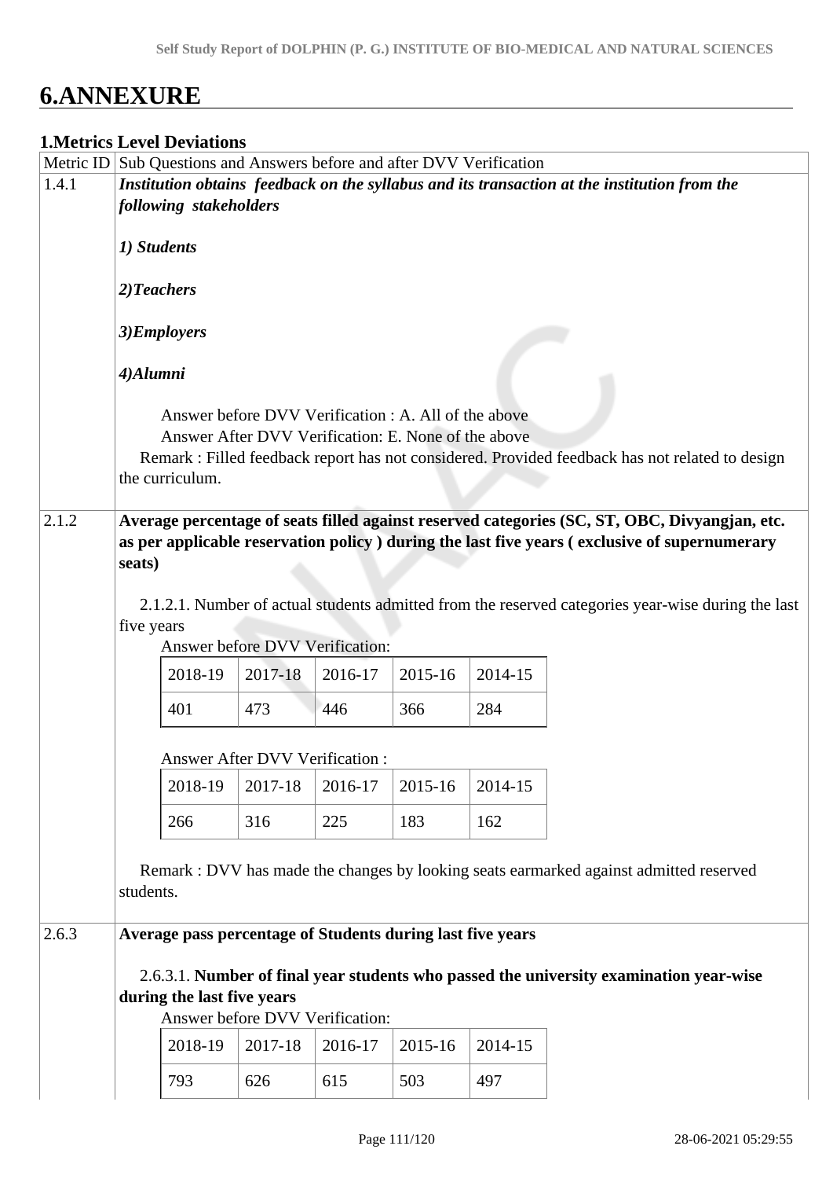# 6.ANNEXURE

**1.Metrics Level Deviations**

| Metric ID | Sub Questions and Answers before and after DVV Verification |
|---|---|
| 1.4.1 | ***Institution obtains feedback on the syllabus and its transaction at the institution from the following stakeholders*** <br><br> ***1) Students*** <br><br> ***2)Teachers*** <br><br> ***3)Employers*** <br><br> ***4)Alumni*** <br><br> Answer before DVV Verification : A. All of the above <br> Answer After DVV Verification: E. None of the above <br> Remark : Filled feedback report has not considered. Provided feedback has not related to design the curriculum. |
| 2.1.2 | **Average percentage of seats filled against reserved categories (SC, ST, OBC, Divyangjan, etc. as per applicable reservation policy ) during the last five years ( exclusive of supernumerary seats)** <br><br> 2.1.2.1. Number of actual students admitted from the reserved categories year-wise during the last five years <br> Answer before DVV Verification: <br> 2018-19: 401, 2017-18: 473, 2016-17: 446, 2015-16: 366, 2014-15: 284 <br><br> Answer After DVV Verification : <br> 2018-19: 266, 2017-18: 316, 2016-17: 225, 2015-16: 183, 2014-15: 162 <br><br> Remark : DVV has made the changes by looking seats earmarked against admitted reserved students. |
| 2.6.3 | **Average pass percentage of Students during last five years** <br><br> 2.6.3.1. **Number of final year students who passed the university examination year-wise during the last five years** <br> Answer before DVV Verification: <br> 2018-19: 793, 2017-18: 626, 2016-17: 615, 2015-16: 503, 2014-15: 497 |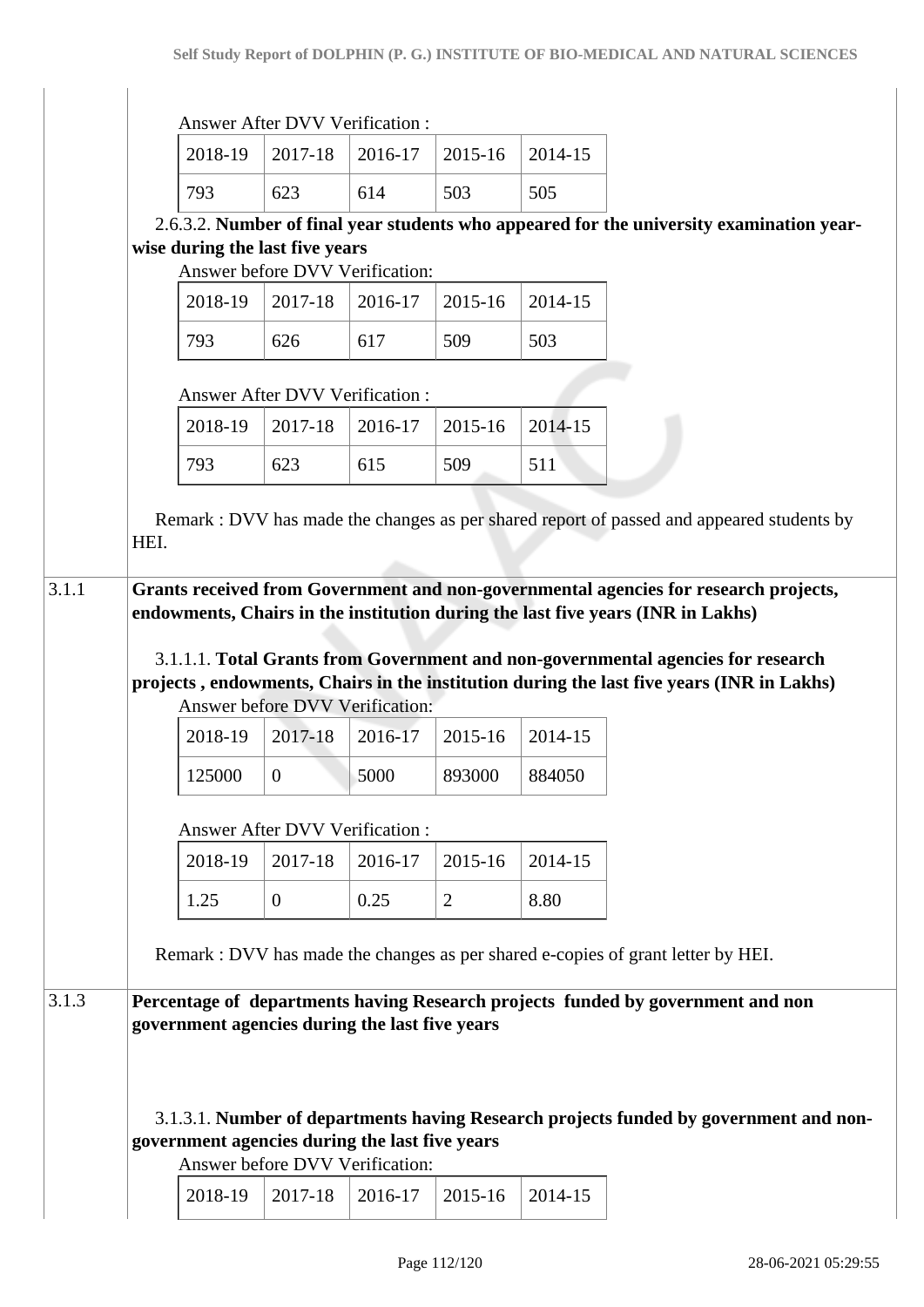Answer After DVV Verification :

| 2018-19 | 2017-18 | 2016-17 | 2015-16 | 2014-15 |
|---|---|---|---|---|
| 793 | 623 | 614 | 503 | 505 |

2.6.3.2. **Number of final year students who appeared for the university examination year-wise during the last five years**

Answer before DVV Verification:

| 2018-19 | 2017-18 | 2016-17 | 2015-16 | 2014-15 |
|---|---|---|---|---|
| 793 | 626 | 617 | 509 | 503 |

Answer After DVV Verification :

| 2018-19 | 2017-18 | 2016-17 | 2015-16 | 2014-15 |
|---|---|---|---|---|
| 793 | 623 | 615 | 509 | 511 |

Remark : DVV has made the changes as per shared report of passed and appeared students by HEI.

## 3.1.1 Grants received from Government and non-governmental agencies for research projects, endowments, Chairs in the institution during the last five years (INR in Lakhs)

3.1.1.1. **Total Grants from Government and non-governmental agencies for research projects , endowments, Chairs in the institution during the last five years (INR in Lakhs)**

Answer before DVV Verification:

| 2018-19 | 2017-18 | 2016-17 | 2015-16 | 2014-15 |
|---|---|---|---|---|
| 125000 | 0 | 5000 | 893000 | 884050 |

Answer After DVV Verification :

| 2018-19 | 2017-18 | 2016-17 | 2015-16 | 2014-15 |
|---|---|---|---|---|
| 1.25 | 0 | 0.25 | 2 | 8.80 |

Remark : DVV has made the changes as per shared e-copies of grant letter by HEI.

## 3.1.3 Percentage of departments having Research projects funded by government and non government agencies during the last five years

3.1.3.1. **Number of departments having Research projects funded by government and non-government agencies during the last five years**

Answer before DVV Verification:

| 2018-19 | 2017-18 | 2016-17 | 2015-16 | 2014-15 |
|---|---|---|---|---|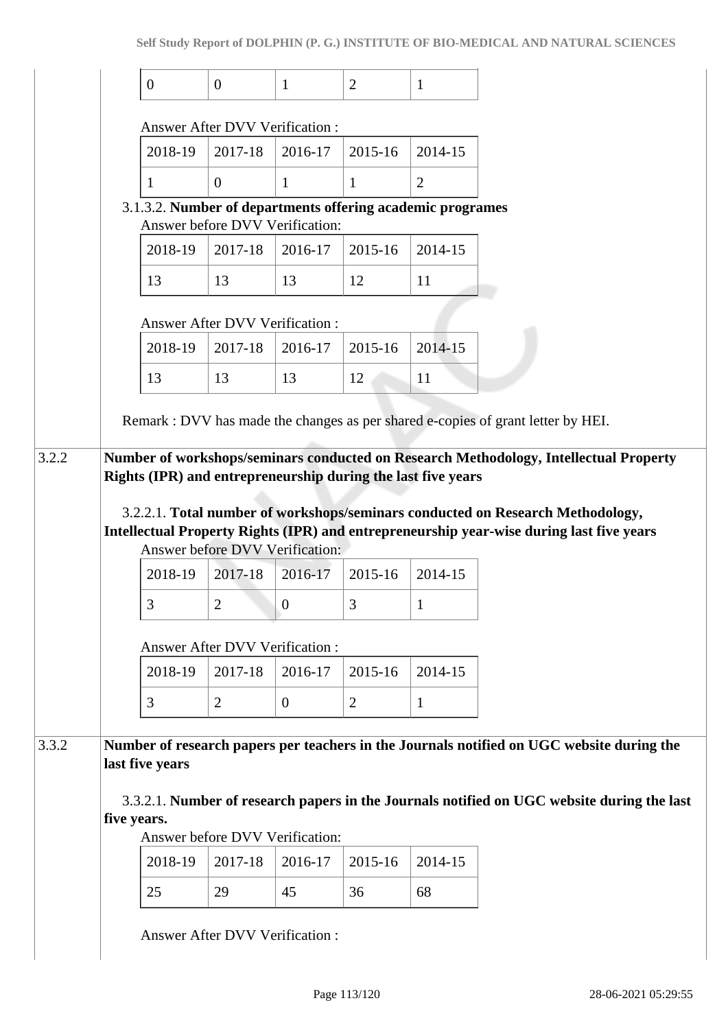| 0 | 0 | 1 | 2 | 1 |
|---|---|---|---|---|

Answer After DVV Verification :

| 2018-19 | 2017-18 | 2016-17 | 2015-16 | 2014-15 |
|---|---|---|---|---|
| 1 | 0 | 1 | 1 | 2 |

3.1.3.2. **Number of departments offering academic programes**

Answer before DVV Verification:

| 2018-19 | 2017-18 | 2016-17 | 2015-16 | 2014-15 |
|---|---|---|---|---|
| 13 | 13 | 13 | 12 | 11 |

Answer After DVV Verification :

| 2018-19 | 2017-18 | 2016-17 | 2015-16 | 2014-15 |
|---|---|---|---|---|
| 13 | 13 | 13 | 12 | 11 |

Remark : DVV has made the changes as per shared e-copies of grant letter by HEI.

**3.2.2 Number of workshops/seminars conducted on Research Methodology, Intellectual Property Rights (IPR) and entrepreneurship during the last five years**

3.2.2.1. **Total number of workshops/seminars conducted on Research Methodology, Intellectual Property Rights (IPR) and entrepreneurship year-wise during last five years**

Answer before DVV Verification:

| 2018-19 | 2017-18 | 2016-17 | 2015-16 | 2014-15 |
|---|---|---|---|---|
| 3 | 2 | 0 | 3 | 1 |

Answer After DVV Verification :

| 2018-19 | 2017-18 | 2016-17 | 2015-16 | 2014-15 |
|---|---|---|---|---|
| 3 | 2 | 0 | 2 | 1 |

**3.3.2 Number of research papers per teachers in the Journals notified on UGC website during the last five years**

3.3.2.1. **Number of research papers in the Journals notified on UGC website during the last five years.**

Answer before DVV Verification:

| 2018-19 | 2017-18 | 2016-17 | 2015-16 | 2014-15 |
|---|---|---|---|---|
| 25 | 29 | 45 | 36 | 68 |

Answer After DVV Verification :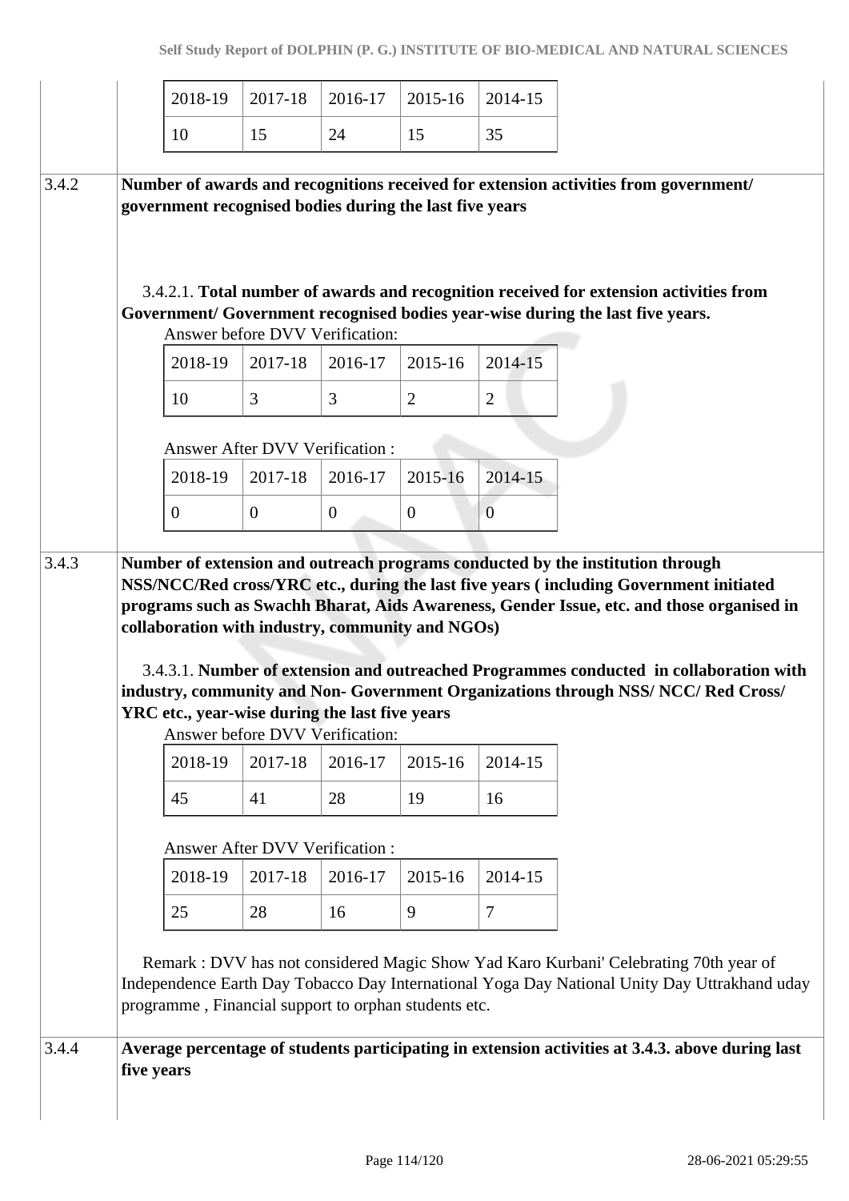| 2018-19 | 2017-18 | 2016-17 | 2015-16 | 2014-15 |
|---|---|---|---|---|
| 10 | 15 | 24 | 15 | 35 |

**3.4.2** **Number of awards and recognitions received for extension activities from government/ government recognised bodies during the last five years**

3.4.2.1. **Total number of awards and recognition received for extension activities from Government/ Government recognised bodies year-wise during the last five years.**

Answer before DVV Verification:

| 2018-19 | 2017-18 | 2016-17 | 2015-16 | 2014-15 |
|---|---|---|---|---|
| 10 | 3 | 3 | 2 | 2 |

Answer After DVV Verification :

| 2018-19 | 2017-18 | 2016-17 | 2015-16 | 2014-15 |
|---|---|---|---|---|
| 0 | 0 | 0 | 0 | 0 |

**3.4.3** **Number of extension and outreach programs conducted by the institution through NSS/NCC/Red cross/YRC etc., during the last five years ( including Government initiated programs such as Swachh Bharat, Aids Awareness, Gender Issue, etc. and those organised in collaboration with industry, community and NGOs)**

3.4.3.1. **Number of extension and outreached Programmes conducted in collaboration with industry, community and Non- Government Organizations through NSS/ NCC/ Red Cross/ YRC etc., year-wise during the last five years**

Answer before DVV Verification:

| 2018-19 | 2017-18 | 2016-17 | 2015-16 | 2014-15 |
|---|---|---|---|---|
| 45 | 41 | 28 | 19 | 16 |

Answer After DVV Verification :

| 2018-19 | 2017-18 | 2016-17 | 2015-16 | 2014-15 |
|---|---|---|---|---|
| 25 | 28 | 16 | 9 | 7 |

Remark : DVV has not considered Magic Show Yad Karo Kurbani' Celebrating 70th year of Independence Earth Day Tobacco Day International Yoga Day National Unity Day Uttrakhand uday programme , Financial support to orphan students etc.

**3.4.4** **Average percentage of students participating in extension activities at 3.4.3. above during last five years**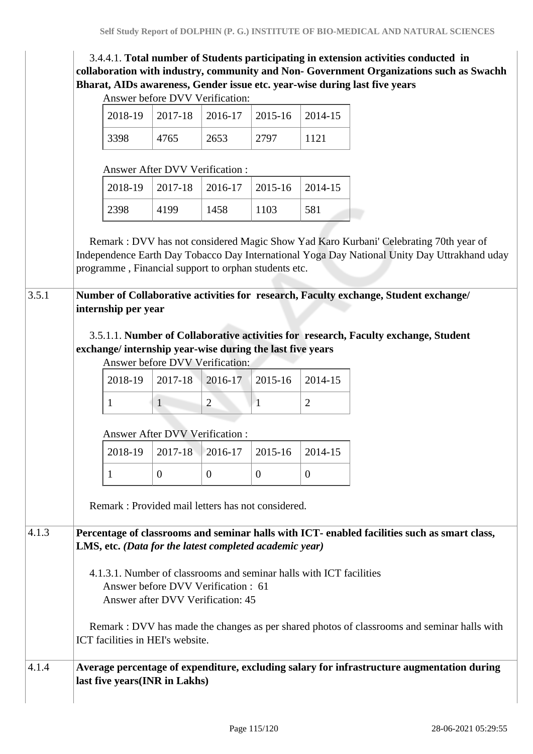3.4.4.1. **Total number of Students participating in extension activities conducted in collaboration with industry, community and Non- Government Organizations such as Swachh Bharat, AIDs awareness, Gender issue etc. year-wise during last five years**

Answer before DVV Verification:

| 2018-19 | 2017-18 | 2016-17 | 2015-16 | 2014-15 |
|---|---|---|---|---|
| 3398 | 4765 | 2653 | 2797 | 1121 |

Answer After DVV Verification :

| 2018-19 | 2017-18 | 2016-17 | 2015-16 | 2014-15 |
|---|---|---|---|---|
| 2398 | 4199 | 1458 | 1103 | 581 |

Remark : DVV has not considered Magic Show Yad Karo Kurbani' Celebrating 70th year of Independence Earth Day Tobacco Day International Yoga Day National Unity Day Uttrakhand uday programme , Financial support to orphan students etc.

**3.5.1 Number of Collaborative activities for research, Faculty exchange, Student exchange/ internship per year**

3.5.1.1. **Number of Collaborative activities for research, Faculty exchange, Student exchange/ internship year-wise during the last five years**

Answer before DVV Verification:

| 2018-19 | 2017-18 | 2016-17 | 2015-16 | 2014-15 |
|---|---|---|---|---|
| 1 | 1 | 2 | 1 | 2 |

Answer After DVV Verification :

| 2018-19 | 2017-18 | 2016-17 | 2015-16 | 2014-15 |
|---|---|---|---|---|
| 1 | 0 | 0 | 0 | 0 |

Remark : Provided mail letters has not considered.

**4.1.3 Percentage of classrooms and seminar halls with ICT- enabled facilities such as smart class, LMS, etc.** ***(Data for the latest completed academic year)***

4.1.3.1. Number of classrooms and seminar halls with ICT facilities
Answer before DVV Verification : 61
Answer after DVV Verification: 45

Remark : DVV has made the changes as per shared photos of classrooms and seminar halls with ICT facilities in HEI's website.

**4.1.4 Average percentage of expenditure, excluding salary for infrastructure augmentation during last five years(INR in Lakhs)**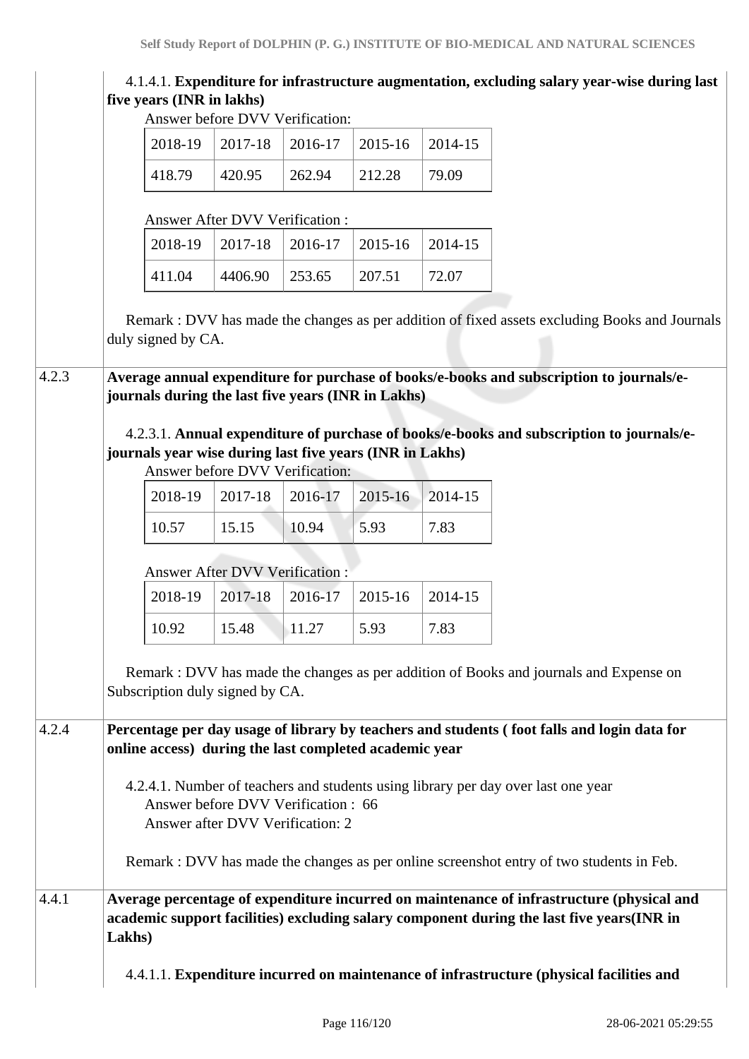4.1.4.1. **Expenditure for infrastructure augmentation, excluding salary year-wise during last five years (INR in lakhs)**

Answer before DVV Verification:

| 2018-19 | 2017-18 | 2016-17 | 2015-16 | 2014-15 |
|---|---|---|---|---|
| 418.79 | 420.95 | 262.94 | 212.28 | 79.09 |

Answer After DVV Verification :

| 2018-19 | 2017-18 | 2016-17 | 2015-16 | 2014-15 |
|---|---|---|---|---|
| 411.04 | 4406.90 | 253.65 | 207.51 | 72.07 |

Remark : DVV has made the changes as per addition of fixed assets excluding Books and Journals duly signed by CA.

**4.2.3 Average annual expenditure for purchase of books/e-books and subscription to journals/e-journals during the last five years (INR in Lakhs)**

4.2.3.1. **Annual expenditure of purchase of books/e-books and subscription to journals/e-journals year wise during last five years (INR in Lakhs)**

Answer before DVV Verification:

| 2018-19 | 2017-18 | 2016-17 | 2015-16 | 2014-15 |
|---|---|---|---|---|
| 10.57 | 15.15 | 10.94 | 5.93 | 7.83 |

Answer After DVV Verification :

| 2018-19 | 2017-18 | 2016-17 | 2015-16 | 2014-15 |
|---|---|---|---|---|
| 10.92 | 15.48 | 11.27 | 5.93 | 7.83 |

Remark : DVV has made the changes as per addition of Books and journals and Expense on Subscription duly signed by CA.

**4.2.4 Percentage per day usage of library by teachers and students ( foot falls and login data for online access) during the last completed academic year**

4.2.4.1. Number of teachers and students using library per day over last one year

Answer before DVV Verification : 66

Answer after DVV Verification: 2

Remark : DVV has made the changes as per online screenshot entry of two students in Feb.

**4.4.1 Average percentage of expenditure incurred on maintenance of infrastructure (physical and academic support facilities) excluding salary component during the last five years(INR in Lakhs)**

4.4.1.1. **Expenditure incurred on maintenance of infrastructure (physical facilities and**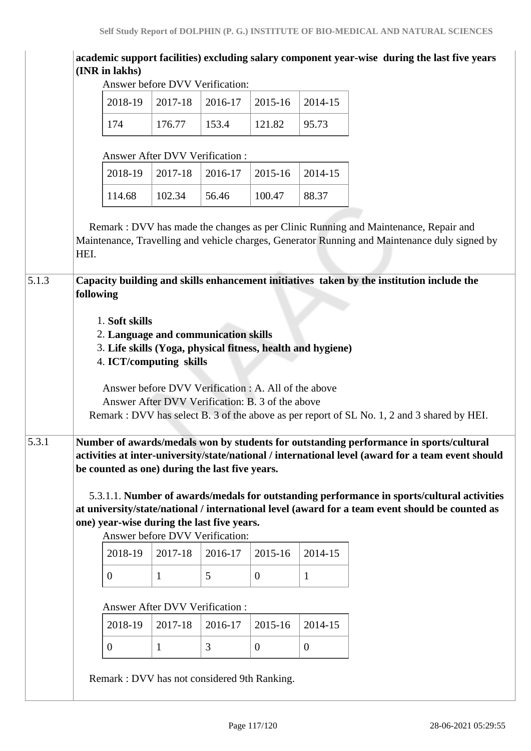**academic support facilities) excluding salary component year-wise during the last five years (INR in lakhs)**

Answer before DVV Verification:

| 2018-19 | 2017-18 | 2016-17 | 2015-16 | 2014-15 |
|---|---|---|---|---|
| 174 | 176.77 | 153.4 | 121.82 | 95.73 |

Answer After DVV Verification :

| 2018-19 | 2017-18 | 2016-17 | 2015-16 | 2014-15 |
|---|---|---|---|---|
| 114.68 | 102.34 | 56.46 | 100.47 | 88.37 |

Remark : DVV has made the changes as per Clinic Running and Maintenance, Repair and Maintenance, Travelling and vehicle charges, Generator Running and Maintenance duly signed by HEI.

**5.1.3 Capacity building and skills enhancement initiatives taken by the institution include the following**

1. **Soft skills**
2. **Language and communication skills**
3. **Life skills (Yoga, physical fitness, health and hygiene)**
4. **ICT/computing skills**

Answer before DVV Verification : A. All of the above
Answer After DVV Verification: B. 3 of the above
Remark : DVV has select B. 3 of the above as per report of SL No. 1, 2 and 3 shared by HEI.

**5.3.1 Number of awards/medals won by students for outstanding performance in sports/cultural activities at inter-university/state/national / international level (award for a team event should be counted as one) during the last five years.**

5.3.1.1. **Number of awards/medals for outstanding performance in sports/cultural activities at university/state/national / international level (award for a team event should be counted as one) year-wise during the last five years.**

Answer before DVV Verification:

| 2018-19 | 2017-18 | 2016-17 | 2015-16 | 2014-15 |
|---|---|---|---|---|
| 0 | 1 | 5 | 0 | 1 |

Answer After DVV Verification :

| 2018-19 | 2017-18 | 2016-17 | 2015-16 | 2014-15 |
|---|---|---|---|---|
| 0 | 1 | 3 | 0 | 0 |

Remark : DVV has not considered 9th Ranking.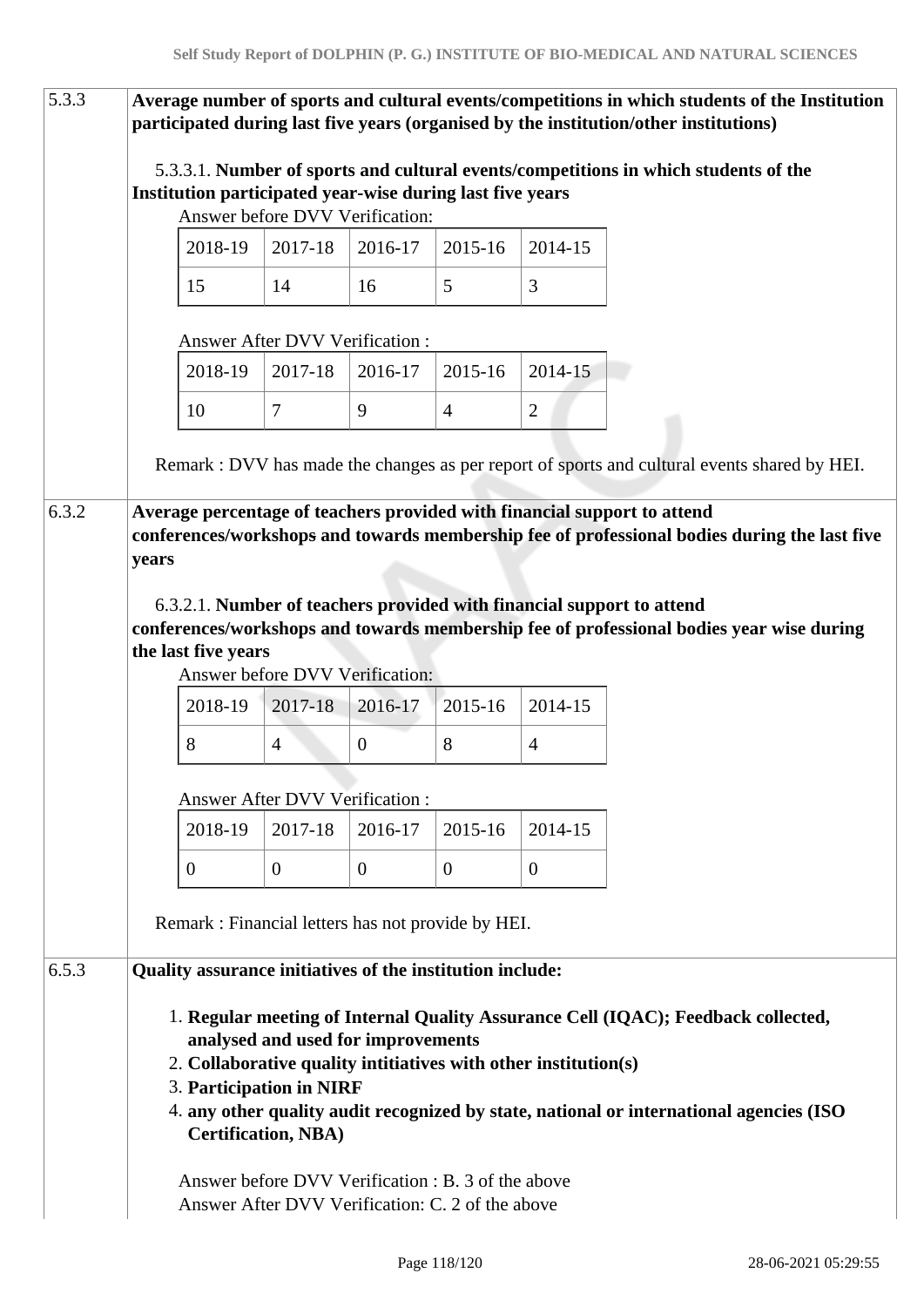| | |
|---|---|
| 5.3.3 | **Average number of sports and cultural events/competitions in which students of the Institution participated during last five years (organised by the institution/other institutions)** |

5.3.3.1. **Number of sports and cultural events/competitions in which students of the Institution participated year-wise during last five years**

Answer before DVV Verification:

| 2018-19 | 2017-18 | 2016-17 | 2015-16 | 2014-15 |
|---|---|---|---|---|
| 15 | 14 | 16 | 5 | 3 |

Answer After DVV Verification :

| 2018-19 | 2017-18 | 2016-17 | 2015-16 | 2014-15 |
|---|---|---|---|---|
| 10 | 7 | 9 | 4 | 2 |

Remark : DVV has made the changes as per report of sports and cultural events shared by HEI.

| | |
|---|---|
| 6.3.2 | **Average percentage of teachers provided with financial support to attend conferences/workshops and towards membership fee of professional bodies during the last five years** |

6.3.2.1. **Number of teachers provided with financial support to attend conferences/workshops and towards membership fee of professional bodies year wise during the last five years**

Answer before DVV Verification:

| 2018-19 | 2017-18 | 2016-17 | 2015-16 | 2014-15 |
|---|---|---|---|---|
| 8 | 4 | 0 | 8 | 4 |

Answer After DVV Verification :

| 2018-19 | 2017-18 | 2016-17 | 2015-16 | 2014-15 |
|---|---|---|---|---|
| 0 | 0 | 0 | 0 | 0 |

Remark : Financial letters has not provide by HEI.

| | |
|---|---|
| 6.5.3 | **Quality assurance initiatives of the institution include:** |

1. **Regular meeting of Internal Quality Assurance Cell (IQAC); Feedback collected, analysed and used for improvements**
2. **Collaborative quality intitiatives with other institution(s)**
3. **Participation in NIRF**
4. **any other quality audit recognized by state, national or international agencies (ISO Certification, NBA)**

Answer before DVV Verification : B. 3 of the above
Answer After DVV Verification: C. 2 of the above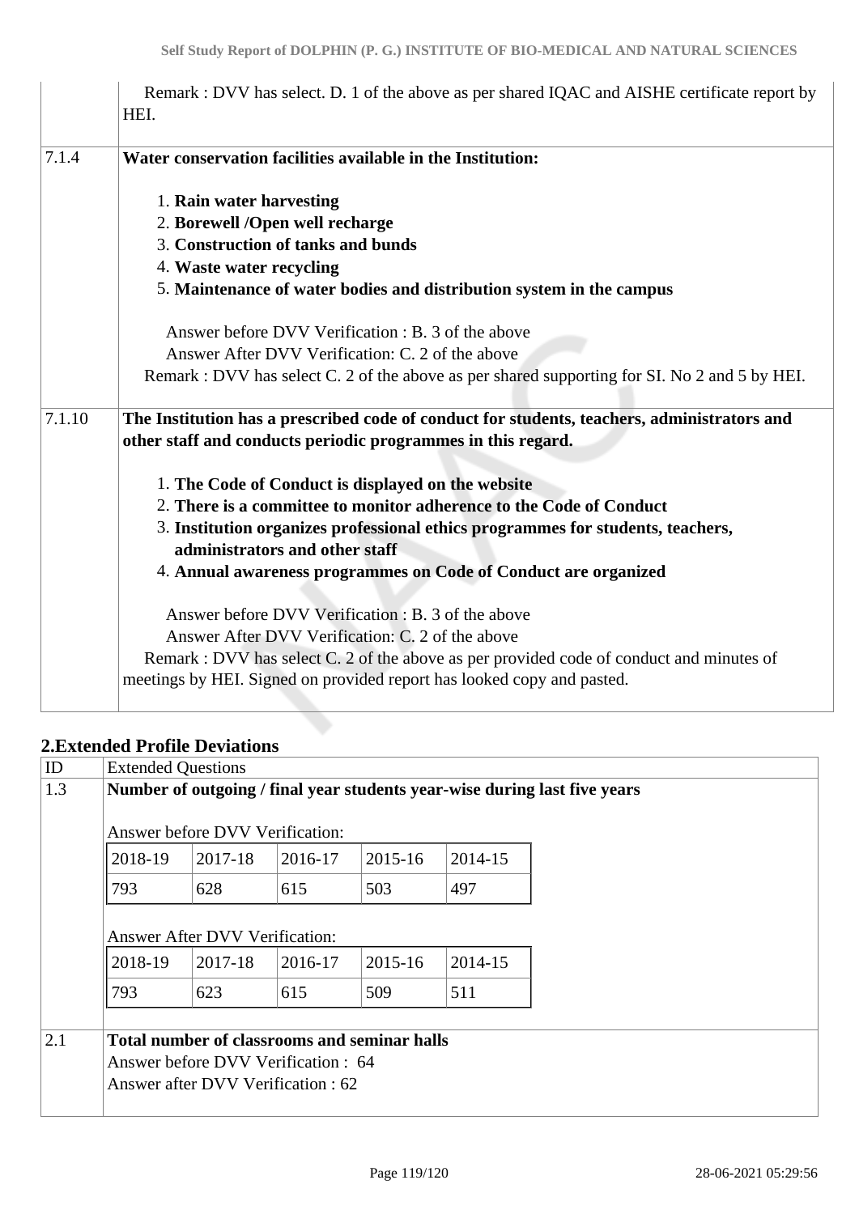| | |
|---|---|
| | Remark : DVV has select. D. 1 of the above as per shared IQAC and AISHE certificate report by HEI. |
| 7.1.4 | **Water conservation facilities available in the Institution:**<br><br>1. **Rain water harvesting**<br>2. **Borewell /Open well recharge**<br>3. **Construction of tanks and bunds**<br>4. **Waste water recycling**<br>5. **Maintenance of water bodies and distribution system in the campus**<br><br>Answer before DVV Verification : B. 3 of the above<br>Answer After DVV Verification: C. 2 of the above<br>Remark : DVV has select C. 2 of the above as per shared supporting for SI. No 2 and 5 by HEI. |
| 7.1.10 | **The Institution has a prescribed code of conduct for students, teachers, administrators and other staff and conducts periodic programmes in this regard.**<br><br>1. **The Code of Conduct is displayed on the website**<br>2. **There is a committee to monitor adherence to the Code of Conduct**<br>3. **Institution organizes professional ethics programmes for students, teachers, administrators and other staff**<br>4. **Annual awareness programmes on Code of Conduct are organized**<br><br>Answer before DVV Verification : B. 3 of the above<br>Answer After DVV Verification: C. 2 of the above<br>Remark : DVV has select C. 2 of the above as per provided code of conduct and minutes of meetings by HEI. Signed on provided report has looked copy and pasted. |

## 2.Extended Profile Deviations

| ID | Extended Questions |
|---|---|
| 1.3 | **Number of outgoing / final year students year-wise during last five years** |

Answer before DVV Verification:

| 2018-19 | 2017-18 | 2016-17 | 2015-16 | 2014-15 |
|---|---|---|---|---|
| 793 | 628 | 615 | 503 | 497 |

Answer After DVV Verification:

| 2018-19 | 2017-18 | 2016-17 | 2015-16 | 2014-15 |
|---|---|---|---|---|
| 793 | 623 | 615 | 509 | 511 |

| ID | Extended Questions |
|---|---|
| 2.1 | **Total number of classrooms and seminar halls**<br>Answer before DVV Verification : 64<br>Answer after DVV Verification : 62 |